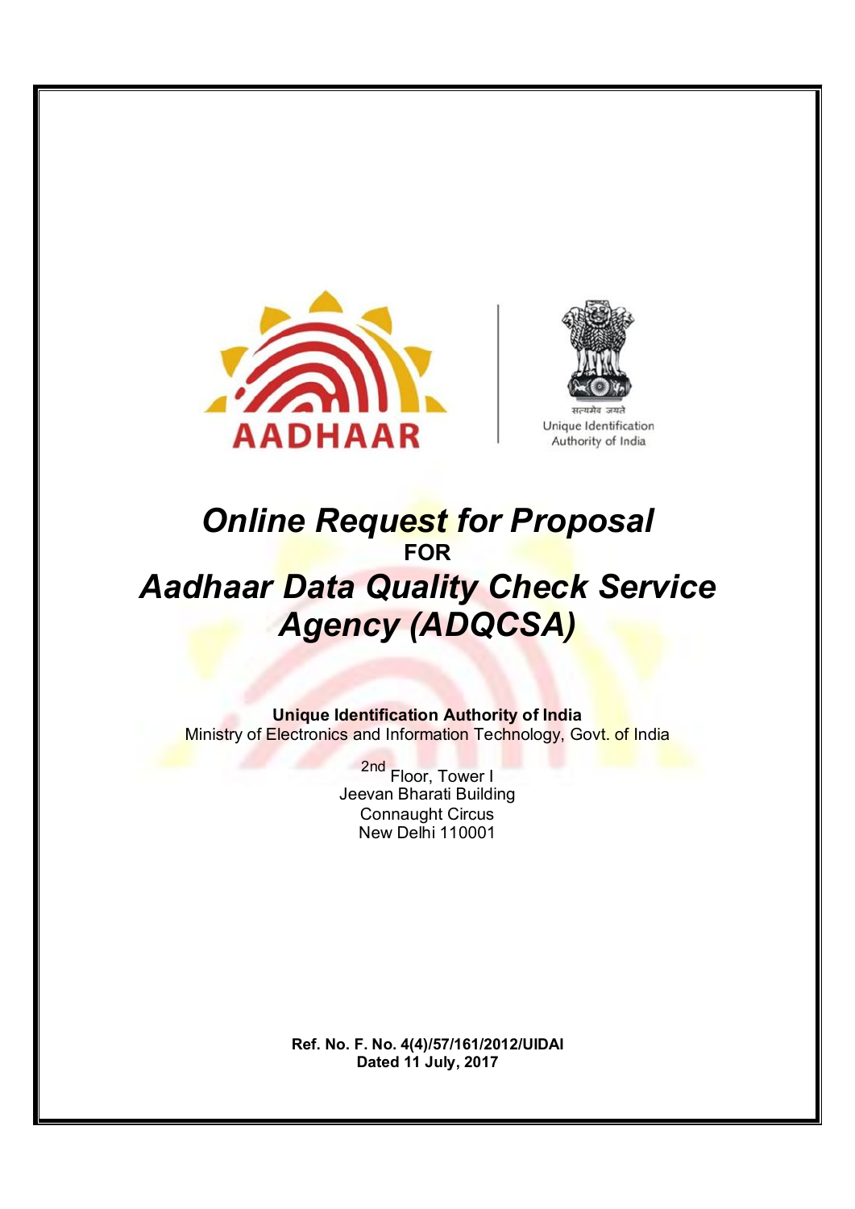AADHAAR

सत्यमेव जयते

Unique Identification Authority of India

# *Online Request for Proposal*

**FOR**

# *Aadhaar Data Quality Check Service Agency (ADQCSA)*

**Unique Identification Authority of India**

Ministry of Electronics and Information Technology, Govt. of India

2nd Floor, Tower I
Jeevan Bharati Building
Connaught Circus
New Delhi 110001

**Ref. No. F. No. 4(4)/57/161/2012/UIDAI**
**Dated 11 July, 2017**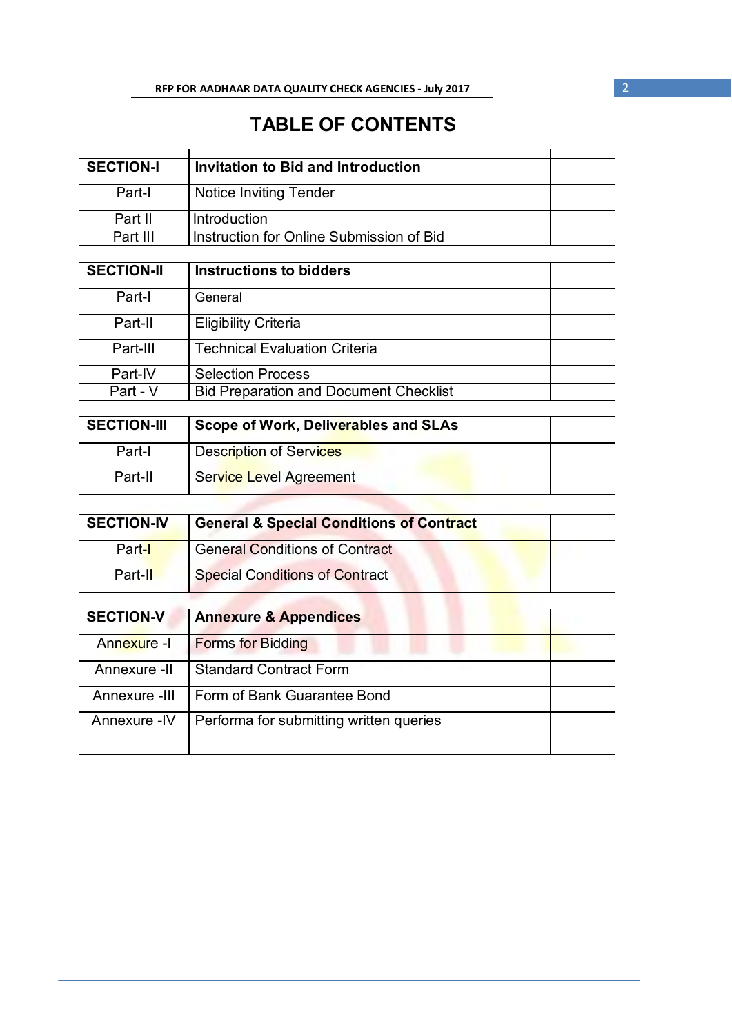# TABLE OF CONTENTS

| | | |
|---|---|---|
| **SECTION-I** | **Invitation to Bid and Introduction** | |
| Part-I | Notice Inviting Tender | |
| Part II | Introduction | |
| Part III | Instruction for Online Submission of Bid | |
| | | |
| **SECTION-II** | **Instructions to bidders** | |
| Part-I | General | |
| Part-II | Eligibility Criteria | |
| Part-III | Technical Evaluation Criteria | |
| Part-IV | Selection Process | |
| Part - V | Bid Preparation and Document Checklist | |
| | | |
| **SECTION-III** | **Scope of Work, Deliverables and SLAs** | |
| Part-I | Description of Services | |
| Part-II | Service Level Agreement | |
| | | |
| **SECTION-IV** | **General & Special Conditions of Contract** | |
| Part-I | General Conditions of Contract | |
| Part-II | Special Conditions of Contract | |
| | | |
| **SECTION-V** | **Annexure & Appendices** | |
| Annexure -I | Forms for Bidding | |
| Annexure -II | Standard Contract Form | |
| Annexure -III | Form of Bank Guarantee Bond | |
| Annexure -IV | Performa for submitting written queries | |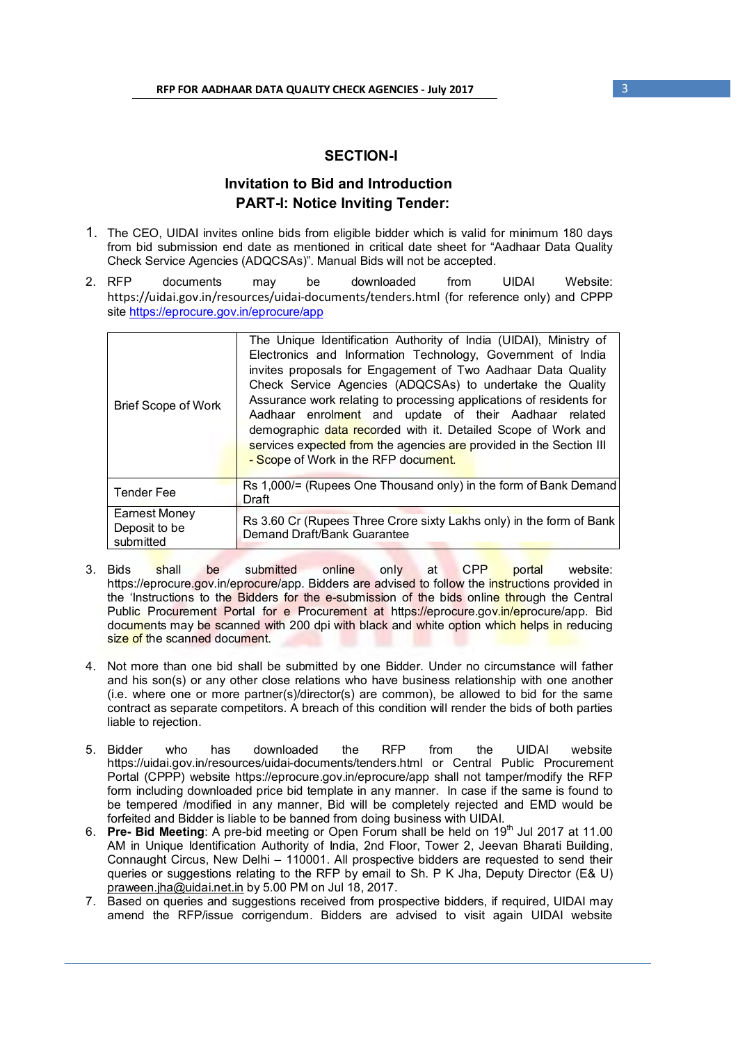## SECTION-I

## Invitation to Bid and Introduction

### PART-I: Notice Inviting Tender:

1. The CEO, UIDAI invites online bids from eligible bidder which is valid for minimum 180 days from bid submission end date as mentioned in critical date sheet for "Aadhaar Data Quality Check Service Agencies (ADQCSAs)". Manual Bids will not be accepted.
2. RFP documents may be downloaded from UIDAI Website: https://uidai.gov.in/resources/uidai-documents/tenders.html (for reference only) and CPPP site https://eprocure.gov.in/eprocure/app

| Brief Scope of Work | The Unique Identification Authority of India (UIDAI), Ministry of Electronics and Information Technology, Government of India invites proposals for Engagement of Two Aadhaar Data Quality Check Service Agencies (ADQCSAs) to undertake the Quality Assurance work relating to processing applications of residents for Aadhaar enrolment and update of their Aadhaar related demographic data recorded with it. Detailed Scope of Work and services expected from the agencies are provided in the Section III - Scope of Work in the RFP document. |
|---|---|
| Tender Fee | Rs 1,000/= (Rupees One Thousand only) in the form of Bank Demand Draft |
| Earnest Money Deposit to be submitted | Rs 3.60 Cr (Rupees Three Crore sixty Lakhs only) in the form of Bank Demand Draft/Bank Guarantee |

3. Bids shall be submitted online only at CPP portal website: https://eprocure.gov.in/eprocure/app. Bidders are advised to follow the instructions provided in the 'Instructions to the Bidders for the e-submission of the bids online through the Central Public Procurement Portal for e Procurement at https://eprocure.gov.in/eprocure/app. Bid documents may be scanned with 200 dpi with black and white option which helps in reducing size of the scanned document.
4. Not more than one bid shall be submitted by one Bidder. Under no circumstance will father and his son(s) or any other close relations who have business relationship with one another (i.e. where one or more partner(s)/director(s) are common), be allowed to bid for the same contract as separate competitors. A breach of this condition will render the bids of both parties liable to rejection.
5. Bidder who has downloaded the RFP from the UIDAI website https://uidai.gov.in/resources/uidai-documents/tenders.html or Central Public Procurement Portal (CPPP) website https://eprocure.gov.in/eprocure/app shall not tamper/modify the RFP form including downloaded price bid template in any manner. In case if the same is found to be tempered /modified in any manner, Bid will be completely rejected and EMD would be forfeited and Bidder is liable to be banned from doing business with UIDAI.
6. **Pre- Bid Meeting**: A pre-bid meeting or Open Forum shall be held on 19th Jul 2017 at 11.00 AM in Unique Identification Authority of India, 2nd Floor, Tower 2, Jeevan Bharati Building, Connaught Circus, New Delhi – 110001. All prospective bidders are requested to send their queries or suggestions relating to the RFP by email to Sh. P K Jha, Deputy Director (E& U) praween.jha@uidai.net.in by 5.00 PM on Jul 18, 2017.
7. Based on queries and suggestions received from prospective bidders, if required, UIDAI may amend the RFP/issue corrigendum. Bidders are advised to visit again UIDAI website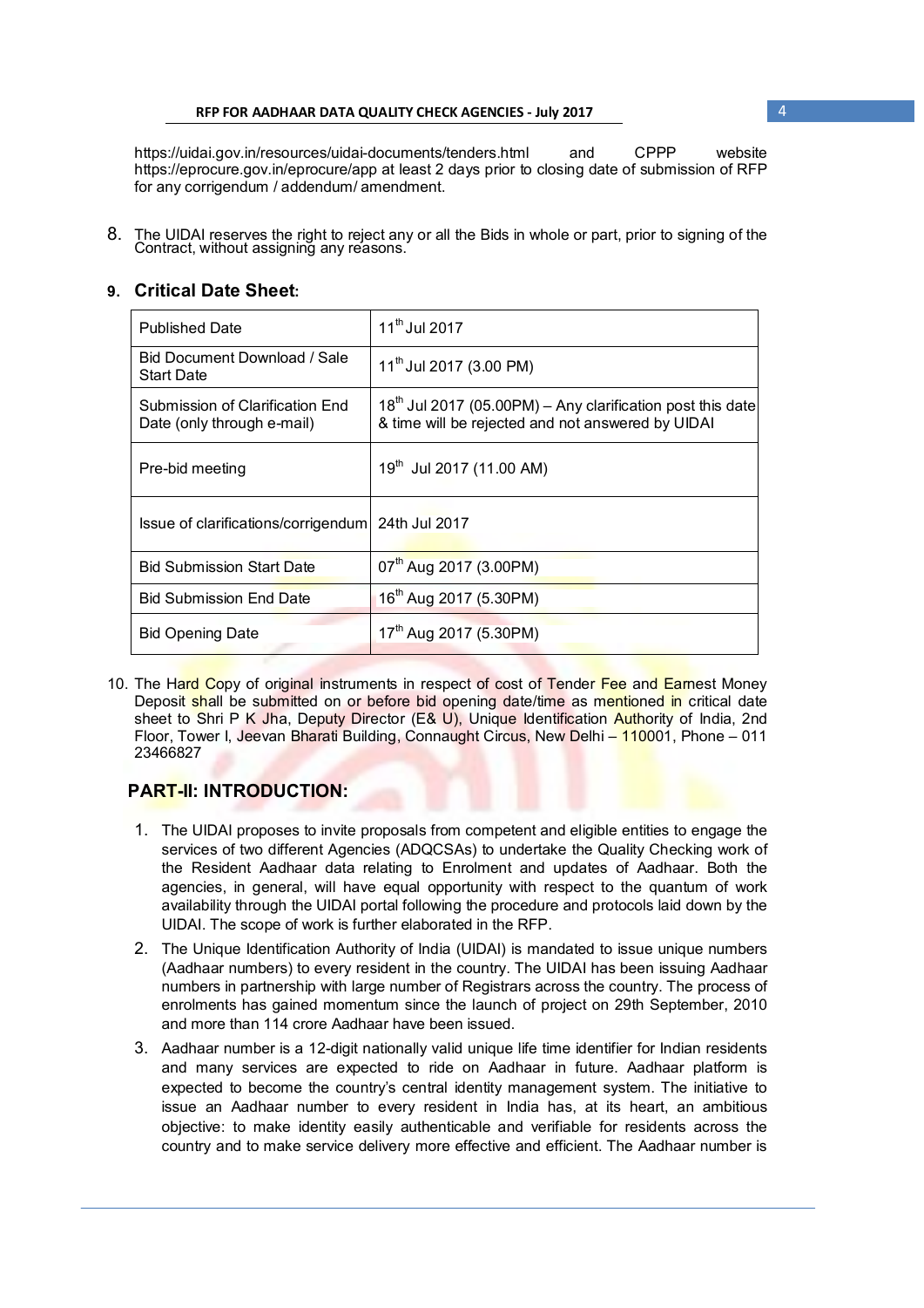https://uidai.gov.in/resources/uidai-documents/tenders.html and CPPP website https://eprocure.gov.in/eprocure/app at least 2 days prior to closing date of submission of RFP for any corrigendum / addendum/ amendment.

8. The UIDAI reserves the right to reject any or all the Bids in whole or part, prior to signing of the Contract, without assigning any reasons.

9. **Critical Date Sheet:**

| Published Date | 11th Jul 2017 |
|---|---|
| Bid Document Download / Sale Start Date | 11th Jul 2017 (3.00 PM) |
| Submission of Clarification End Date (only through e-mail) | 18th Jul 2017 (05.00PM) – Any clarification post this date & time will be rejected and not answered by UIDAI |
| Pre-bid meeting | 19th Jul 2017 (11.00 AM) |
| Issue of clarifications/corrigendum | 24th Jul 2017 |
| Bid Submission Start Date | 07th Aug 2017 (3.00PM) |
| Bid Submission End Date | 16th Aug 2017 (5.30PM) |
| Bid Opening Date | 17th Aug 2017 (5.30PM) |

10. The Hard Copy of original instruments in respect of cost of Tender Fee and Earnest Money Deposit shall be submitted on or before bid opening date/time as mentioned in critical date sheet to Shri P K Jha, Deputy Director (E& U), Unique Identification Authority of India, 2nd Floor, Tower I, Jeevan Bharati Building, Connaught Circus, New Delhi – 110001, Phone – 011 23466827

## PART-II: INTRODUCTION:

1. The UIDAI proposes to invite proposals from competent and eligible entities to engage the services of two different Agencies (ADQCSAs) to undertake the Quality Checking work of the Resident Aadhaar data relating to Enrolment and updates of Aadhaar. Both the agencies, in general, will have equal opportunity with respect to the quantum of work availability through the UIDAI portal following the procedure and protocols laid down by the UIDAI. The scope of work is further elaborated in the RFP.
2. The Unique Identification Authority of India (UIDAI) is mandated to issue unique numbers (Aadhaar numbers) to every resident in the country. The UIDAI has been issuing Aadhaar numbers in partnership with large number of Registrars across the country. The process of enrolments has gained momentum since the launch of project on 29th September, 2010 and more than 114 crore Aadhaar have been issued.
3. Aadhaar number is a 12-digit nationally valid unique life time identifier for Indian residents and many services are expected to ride on Aadhaar in future. Aadhaar platform is expected to become the country's central identity management system. The initiative to issue an Aadhaar number to every resident in India has, at its heart, an ambitious objective: to make identity easily authenticable and verifiable for residents across the country and to make service delivery more effective and efficient. The Aadhaar number is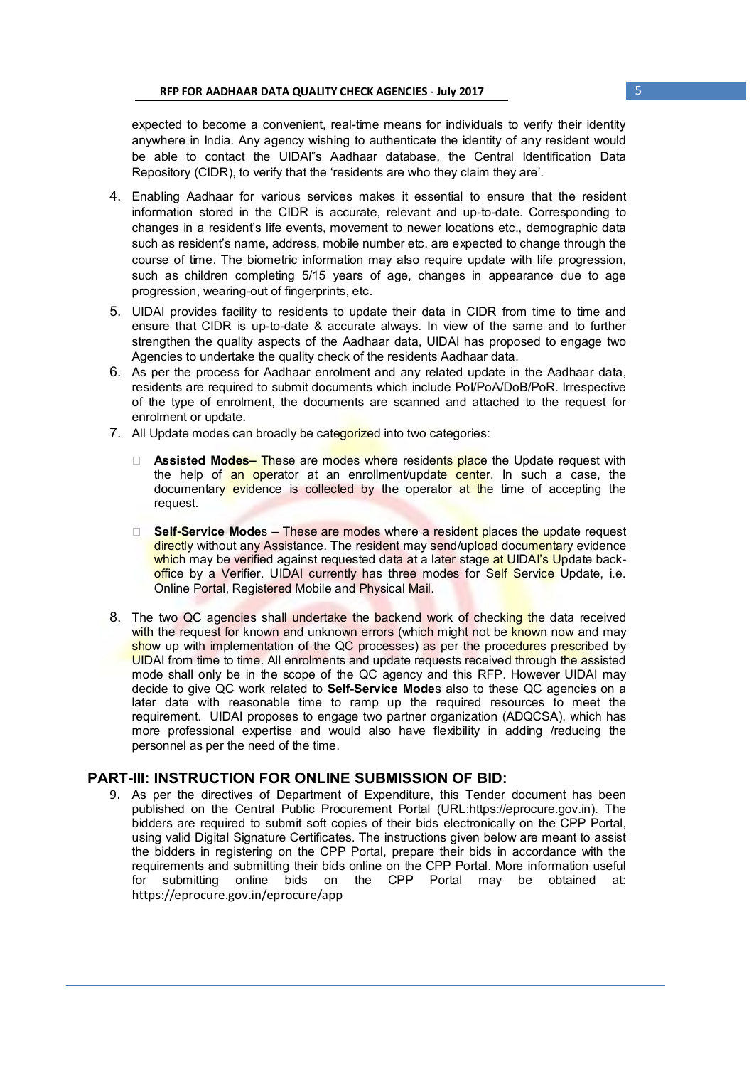expected to become a convenient, real-time means for individuals to verify their identity anywhere in India. Any agency wishing to authenticate the identity of any resident would be able to contact the UIDAI"s Aadhaar database, the Central Identification Data Repository (CIDR), to verify that the 'residents are who they claim they are'.

4. Enabling Aadhaar for various services makes it essential to ensure that the resident information stored in the CIDR is accurate, relevant and up-to-date. Corresponding to changes in a resident's life events, movement to newer locations etc., demographic data such as resident's name, address, mobile number etc. are expected to change through the course of time. The biometric information may also require update with life progression, such as children completing 5/15 years of age, changes in appearance due to age progression, wearing-out of fingerprints, etc.
5. UIDAI provides facility to residents to update their data in CIDR from time to time and ensure that CIDR is up-to-date & accurate always. In view of the same and to further strengthen the quality aspects of the Aadhaar data, UIDAI has proposed to engage two Agencies to undertake the quality check of the residents Aadhaar data.
6. As per the process for Aadhaar enrolment and any related update in the Aadhaar data, residents are required to submit documents which include PoI/PoA/DoB/PoR. Irrespective of the type of enrolment, the documents are scanned and attached to the request for enrolment or update.
7. All Update modes can broadly be categorized into two categories:
   - **Assisted Modes–** These are modes where residents place the Update request with the help of an operator at an enrollment/update center. In such a case, the documentary evidence is collected by the operator at the time of accepting the request.
   - **Self-Service Mode**s – These are modes where a resident places the update request directly without any Assistance. The resident may send/upload documentary evidence which may be verified against requested data at a later stage at UIDAI's Update back-office by a Verifier. UIDAI currently has three modes for Self Service Update, i.e. Online Portal, Registered Mobile and Physical Mail.
8. The two QC agencies shall undertake the backend work of checking the data received with the request for known and unknown errors (which might not be known now and may show up with implementation of the QC processes) as per the procedures prescribed by UIDAI from time to time. All enrolments and update requests received through the assisted mode shall only be in the scope of the QC agency and this RFP. However UIDAI may decide to give QC work related to **Self-Service Mode**s also to these QC agencies on a later date with reasonable time to ramp up the required resources to meet the requirement. UIDAI proposes to engage two partner organization (ADQCSA), which has more professional expertise and would also have flexibility in adding /reducing the personnel as per the need of the time.

## PART-III: INSTRUCTION FOR ONLINE SUBMISSION OF BID:

9. As per the directives of Department of Expenditure, this Tender document has been published on the Central Public Procurement Portal (URL:https://eprocure.gov.in). The bidders are required to submit soft copies of their bids electronically on the CPP Portal, using valid Digital Signature Certificates. The instructions given below are meant to assist the bidders in registering on the CPP Portal, prepare their bids in accordance with the requirements and submitting their bids online on the CPP Portal. More information useful for submitting online bids on the CPP Portal may be obtained at: https://eprocure.gov.in/eprocure/app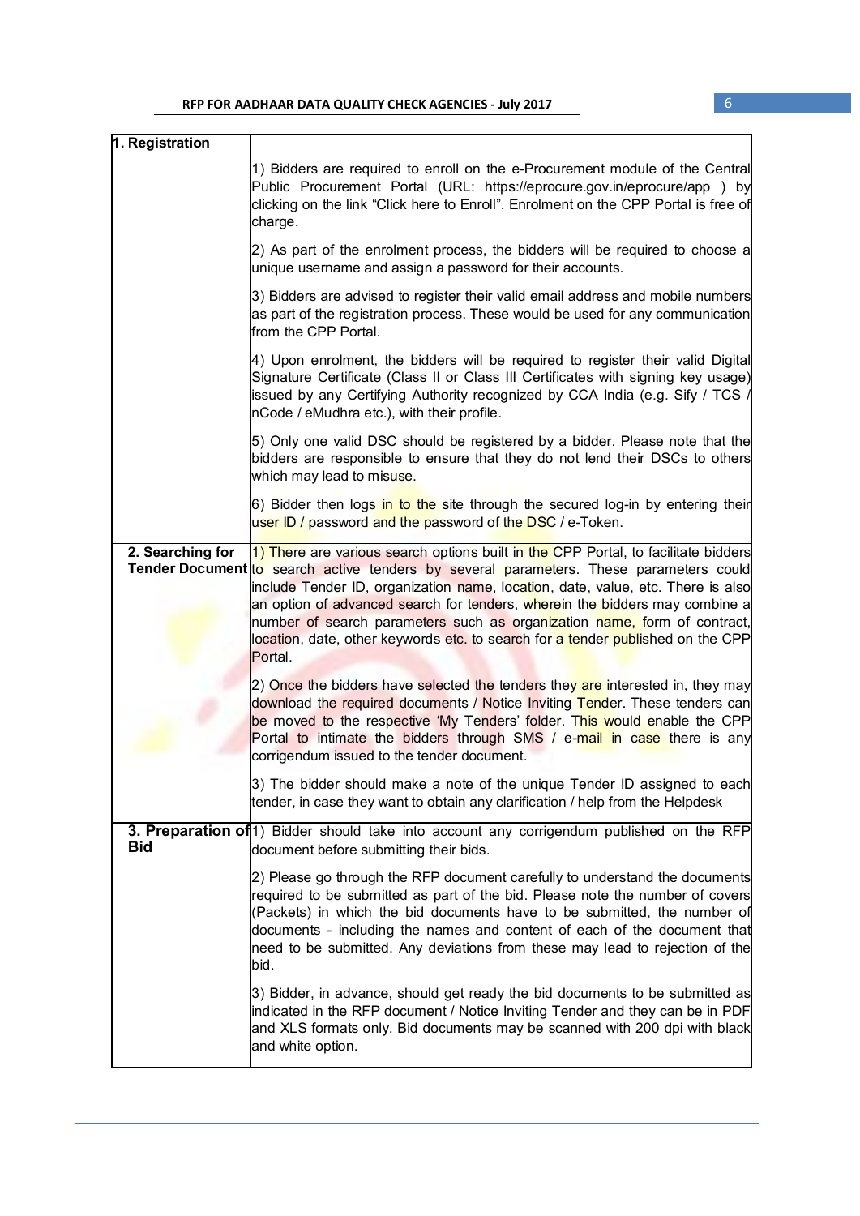| 1. Registration | |
|---|---|
| | 1) Bidders are required to enroll on the e-Procurement module of the Central Public Procurement Portal (URL: https://eprocure.gov.in/eprocure/app ) by clicking on the link “Click here to Enroll”. Enrolment on the CPP Portal is free of charge.<br><br>2) As part of the enrolment process, the bidders will be required to choose a unique username and assign a password for their accounts.<br><br>3) Bidders are advised to register their valid email address and mobile numbers as part of the registration process. These would be used for any communication from the CPP Portal.<br><br>4) Upon enrolment, the bidders will be required to register their valid Digital Signature Certificate (Class II or Class III Certificates with signing key usage) issued by any Certifying Authority recognized by CCA India (e.g. Sify / TCS / nCode / eMudhra etc.), with their profile.<br><br>5) Only one valid DSC should be registered by a bidder. Please note that the bidders are responsible to ensure that they do not lend their DSCs to others which may lead to misuse.<br><br>6) Bidder then logs in to the site through the secured log-in by entering their user ID / password and the password of the DSC / e-Token. |
| **2. Searching for Tender Document** | 1) There are various search options built in the CPP Portal, to facilitate bidders to search active tenders by several parameters. These parameters could include Tender ID, organization name, location, date, value, etc. There is also an option of advanced search for tenders, wherein the bidders may combine a number of search parameters such as organization name, form of contract, location, date, other keywords etc. to search for a tender published on the CPP Portal.<br><br>2) Once the bidders have selected the tenders they are interested in, they may download the required documents / Notice Inviting Tender. These tenders can be moved to the respective ‘My Tenders’ folder. This would enable the CPP Portal to intimate the bidders through SMS / e-mail in case there is any corrigendum issued to the tender document.<br><br>3) The bidder should make a note of the unique Tender ID assigned to each tender, in case they want to obtain any clarification / help from the Helpdesk |
| **3. Preparation of Bid** | 1) Bidder should take into account any corrigendum published on the RFP document before submitting their bids.<br><br>2) Please go through the RFP document carefully to understand the documents required to be submitted as part of the bid. Please note the number of covers (Packets) in which the bid documents have to be submitted, the number of documents - including the names and content of each of the document that need to be submitted. Any deviations from these may lead to rejection of the bid.<br><br>3) Bidder, in advance, should get ready the bid documents to be submitted as indicated in the RFP document / Notice Inviting Tender and they can be in PDF and XLS formats only. Bid documents may be scanned with 200 dpi with black and white option. |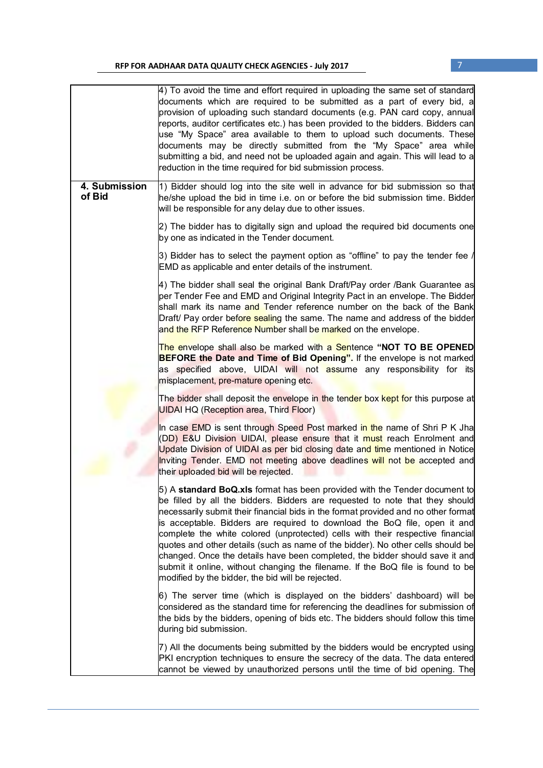| | |
|---|---|
| | 4) To avoid the time and effort required in uploading the same set of standard documents which are required to be submitted as a part of every bid, a provision of uploading such standard documents (e.g. PAN card copy, annual reports, auditor certificates etc.) has been provided to the bidders. Bidders can use "My Space" area available to them to upload such documents. These documents may be directly submitted from the "My Space" area while submitting a bid, and need not be uploaded again and again. This will lead to a reduction in the time required for bid submission process. |
| **4. Submission of Bid** | 1) Bidder should log into the site well in advance for bid submission so that he/she upload the bid in time i.e. on or before the bid submission time. Bidder will be responsible for any delay due to other issues.<br><br>2) The bidder has to digitally sign and upload the required bid documents one by one as indicated in the Tender document.<br><br>3) Bidder has to select the payment option as "offline" to pay the tender fee / EMD as applicable and enter details of the instrument.<br><br>4) The bidder shall seal the original Bank Draft/Pay order /Bank Guarantee as per Tender Fee and EMD and Original Integrity Pact in an envelope. The Bidder shall mark its name and Tender reference number on the back of the Bank Draft/ Pay order before sealing the same. The name and address of the bidder and the RFP Reference Number shall be marked on the envelope.<br><br>The envelope shall also be marked with a Sentence **"NOT TO BE OPENED BEFORE the Date and Time of Bid Opening".** If the envelope is not marked as specified above, UIDAI will not assume any responsibility for its misplacement, pre-mature opening etc.<br><br>The bidder shall deposit the envelope in the tender box kept for this purpose at UIDAI HQ (Reception area, Third Floor)<br><br>In case EMD is sent through Speed Post marked in the name of Shri P K Jha (DD) E&U Division UIDAI, please ensure that it must reach Enrolment and Update Division of UIDAI as per bid closing date and time mentioned in Notice Inviting Tender. EMD not meeting above deadlines will not be accepted and their uploaded bid will be rejected.<br><br>5) A **standard BoQ.xls** format has been provided with the Tender document to be filled by all the bidders. Bidders are requested to note that they should necessarily submit their financial bids in the format provided and no other format is acceptable. Bidders are required to download the BoQ file, open it and complete the white colored (unprotected) cells with their respective financial quotes and other details (such as name of the bidder). No other cells should be changed. Once the details have been completed, the bidder should save it and submit it online, without changing the filename. If the BoQ file is found to be modified by the bidder, the bid will be rejected.<br><br>6) The server time (which is displayed on the bidders' dashboard) will be considered as the standard time for referencing the deadlines for submission of the bids by the bidders, opening of bids etc. The bidders should follow this time during bid submission.<br><br>7) All the documents being submitted by the bidders would be encrypted using PKI encryption techniques to ensure the secrecy of the data. The data entered cannot be viewed by unauthorized persons until the time of bid opening. The |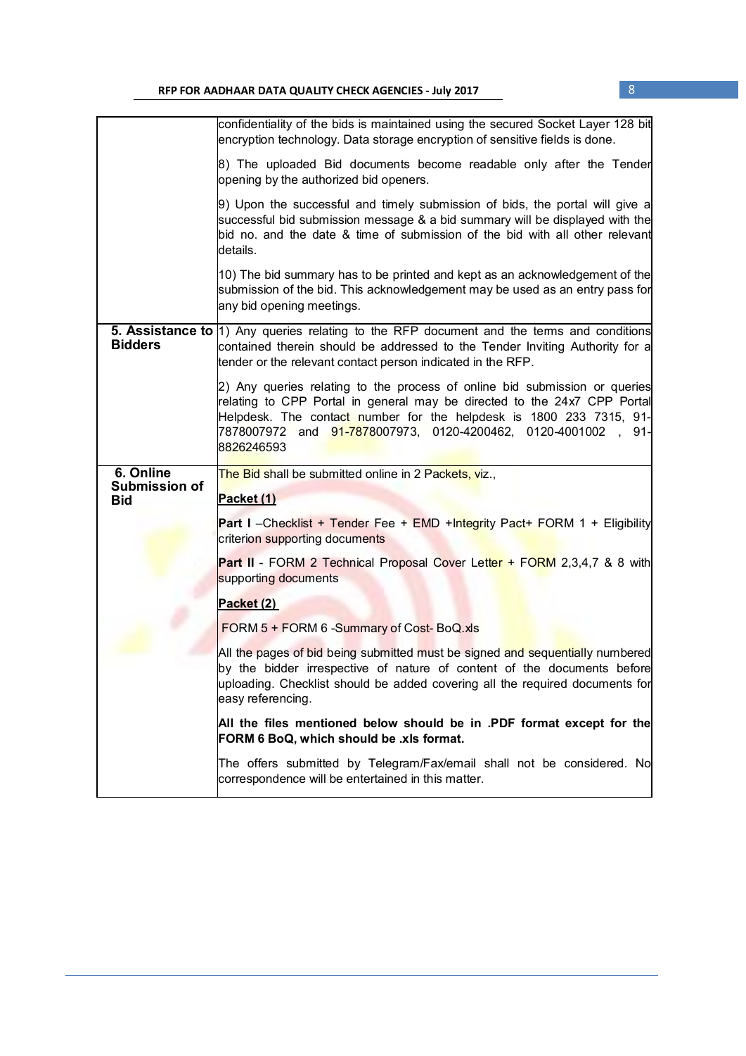| | |
|---|---|
| | confidentiality of the bids is maintained using the secured Socket Layer 128 bit encryption technology. Data storage encryption of sensitive fields is done.<br><br>8) The uploaded Bid documents become readable only after the Tender opening by the authorized bid openers.<br><br>9) Upon the successful and timely submission of bids, the portal will give a successful bid submission message & a bid summary will be displayed with the bid no. and the date & time of submission of the bid with all other relevant details.<br><br>10) The bid summary has to be printed and kept as an acknowledgement of the submission of the bid. This acknowledgement may be used as an entry pass for any bid opening meetings. |
| **5. Assistance to Bidders** | 1) Any queries relating to the RFP document and the terms and conditions contained therein should be addressed to the Tender Inviting Authority for a tender or the relevant contact person indicated in the RFP.<br><br>2) Any queries relating to the process of online bid submission or queries relating to CPP Portal in general may be directed to the 24x7 CPP Portal Helpdesk. The contact number for the helpdesk is 1800 233 7315, 91-7878007972 and 91-7878007973, 0120-4200462, 0120-4001002 , 91-8826246593 |
| **6. Online Submission of Bid** | The Bid shall be submitted online in 2 Packets, viz.,<br><br>**Packet (1)**<br><br>**Part I** –Checklist + Tender Fee + EMD +Integrity Pact+ FORM 1 + Eligibility criterion supporting documents<br><br>**Part II** - FORM 2 Technical Proposal Cover Letter + FORM 2,3,4,7 & 8 with supporting documents<br><br>**Packet (2)**<br><br>FORM 5 + FORM 6 -Summary of Cost- BoQ.xls<br><br>All the pages of bid being submitted must be signed and sequentially numbered by the bidder irrespective of nature of content of the documents before uploading. Checklist should be added covering all the required documents for easy referencing.<br><br>**All the files mentioned below should be in .PDF format except for the FORM 6 BoQ, which should be .xls format.**<br><br>The offers submitted by Telegram/Fax/email shall not be considered. No correspondence will be entertained in this matter. |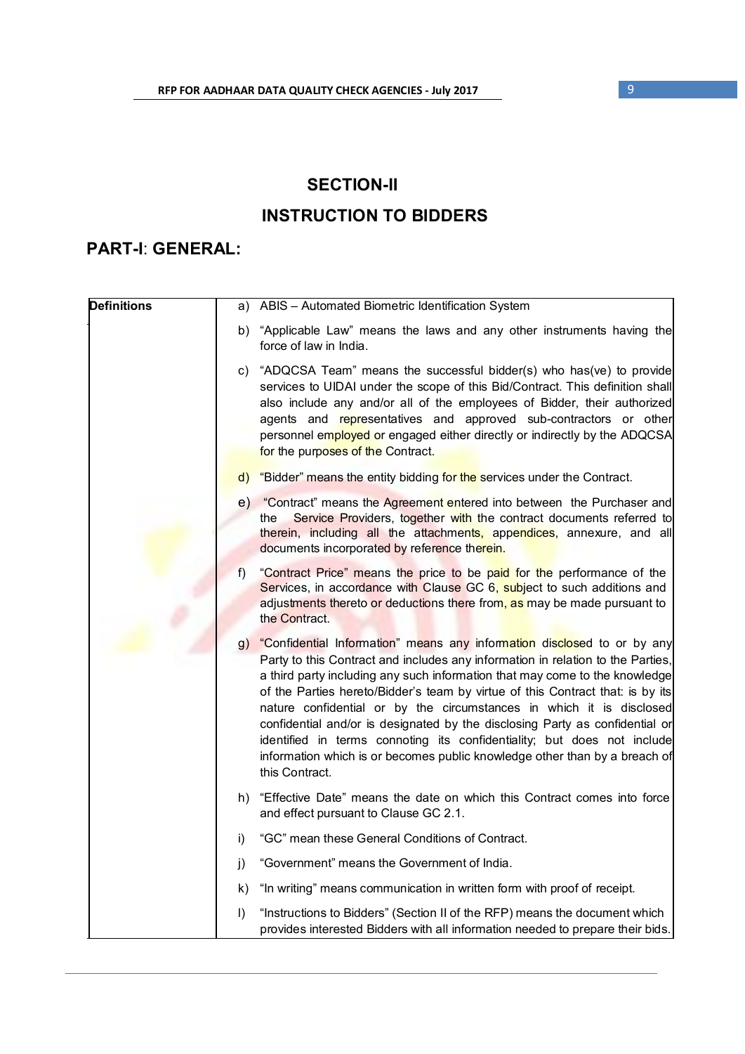# SECTION-II

# INSTRUCTION TO BIDDERS

## PART-I: GENERAL:

| Definitions | |
|---|---|
| | a) ABIS – Automated Biometric Identification System |
| | b) "Applicable Law" means the laws and any other instruments having the force of law in India. |
| | c) "ADQCSA Team" means the successful bidder(s) who has(ve) to provide services to UIDAI under the scope of this Bid/Contract. This definition shall also include any and/or all of the employees of Bidder, their authorized agents and representatives and approved sub-contractors or other personnel employed or engaged either directly or indirectly by the ADQCSA for the purposes of the Contract. |
| | d) "Bidder" means the entity bidding for the services under the Contract. |
| | e) "Contract" means the Agreement entered into between the Purchaser and the Service Providers, together with the contract documents referred to therein, including all the attachments, appendices, annexure, and all documents incorporated by reference therein. |
| | f) "Contract Price" means the price to be paid for the performance of the Services, in accordance with Clause GC 6, subject to such additions and adjustments thereto or deductions there from, as may be made pursuant to the Contract. |
| | g) "Confidential Information" means any information disclosed to or by any Party to this Contract and includes any information in relation to the Parties, a third party including any such information that may come to the knowledge of the Parties hereto/Bidder's team by virtue of this Contract that: is by its nature confidential or by the circumstances in which it is disclosed confidential and/or is designated by the disclosing Party as confidential or identified in terms connoting its confidentiality; but does not include information which is or becomes public knowledge other than by a breach of this Contract. |
| | h) "Effective Date" means the date on which this Contract comes into force and effect pursuant to Clause GC 2.1. |
| | i) "GC" mean these General Conditions of Contract. |
| | j) "Government" means the Government of India. |
| | k) "In writing" means communication in written form with proof of receipt. |
| | l) "Instructions to Bidders" (Section II of the RFP) means the document which provides interested Bidders with all information needed to prepare their bids. |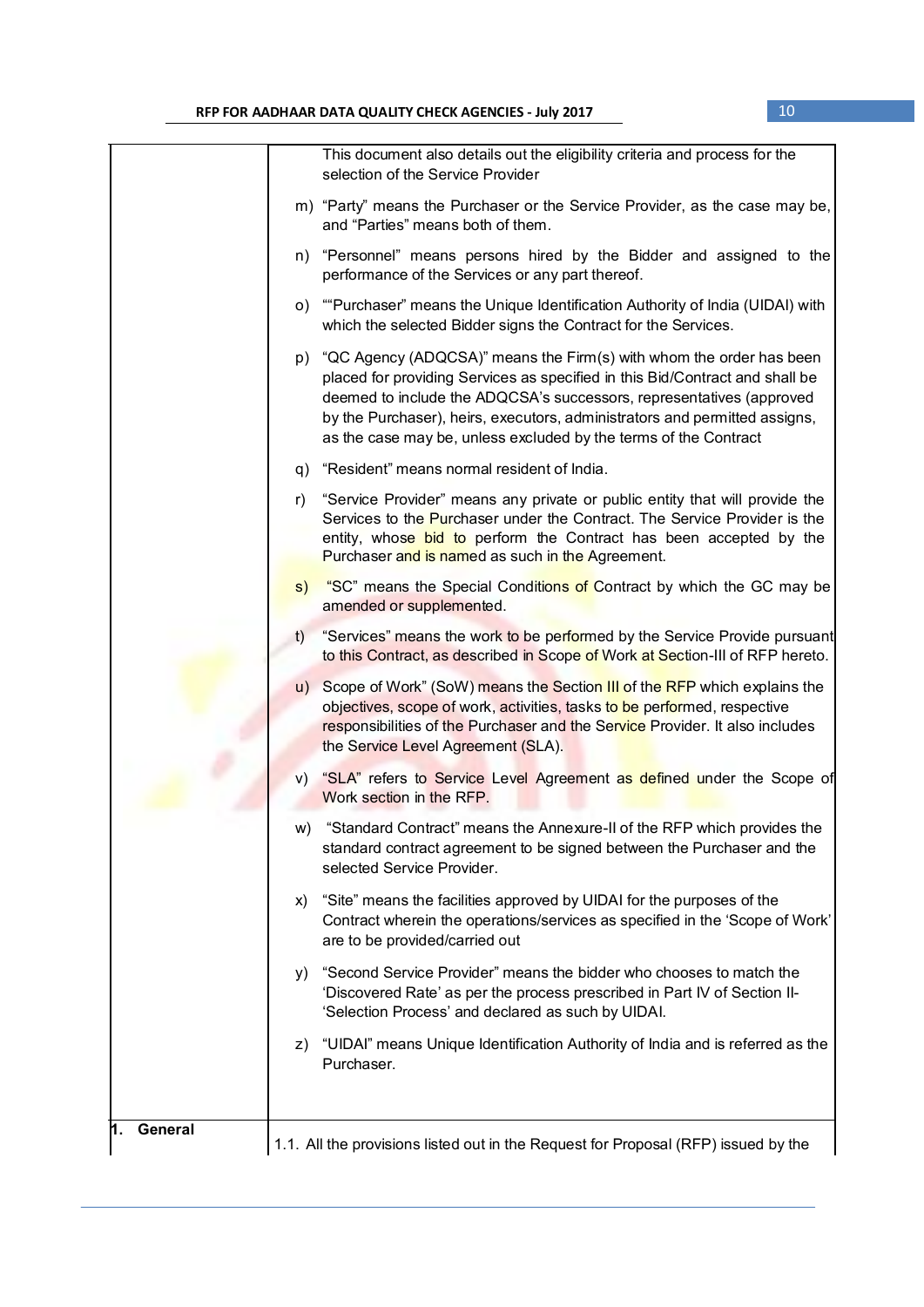| | |
|---|---|
| | This document also details out the eligibility criteria and process for the selection of the Service Provider<br><br>m) "Party" means the Purchaser or the Service Provider, as the case may be, and "Parties" means both of them.<br><br>n) "Personnel" means persons hired by the Bidder and assigned to the performance of the Services or any part thereof.<br><br>o) ""Purchaser" means the Unique Identification Authority of India (UIDAI) with which the selected Bidder signs the Contract for the Services.<br><br>p) "QC Agency (ADQCSA)" means the Firm(s) with whom the order has been placed for providing Services as specified in this Bid/Contract and shall be deemed to include the ADQCSA's successors, representatives (approved by the Purchaser), heirs, executors, administrators and permitted assigns, as the case may be, unless excluded by the terms of the Contract<br><br>q) "Resident" means normal resident of India.<br><br>r) "Service Provider" means any private or public entity that will provide the Services to the Purchaser under the Contract. The Service Provider is the entity, whose bid to perform the Contract has been accepted by the Purchaser and is named as such in the Agreement.<br><br>s) "SC" means the Special Conditions of Contract by which the GC may be amended or supplemented.<br><br>t) "Services" means the work to be performed by the Service Provide pursuant to this Contract, as described in Scope of Work at Section-III of RFP hereto.<br><br>u) Scope of Work" (SoW) means the Section III of the RFP which explains the objectives, scope of work, activities, tasks to be performed, respective responsibilities of the Purchaser and the Service Provider. It also includes the Service Level Agreement (SLA).<br><br>v) "SLA" refers to Service Level Agreement as defined under the Scope of Work section in the RFP.<br><br>w) "Standard Contract" means the Annexure-II of the RFP which provides the standard contract agreement to be signed between the Purchaser and the selected Service Provider.<br><br>x) "Site" means the facilities approved by UIDAI for the purposes of the Contract wherein the operations/services as specified in the 'Scope of Work' are to be provided/carried out<br><br>y) "Second Service Provider" means the bidder who chooses to match the 'Discovered Rate' as per the process prescribed in Part IV of Section II-'Selection Process' and declared as such by UIDAI.<br><br>z) "UIDAI" means Unique Identification Authority of India and is referred as the Purchaser. |
| **1. General** | 1.1. All the provisions listed out in the Request for Proposal (RFP) issued by the |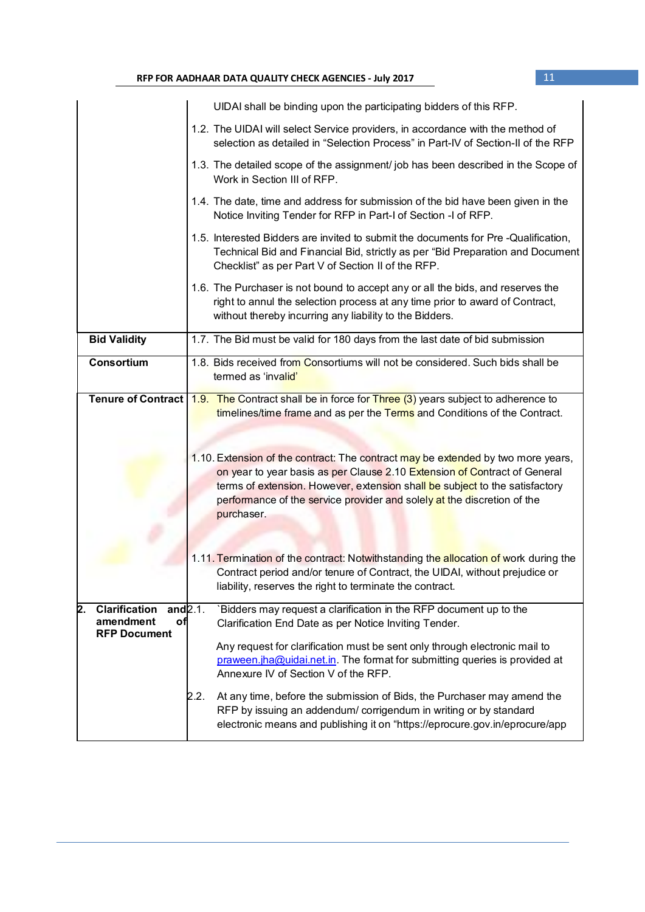| | |
|---|---|
| | UIDAI shall be binding upon the participating bidders of this RFP.<br>1.2. The UIDAI will select Service providers, in accordance with the method of selection as detailed in "Selection Process" in Part-IV of Section-II of the RFP<br>1.3. The detailed scope of the assignment/ job has been described in the Scope of Work in Section III of RFP.<br>1.4. The date, time and address for submission of the bid have been given in the Notice Inviting Tender for RFP in Part-I of Section -I of RFP.<br>1.5. Interested Bidders are invited to submit the documents for Pre -Qualification, Technical Bid and Financial Bid, strictly as per "Bid Preparation and Document Checklist" as per Part V of Section II of the RFP.<br>1.6. The Purchaser is not bound to accept any or all the bids, and reserves the right to annul the selection process at any time prior to award of Contract, without thereby incurring any liability to the Bidders. |
| **Bid Validity** | 1.7. The Bid must be valid for 180 days from the last date of bid submission |
| **Consortium** | 1.8. Bids received from Consortiums will not be considered. Such bids shall be termed as 'invalid' |
| **Tenure of Contract** | 1.9. The Contract shall be in force for Three (3) years subject to adherence to timelines/time frame and as per the Terms and Conditions of the Contract.<br><br>1.10. Extension of the contract: The contract may be extended by two more years, on year to year basis as per Clause 2.10 Extension of Contract of General terms of extension. However, extension shall be subject to the satisfactory performance of the service provider and solely at the discretion of the purchaser.<br><br>1.11. Termination of the contract: Notwithstanding the allocation of work during the Contract period and/or tenure of Contract, the UIDAI, without prejudice or liability, reserves the right to terminate the contract. |
| **2. Clarification and amendment of RFP Document** | 2.1. `Bidders may request a clarification in the RFP document up to the Clarification End Date as per Notice Inviting Tender.<br>Any request for clarification must be sent only through electronic mail to praween.jha@uidai.net.in. The format for submitting queries is provided at Annexure IV of Section V of the RFP.<br>2.2. At any time, before the submission of Bids, the Purchaser may amend the RFP by issuing an addendum/ corrigendum in writing or by standard electronic means and publishing it on "https://eprocure.gov.in/eprocure/app |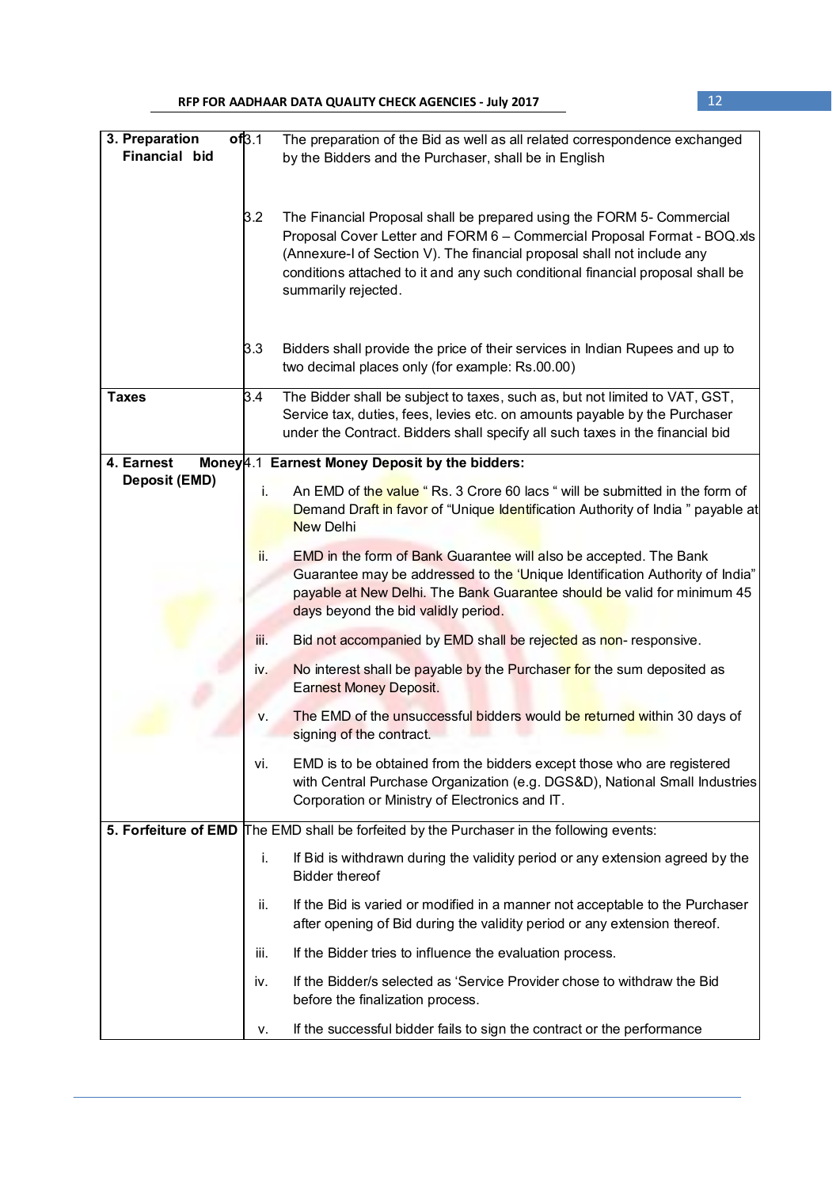| | | |
|---|---|---|
| **3. Preparation of Financial bid** | 3.1 | The preparation of the Bid as well as all related correspondence exchanged by the Bidders and the Purchaser, shall be in English |
| | 3.2 | The Financial Proposal shall be prepared using the FORM 5- Commercial Proposal Cover Letter and FORM 6 – Commercial Proposal Format - BOQ.xls (Annexure-I of Section V). The financial proposal shall not include any conditions attached to it and any such conditional financial proposal shall be summarily rejected. |
| | 3.3 | Bidders shall provide the price of their services in Indian Rupees and up to two decimal places only (for example: Rs.00.00) |
| **Taxes** | 3.4 | The Bidder shall be subject to taxes, such as, but not limited to VAT, GST, Service tax, duties, fees, levies etc. on amounts payable by the Purchaser under the Contract. Bidders shall specify all such taxes in the financial bid |
| **4. Earnest Money Deposit (EMD)** | 4.1 | **Earnest Money Deposit by the bidders:**<br>i. An EMD of the value " Rs. 3 Crore 60 lacs " will be submitted in the form of Demand Draft in favor of "Unique Identification Authority of India " payable at New Delhi<br>ii. EMD in the form of Bank Guarantee will also be accepted. The Bank Guarantee may be addressed to the 'Unique Identification Authority of India" payable at New Delhi. The Bank Guarantee should be valid for minimum 45 days beyond the bid validly period.<br>iii. Bid not accompanied by EMD shall be rejected as non- responsive.<br>iv. No interest shall be payable by the Purchaser for the sum deposited as Earnest Money Deposit.<br>v. The EMD of the unsuccessful bidders would be returned within 30 days of signing of the contract.<br>vi. EMD is to be obtained from the bidders except those who are registered with Central Purchase Organization (e.g. DGS&D), National Small Industries Corporation or Ministry of Electronics and IT. |
| **5. Forfeiture of EMD** | | The EMD shall be forfeited by the Purchaser in the following events:<br>i. If Bid is withdrawn during the validity period or any extension agreed by the Bidder thereof<br>ii. If the Bid is varied or modified in a manner not acceptable to the Purchaser after opening of Bid during the validity period or any extension thereof.<br>iii. If the Bidder tries to influence the evaluation process.<br>iv. If the Bidder/s selected as 'Service Provider chose to withdraw the Bid before the finalization process.<br>v. If the successful bidder fails to sign the contract or the performance |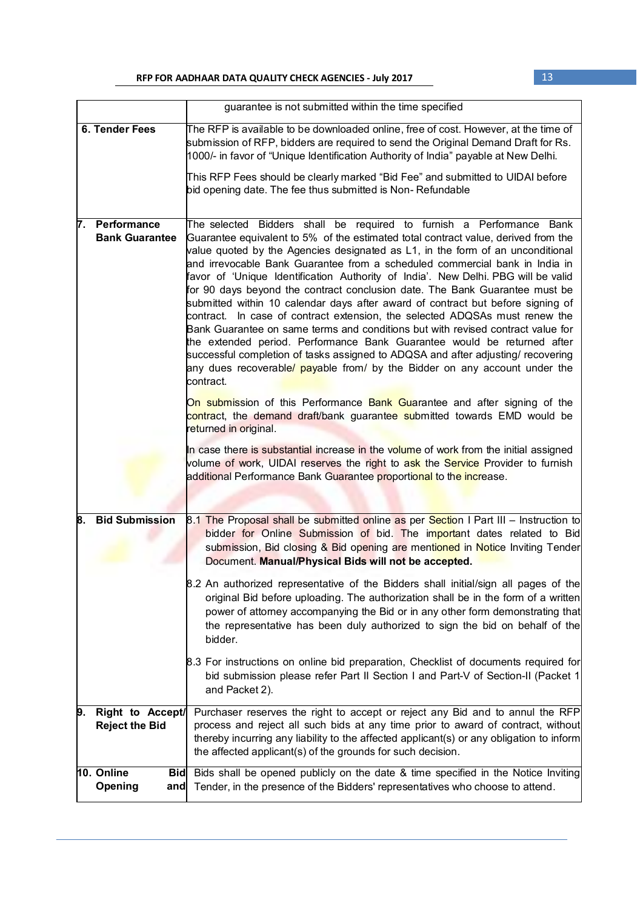| | |
|---|---|
| | guarantee is not submitted within the time specified |
| **6. Tender Fees** | The RFP is available to be downloaded online, free of cost. However, at the time of submission of RFP, bidders are required to send the Original Demand Draft for Rs. 1000/- in favor of "Unique Identification Authority of India" payable at New Delhi.<br><br>This RFP Fees should be clearly marked "Bid Fee" and submitted to UIDAI before bid opening date. The fee thus submitted is Non- Refundable |
| **7. Performance Bank Guarantee** | The selected Bidders shall be required to furnish a Performance Bank Guarantee equivalent to 5% of the estimated total contract value, derived from the value quoted by the Agencies designated as L1, in the form of an unconditional and irrevocable Bank Guarantee from a scheduled commercial bank in India in favor of 'Unique Identification Authority of India'. New Delhi. PBG will be valid for 90 days beyond the contract conclusion date. The Bank Guarantee must be submitted within 10 calendar days after award of contract but before signing of contract. In case of contract extension, the selected ADQSAs must renew the Bank Guarantee on same terms and conditions but with revised contract value for the extended period. Performance Bank Guarantee would be returned after successful completion of tasks assigned to ADQSA and after adjusting/ recovering any dues recoverable/ payable from/ by the Bidder on any account under the contract.<br><br>On submission of this Performance Bank Guarantee and after signing of the contract, the demand draft/bank guarantee submitted towards EMD would be returned in original.<br><br>In case there is substantial increase in the volume of work from the initial assigned volume of work, UIDAI reserves the right to ask the Service Provider to furnish additional Performance Bank Guarantee proportional to the increase. |
| **8. Bid Submission** | 8.1 The Proposal shall be submitted online as per Section I Part III – Instruction to bidder for Online Submission of bid. The important dates related to Bid submission, Bid closing & Bid opening are mentioned in Notice Inviting Tender Document. **Manual/Physical Bids will not be accepted.**<br><br>8.2 An authorized representative of the Bidders shall initial/sign all pages of the original Bid before uploading. The authorization shall be in the form of a written power of attorney accompanying the Bid or in any other form demonstrating that the representative has been duly authorized to sign the bid on behalf of the bidder.<br><br>8.3 For instructions on online bid preparation, Checklist of documents required for bid submission please refer Part II Section I and Part-V of Section-II (Packet 1 and Packet 2). |
| **9. Right to Accept/ Reject the Bid** | Purchaser reserves the right to accept or reject any Bid and to annul the RFP process and reject all such bids at any time prior to award of contract, without thereby incurring any liability to the affected applicant(s) or any obligation to inform the affected applicant(s) of the grounds for such decision. |
| **10. Online Bid Opening and** | Bids shall be opened publicly on the date & time specified in the Notice Inviting Tender, in the presence of the Bidders' representatives who choose to attend. |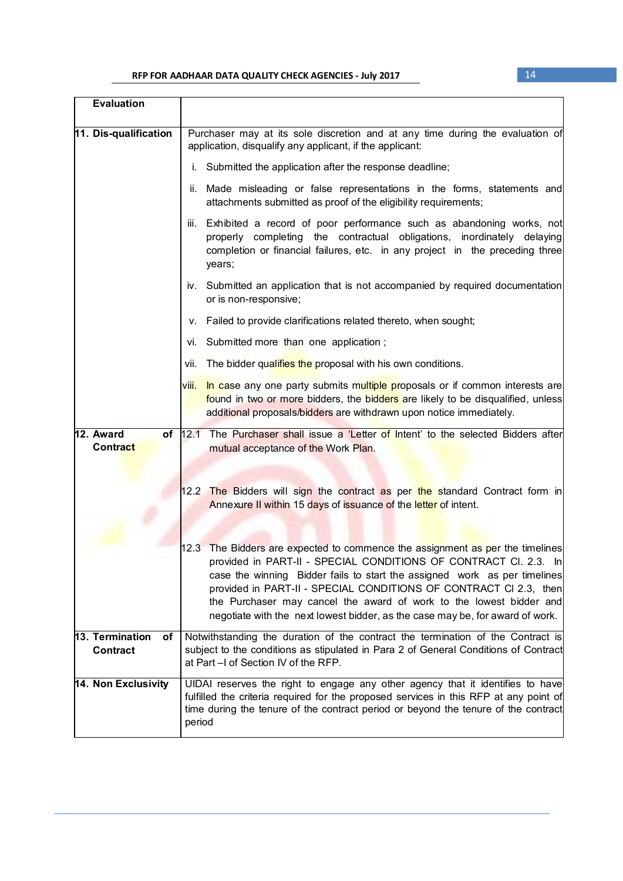| Evaluation | |
|---|---|
| **11. Dis-qualification** | Purchaser may at its sole discretion and at any time during the evaluation of application, disqualify any applicant, if the applicant:<br>i. Submitted the application after the response deadline;<br>ii. Made misleading or false representations in the forms, statements and attachments submitted as proof of the eligibility requirements;<br>iii. Exhibited a record of poor performance such as abandoning works, not properly completing the contractual obligations, inordinately delaying completion or financial failures, etc. in any project in the preceding three years;<br>iv. Submitted an application that is not accompanied by required documentation or is non-responsive;<br>v. Failed to provide clarifications related thereto, when sought;<br>vi. Submitted more than one application ;<br>vii. The bidder qualifies the proposal with his own conditions.<br>viii. In case any one party submits multiple proposals or if common interests are found in two or more bidders, the bidders are likely to be disqualified, unless additional proposals/bidders are withdrawn upon notice immediately. |
| **12. Award of Contract** | 12.1 The Purchaser shall issue a 'Letter of Intent' to the selected Bidders after mutual acceptance of the Work Plan.<br><br>12.2 The Bidders will sign the contract as per the standard Contract form in Annexure II within 15 days of issuance of the letter of intent.<br><br>12.3 The Bidders are expected to commence the assignment as per the timelines provided in PART-II - SPECIAL CONDITIONS OF CONTRACT Cl. 2.3. In case the winning Bidder fails to start the assigned work as per timelines provided in PART-II - SPECIAL CONDITIONS OF CONTRACT Cl 2.3, then the Purchaser may cancel the award of work to the lowest bidder and negotiate with the next lowest bidder, as the case may be, for award of work. |
| **13. Termination of Contract** | Notwithstanding the duration of the contract the termination of the Contract is subject to the conditions as stipulated in Para 2 of General Conditions of Contract at Part –I of Section IV of the RFP. |
| **14. Non Exclusivity** | UIDAI reserves the right to engage any other agency that it identifies to have fulfilled the criteria required for the proposed services in this RFP at any point of time during the tenure of the contract period or beyond the tenure of the contract period |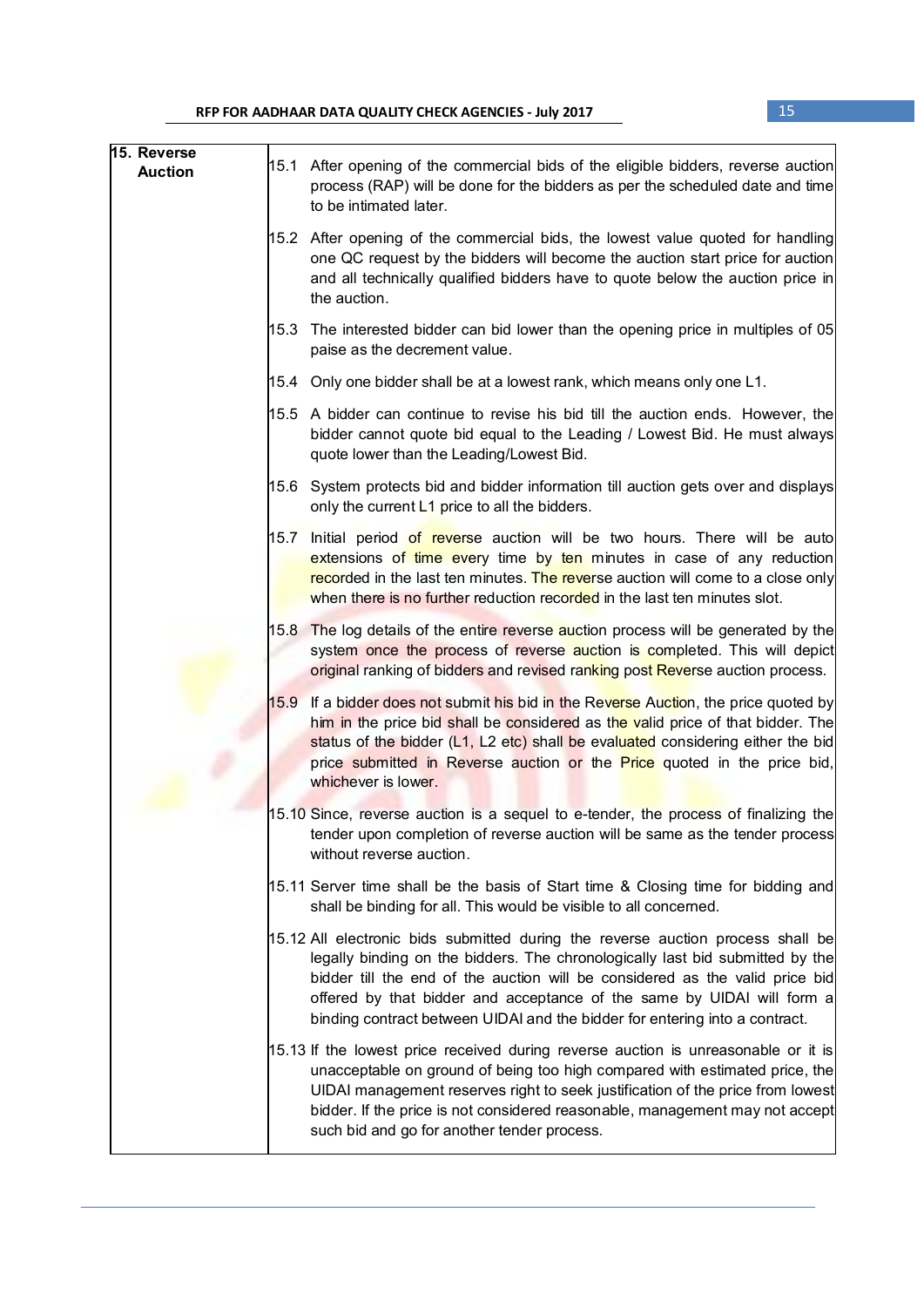| 15. Reverse Auction | 15.1 After opening of the commercial bids of the eligible bidders, reverse auction process (RAP) will be done for the bidders as per the scheduled date and time to be intimated later.<br><br>15.2 After opening of the commercial bids, the lowest value quoted for handling one QC request by the bidders will become the auction start price for auction and all technically qualified bidders have to quote below the auction price in the auction.<br><br>15.3 The interested bidder can bid lower than the opening price in multiples of 05 paise as the decrement value.<br><br>15.4 Only one bidder shall be at a lowest rank, which means only one L1.<br><br>15.5 A bidder can continue to revise his bid till the auction ends. However, the bidder cannot quote bid equal to the Leading / Lowest Bid. He must always quote lower than the Leading/Lowest Bid.<br><br>15.6 System protects bid and bidder information till auction gets over and displays only the current L1 price to all the bidders.<br><br>15.7 Initial period of reverse auction will be two hours. There will be auto extensions of time every time by ten minutes in case of any reduction recorded in the last ten minutes. The reverse auction will come to a close only when there is no further reduction recorded in the last ten minutes slot.<br><br>15.8 The log details of the entire reverse auction process will be generated by the system once the process of reverse auction is completed. This will depict original ranking of bidders and revised ranking post Reverse auction process.<br><br>15.9 If a bidder does not submit his bid in the Reverse Auction, the price quoted by him in the price bid shall be considered as the valid price of that bidder. The status of the bidder (L1, L2 etc) shall be evaluated considering either the bid price submitted in Reverse auction or the Price quoted in the price bid, whichever is lower.<br><br>15.10 Since, reverse auction is a sequel to e-tender, the process of finalizing the tender upon completion of reverse auction will be same as the tender process without reverse auction.<br><br>15.11 Server time shall be the basis of Start time & Closing time for bidding and shall be binding for all. This would be visible to all concerned.<br><br>15.12 All electronic bids submitted during the reverse auction process shall be legally binding on the bidders. The chronologically last bid submitted by the bidder till the end of the auction will be considered as the valid price bid offered by that bidder and acceptance of the same by UIDAI will form a binding contract between UIDAI and the bidder for entering into a contract.<br><br>15.13 If the lowest price received during reverse auction is unreasonable or it is unacceptable on ground of being too high compared with estimated price, the UIDAI management reserves right to seek justification of the price from lowest bidder. If the price is not considered reasonable, management may not accept such bid and go for another tender process. |
|---|---|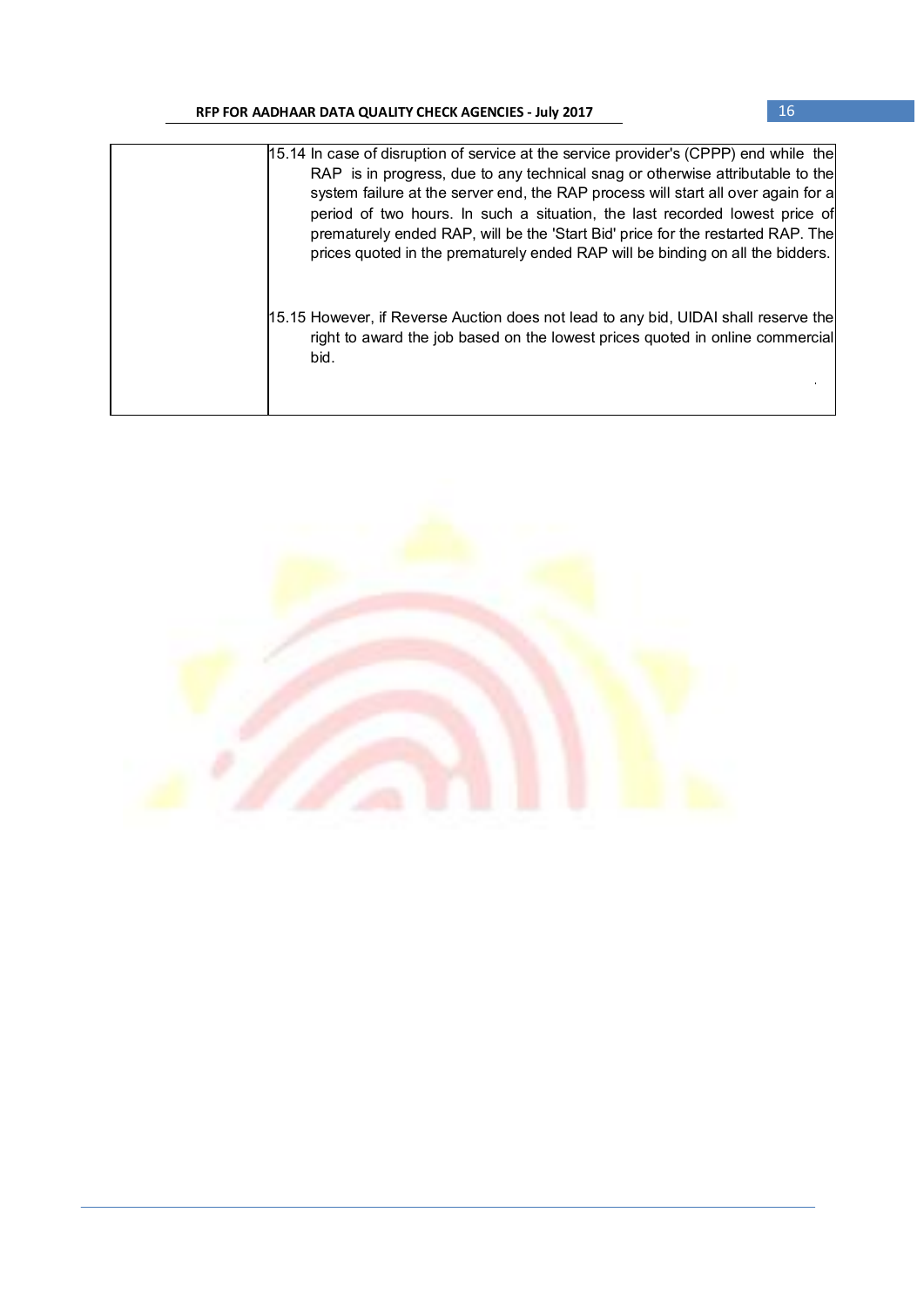|  | 15.14 In case of disruption of service at the service provider's (CPPP) end while the RAP is in progress, due to any technical snag or otherwise attributable to the system failure at the server end, the RAP process will start all over again for a period of two hours. In such a situation, the last recorded lowest price of prematurely ended RAP, will be the 'Start Bid' price for the restarted RAP. The prices quoted in the prematurely ended RAP will be binding on all the bidders.<br><br>15.15 However, if Reverse Auction does not lead to any bid, UIDAI shall reserve the right to award the job based on the lowest prices quoted in online commercial bid. |
|---|---|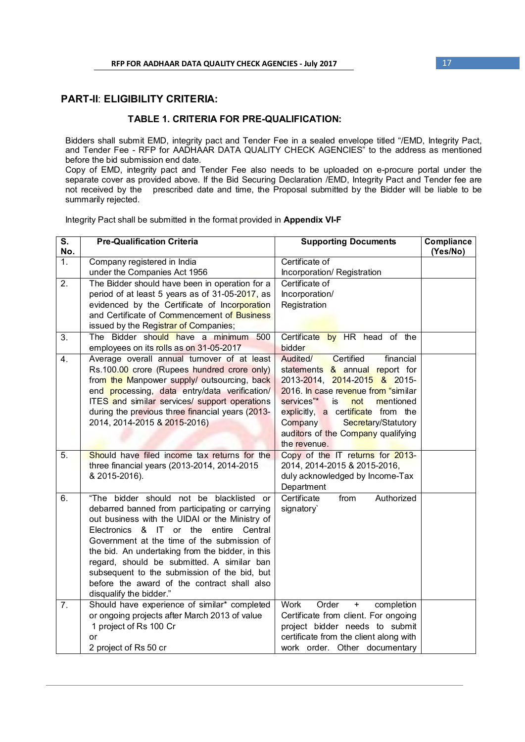## PART-II: ELIGIBILITY CRITERIA:

### TABLE 1. CRITERIA FOR PRE-QUALIFICATION:

Bidders shall submit EMD, integrity pact and Tender Fee in a sealed envelope titled "/EMD, Integrity Pact, and Tender Fee - RFP for AADHAAR DATA QUALITY CHECK AGENCIES" to the address as mentioned before the bid submission end date.
Copy of EMD, integrity pact and Tender Fee also needs to be uploaded on e-procure portal under the separate cover as provided above. If the Bid Securing Declaration /EMD, Integrity Pact and Tender fee are not received by the prescribed date and time, the Proposal submitted by the Bidder will be liable to be summarily rejected.

Integrity Pact shall be submitted in the format provided in **Appendix VI-F**

| S. No. | Pre-Qualification Criteria | Supporting Documents | Compliance (Yes/No) |
|---|---|---|---|
| 1. | Company registered in India under the Companies Act 1956 | Certificate of Incorporation/ Registration | |
| 2. | The Bidder should have been in operation for a period of at least 5 years as of 31-05-2017, as evidenced by the Certificate of Incorporation and Certificate of Commencement of Business issued by the Registrar of Companies; | Certificate of Incorporation/ Registration | |
| 3. | The Bidder should have a minimum 500 employees on its rolls as on 31-05-2017 | Certificate by HR head of the bidder | |
| 4. | Average overall annual turnover of at least Rs.100.00 crore (Rupees hundred crore only) from the Manpower supply/ outsourcing, back end processing, data entry/data verification/ ITES and similar services/ support operations during the previous three financial years (2013-2014, 2014-2015 & 2015-2016) | Audited/ Certified financial statements & annual report for 2013-2014, 2014-2015 & 2015-2016. In case revenue from "similar services"* is not mentioned explicitly, a certificate from the Company Secretary/Statutory auditors of the Company qualifying the revenue. | |
| 5. | Should have filed income tax returns for the three financial years (2013-2014, 2014-2015 & 2015-2016). | Copy of the IT returns for 2013-2014, 2014-2015 & 2015-2016, duly acknowledged by Income-Tax Department | |
| 6. | "The bidder should not be blacklisted or debarred banned from participating or carrying out business with the UIDAI or the Ministry of Electronics & IT or the entire Central Government at the time of the submission of the bid. An undertaking from the bidder, in this regard, should be submitted. A similar ban subsequent to the submission of the bid, but before the award of the contract shall also disqualify the bidder." | Certificate from Authorized signatory` | |
| 7. | Should have experience of similar* completed or ongoing projects after March 2013 of value<br>1 project of Rs 100 Cr<br>or<br>2 project of Rs 50 cr | Work Order + completion Certificate from client. For ongoing project bidder needs to submit certificate from the client along with work order. Other documentary | |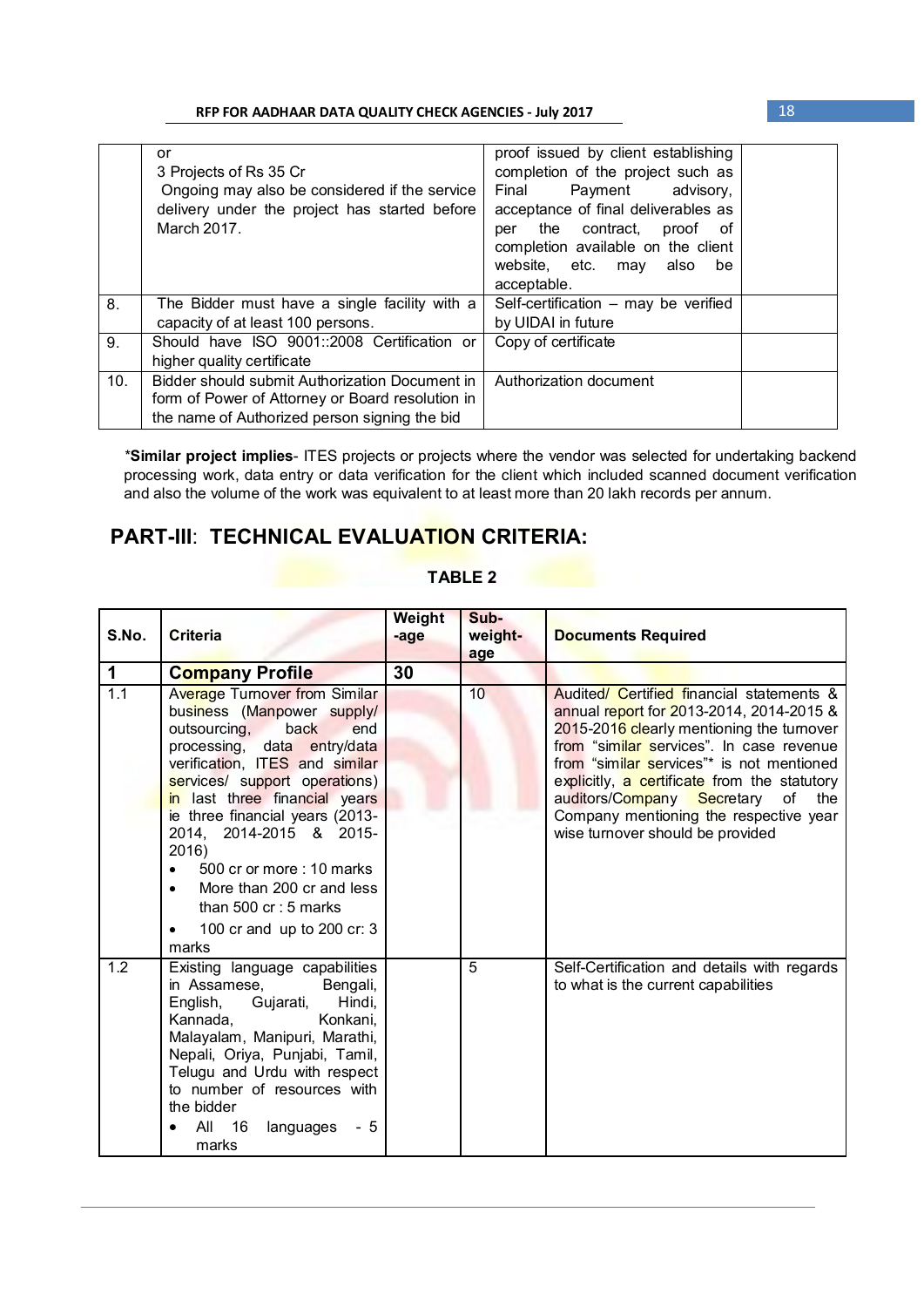| | | | |
|---|---|---|---|
| | or<br>3 Projects of Rs 35 Cr<br>Ongoing may also be considered if the service delivery under the project has started before March 2017. | proof issued by client establishing completion of the project such as Final Payment advisory, acceptance of final deliverables as per the contract, proof of completion available on the client website, etc. may also be acceptable. | |
| 8. | The Bidder must have a single facility with a capacity of at least 100 persons. | Self-certification – may be verified by UIDAI in future | |
| 9. | Should have ISO 9001::2008 Certification or higher quality certificate | Copy of certificate | |
| 10. | Bidder should submit Authorization Document in form of Power of Attorney or Board resolution in the name of Authorized person signing the bid | Authorization document | |

***Similar project implies**- ITES projects or projects where the vendor was selected for undertaking backend processing work, data entry or data verification for the client which included scanned document verification and also the volume of the work was equivalent to at least more than 20 lakh records per annum.

## PART-III: TECHNICAL EVALUATION CRITERIA:

**TABLE 2**

| S.No. | Criteria | Weight -age | Sub-weight-age | Documents Required |
|---|---|---|---|---|
| **1** | **Company Profile** | **30** | | |
| 1.1 | Average Turnover from Similar business (Manpower supply/ outsourcing, back end processing, data entry/data verification, ITES and similar services/ support operations) in last three financial years ie three financial years (2013-2014, 2014-2015 & 2015-2016)<br>• 500 cr or more : 10 marks<br>• More than 200 cr and less than 500 cr : 5 marks<br>• 100 cr and up to 200 cr: 3 marks | | 10 | Audited/ Certified financial statements & annual report for 2013-2014, 2014-2015 & 2015-2016 clearly mentioning the turnover from "similar services". In case revenue from "similar services"* is not mentioned explicitly, a certificate from the statutory auditors/Company Secretary of the Company mentioning the respective year wise turnover should be provided |
| 1.2 | Existing language capabilities in Assamese, Bengali, English, Gujarati, Hindi, Kannada, Konkani, Malayalam, Manipuri, Marathi, Nepali, Oriya, Punjabi, Tamil, Telugu and Urdu with respect to number of resources with the bidder<br>• All 16 languages - 5 marks | | 5 | Self-Certification and details with regards to what is the current capabilities |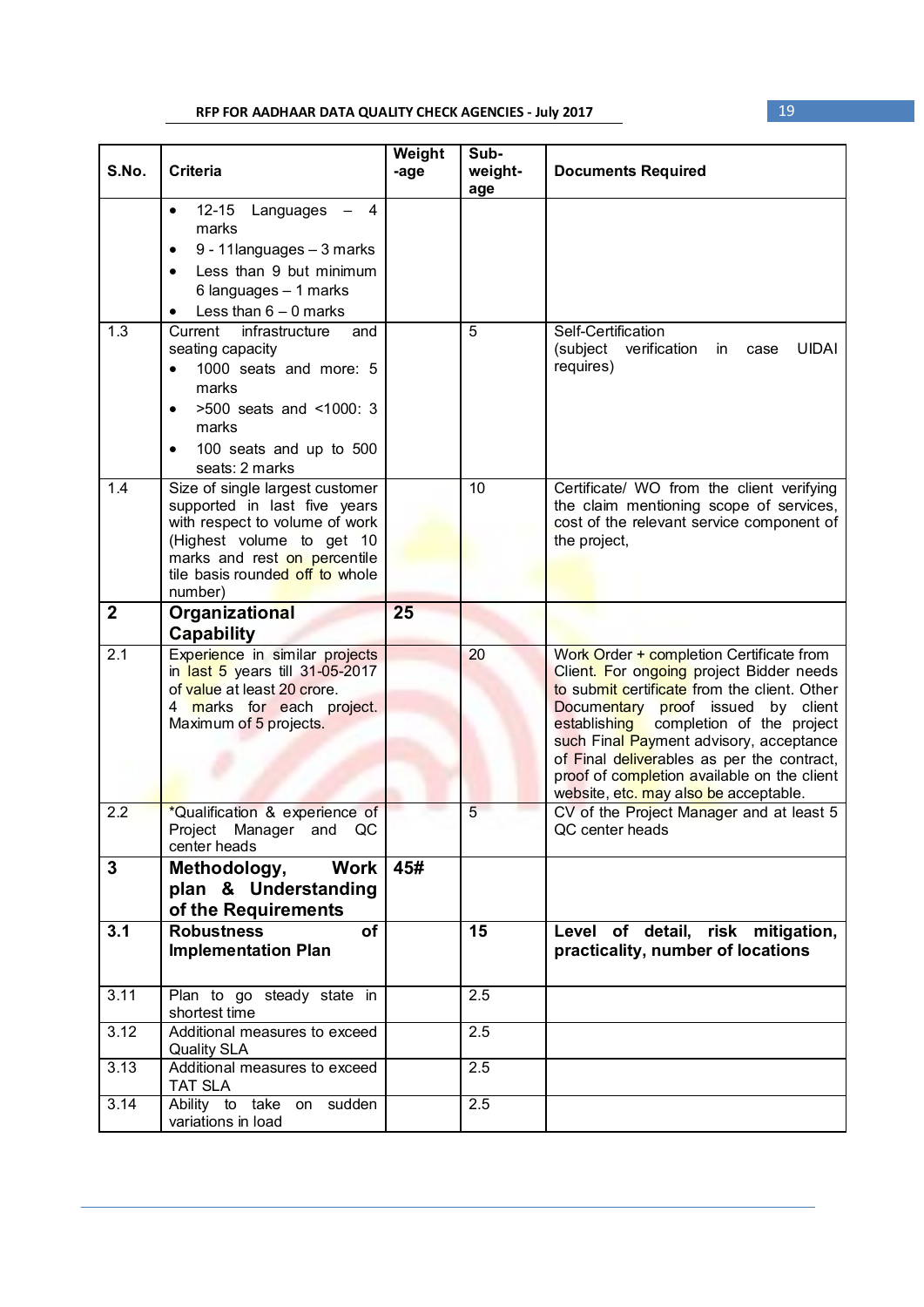| S.No. | Criteria | Weight -age | Sub-weight-age | Documents Required |
|---|---|---|---|---|
| | • 12-15 Languages – 4 marks<br>• 9 - 11languages – 3 marks<br>• Less than 9 but minimum 6 languages – 1 marks<br>• Less than 6 – 0 marks | | | |
| 1.3 | Current infrastructure and seating capacity<br>• 1000 seats and more: 5 marks<br>• >500 seats and <1000: 3 marks<br>• 100 seats and up to 500 seats: 2 marks | | 5 | Self-Certification (subject verification in case UIDAI requires) |
| 1.4 | Size of single largest customer supported in last five years with respect to volume of work (Highest volume to get 10 marks and rest on percentile tile basis rounded off to whole number) | | 10 | Certificate/ WO from the client verifying the claim mentioning scope of services, cost of the relevant service component of the project, |
| **2** | **Organizational Capability** | **25** | | |
| 2.1 | Experience in similar projects in last 5 years till 31-05-2017 of value at least 20 crore.<br>4 marks for each project. Maximum of 5 projects. | | 20 | Work Order + completion Certificate from Client. For ongoing project Bidder needs to submit certificate from the client. Other Documentary proof issued by client establishing completion of the project such Final Payment advisory, acceptance of Final deliverables as per the contract, proof of completion available on the client website, etc. may also be acceptable. |
| 2.2 | *Qualification & experience of Project Manager and QC center heads | | 5 | CV of the Project Manager and at least 5 QC center heads |
| **3** | **Methodology, Work plan & Understanding of the Requirements** | **45#** | | |
| **3.1** | **Robustness of Implementation Plan** | | **15** | **Level of detail, risk mitigation, practicality, number of locations** |
| 3.11 | Plan to go steady state in shortest time | | 2.5 | |
| 3.12 | Additional measures to exceed Quality SLA | | 2.5 | |
| 3.13 | Additional measures to exceed TAT SLA | | 2.5 | |
| 3.14 | Ability to take on sudden variations in load | | 2.5 | |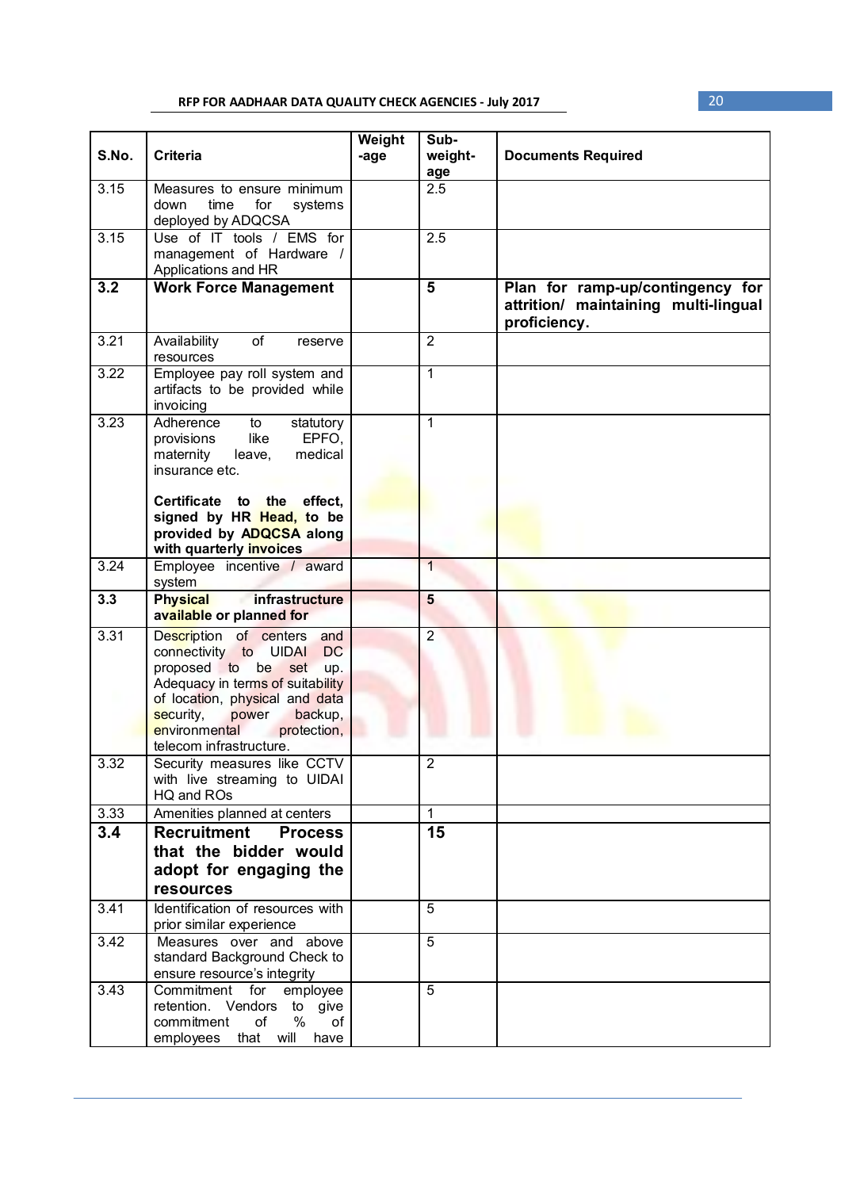| S.No. | Criteria | Weight-age | Sub-weight-age | Documents Required |
|---|---|---|---|---|
| 3.15 | Measures to ensure minimum down time for systems deployed by ADQCSA | | 2.5 | |
| 3.15 | Use of IT tools / EMS for management of Hardware / Applications and HR | | 2.5 | |
| **3.2** | **Work Force Management** | | **5** | **Plan for ramp-up/contingency for attrition/ maintaining multi-lingual proficiency.** |
| 3.21 | Availability of reserve resources | | 2 | |
| 3.22 | Employee pay roll system and artifacts to be provided while invoicing | | 1 | |
| 3.23 | Adherence to statutory provisions like EPFO, maternity leave, medical insurance etc.<br><br>**Certificate to the effect, signed by HR Head, to be provided by ADQCSA along with quarterly invoices** | | 1 | |
| 3.24 | Employee incentive / award system | | 1 | |
| **3.3** | **Physical infrastructure available or planned for** | | **5** | |
| 3.31 | Description of centers and connectivity to UIDAI DC proposed to be set up. Adequacy in terms of suitability of location, physical and data security, power backup, environmental protection, telecom infrastructure. | | 2 | |
| 3.32 | Security measures like CCTV with live streaming to UIDAI HQ and ROs | | 2 | |
| 3.33 | Amenities planned at centers | | 1 | |
| **3.4** | **Recruitment Process that the bidder would adopt for engaging the resources** | | **15** | |
| 3.41 | Identification of resources with prior similar experience | | 5 | |
| 3.42 | Measures over and above standard Background Check to ensure resource's integrity | | 5 | |
| 3.43 | Commitment for employee retention. Vendors to give commitment of % of employees that will have | | 5 | |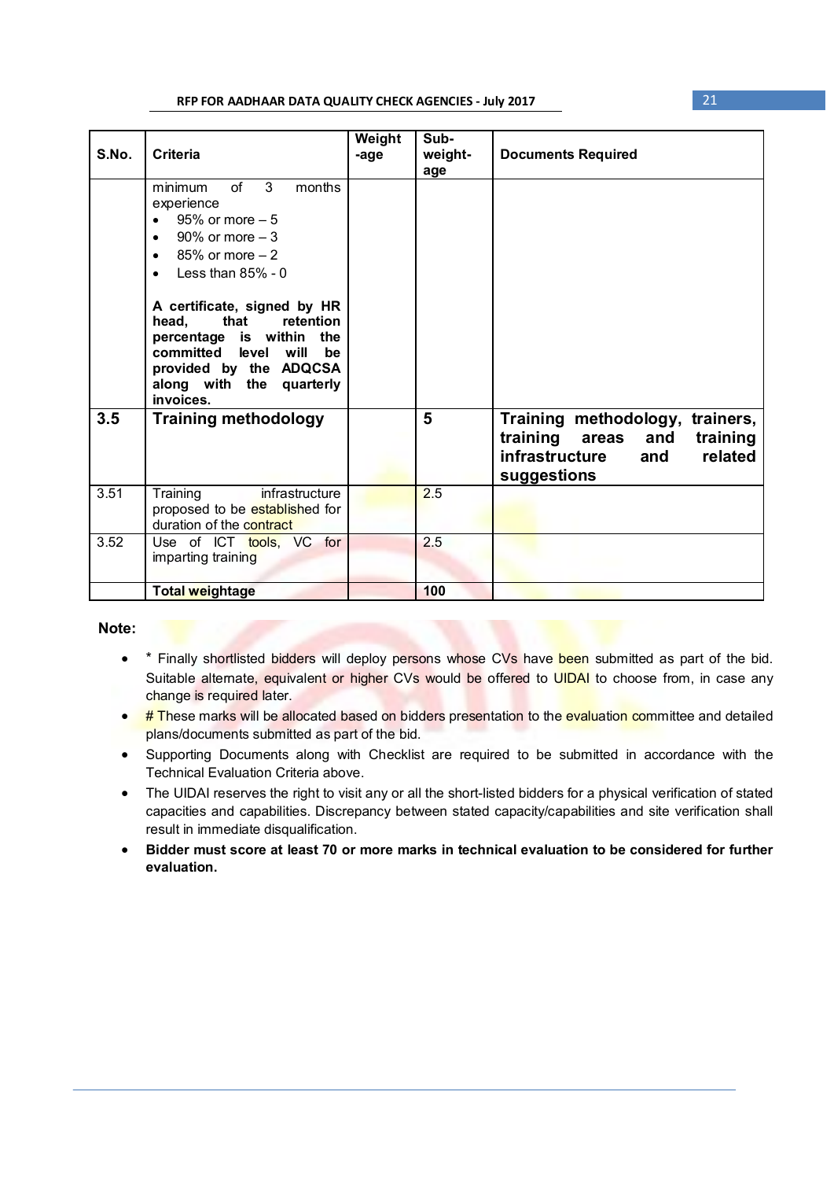| S.No. | Criteria | Weight-age | Sub-weight-age | Documents Required |
|---|---|---|---|---|
| | minimum of 3 months experience<br>• 95% or more – 5<br>• 90% or more – 3<br>• 85% or more – 2<br>• Less than 85% - 0<br><br>**A certificate, signed by HR head, that retention percentage is within the committed level will be provided by the ADQCSA along with the quarterly invoices.** | | | |
| **3.5** | **Training methodology** | | **5** | **Training methodology, trainers, training areas and training infrastructure and related suggestions** |
| 3.51 | Training infrastructure proposed to be established for duration of the contract | | 2.5 | |
| 3.52 | Use of ICT tools, VC for imparting training | | 2.5 | |
| | **Total weightage** | | **100** | |

**Note:**

- \* Finally shortlisted bidders will deploy persons whose CVs have been submitted as part of the bid. Suitable alternate, equivalent or higher CVs would be offered to UIDAI to choose from, in case any change is required later.
- # These marks will be allocated based on bidders presentation to the evaluation committee and detailed plans/documents submitted as part of the bid.
- Supporting Documents along with Checklist are required to be submitted in accordance with the Technical Evaluation Criteria above.
- The UIDAI reserves the right to visit any or all the short-listed bidders for a physical verification of stated capacities and capabilities. Discrepancy between stated capacity/capabilities and site verification shall result in immediate disqualification.
- **Bidder must score at least 70 or more marks in technical evaluation to be considered for further evaluation.**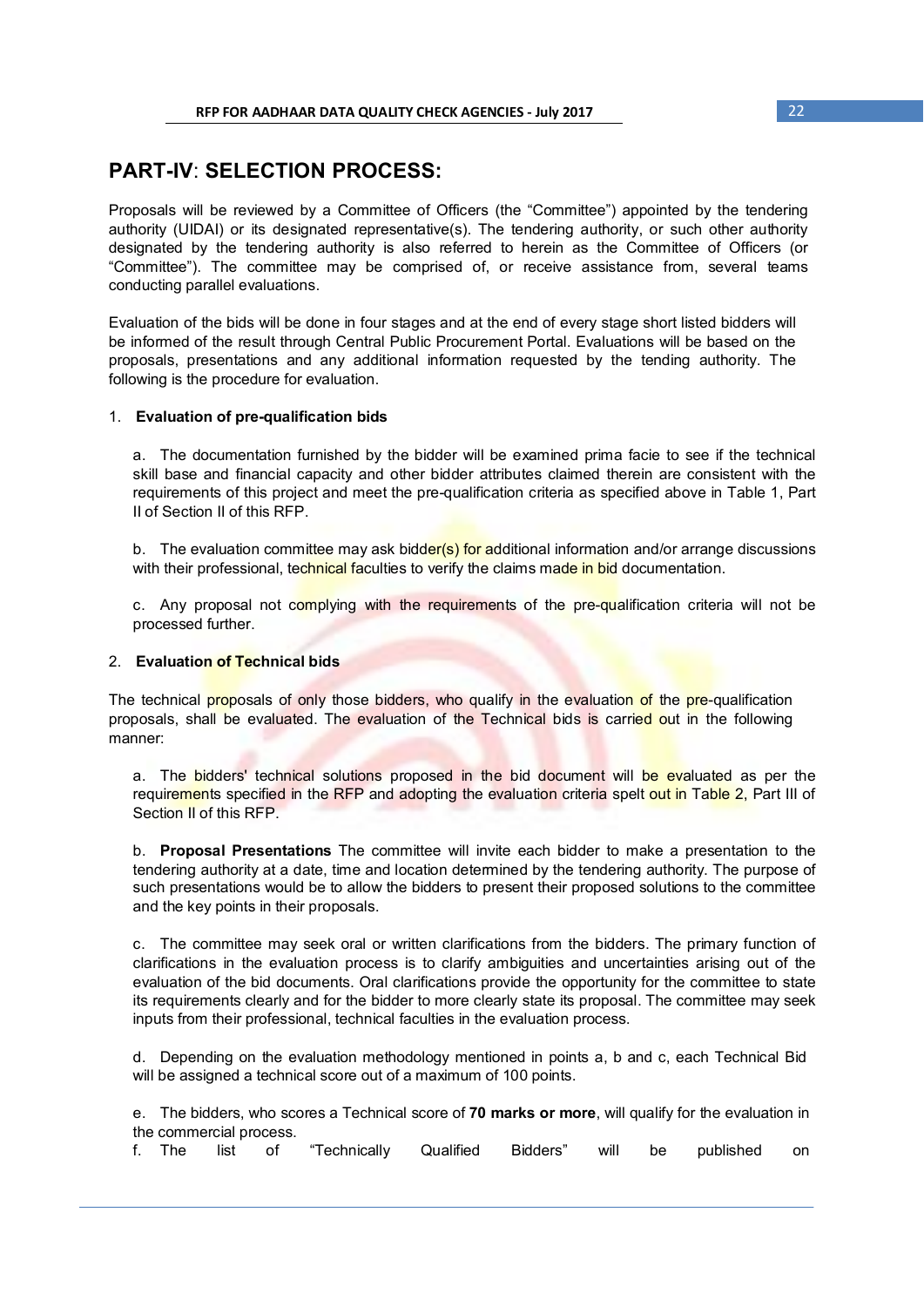## PART-IV: SELECTION PROCESS:

Proposals will be reviewed by a Committee of Officers (the "Committee") appointed by the tendering authority (UIDAI) or its designated representative(s). The tendering authority, or such other authority designated by the tendering authority is also referred to herein as the Committee of Officers (or "Committee"). The committee may be comprised of, or receive assistance from, several teams conducting parallel evaluations.

Evaluation of the bids will be done in four stages and at the end of every stage short listed bidders will be informed of the result through Central Public Procurement Portal. Evaluations will be based on the proposals, presentations and any additional information requested by the tending authority. The following is the procedure for evaluation.

1. **Evaluation of pre-qualification bids**

   a. The documentation furnished by the bidder will be examined prima facie to see if the technical skill base and financial capacity and other bidder attributes claimed therein are consistent with the requirements of this project and meet the pre-qualification criteria as specified above in Table 1, Part II of Section II of this RFP.

   b. The evaluation committee may ask bidder(s) for additional information and/or arrange discussions with their professional, technical faculties to verify the claims made in bid documentation.

   c. Any proposal not complying with the requirements of the pre-qualification criteria will not be processed further.

2. **Evaluation of Technical bids**

The technical proposals of only those bidders, who qualify in the evaluation of the pre-qualification proposals, shall be evaluated. The evaluation of the Technical bids is carried out in the following manner:

   a. The bidders' technical solutions proposed in the bid document will be evaluated as per the requirements specified in the RFP and adopting the evaluation criteria spelt out in Table 2, Part III of Section II of this RFP.

   b. **Proposal Presentations** The committee will invite each bidder to make a presentation to the tendering authority at a date, time and location determined by the tendering authority. The purpose of such presentations would be to allow the bidders to present their proposed solutions to the committee and the key points in their proposals.

   c. The committee may seek oral or written clarifications from the bidders. The primary function of clarifications in the evaluation process is to clarify ambiguities and uncertainties arising out of the evaluation of the bid documents. Oral clarifications provide the opportunity for the committee to state its requirements clearly and for the bidder to more clearly state its proposal. The committee may seek inputs from their professional, technical faculties in the evaluation process.

   d. Depending on the evaluation methodology mentioned in points a, b and c, each Technical Bid will be assigned a technical score out of a maximum of 100 points.

   e. The bidders, who scores a Technical score of **70 marks or more**, will qualify for the evaluation in the commercial process.

   f. The list of "Technically Qualified Bidders" will be published on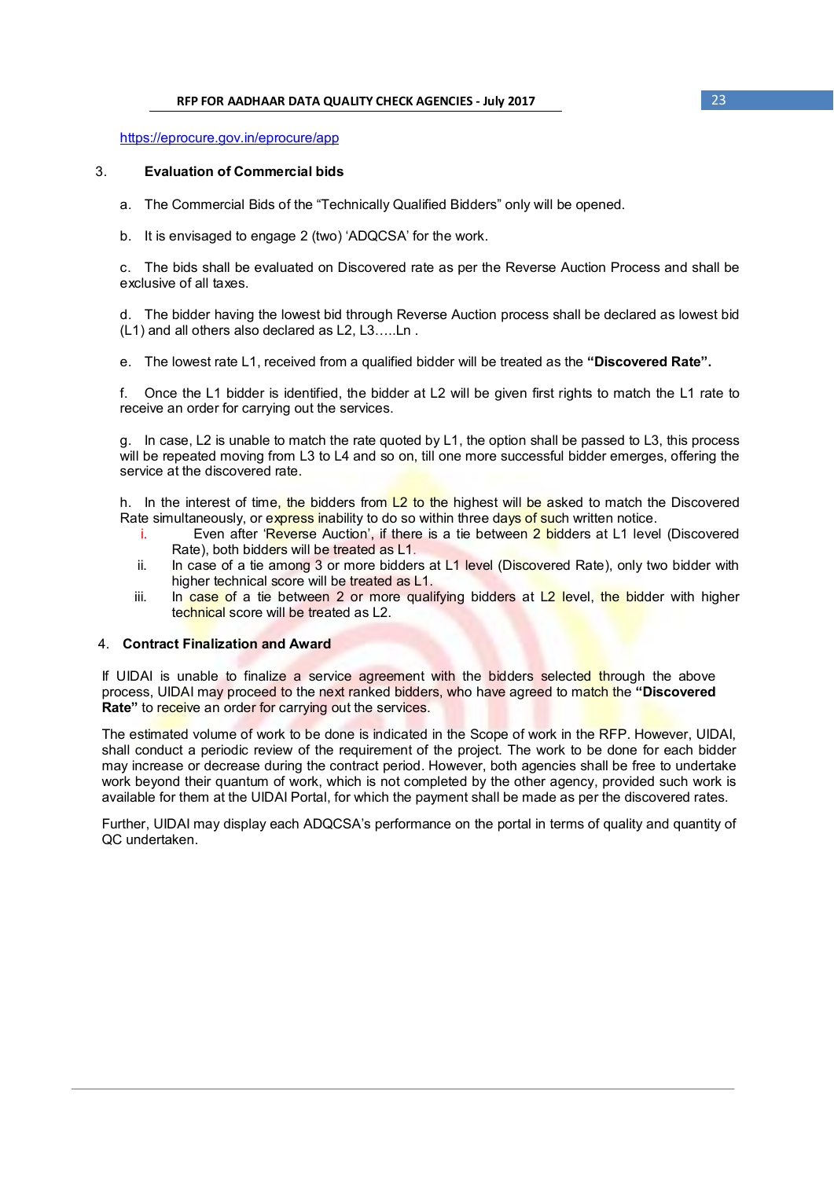https://eprocure.gov.in/eprocure/app

3. **Evaluation of Commercial bids**

a. The Commercial Bids of the "Technically Qualified Bidders" only will be opened.

b. It is envisaged to engage 2 (two) 'ADQCSA' for the work.

c. The bids shall be evaluated on Discovered rate as per the Reverse Auction Process and shall be exclusive of all taxes.

d. The bidder having the lowest bid through Reverse Auction process shall be declared as lowest bid (L1) and all others also declared as L2, L3…..Ln .

e. The lowest rate L1, received from a qualified bidder will be treated as the **"Discovered Rate".**

f. Once the L1 bidder is identified, the bidder at L2 will be given first rights to match the L1 rate to receive an order for carrying out the services.

g. In case, L2 is unable to match the rate quoted by L1, the option shall be passed to L3, this process will be repeated moving from L3 to L4 and so on, till one more successful bidder emerges, offering the service at the discovered rate.

h. In the interest of time, the bidders from L2 to the highest will be asked to match the Discovered Rate simultaneously, or express inability to do so within three days of such written notice.

i. Even after 'Reverse Auction', if there is a tie between 2 bidders at L1 level (Discovered Rate), both bidders will be treated as L1.

ii. In case of a tie among 3 or more bidders at L1 level (Discovered Rate), only two bidder with higher technical score will be treated as L1.

iii. In case of a tie between 2 or more qualifying bidders at L2 level, the bidder with higher technical score will be treated as L2.

4. **Contract Finalization and Award**

If UIDAI is unable to finalize a service agreement with the bidders selected through the above process, UIDAI may proceed to the next ranked bidders, who have agreed to match the **"Discovered Rate"** to receive an order for carrying out the services.

The estimated volume of work to be done is indicated in the Scope of work in the RFP. However, UIDAI, shall conduct a periodic review of the requirement of the project. The work to be done for each bidder may increase or decrease during the contract period. However, both agencies shall be free to undertake work beyond their quantum of work, which is not completed by the other agency, provided such work is available for them at the UIDAI Portal, for which the payment shall be made as per the discovered rates.

Further, UIDAI may display each ADQCSA's performance on the portal in terms of quality and quantity of QC undertaken.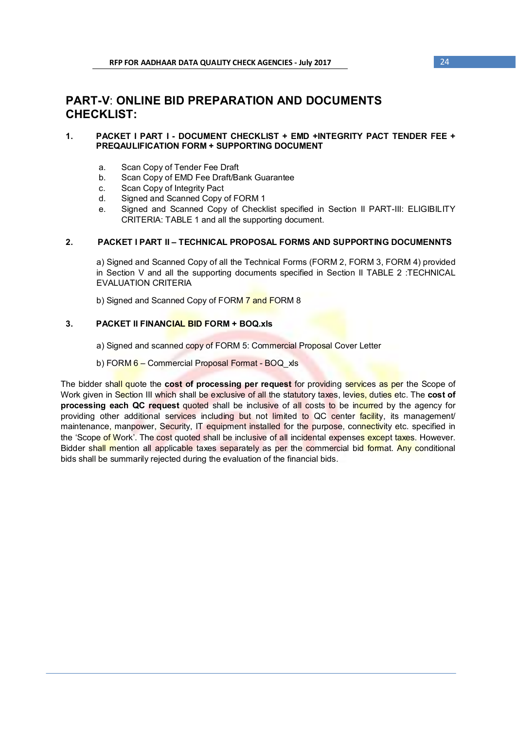## PART-V: ONLINE BID PREPARATION AND DOCUMENTS CHECKLIST:

### 1. PACKET I PART I - DOCUMENT CHECKLIST + EMD +INTEGRITY PACT TENDER FEE + PREQAULIFICATION FORM + SUPPORTING DOCUMENT

a. Scan Copy of Tender Fee Draft
b. Scan Copy of EMD Fee Draft/Bank Guarantee
c. Scan Copy of Integrity Pact
d. Signed and Scanned Copy of FORM 1
e. Signed and Scanned Copy of Checklist specified in Section II PART-III: ELIGIBILITY CRITERIA: TABLE 1 and all the supporting document.

### 2. PACKET I PART II – TECHNICAL PROPOSAL FORMS AND SUPPORTING DOCUMENNTS

a) Signed and Scanned Copy of all the Technical Forms (FORM 2, FORM 3, FORM 4) provided in Section V and all the supporting documents specified in Section II TABLE 2 :TECHNICAL EVALUATION CRITERIA

b) Signed and Scanned Copy of FORM 7 and FORM 8

### 3. PACKET II FINANCIAL BID FORM + BOQ.xls

a) Signed and scanned copy of FORM 5: Commercial Proposal Cover Letter

b) FORM 6 – Commercial Proposal Format - BOQ_xls

The bidder shall quote the **cost of processing per request** for providing services as per the Scope of Work given in Section III which shall be exclusive of all the statutory taxes, levies, duties etc. The **cost of processing each QC request** quoted shall be inclusive of all costs to be incurred by the agency for providing other additional services including but not limited to QC center facility, its management/ maintenance, manpower, Security, IT equipment installed for the purpose, connectivity etc. specified in the 'Scope of Work'. The cost quoted shall be inclusive of all incidental expenses except taxes. However. Bidder shall mention all applicable taxes separately as per the commercial bid format. Any conditional bids shall be summarily rejected during the evaluation of the financial bids.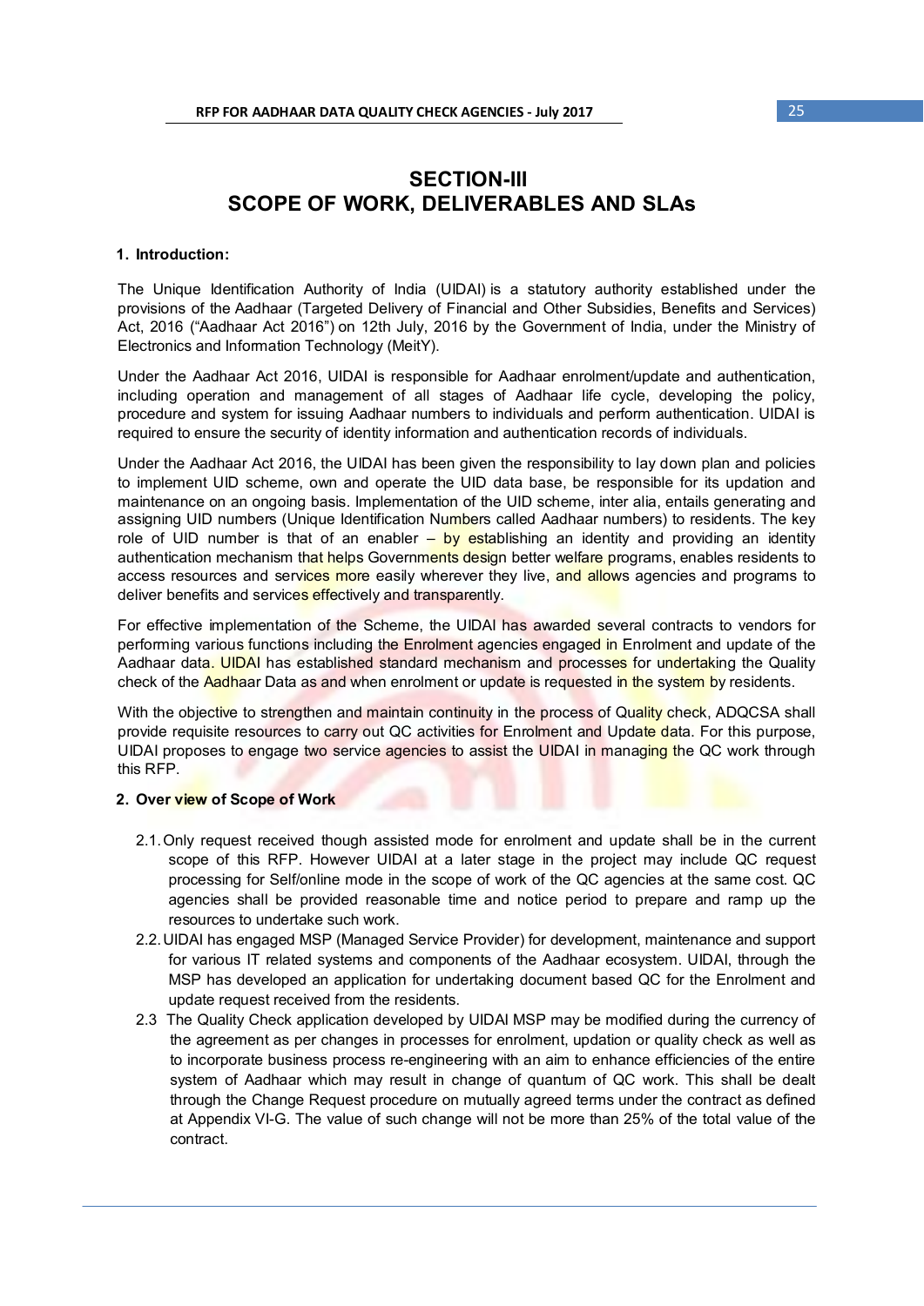# SECTION-III
# SCOPE OF WORK, DELIVERABLES AND SLAs

### 1. Introduction:

The Unique Identification Authority of India (UIDAI) is a statutory authority established under the provisions of the Aadhaar (Targeted Delivery of Financial and Other Subsidies, Benefits and Services) Act, 2016 ("Aadhaar Act 2016") on 12th July, 2016 by the Government of India, under the Ministry of Electronics and Information Technology (MeitY).

Under the Aadhaar Act 2016, UIDAI is responsible for Aadhaar enrolment/update and authentication, including operation and management of all stages of Aadhaar life cycle, developing the policy, procedure and system for issuing Aadhaar numbers to individuals and perform authentication. UIDAI is required to ensure the security of identity information and authentication records of individuals.

Under the Aadhaar Act 2016, the UIDAI has been given the responsibility to lay down plan and policies to implement UID scheme, own and operate the UID data base, be responsible for its updation and maintenance on an ongoing basis. Implementation of the UID scheme, inter alia, entails generating and assigning UID numbers (Unique Identification Numbers called Aadhaar numbers) to residents. The key role of UID number is that of an enabler – by establishing an identity and providing an identity authentication mechanism that helps Governments design better welfare programs, enables residents to access resources and services more easily wherever they live, and allows agencies and programs to deliver benefits and services effectively and transparently.

For effective implementation of the Scheme, the UIDAI has awarded several contracts to vendors for performing various functions including the Enrolment agencies engaged in Enrolment and update of the Aadhaar data. UIDAI has established standard mechanism and processes for undertaking the Quality check of the Aadhaar Data as and when enrolment or update is requested in the system by residents.

With the objective to strengthen and maintain continuity in the process of Quality check, ADQCSA shall provide requisite resources to carry out QC activities for Enrolment and Update data. For this purpose, UIDAI proposes to engage two service agencies to assist the UIDAI in managing the QC work through this RFP.

### 2. Over view of Scope of Work

2.1. Only request received though assisted mode for enrolment and update shall be in the current scope of this RFP. However UIDAI at a later stage in the project may include QC request processing for Self/online mode in the scope of work of the QC agencies at the same cost. QC agencies shall be provided reasonable time and notice period to prepare and ramp up the resources to undertake such work.

2.2. UIDAI has engaged MSP (Managed Service Provider) for development, maintenance and support for various IT related systems and components of the Aadhaar ecosystem. UIDAI, through the MSP has developed an application for undertaking document based QC for the Enrolment and update request received from the residents.

2.3 The Quality Check application developed by UIDAI MSP may be modified during the currency of the agreement as per changes in processes for enrolment, updation or quality check as well as to incorporate business process re-engineering with an aim to enhance efficiencies of the entire system of Aadhaar which may result in change of quantum of QC work. This shall be dealt through the Change Request procedure on mutually agreed terms under the contract as defined at Appendix VI-G. The value of such change will not be more than 25% of the total value of the contract.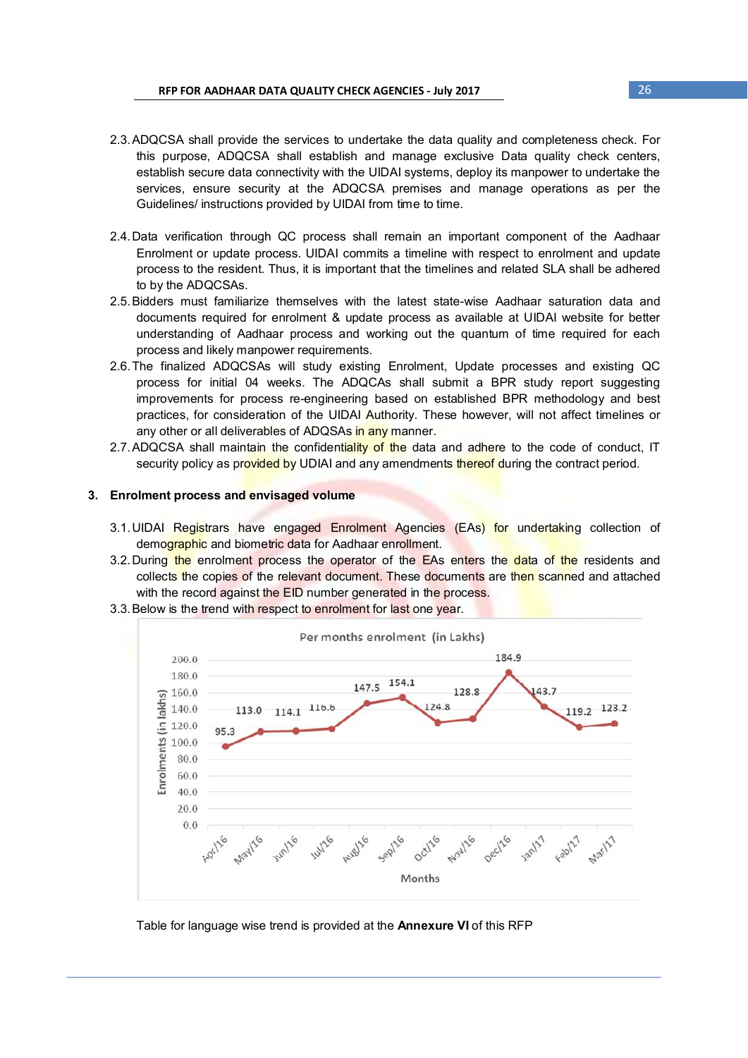2.3. ADQCSA shall provide the services to undertake the data quality and completeness check. For this purpose, ADQCSA shall establish and manage exclusive Data quality check centers, establish secure data connectivity with the UIDAI systems, deploy its manpower to undertake the services, ensure security at the ADQCSA premises and manage operations as per the Guidelines/ instructions provided by UIDAI from time to time.

2.4. Data verification through QC process shall remain an important component of the Aadhaar Enrolment or update process. UIDAI commits a timeline with respect to enrolment and update process to the resident. Thus, it is important that the timelines and related SLA shall be adhered to by the ADQCSAs.

2.5. Bidders must familiarize themselves with the latest state-wise Aadhaar saturation data and documents required for enrolment & update process as available at UIDAI website for better understanding of Aadhaar process and working out the quantum of time required for each process and likely manpower requirements.

2.6. The finalized ADQCSAs will study existing Enrolment, Update processes and existing QC process for initial 04 weeks. The ADQCAs shall submit a BPR study report suggesting improvements for process re-engineering based on established BPR methodology and best practices, for consideration of the UIDAI Authority. These however, will not affect timelines or any other or all deliverables of ADQSAs in any manner.

2.7. ADQCSA shall maintain the confidentiality of the data and adhere to the code of conduct, IT security policy as provided by UDIAI and any amendments thereof during the contract period.

## 3. Enrolment process and envisaged volume

3.1. UIDAI Registrars have engaged Enrolment Agencies (EAs) for undertaking collection of demographic and biometric data for Aadhaar enrollment.

3.2. During the enrolment process the operator of the EAs enters the data of the residents and collects the copies of the relevant document. These documents are then scanned and attached with the record against the EID number generated in the process.

3.3. Below is the trend with respect to enrolment for last one year.

Per months enrolment (in Lakhs)

| Months | Enrolments (in lakhs) |
|---|---|
| Apr/16 | 95.3 |
| May/16 | 113.0 |
| Jun/16 | 114.1 |
| Jul/16 | 116.6 |
| Aug/16 | 147.5 |
| Sep/16 | 154.1 |
| Oct/16 | 124.8 |
| Nov/16 | 128.8 |
| Dec/16 | 184.9 |
| Jan/17 | 143.7 |
| Feb/17 | 119.2 |
| Mar/17 | 123.2 |

Table for language wise trend is provided at the **Annexure VI** of this RFP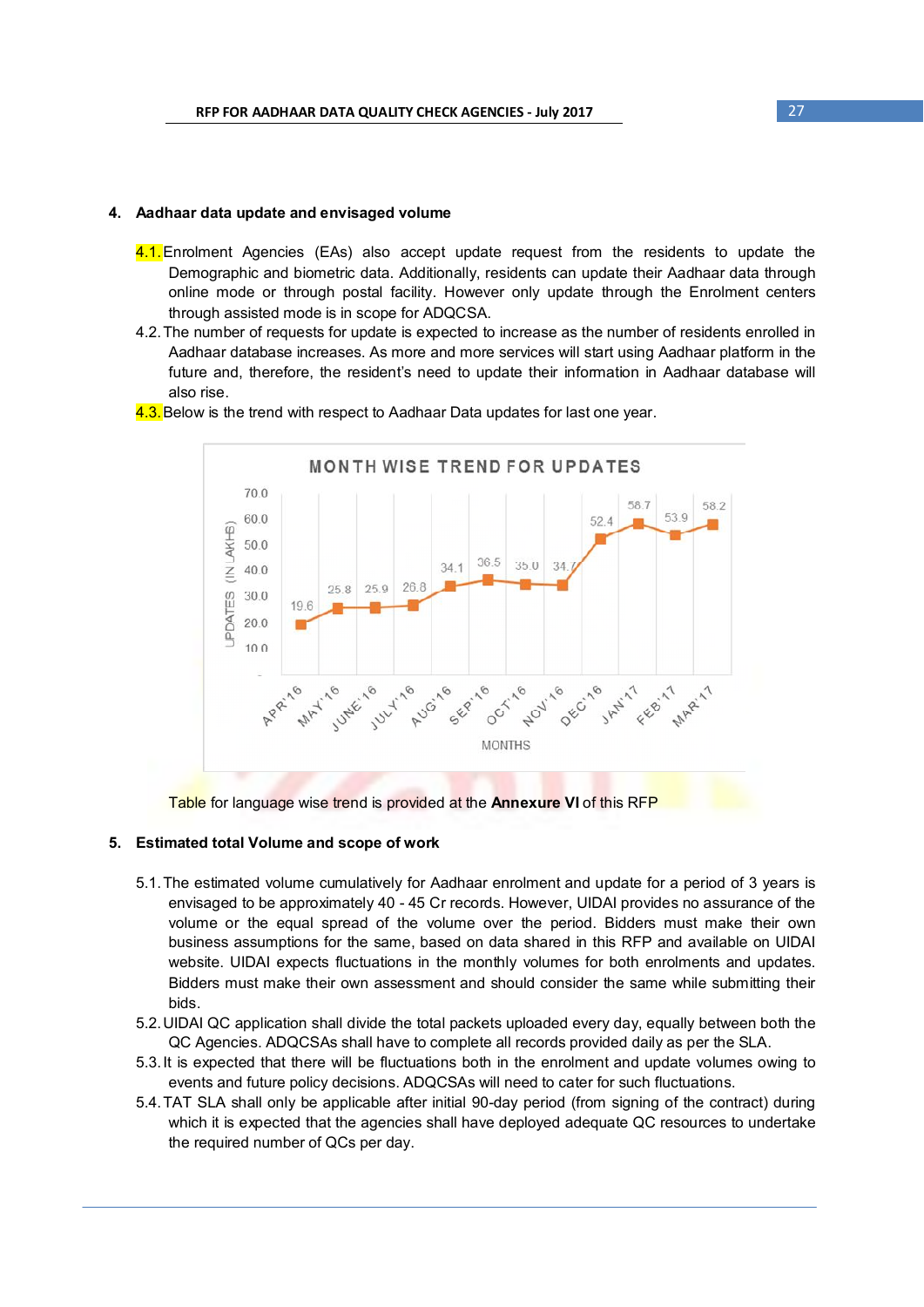## 4. Aadhaar data update and envisaged volume

4.1. Enrolment Agencies (EAs) also accept update request from the residents to update the Demographic and biometric data. Additionally, residents can update their Aadhaar data through online mode or through postal facility. However only update through the Enrolment centers through assisted mode is in scope for ADQCSA.

4.2. The number of requests for update is expected to increase as the number of residents enrolled in Aadhaar database increases. As more and more services will start using Aadhaar platform in the future and, therefore, the resident's need to update their information in Aadhaar database will also rise.

4.3. Below is the trend with respect to Aadhaar Data updates for last one year.

**MONTH WISE TREND FOR UPDATES**

| MONTHS | UPDATES (IN LAKHS) |
|---|---|
| APR'16 | 19.6 |
| MAY'16 | 25.8 |
| JUNE'16 | 25.9 |
| JULY'16 | 26.8 |
| AUG'16 | 34.1 |
| SEP'16 | 36.5 |
| OCT'16 | 35.0 |
| NOV'16 | 34. |
| DEC'16 | 52.4 |
| JAN'17 | 58.7 |
| FEB'17 | 53.9 |
| MAR'17 | 58.2 |

Table for language wise trend is provided at the **Annexure VI** of this RFP

## 5. Estimated total Volume and scope of work

5.1. The estimated volume cumulatively for Aadhaar enrolment and update for a period of 3 years is envisaged to be approximately 40 - 45 Cr records. However, UIDAI provides no assurance of the volume or the equal spread of the volume over the period. Bidders must make their own business assumptions for the same, based on data shared in this RFP and available on UIDAI website. UIDAI expects fluctuations in the monthly volumes for both enrolments and updates. Bidders must make their own assessment and should consider the same while submitting their bids.

5.2. UIDAI QC application shall divide the total packets uploaded every day, equally between both the QC Agencies. ADQCSAs shall have to complete all records provided daily as per the SLA.

5.3. It is expected that there will be fluctuations both in the enrolment and update volumes owing to events and future policy decisions. ADQCSAs will need to cater for such fluctuations.

5.4. TAT SLA shall only be applicable after initial 90-day period (from signing of the contract) during which it is expected that the agencies shall have deployed adequate QC resources to undertake the required number of QCs per day.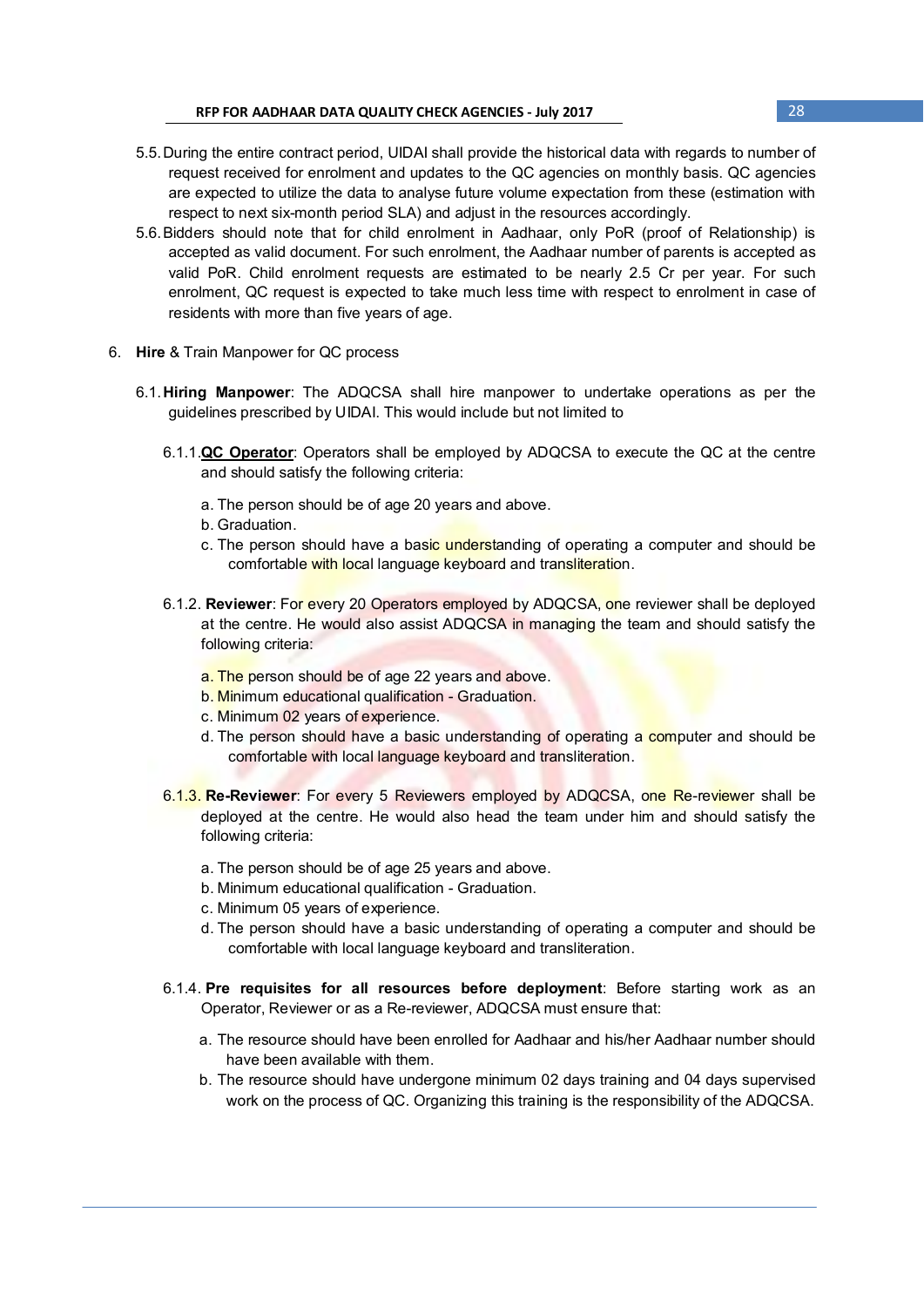5.5. During the entire contract period, UIDAI shall provide the historical data with regards to number of request received for enrolment and updates to the QC agencies on monthly basis. QC agencies are expected to utilize the data to analyse future volume expectation from these (estimation with respect to next six-month period SLA) and adjust in the resources accordingly.

5.6. Bidders should note that for child enrolment in Aadhaar, only PoR (proof of Relationship) is accepted as valid document. For such enrolment, the Aadhaar number of parents is accepted as valid PoR. Child enrolment requests are estimated to be nearly 2.5 Cr per year. For such enrolment, QC request is expected to take much less time with respect to enrolment in case of residents with more than five years of age.

6. **Hire** & Train Manpower for QC process

6.1. **Hiring Manpower**: The ADQCSA shall hire manpower to undertake operations as per the guidelines prescribed by UIDAI. This would include but not limited to

6.1.1. **<u>QC Operator</u>**: Operators shall be employed by ADQCSA to execute the QC at the centre and should satisfy the following criteria:

a. The person should be of age 20 years and above.
b. Graduation.
c. The person should have a basic understanding of operating a computer and should be comfortable with local language keyboard and transliteration.

6.1.2. **Reviewer**: For every 20 Operators employed by ADQCSA, one reviewer shall be deployed at the centre. He would also assist ADQCSA in managing the team and should satisfy the following criteria:

a. The person should be of age 22 years and above.
b. Minimum educational qualification - Graduation.
c. Minimum 02 years of experience.
d. The person should have a basic understanding of operating a computer and should be comfortable with local language keyboard and transliteration.

6.1.3. **Re-Reviewer**: For every 5 Reviewers employed by ADQCSA, one Re-reviewer shall be deployed at the centre. He would also head the team under him and should satisfy the following criteria:

a. The person should be of age 25 years and above.
b. Minimum educational qualification - Graduation.
c. Minimum 05 years of experience.
d. The person should have a basic understanding of operating a computer and should be comfortable with local language keyboard and transliteration.

6.1.4. **Pre requisites for all resources before deployment**: Before starting work as an Operator, Reviewer or as a Re-reviewer, ADQCSA must ensure that:

a. The resource should have been enrolled for Aadhaar and his/her Aadhaar number should have been available with them.
b. The resource should have undergone minimum 02 days training and 04 days supervised work on the process of QC. Organizing this training is the responsibility of the ADQCSA.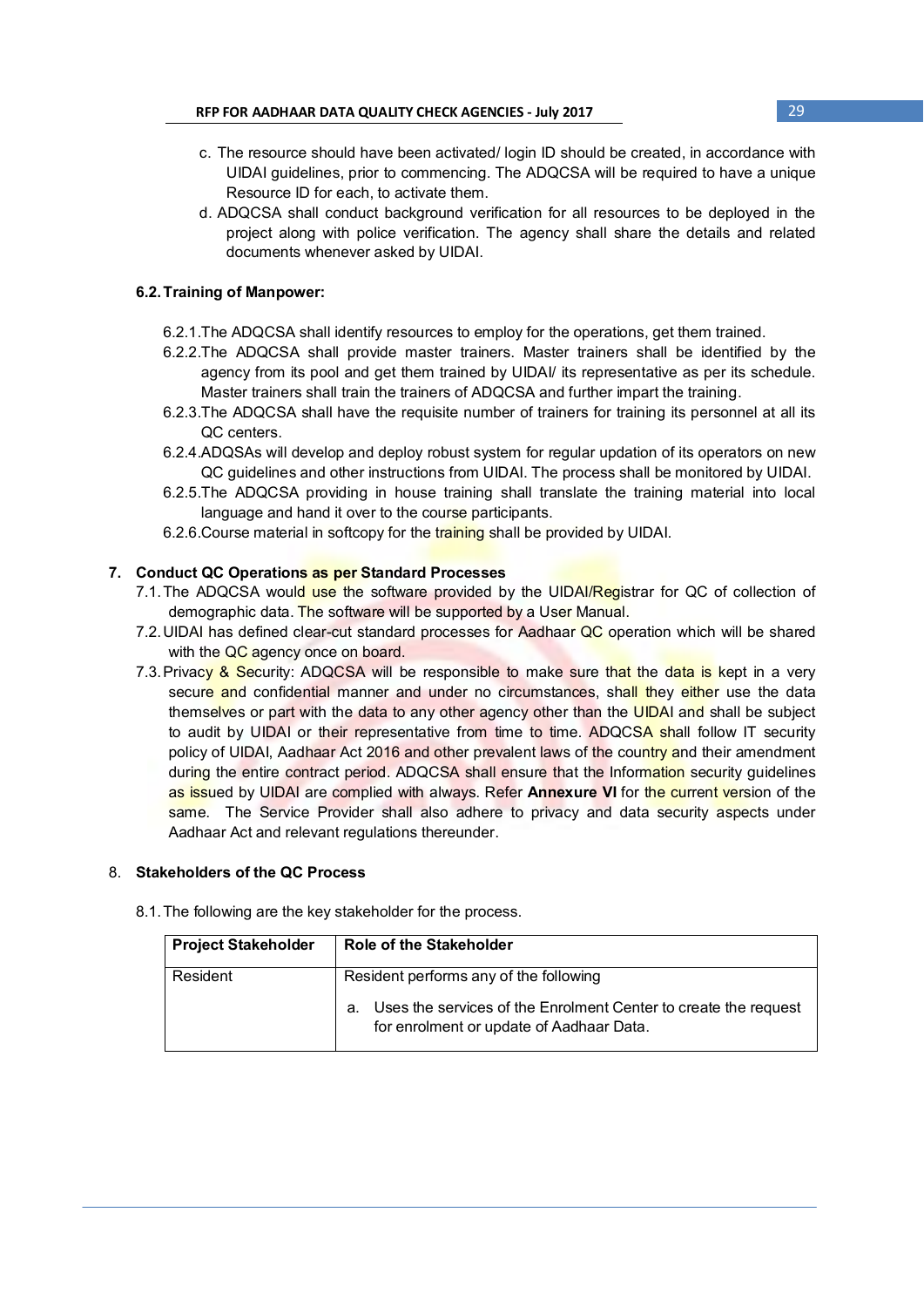c. The resource should have been activated/ login ID should be created, in accordance with UIDAI guidelines, prior to commencing. The ADQCSA will be required to have a unique Resource ID for each, to activate them.

d. ADQCSA shall conduct background verification for all resources to be deployed in the project along with police verification. The agency shall share the details and related documents whenever asked by UIDAI.

### 6.2. Training of Manpower:

6.2.1. The ADQCSA shall identify resources to employ for the operations, get them trained.

6.2.2. The ADQCSA shall provide master trainers. Master trainers shall be identified by the agency from its pool and get them trained by UIDAI/ its representative as per its schedule. Master trainers shall train the trainers of ADQCSA and further impart the training.

6.2.3. The ADQCSA shall have the requisite number of trainers for training its personnel at all its QC centers.

6.2.4. ADQSAs will develop and deploy robust system for regular updation of its operators on new QC guidelines and other instructions from UIDAI. The process shall be monitored by UIDAI.

6.2.5. The ADQCSA providing in house training shall translate the training material into local language and hand it over to the course participants.

6.2.6. Course material in softcopy for the training shall be provided by UIDAI.

## 7. Conduct QC Operations as per Standard Processes

7.1. The ADQCSA would use the software provided by the UIDAI/Registrar for QC of collection of demographic data. The software will be supported by a User Manual.

7.2. UIDAI has defined clear-cut standard processes for Aadhaar QC operation which will be shared with the QC agency once on board.

7.3. Privacy & Security: ADQCSA will be responsible to make sure that the data is kept in a very secure and confidential manner and under no circumstances, shall they either use the data themselves or part with the data to any other agency other than the UIDAI and shall be subject to audit by UIDAI or their representative from time to time. ADQCSA shall follow IT security policy of UIDAI, Aadhaar Act 2016 and other prevalent laws of the country and their amendment during the entire contract period. ADQCSA shall ensure that the Information security guidelines as issued by UIDAI are complied with always. Refer **Annexure VI** for the current version of the same. The Service Provider shall also adhere to privacy and data security aspects under Aadhaar Act and relevant regulations thereunder.

## 8. Stakeholders of the QC Process

8.1. The following are the key stakeholder for the process.

| Project Stakeholder | Role of the Stakeholder |
|---|---|
| Resident | Resident performs any of the following<br>a. Uses the services of the Enrolment Center to create the request for enrolment or update of Aadhaar Data. |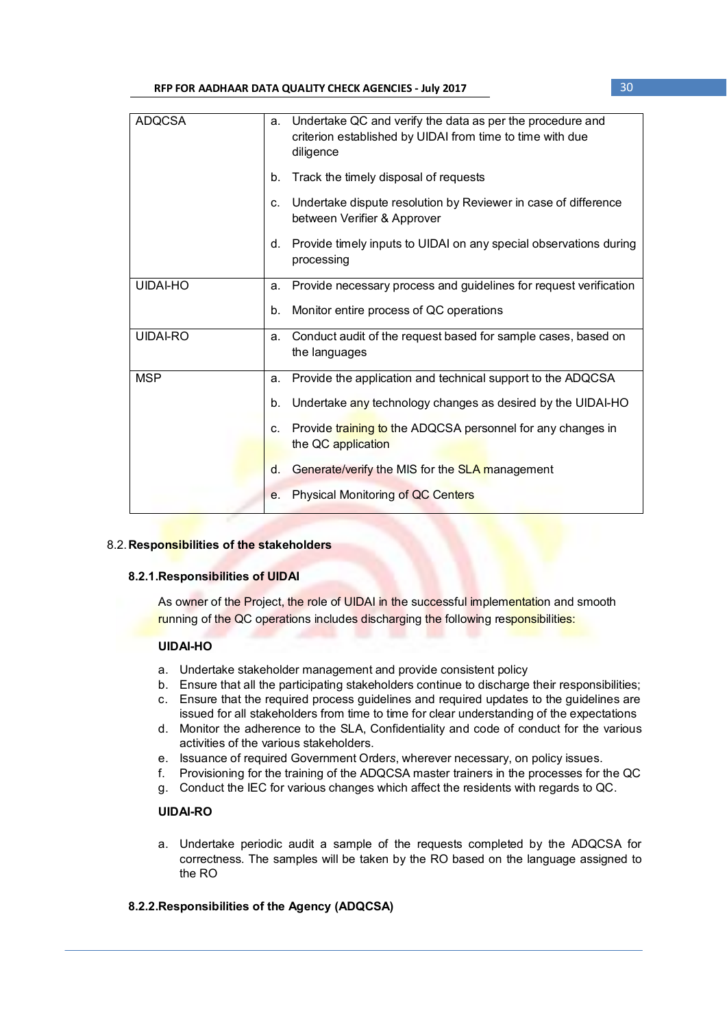| | |
|---|---|
| ADQCSA | a. Undertake QC and verify the data as per the procedure and criterion established by UIDAI from time to time with due diligence<br><br>b. Track the timely disposal of requests<br><br>c. Undertake dispute resolution by Reviewer in case of difference between Verifier & Approver<br><br>d. Provide timely inputs to UIDAI on any special observations during processing |
| UIDAI-HO | a. Provide necessary process and guidelines for request verification<br><br>b. Monitor entire process of QC operations |
| UIDAI-RO | a. Conduct audit of the request based for sample cases, based on the languages |
| MSP | a. Provide the application and technical support to the ADQCSA<br><br>b. Undertake any technology changes as desired by the UIDAI-HO<br><br>c. Provide training to the ADQCSA personnel for any changes in the QC application<br><br>d. Generate/verify the MIS for the SLA management<br><br>e. Physical Monitoring of QC Centers |

## 8.2. Responsibilities of the stakeholders

### 8.2.1. Responsibilities of UIDAI

As owner of the Project, the role of UIDAI in the successful implementation and smooth running of the QC operations includes discharging the following responsibilities:

**UIDAI-HO**

a. Undertake stakeholder management and provide consistent policy
b. Ensure that all the participating stakeholders continue to discharge their responsibilities;
c. Ensure that the required process guidelines and required updates to the guidelines are issued for all stakeholders from time to time for clear understanding of the expectations
d. Monitor the adherence to the SLA, Confidentiality and code of conduct for the various activities of the various stakeholders.
e. Issuance of required Government Orders, wherever necessary, on policy issues.
f. Provisioning for the training of the ADQCSA master trainers in the processes for the QC
g. Conduct the IEC for various changes which affect the residents with regards to QC.

**UIDAI-RO**

a. Undertake periodic audit a sample of the requests completed by the ADQCSA for correctness. The samples will be taken by the RO based on the language assigned to the RO

### 8.2.2. Responsibilities of the Agency (ADQCSA)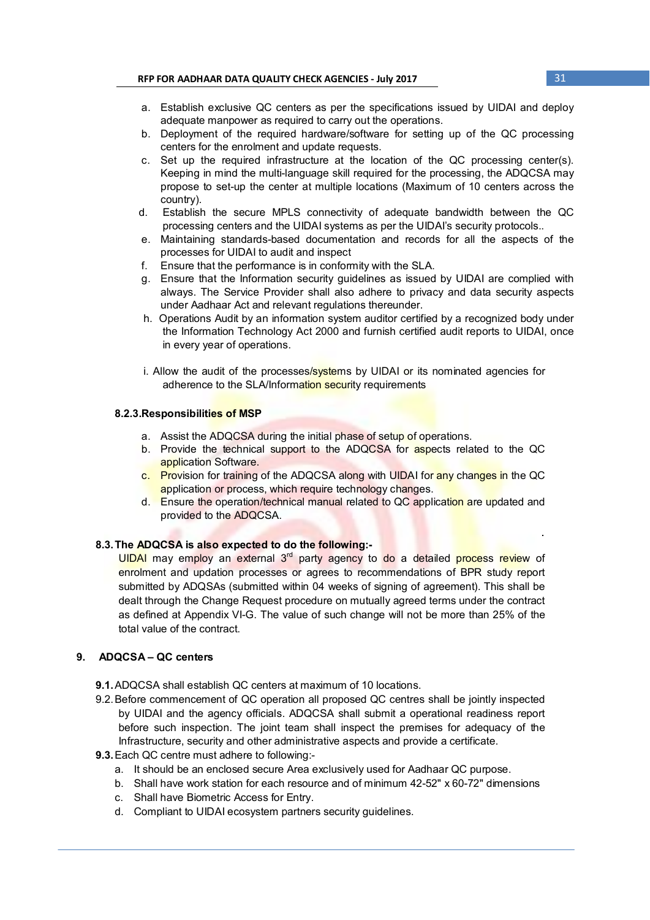a. Establish exclusive QC centers as per the specifications issued by UIDAI and deploy adequate manpower as required to carry out the operations.
b. Deployment of the required hardware/software for setting up of the QC processing centers for the enrolment and update requests.
c. Set up the required infrastructure at the location of the QC processing center(s). Keeping in mind the multi-language skill required for the processing, the ADQCSA may propose to set-up the center at multiple locations (Maximum of 10 centers across the country).
d. Establish the secure MPLS connectivity of adequate bandwidth between the QC processing centers and the UIDAI systems as per the UIDAI's security protocols..
e. Maintaining standards-based documentation and records for all the aspects of the processes for UIDAI to audit and inspect
f. Ensure that the performance is in conformity with the SLA.
g. Ensure that the Information security guidelines as issued by UIDAI are complied with always. The Service Provider shall also adhere to privacy and data security aspects under Aadhaar Act and relevant regulations thereunder.
h. Operations Audit by an information system auditor certified by a recognized body under the Information Technology Act 2000 and furnish certified audit reports to UIDAI, once in every year of operations.
i. Allow the audit of the processes/systems by UIDAI or its nominated agencies for adherence to the SLA/Information security requirements

#### 8.2.3. Responsibilities of MSP

a. Assist the ADQCSA during the initial phase of setup of operations.
b. Provide the technical support to the ADQCSA for aspects related to the QC application Software.
c. Provision for training of the ADQCSA along with UIDAI for any changes in the QC application or process, which require technology changes.
d. Ensure the operation/technical manual related to QC application are updated and provided to the ADQCSA.

### 8.3. The ADQCSA is also expected to do the following:-

UIDAI may employ an external 3rd party agency to do a detailed process review of enrolment and updation processes or agrees to recommendations of BPR study report submitted by ADQSAs (submitted within 04 weeks of signing of agreement). This shall be dealt through the Change Request procedure on mutually agreed terms under the contract as defined at Appendix VI-G. The value of such change will not be more than 25% of the total value of the contract.

## 9. ADQCSA – QC centers

**9.1.** ADQCSA shall establish QC centers at maximum of 10 locations.

9.2. Before commencement of QC operation all proposed QC centres shall be jointly inspected by UIDAI and the agency officials. ADQCSA shall submit a operational readiness report before such inspection. The joint team shall inspect the premises for adequacy of the Infrastructure, security and other administrative aspects and provide a certificate.

**9.3.** Each QC centre must adhere to following:-

a. It should be an enclosed secure Area exclusively used for Aadhaar QC purpose.
b. Shall have work station for each resource and of minimum 42-52" x 60-72" dimensions
c. Shall have Biometric Access for Entry.
d. Compliant to UIDAI ecosystem partners security guidelines.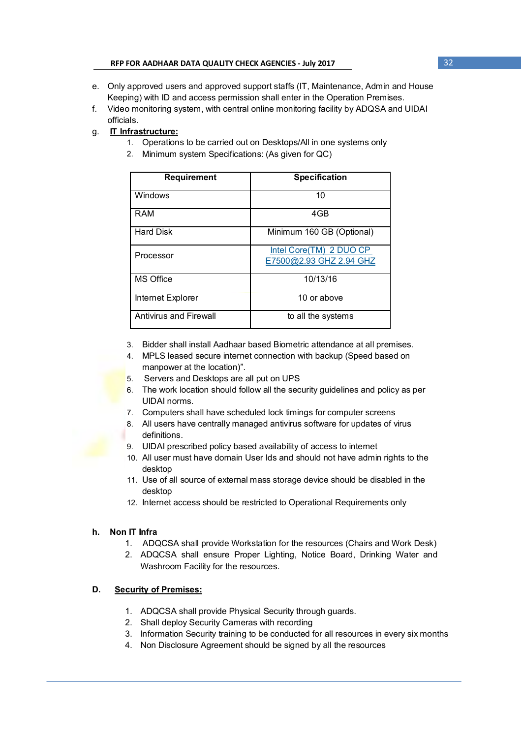e. Only approved users and approved support staffs (IT, Maintenance, Admin and House Keeping) with ID and access permission shall enter in the Operation Premises.

f. Video monitoring system, with central online monitoring facility by ADQSA and UIDAI officials.

g. **<u>IT Infrastructure:</u>**

1. Operations to be carried out on Desktops/All in one systems only
2. Minimum system Specifications: (As given for QC)

| Requirement | Specification |
|---|---|
| Windows | 10 |
| RAM | 4GB |
| Hard Disk | Minimum 160 GB (Optional) |
| Processor | Intel Core(TM) 2 DUO CP E7500@2.93 GHZ 2.94 GHZ |
| MS Office | 10/13/16 |
| Internet Explorer | 10 or above |
| Antivirus and Firewall | to all the systems |

3. Bidder shall install Aadhaar based Biometric attendance at all premises.
4. MPLS leased secure internet connection with backup (Speed based on manpower at the location)".
5. Servers and Desktops are all put on UPS
6. The work location should follow all the security guidelines and policy as per UIDAI norms.
7. Computers shall have scheduled lock timings for computer screens
8. All users have centrally managed antivirus software for updates of virus definitions.
9. UIDAI prescribed policy based availability of access to internet
10. All user must have domain User Ids and should not have admin rights to the desktop
11. Use of all source of external mass storage device should be disabled in the desktop
12. Internet access should be restricted to Operational Requirements only

**h. Non IT Infra**

1. ADQCSA shall provide Workstation for the resources (Chairs and Work Desk)
2. ADQCSA shall ensure Proper Lighting, Notice Board, Drinking Water and Washroom Facility for the resources.

**D. <u>Security of Premises:</u>**

1. ADQCSA shall provide Physical Security through guards.
2. Shall deploy Security Cameras with recording
3. Information Security training to be conducted for all resources in every six months
4. Non Disclosure Agreement should be signed by all the resources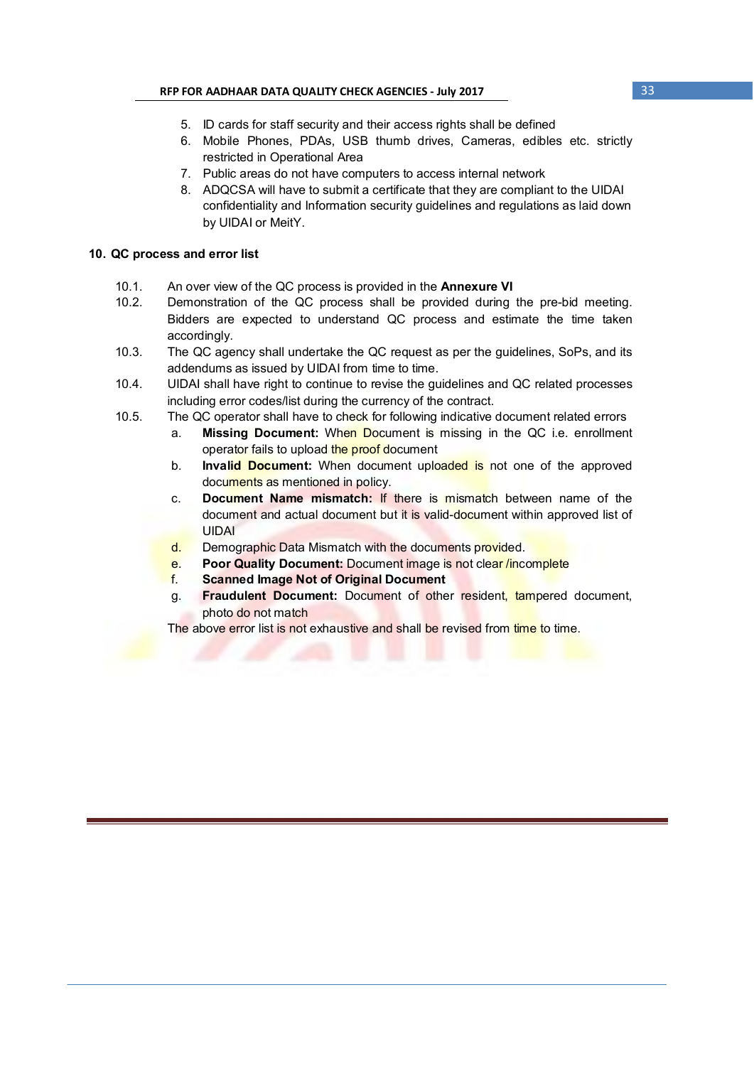5. ID cards for staff security and their access rights shall be defined
6. Mobile Phones, PDAs, USB thumb drives, Cameras, edibles etc. strictly restricted in Operational Area
7. Public areas do not have computers to access internal network
8. ADQCSA will have to submit a certificate that they are compliant to the UIDAI confidentiality and Information security guidelines and regulations as laid down by UIDAI or MeitY.

## 10. QC process and error list

10.1. An over view of the QC process is provided in the **Annexure VI**

10.2. Demonstration of the QC process shall be provided during the pre-bid meeting. Bidders are expected to understand QC process and estimate the time taken accordingly.

10.3. The QC agency shall undertake the QC request as per the guidelines, SoPs, and its addendums as issued by UIDAI from time to time.

10.4. UIDAI shall have right to continue to revise the guidelines and QC related processes including error codes/list during the currency of the contract.

10.5. The QC operator shall have to check for following indicative document related errors

a. **Missing Document:** When Document is missing in the QC i.e. enrollment operator fails to upload the proof document
b. **Invalid Document:** When document uploaded is not one of the approved documents as mentioned in policy.
c. **Document Name mismatch:** If there is mismatch between name of the document and actual document but it is valid-document within approved list of UIDAI
d. Demographic Data Mismatch with the documents provided.
e. **Poor Quality Document:** Document image is not clear /incomplete
f. **Scanned Image Not of Original Document**
g. **Fraudulent Document:** Document of other resident, tampered document, photo do not match

The above error list is not exhaustive and shall be revised from time to time.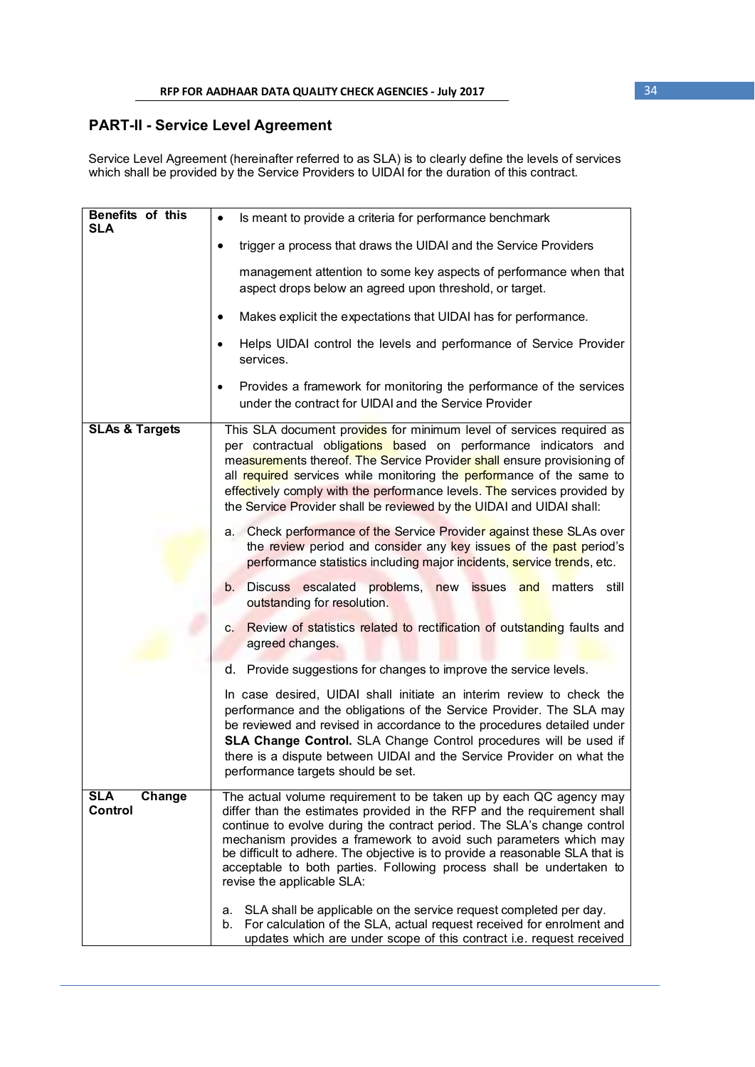## PART-II - Service Level Agreement

Service Level Agreement (hereinafter referred to as SLA) is to clearly define the levels of services which shall be provided by the Service Providers to UIDAI for the duration of this contract.

| | |
|---|---|
| **Benefits of this SLA** | • Is meant to provide a criteria for performance benchmark<br>• trigger a process that draws the UIDAI and the Service Providers<br>management attention to some key aspects of performance when that aspect drops below an agreed upon threshold, or target.<br>• Makes explicit the expectations that UIDAI has for performance.<br>• Helps UIDAI control the levels and performance of Service Provider services.<br>• Provides a framework for monitoring the performance of the services under the contract for UIDAI and the Service Provider |
| **SLAs & Targets** | This SLA document provides for minimum level of services required as per contractual obligations based on performance indicators and measurements thereof. The Service Provider shall ensure provisioning of all required services while monitoring the performance of the same to effectively comply with the performance levels. The services provided by the Service Provider shall be reviewed by the UIDAI and UIDAI shall:<br>a. Check performance of the Service Provider against these SLAs over the review period and consider any key issues of the past period's performance statistics including major incidents, service trends, etc.<br>b. Discuss escalated problems, new issues and matters still outstanding for resolution.<br>c. Review of statistics related to rectification of outstanding faults and agreed changes.<br>d. Provide suggestions for changes to improve the service levels.<br>In case desired, UIDAI shall initiate an interim review to check the performance and the obligations of the Service Provider. The SLA may be reviewed and revised in accordance to the procedures detailed under **SLA Change Control.** SLA Change Control procedures will be used if there is a dispute between UIDAI and the Service Provider on what the performance targets should be set. |
| **SLA Change Control** | The actual volume requirement to be taken up by each QC agency may differ than the estimates provided in the RFP and the requirement shall continue to evolve during the contract period. The SLA's change control mechanism provides a framework to avoid such parameters which may be difficult to adhere. The objective is to provide a reasonable SLA that is acceptable to both parties. Following process shall be undertaken to revise the applicable SLA:<br>a. SLA shall be applicable on the service request completed per day.<br>b. For calculation of the SLA, actual request received for enrolment and updates which are under scope of this contract i.e. request received |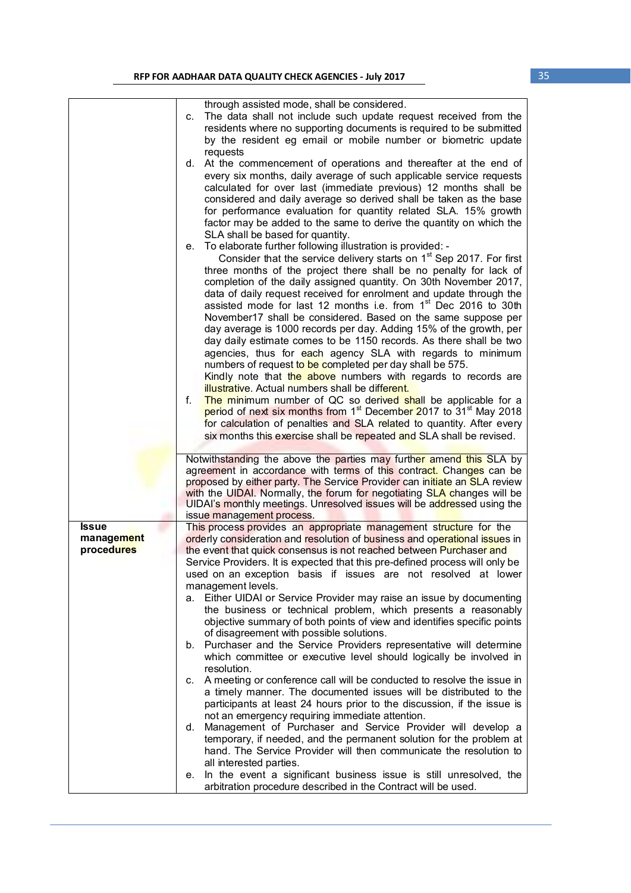| | |
|---|---|
| | through assisted mode, shall be considered.<br>c. The data shall not include such update request received from the residents where no supporting documents is required to be submitted by the resident eg email or mobile number or biometric update requests<br>d. At the commencement of operations and thereafter at the end of every six months, daily average of such applicable service requests calculated for over last (immediate previous) 12 months shall be considered and daily average so derived shall be taken as the base for performance evaluation for quantity related SLA. 15% growth factor may be added to the same to derive the quantity on which the SLA shall be based for quantity.<br>e. To elaborate further following illustration is provided: -<br>Consider that the service delivery starts on 1st Sep 2017. For first three months of the project there shall be no penalty for lack of completion of the daily assigned quantity. On 30th November 2017, data of daily request received for enrolment and update through the assisted mode for last 12 months i.e. from 1st Dec 2016 to 30th November17 shall be considered. Based on the same suppose per day average is 1000 records per day. Adding 15% of the growth, per day daily estimate comes to be 1150 records. As there shall be two agencies, thus for each agency SLA with regards to minimum numbers of request to be completed per day shall be 575.<br>Kindly note that the above numbers with regards to records are illustrative. Actual numbers shall be different.<br>f. The minimum number of QC so derived shall be applicable for a period of next six months from 1st December 2017 to 31st May 2018 for calculation of penalties and SLA related to quantity. After every six months this exercise shall be repeated and SLA shall be revised. |
| | Notwithstanding the above the parties may further amend this SLA by agreement in accordance with terms of this contract. Changes can be proposed by either party. The Service Provider can initiate an SLA review with the UIDAI. Normally, the forum for negotiating SLA changes will be UIDAI's monthly meetings. Unresolved issues will be addressed using the issue management process. |
| **Issue management procedures** | This process provides an appropriate management structure for the orderly consideration and resolution of business and operational issues in the event that quick consensus is not reached between Purchaser and Service Providers. It is expected that this pre-defined process will only be used on an exception basis if issues are not resolved at lower management levels.<br>a. Either UIDAI or Service Provider may raise an issue by documenting the business or technical problem, which presents a reasonably objective summary of both points of view and identifies specific points of disagreement with possible solutions.<br>b. Purchaser and the Service Providers representative will determine which committee or executive level should logically be involved in resolution.<br>c. A meeting or conference call will be conducted to resolve the issue in a timely manner. The documented issues will be distributed to the participants at least 24 hours prior to the discussion, if the issue is not an emergency requiring immediate attention.<br>d. Management of Purchaser and Service Provider will develop a temporary, if needed, and the permanent solution for the problem at hand. The Service Provider will then communicate the resolution to all interested parties.<br>e. In the event a significant business issue is still unresolved, the arbitration procedure described in the Contract will be used. |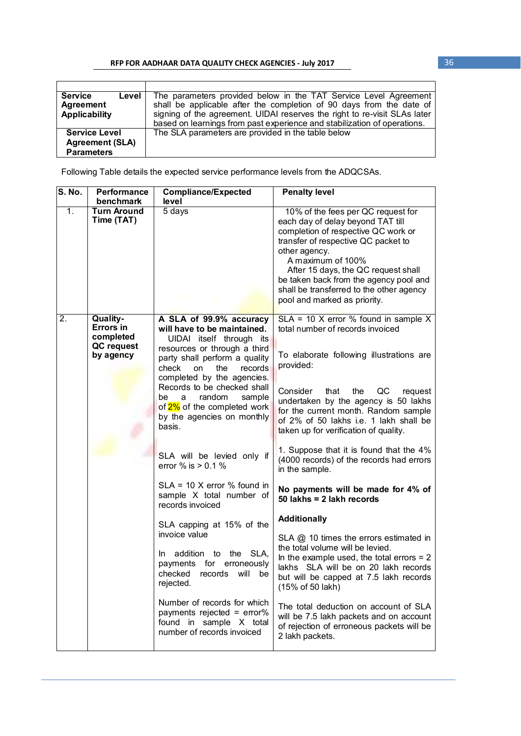| | |
|---|---|
| **Service Level Agreement Applicability** | The parameters provided below in the TAT Service Level Agreement shall be applicable after the completion of 90 days from the date of signing of the agreement. UIDAI reserves the right to re-visit SLAs later based on learnings from past experience and stabilization of operations. |
| **Service Level Agreement (SLA) Parameters** | The SLA parameters are provided in the table below |

Following Table details the expected service performance levels from the ADQCSAs.

| S. No. | Performance benchmark | Compliance/Expected level | Penalty level |
|---|---|---|---|
| 1. | **Turn Around Time (TAT)** | 5 days | 10% of the fees per QC request for each day of delay beyond TAT till completion of respective QC work or transfer of respective QC packet to other agency.<br>A maximum of 100%<br>After 15 days, the QC request shall be taken back from the agency pool and shall be transferred to the other agency pool and marked as priority. |
| 2. | **Quality- Errors in completed QC request by agency** | **A SLA of 99.9% accuracy will have to be maintained.**<br>UIDAI itself through its resources or through a third party shall perform a quality check on the records completed by the agencies. Records to be checked shall be a random sample of 2% of the completed work by the agencies on monthly basis.<br><br>SLA will be levied only if error % is > 0.1 %<br><br>SLA = 10 X error % found in sample X total number of records invoiced<br><br>SLA capping at 15% of the invoice value<br><br>In addition to the SLA, payments for erroneously checked records will be rejected.<br><br>Number of records for which payments rejected = error% found in sample X total number of records invoiced | SLA = 10 X error % found in sample X total number of records invoiced<br><br>To elaborate following illustrations are provided:<br><br>Consider that the QC request undertaken by the agency is 50 lakhs for the current month. Random sample of 2% of 50 lakhs i.e. 1 lakh shall be taken up for verification of quality.<br><br>1. Suppose that it is found that the 4% (4000 records) of the records had errors in the sample.<br><br>**No payments will be made for 4% of 50 lakhs = 2 lakh records**<br><br>**Additionally**<br><br>SLA @ 10 times the errors estimated in the total volume will be levied.<br>In the example used, the total errors = 2 lakhs SLA will be on 20 lakh records but will be capped at 7.5 lakh records (15% of 50 lakh)<br><br>The total deduction on account of SLA will be 7.5 lakh packets and on account of rejection of erroneous packets will be 2 lakh packets. |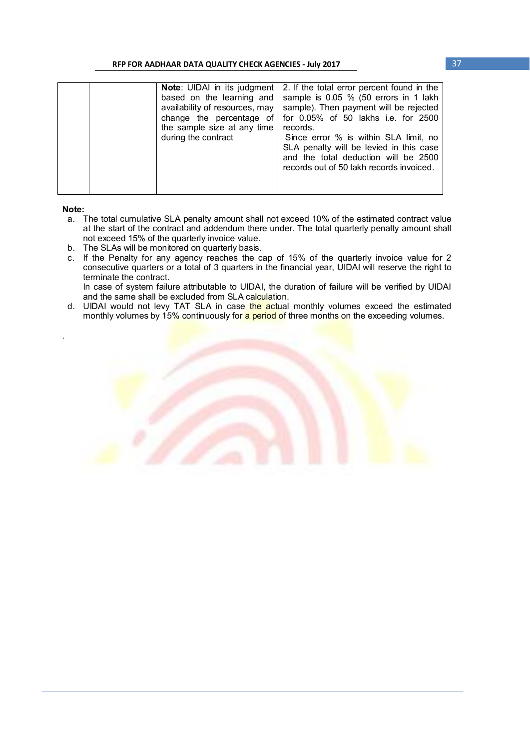|  |  | **Note**: UIDAI in its judgment based on the learning and availability of resources, may change the percentage of the sample size at any time during the contract | 2. If the total error percent found in the sample is 0.05 % (50 errors in 1 lakh sample). Then payment will be rejected for 0.05% of 50 lakhs i.e. for 2500 records.<br>Since error % is within SLA limit, no SLA penalty will be levied in this case and the total deduction will be 2500 records out of 50 lakh records invoiced. |
|---|---|---|---|

**Note:**

a. The total cumulative SLA penalty amount shall not exceed 10% of the estimated contract value at the start of the contract and addendum there under. The total quarterly penalty amount shall not exceed 15% of the quarterly invoice value.

b. The SLAs will be monitored on quarterly basis.

c. If the Penalty for any agency reaches the cap of 15% of the quarterly invoice value for 2 consecutive quarters or a total of 3 quarters in the financial year, UIDAI will reserve the right to terminate the contract.

In case of system failure attributable to UIDAI, the duration of failure will be verified by UIDAI and the same shall be excluded from SLA calculation.

d. UIDAI would not levy TAT SLA in case the actual monthly volumes exceed the estimated monthly volumes by 15% continuously for a period of three months on the exceeding volumes.

.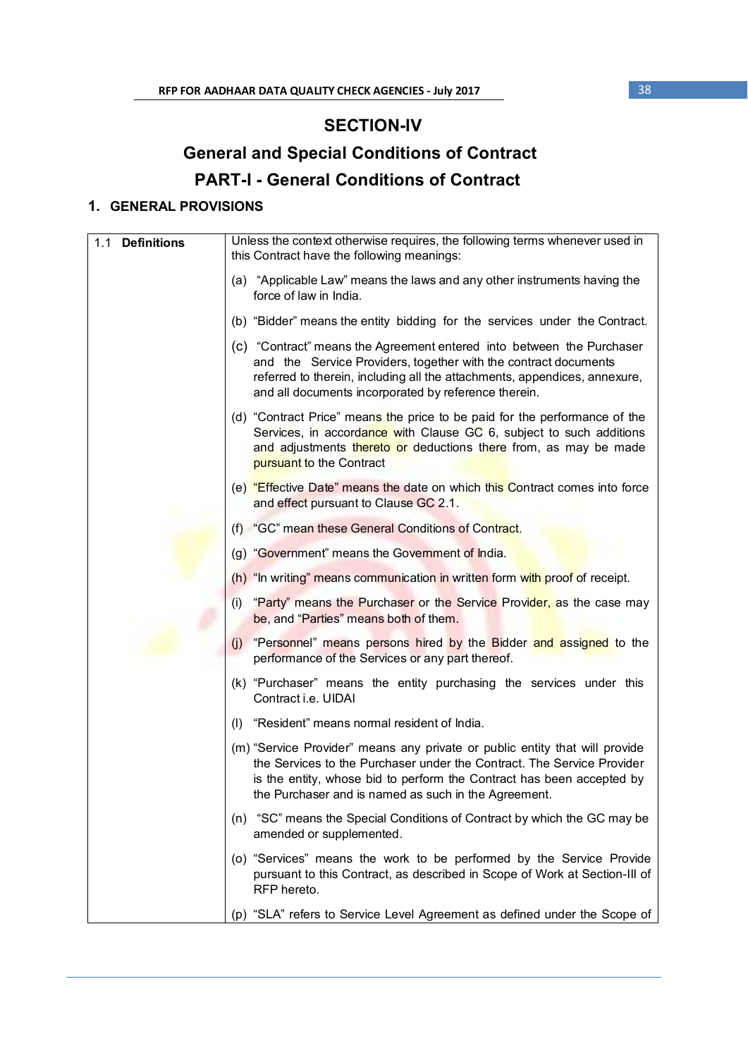# SECTION-IV

## General and Special Conditions of Contract

## PART-I - General Conditions of Contract

### 1. GENERAL PROVISIONS

| 1.1 **Definitions** | Unless the context otherwise requires, the following terms whenever used in this Contract have the following meanings:<br><br>(a) "Applicable Law" means the laws and any other instruments having the force of law in India.<br><br>(b) "Bidder" means the entity bidding for the services under the Contract.<br><br>(c) "Contract" means the Agreement entered into between the Purchaser and the Service Providers, together with the contract documents referred to therein, including all the attachments, appendices, annexure, and all documents incorporated by reference therein.<br><br>(d) "Contract Price" means the price to be paid for the performance of the Services, in accordance with Clause GC 6, subject to such additions and adjustments thereto or deductions there from, as may be made pursuant to the Contract<br><br>(e) "Effective Date" means the date on which this Contract comes into force and effect pursuant to Clause GC 2.1.<br><br>(f) "GC" mean these General Conditions of Contract.<br><br>(g) "Government" means the Government of India.<br><br>(h) "In writing" means communication in written form with proof of receipt.<br><br>(i) "Party" means the Purchaser or the Service Provider, as the case may be, and "Parties" means both of them.<br><br>(j) "Personnel" means persons hired by the Bidder and assigned to the performance of the Services or any part thereof.<br><br>(k) "Purchaser" means the entity purchasing the services under this Contract i.e. UIDAI<br><br>(l) "Resident" means normal resident of India.<br><br>(m) "Service Provider" means any private or public entity that will provide the Services to the Purchaser under the Contract. The Service Provider is the entity, whose bid to perform the Contract has been accepted by the Purchaser and is named as such in the Agreement.<br><br>(n) "SC" means the Special Conditions of Contract by which the GC may be amended or supplemented.<br><br>(o) "Services" means the work to be performed by the Service Provide pursuant to this Contract, as described in Scope of Work at Section-III of RFP hereto.<br><br>(p) "SLA" refers to Service Level Agreement as defined under the Scope of |
|---|---|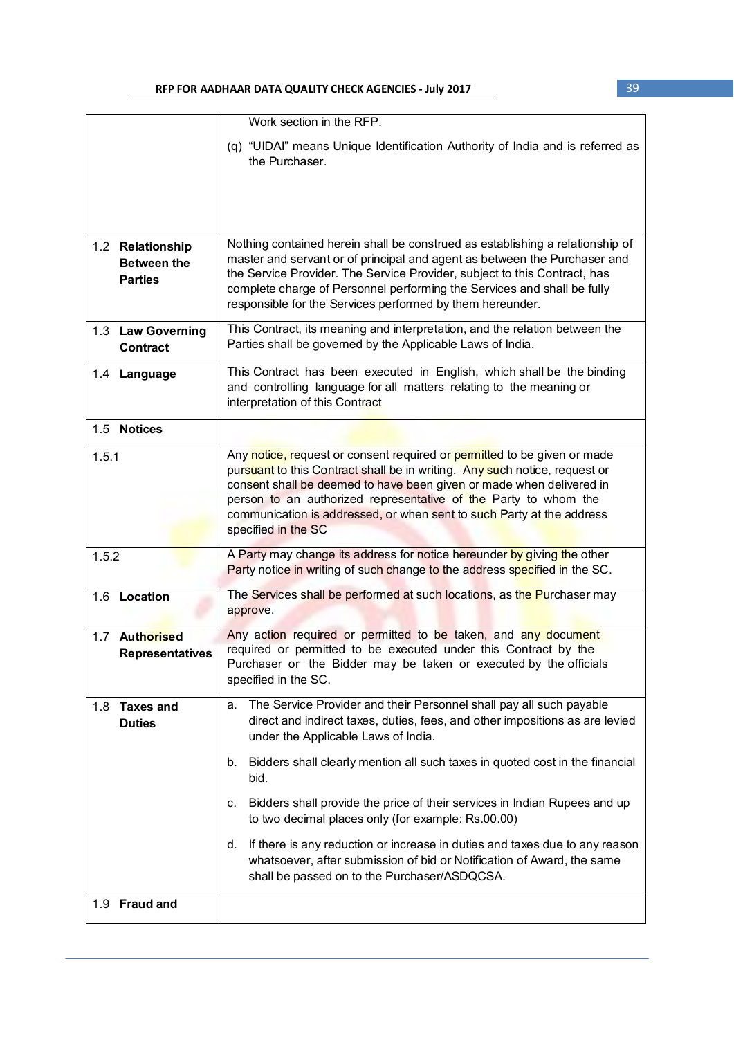| | |
|---|---|
| | Work section in the RFP.<br><br>(q) "UIDAI" means Unique Identification Authority of India and is referred as the Purchaser. |
| 1.2 **Relationship Between the Parties** | Nothing contained herein shall be construed as establishing a relationship of master and servant or of principal and agent as between the Purchaser and the Service Provider. The Service Provider, subject to this Contract, has complete charge of Personnel performing the Services and shall be fully responsible for the Services performed by them hereunder. |
| 1.3 **Law Governing Contract** | This Contract, its meaning and interpretation, and the relation between the Parties shall be governed by the Applicable Laws of India. |
| 1.4 **Language** | This Contract has been executed in English, which shall be the binding and controlling language for all matters relating to the meaning or interpretation of this Contract |
| 1.5 **Notices** | |
| 1.5.1 | Any notice, request or consent required or permitted to be given or made pursuant to this Contract shall be in writing. Any such notice, request or consent shall be deemed to have been given or made when delivered in person to an authorized representative of the Party to whom the communication is addressed, or when sent to such Party at the address specified in the SC |
| 1.5.2 | A Party may change its address for notice hereunder by giving the other Party notice in writing of such change to the address specified in the SC. |
| 1.6 **Location** | The Services shall be performed at such locations, as the Purchaser may approve. |
| 1.7 **Authorised Representatives** | Any action required or permitted to be taken, and any document required or permitted to be executed under this Contract by the Purchaser or the Bidder may be taken or executed by the officials specified in the SC. |
| 1.8 **Taxes and Duties** | a. The Service Provider and their Personnel shall pay all such payable direct and indirect taxes, duties, fees, and other impositions as are levied under the Applicable Laws of India.<br><br>b. Bidders shall clearly mention all such taxes in quoted cost in the financial bid.<br><br>c. Bidders shall provide the price of their services in Indian Rupees and up to two decimal places only (for example: Rs.00.00)<br><br>d. If there is any reduction or increase in duties and taxes due to any reason whatsoever, after submission of bid or Notification of Award, the same shall be passed on to the Purchaser/ASDQCSA. |
| 1.9 **Fraud and** | |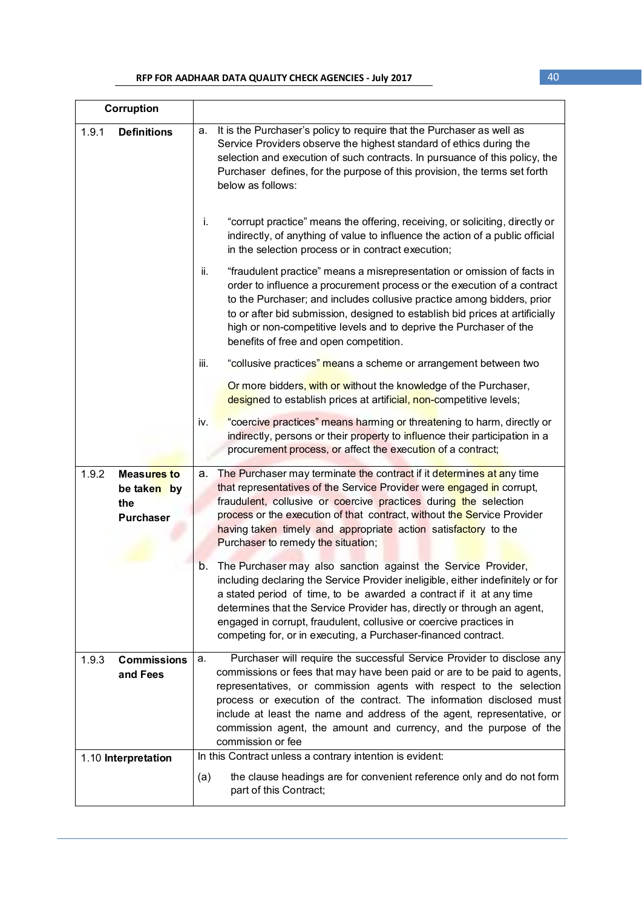| Corruption | |
|---|---|
| 1.9.1 **Definitions** | a. It is the Purchaser's policy to require that the Purchaser as well as Service Providers observe the highest standard of ethics during the selection and execution of such contracts. In pursuance of this policy, the Purchaser defines, for the purpose of this provision, the terms set forth below as follows:<br><br>i. "corrupt practice" means the offering, receiving, or soliciting, directly or indirectly, of anything of value to influence the action of a public official in the selection process or in contract execution;<br><br>ii. "fraudulent practice" means a misrepresentation or omission of facts in order to influence a procurement process or the execution of a contract to the Purchaser; and includes collusive practice among bidders, prior to or after bid submission, designed to establish bid prices at artificially high or non-competitive levels and to deprive the Purchaser of the benefits of free and open competition.<br><br>iii. "collusive practices" means a scheme or arrangement between two<br><br>Or more bidders, with or without the knowledge of the Purchaser, designed to establish prices at artificial, non-competitive levels;<br><br>iv. "coercive practices" means harming or threatening to harm, directly or indirectly, persons or their property to influence their participation in a procurement process, or affect the execution of a contract; |
| 1.9.2 **Measures to be taken by the Purchaser** | a. The Purchaser may terminate the contract if it determines at any time that representatives of the Service Provider were engaged in corrupt, fraudulent, collusive or coercive practices during the selection process or the execution of that contract, without the Service Provider having taken timely and appropriate action satisfactory to the Purchaser to remedy the situation;<br><br>b. The Purchaser may also sanction against the Service Provider, including declaring the Service Provider ineligible, either indefinitely or for a stated period of time, to be awarded a contract if it at any time determines that the Service Provider has, directly or through an agent, engaged in corrupt, fraudulent, collusive or coercive practices in competing for, or in executing, a Purchaser-financed contract. |
| 1.9.3 **Commissions and Fees** | a. Purchaser will require the successful Service Provider to disclose any commissions or fees that may have been paid or are to be paid to agents, representatives, or commission agents with respect to the selection process or execution of the contract. The information disclosed must include at least the name and address of the agent, representative, or commission agent, the amount and currency, and the purpose of the commission or fee |
| 1.10 **Interpretation** | In this Contract unless a contrary intention is evident:<br><br>(a) the clause headings are for convenient reference only and do not form part of this Contract; |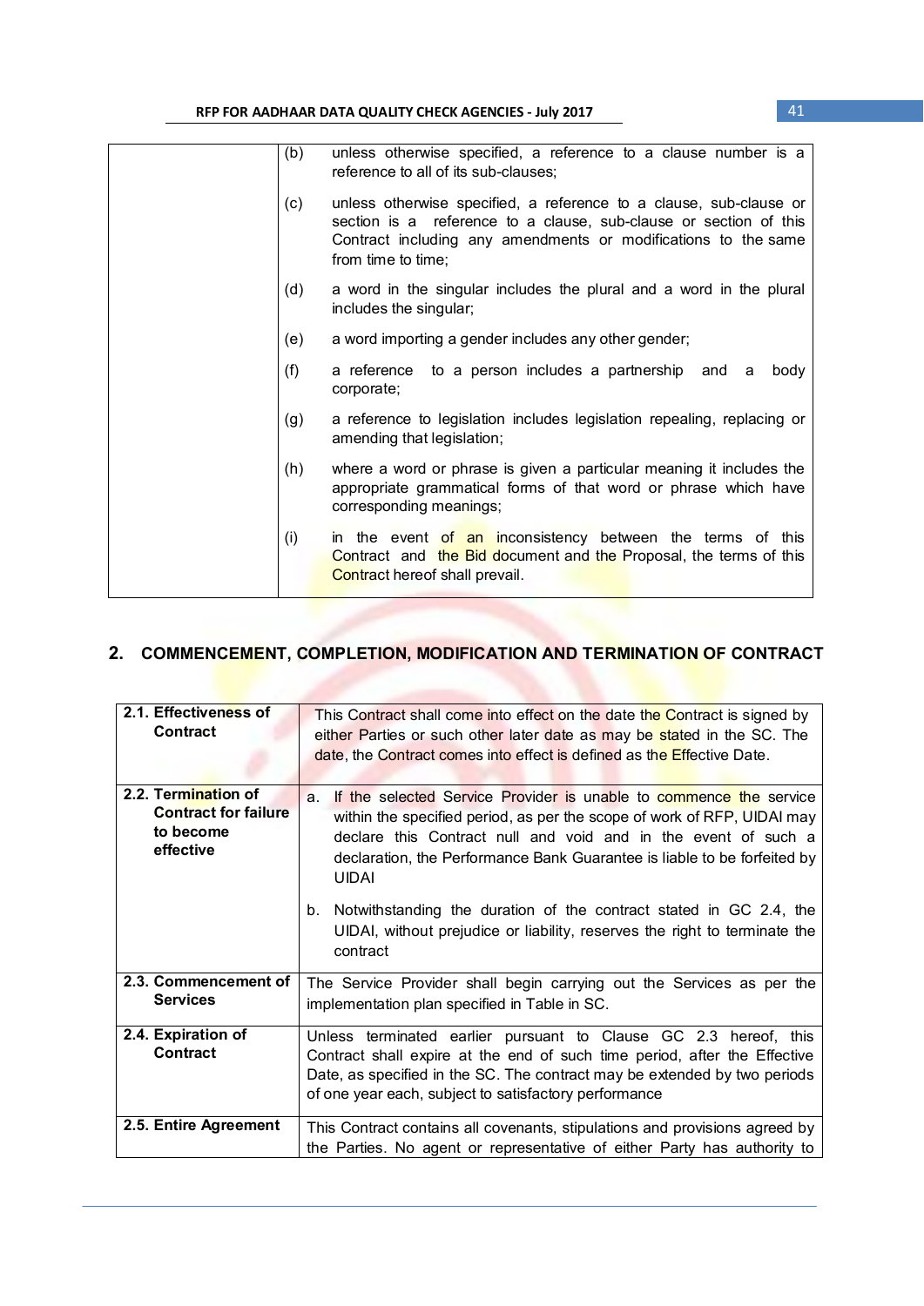| | |
|---|---|
| | (b) unless otherwise specified, a reference to a clause number is a reference to all of its sub-clauses; |
| | (c) unless otherwise specified, a reference to a clause, sub-clause or section is a reference to a clause, sub-clause or section of this Contract including any amendments or modifications to the same from time to time; |
| | (d) a word in the singular includes the plural and a word in the plural includes the singular; |
| | (e) a word importing a gender includes any other gender; |
| | (f) a reference to a person includes a partnership and a body corporate; |
| | (g) a reference to legislation includes legislation repealing, replacing or amending that legislation; |
| | (h) where a word or phrase is given a particular meaning it includes the appropriate grammatical forms of that word or phrase which have corresponding meanings; |
| | (i) in the event of an inconsistency between the terms of this Contract and the Bid document and the Proposal, the terms of this Contract hereof shall prevail. |

## 2. COMMENCEMENT, COMPLETION, MODIFICATION AND TERMINATION OF CONTRACT

| | |
|---|---|
| **2.1. Effectiveness of Contract** | This Contract shall come into effect on the date the Contract is signed by either Parties or such other later date as may be stated in the SC. The date, the Contract comes into effect is defined as the Effective Date. |
| **2.2. Termination of Contract for failure to become effective** | a. If the selected Service Provider is unable to commence the service within the specified period, as per the scope of work of RFP, UIDAI may declare this Contract null and void and in the event of such a declaration, the Performance Bank Guarantee is liable to be forfeited by UIDAI<br><br>b. Notwithstanding the duration of the contract stated in GC 2.4, the UIDAI, without prejudice or liability, reserves the right to terminate the contract |
| **2.3. Commencement of Services** | The Service Provider shall begin carrying out the Services as per the implementation plan specified in Table in SC. |
| **2.4. Expiration of Contract** | Unless terminated earlier pursuant to Clause GC 2.3 hereof, this Contract shall expire at the end of such time period, after the Effective Date, as specified in the SC. The contract may be extended by two periods of one year each, subject to satisfactory performance |
| **2.5. Entire Agreement** | This Contract contains all covenants, stipulations and provisions agreed by the Parties. No agent or representative of either Party has authority to |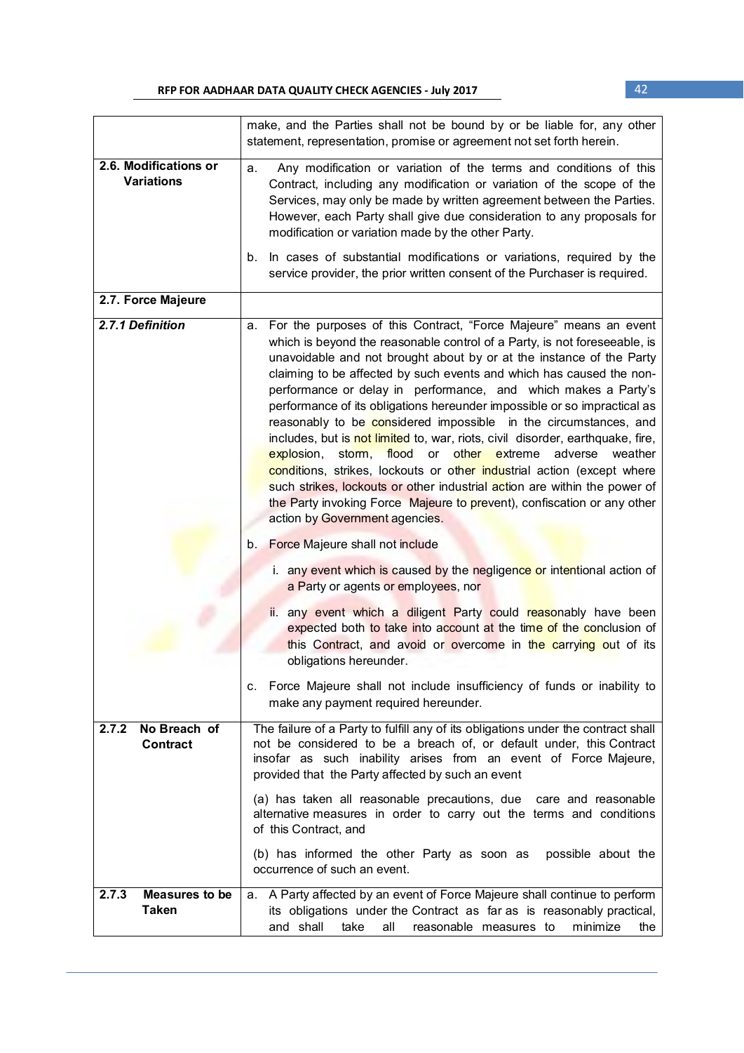| | |
|---|---|
| | make, and the Parties shall not be bound by or be liable for, any other statement, representation, promise or agreement not set forth herein. |
| **2.6. Modifications or Variations** | a. Any modification or variation of the terms and conditions of this Contract, including any modification or variation of the scope of the Services, may only be made by written agreement between the Parties. However, each Party shall give due consideration to any proposals for modification or variation made by the other Party.<br><br>b. In cases of substantial modifications or variations, required by the service provider, the prior written consent of the Purchaser is required. |
| **2.7. Force Majeure** | |
| ***2.7.1 Definition*** | a. For the purposes of this Contract, "Force Majeure" means an event which is beyond the reasonable control of a Party, is not foreseeable, is unavoidable and not brought about by or at the instance of the Party claiming to be affected by such events and which has caused the non-performance or delay in performance, and which makes a Party's performance of its obligations hereunder impossible or so impractical as reasonably to be considered impossible in the circumstances, and includes, but is not limited to, war, riots, civil disorder, earthquake, fire, explosion, storm, flood or other extreme adverse weather conditions, strikes, lockouts or other industrial action (except where such strikes, lockouts or other industrial action are within the power of the Party invoking Force Majeure to prevent), confiscation or any other action by Government agencies.<br><br>b. Force Majeure shall not include<br><br>i. any event which is caused by the negligence or intentional action of a Party or agents or employees, nor<br><br>ii. any event which a diligent Party could reasonably have been expected both to take into account at the time of the conclusion of this Contract, and avoid or overcome in the carrying out of its obligations hereunder.<br><br>c. Force Majeure shall not include insufficiency of funds or inability to make any payment required hereunder. |
| **2.7.2 No Breach of Contract** | The failure of a Party to fulfill any of its obligations under the contract shall not be considered to be a breach of, or default under, this Contract insofar as such inability arises from an event of Force Majeure, provided that the Party affected by such an event<br><br>(a) has taken all reasonable precautions, due care and reasonable alternative measures in order to carry out the terms and conditions of this Contract, and<br><br>(b) has informed the other Party as soon as possible about the occurrence of such an event. |
| **2.7.3 Measures to be Taken** | a. A Party affected by an event of Force Majeure shall continue to perform its obligations under the Contract as far as is reasonably practical, and shall take all reasonable measures to minimize the |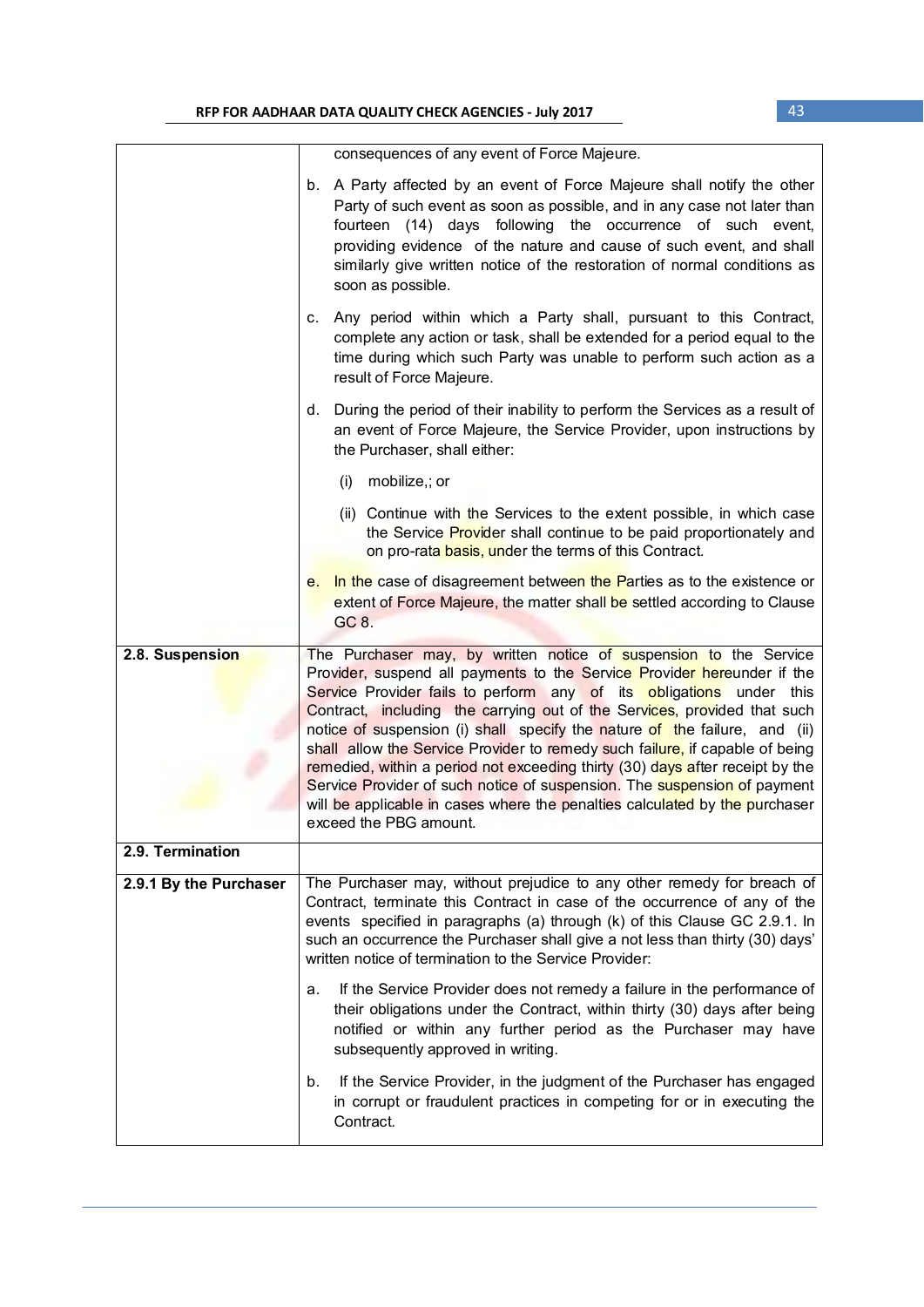| | |
|---|---|
| | consequences of any event of Force Majeure.<br><br>b. A Party affected by an event of Force Majeure shall notify the other Party of such event as soon as possible, and in any case not later than fourteen (14) days following the occurrence of such event, providing evidence of the nature and cause of such event, and shall similarly give written notice of the restoration of normal conditions as soon as possible.<br><br>c. Any period within which a Party shall, pursuant to this Contract, complete any action or task, shall be extended for a period equal to the time during which such Party was unable to perform such action as a result of Force Majeure.<br><br>d. During the period of their inability to perform the Services as a result of an event of Force Majeure, the Service Provider, upon instructions by the Purchaser, shall either:<br><br>(i) mobilize,; or<br><br>(ii) Continue with the Services to the extent possible, in which case the Service Provider shall continue to be paid proportionately and on pro-rata basis, under the terms of this Contract.<br><br>e. In the case of disagreement between the Parties as to the existence or extent of Force Majeure, the matter shall be settled according to Clause GC 8. |
| **2.8. Suspension** | The Purchaser may, by written notice of suspension to the Service Provider, suspend all payments to the Service Provider hereunder if the Service Provider fails to perform any of its obligations under this Contract, including the carrying out of the Services, provided that such notice of suspension (i) shall specify the nature of the failure, and (ii) shall allow the Service Provider to remedy such failure, if capable of being remedied, within a period not exceeding thirty (30) days after receipt by the Service Provider of such notice of suspension. The suspension of payment will be applicable in cases where the penalties calculated by the purchaser exceed the PBG amount. |
| **2.9. Termination** | |
| **2.9.1 By the Purchaser** | The Purchaser may, without prejudice to any other remedy for breach of Contract, terminate this Contract in case of the occurrence of any of the events specified in paragraphs (a) through (k) of this Clause GC 2.9.1. In such an occurrence the Purchaser shall give a not less than thirty (30) days' written notice of termination to the Service Provider:<br><br>a. If the Service Provider does not remedy a failure in the performance of their obligations under the Contract, within thirty (30) days after being notified or within any further period as the Purchaser may have subsequently approved in writing.<br><br>b. If the Service Provider, in the judgment of the Purchaser has engaged in corrupt or fraudulent practices in competing for or in executing the Contract. |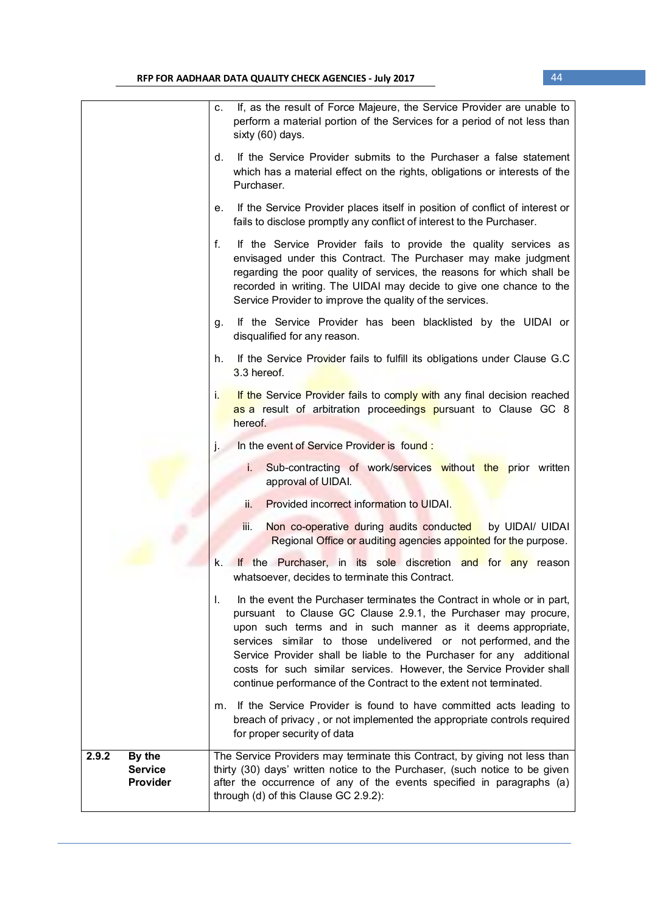| | |
|---|---|
| | c. If, as the result of Force Majeure, the Service Provider are unable to perform a material portion of the Services for a period of not less than sixty (60) days.<br><br>d. If the Service Provider submits to the Purchaser a false statement which has a material effect on the rights, obligations or interests of the Purchaser.<br><br>e. If the Service Provider places itself in position of conflict of interest or fails to disclose promptly any conflict of interest to the Purchaser.<br><br>f. If the Service Provider fails to provide the quality services as envisaged under this Contract. The Purchaser may make judgment regarding the poor quality of services, the reasons for which shall be recorded in writing. The UIDAI may decide to give one chance to the Service Provider to improve the quality of the services.<br><br>g. If the Service Provider has been blacklisted by the UIDAI or disqualified for any reason.<br><br>h. If the Service Provider fails to fulfill its obligations under Clause G.C 3.3 hereof.<br><br>i. If the Service Provider fails to comply with any final decision reached as a result of arbitration proceedings pursuant to Clause GC 8 hereof.<br><br>j. In the event of Service Provider is found :<br>i. Sub-contracting of work/services without the prior written approval of UIDAI.<br>ii. Provided incorrect information to UIDAI.<br>iii. Non co-operative during audits conducted by UIDAI/ UIDAI Regional Office or auditing agencies appointed for the purpose.<br><br>k. If the Purchaser, in its sole discretion and for any reason whatsoever, decides to terminate this Contract.<br><br>l. In the event the Purchaser terminates the Contract in whole or in part, pursuant to Clause GC Clause 2.9.1, the Purchaser may procure, upon such terms and in such manner as it deems appropriate, services similar to those undelivered or not performed, and the Service Provider shall be liable to the Purchaser for any additional costs for such similar services. However, the Service Provider shall continue performance of the Contract to the extent not terminated.<br><br>m. If the Service Provider is found to have committed acts leading to breach of privacy , or not implemented the appropriate controls required for proper security of data |
| **2.9.2 By the Service Provider** | The Service Providers may terminate this Contract, by giving not less than thirty (30) days' written notice to the Purchaser, (such notice to be given after the occurrence of any of the events specified in paragraphs (a) through (d) of this Clause GC 2.9.2): |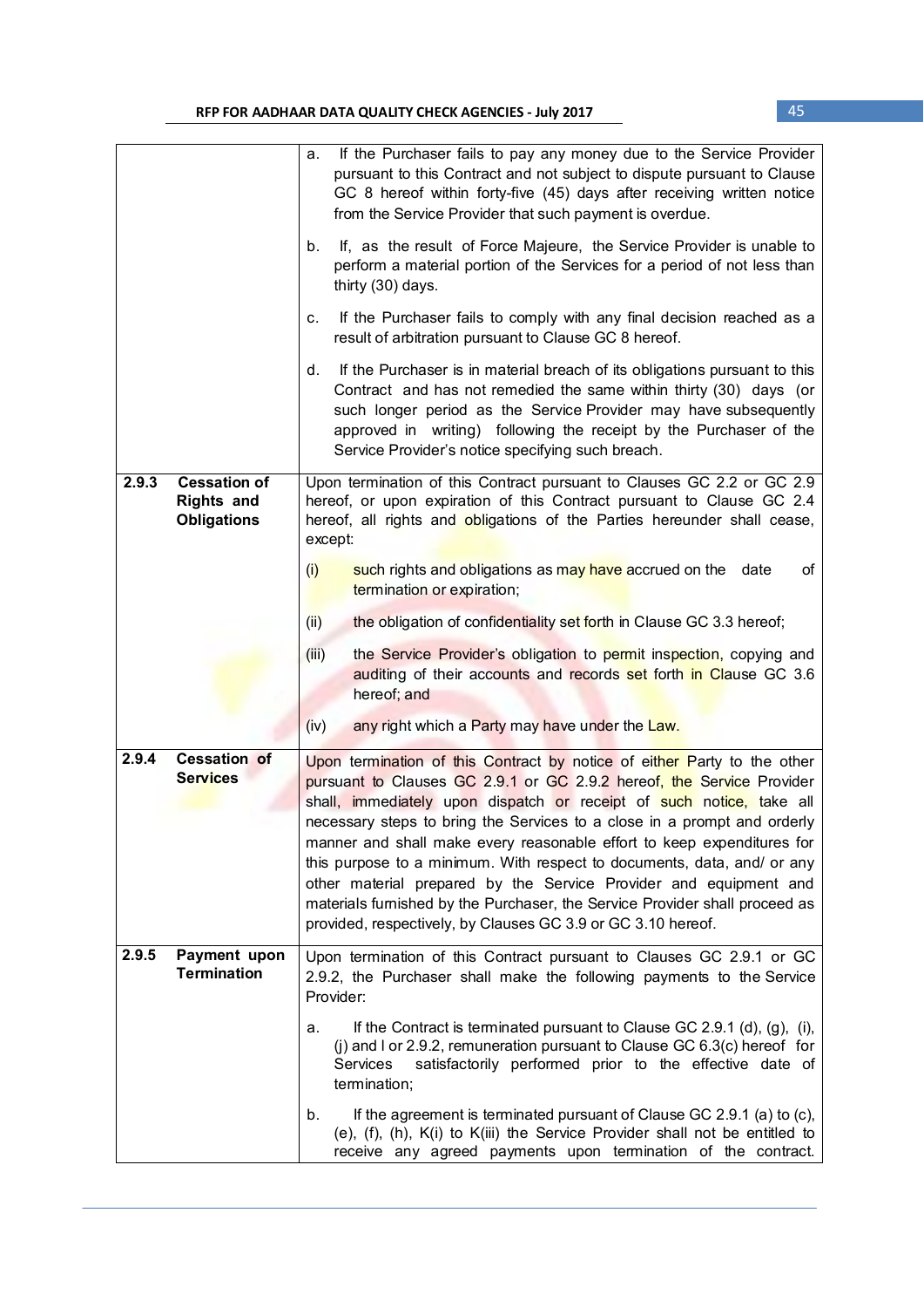| | |
|---|---|
| | a. If the Purchaser fails to pay any money due to the Service Provider pursuant to this Contract and not subject to dispute pursuant to Clause GC 8 hereof within forty-five (45) days after receiving written notice from the Service Provider that such payment is overdue.<br><br>b. If, as the result of Force Majeure, the Service Provider is unable to perform a material portion of the Services for a period of not less than thirty (30) days.<br><br>c. If the Purchaser fails to comply with any final decision reached as a result of arbitration pursuant to Clause GC 8 hereof.<br><br>d. If the Purchaser is in material breach of its obligations pursuant to this Contract and has not remedied the same within thirty (30) days (or such longer period as the Service Provider may have subsequently approved in writing) following the receipt by the Purchaser of the Service Provider's notice specifying such breach. |
| **2.9.3 Cessation of Rights and Obligations** | Upon termination of this Contract pursuant to Clauses GC 2.2 or GC 2.9 hereof, or upon expiration of this Contract pursuant to Clause GC 2.4 hereof, all rights and obligations of the Parties hereunder shall cease, except:<br><br>(i) such rights and obligations as may have accrued on the date of termination or expiration;<br><br>(ii) the obligation of confidentiality set forth in Clause GC 3.3 hereof;<br><br>(iii) the Service Provider's obligation to permit inspection, copying and auditing of their accounts and records set forth in Clause GC 3.6 hereof; and<br><br>(iv) any right which a Party may have under the Law. |
| **2.9.4 Cessation of Services** | Upon termination of this Contract by notice of either Party to the other pursuant to Clauses GC 2.9.1 or GC 2.9.2 hereof, the Service Provider shall, immediately upon dispatch or receipt of such notice, take all necessary steps to bring the Services to a close in a prompt and orderly manner and shall make every reasonable effort to keep expenditures for this purpose to a minimum. With respect to documents, data, and/ or any other material prepared by the Service Provider and equipment and materials furnished by the Purchaser, the Service Provider shall proceed as provided, respectively, by Clauses GC 3.9 or GC 3.10 hereof. |
| **2.9.5 Payment upon Termination** | Upon termination of this Contract pursuant to Clauses GC 2.9.1 or GC 2.9.2, the Purchaser shall make the following payments to the Service Provider:<br><br>a. If the Contract is terminated pursuant to Clause GC 2.9.1 (d), (g), (i), (j) and l or 2.9.2, remuneration pursuant to Clause GC 6.3(c) hereof for Services satisfactorily performed prior to the effective date of termination;<br><br>b. If the agreement is terminated pursuant of Clause GC 2.9.1 (a) to (c), (e), (f), (h), K(i) to K(iii) the Service Provider shall not be entitled to receive any agreed payments upon termination of the contract. |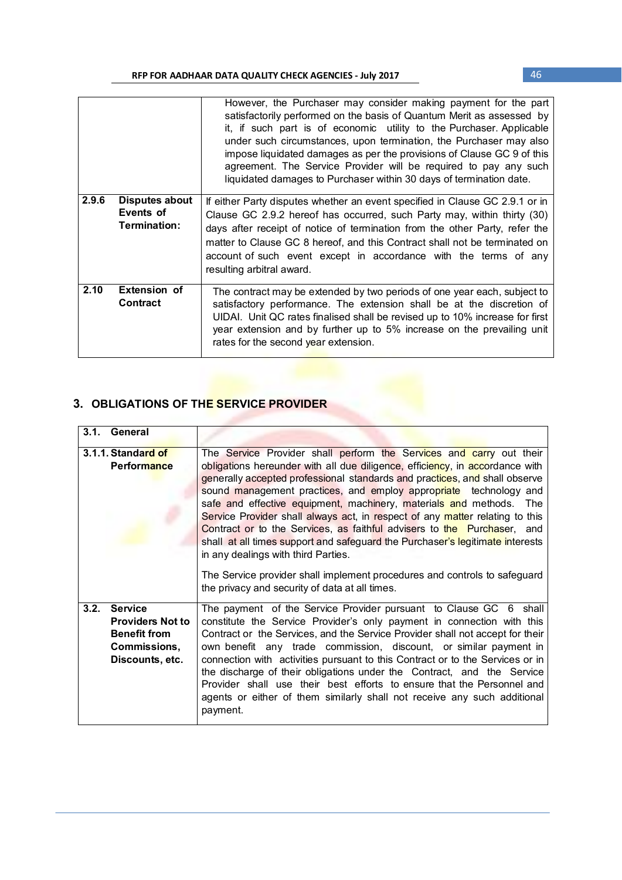| | |
|---|---|
| | However, the Purchaser may consider making payment for the part satisfactorily performed on the basis of Quantum Merit as assessed by it, if such part is of economic utility to the Purchaser. Applicable under such circumstances, upon termination, the Purchaser may also impose liquidated damages as per the provisions of Clause GC 9 of this agreement. The Service Provider will be required to pay any such liquidated damages to Purchaser within 30 days of termination date. |
| **2.9.6 Disputes about Events of Termination:** | If either Party disputes whether an event specified in Clause GC 2.9.1 or in Clause GC 2.9.2 hereof has occurred, such Party may, within thirty (30) days after receipt of notice of termination from the other Party, refer the matter to Clause GC 8 hereof, and this Contract shall not be terminated on account of such event except in accordance with the terms of any resulting arbitral award. |
| **2.10 Extension of Contract** | The contract may be extended by two periods of one year each, subject to satisfactory performance. The extension shall be at the discretion of UIDAI. Unit QC rates finalised shall be revised up to 10% increase for first year extension and by further up to 5% increase on the prevailing unit rates for the second year extension. |

## 3. OBLIGATIONS OF THE SERVICE PROVIDER

| | |
|---|---|
| **3.1. General** | |
| **3.1.1. Standard of Performance** | The Service Provider shall perform the Services and carry out their obligations hereunder with all due diligence, efficiency, in accordance with generally accepted professional standards and practices, and shall observe sound management practices, and employ appropriate technology and safe and effective equipment, machinery, materials and methods. The Service Provider shall always act, in respect of any matter relating to this Contract or to the Services, as faithful advisers to the Purchaser, and shall at all times support and safeguard the Purchaser's legitimate interests in any dealings with third Parties.<br><br>The Service provider shall implement procedures and controls to safeguard the privacy and security of data at all times. |
| **3.2. Service Providers Not to Benefit from Commissions, Discounts, etc.** | The payment of the Service Provider pursuant to Clause GC 6 shall constitute the Service Provider's only payment in connection with this Contract or the Services, and the Service Provider shall not accept for their own benefit any trade commission, discount, or similar payment in connection with activities pursuant to this Contract or to the Services or in the discharge of their obligations under the Contract, and the Service Provider shall use their best efforts to ensure that the Personnel and agents or either of them similarly shall not receive any such additional payment. |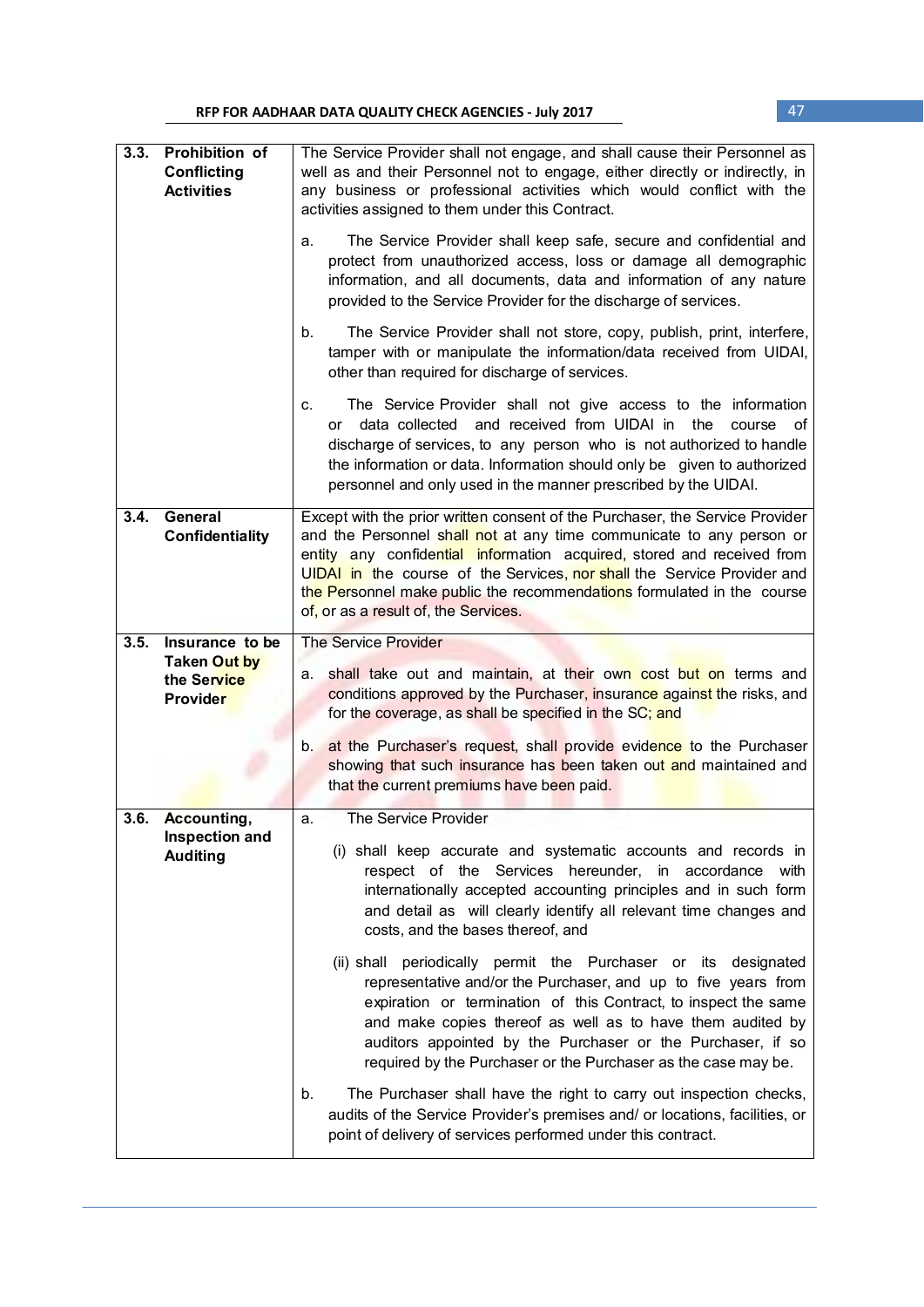| | | |
|---|---|---|
| 3.3. | **Prohibition of Conflicting Activities** | The Service Provider shall not engage, and shall cause their Personnel as well as and their Personnel not to engage, either directly or indirectly, in any business or professional activities which would conflict with the activities assigned to them under this Contract.<br><br>a. The Service Provider shall keep safe, secure and confidential and protect from unauthorized access, loss or damage all demographic information, and all documents, data and information of any nature provided to the Service Provider for the discharge of services.<br><br>b. The Service Provider shall not store, copy, publish, print, interfere, tamper with or manipulate the information/data received from UIDAI, other than required for discharge of services.<br><br>c. The Service Provider shall not give access to the information or data collected and received from UIDAI in the course of discharge of services, to any person who is not authorized to handle the information or data. Information should only be given to authorized personnel and only used in the manner prescribed by the UIDAI. |
| 3.4. | **General Confidentiality** | Except with the prior written consent of the Purchaser, the Service Provider and the Personnel shall not at any time communicate to any person or entity any confidential information acquired, stored and received from UIDAI in the course of the Services, nor shall the Service Provider and the Personnel make public the recommendations formulated in the course of, or as a result of, the Services. |
| 3.5. | **Insurance to be Taken Out by the Service Provider** | The Service Provider<br><br>a. shall take out and maintain, at their own cost but on terms and conditions approved by the Purchaser, insurance against the risks, and for the coverage, as shall be specified in the SC; and<br><br>b. at the Purchaser's request, shall provide evidence to the Purchaser showing that such insurance has been taken out and maintained and that the current premiums have been paid. |
| 3.6. | **Accounting, Inspection and Auditing** | a. The Service Provider<br><br>(i) shall keep accurate and systematic accounts and records in respect of the Services hereunder, in accordance with internationally accepted accounting principles and in such form and detail as will clearly identify all relevant time changes and costs, and the bases thereof, and<br><br>(ii) shall periodically permit the Purchaser or its designated representative and/or the Purchaser, and up to five years from expiration or termination of this Contract, to inspect the same and make copies thereof as well as to have them audited by auditors appointed by the Purchaser or the Purchaser, if so required by the Purchaser or the Purchaser as the case may be.<br><br>b. The Purchaser shall have the right to carry out inspection checks, audits of the Service Provider's premises and/ or locations, facilities, or point of delivery of services performed under this contract. |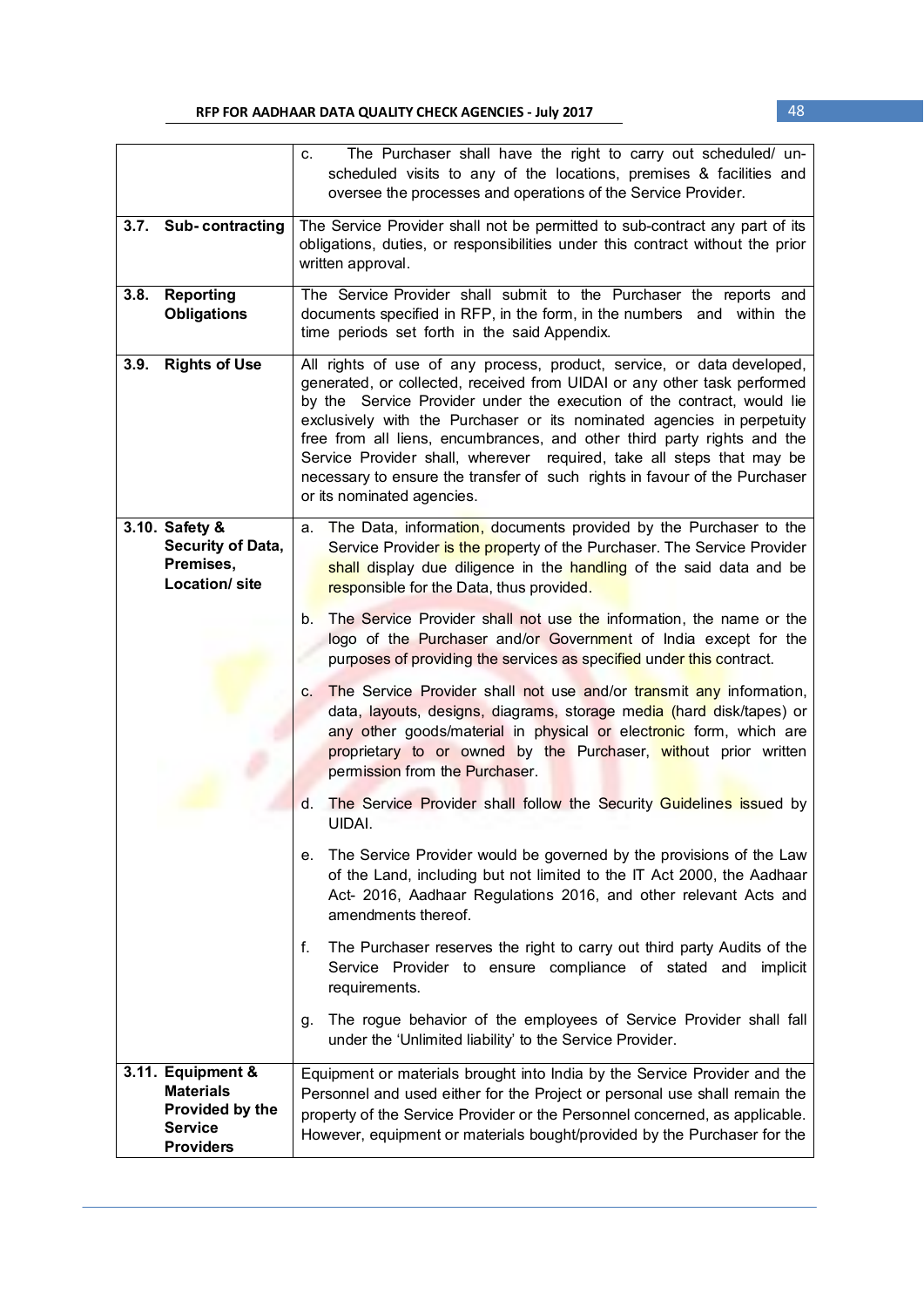| | |
|---|---|
| | c. The Purchaser shall have the right to carry out scheduled/ un-scheduled visits to any of the locations, premises & facilities and oversee the processes and operations of the Service Provider. |
| **3.7. Sub- contracting** | The Service Provider shall not be permitted to sub-contract any part of its obligations, duties, or responsibilities under this contract without the prior written approval. |
| **3.8. Reporting Obligations** | The Service Provider shall submit to the Purchaser the reports and documents specified in RFP, in the form, in the numbers and within the time periods set forth in the said Appendix. |
| **3.9. Rights of Use** | All rights of use of any process, product, service, or data developed, generated, or collected, received from UIDAI or any other task performed by the Service Provider under the execution of the contract, would lie exclusively with the Purchaser or its nominated agencies in perpetuity free from all liens, encumbrances, and other third party rights and the Service Provider shall, wherever required, take all steps that may be necessary to ensure the transfer of such rights in favour of the Purchaser or its nominated agencies. |
| **3.10. Safety & Security of Data, Premises, Location/ site** | a. The Data, information, documents provided by the Purchaser to the Service Provider is the property of the Purchaser. The Service Provider shall display due diligence in the handling of the said data and be responsible for the Data, thus provided.<br><br>b. The Service Provider shall not use the information, the name or the logo of the Purchaser and/or Government of India except for the purposes of providing the services as specified under this contract.<br><br>c. The Service Provider shall not use and/or transmit any information, data, layouts, designs, diagrams, storage media (hard disk/tapes) or any other goods/material in physical or electronic form, which are proprietary to or owned by the Purchaser, without prior written permission from the Purchaser.<br><br>d. The Service Provider shall follow the Security Guidelines issued by UIDAI.<br><br>e. The Service Provider would be governed by the provisions of the Law of the Land, including but not limited to the IT Act 2000, the Aadhaar Act- 2016, Aadhaar Regulations 2016, and other relevant Acts and amendments thereof.<br><br>f. The Purchaser reserves the right to carry out third party Audits of the Service Provider to ensure compliance of stated and implicit requirements.<br><br>g. The rogue behavior of the employees of Service Provider shall fall under the 'Unlimited liability' to the Service Provider. |
| **3.11. Equipment & Materials Provided by the Service Providers** | Equipment or materials brought into India by the Service Provider and the Personnel and used either for the Project or personal use shall remain the property of the Service Provider or the Personnel concerned, as applicable. However, equipment or materials bought/provided by the Purchaser for the |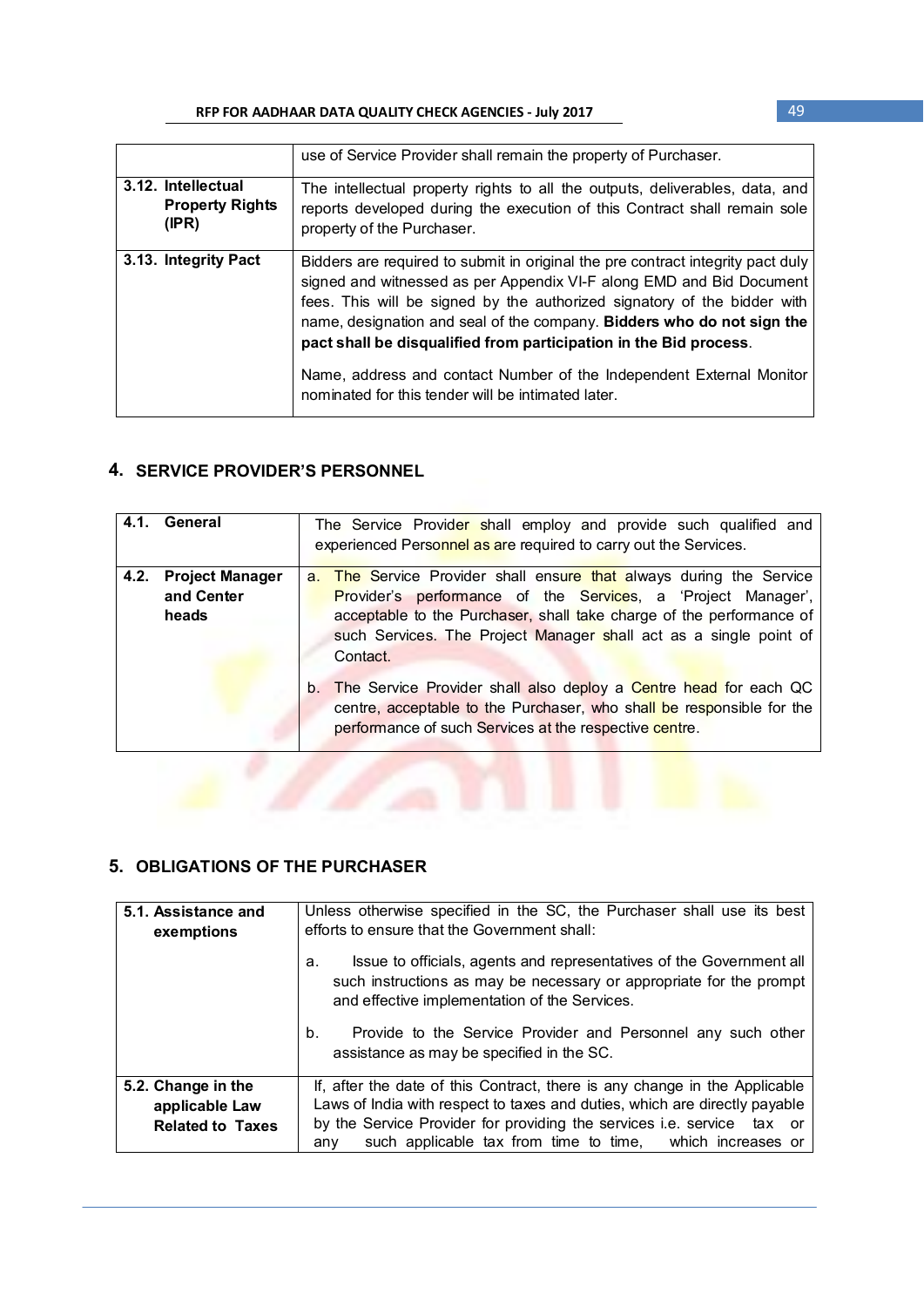| | |
|---|---|
| | use of Service Provider shall remain the property of Purchaser. |
| **3.12. Intellectual Property Rights (IPR)** | The intellectual property rights to all the outputs, deliverables, data, and reports developed during the execution of this Contract shall remain sole property of the Purchaser. |
| **3.13. Integrity Pact** | Bidders are required to submit in original the pre contract integrity pact duly signed and witnessed as per Appendix VI-F along EMD and Bid Document fees. This will be signed by the authorized signatory of the bidder with name, designation and seal of the company. **Bidders who do not sign the pact shall be disqualified from participation in the Bid process**.<br><br>Name, address and contact Number of the Independent External Monitor nominated for this tender will be intimated later. |

## 4. SERVICE PROVIDER'S PERSONNEL

| | |
|---|---|
| **4.1. General** | The Service Provider shall employ and provide such qualified and experienced Personnel as are required to carry out the Services. |
| **4.2. Project Manager and Center heads** | a. The Service Provider shall ensure that always during the Service Provider's performance of the Services, a 'Project Manager', acceptable to the Purchaser, shall take charge of the performance of such Services. The Project Manager shall act as a single point of Contact.<br><br>b. The Service Provider shall also deploy a Centre head for each QC centre, acceptable to the Purchaser, who shall be responsible for the performance of such Services at the respective centre. |

## 5. OBLIGATIONS OF THE PURCHASER

| | |
|---|---|
| **5.1. Assistance and exemptions** | Unless otherwise specified in the SC, the Purchaser shall use its best efforts to ensure that the Government shall:<br><br>a. Issue to officials, agents and representatives of the Government all such instructions as may be necessary or appropriate for the prompt and effective implementation of the Services.<br><br>b. Provide to the Service Provider and Personnel any such other assistance as may be specified in the SC. |
| **5.2. Change in the applicable Law Related to Taxes** | If, after the date of this Contract, there is any change in the Applicable Laws of India with respect to taxes and duties, which are directly payable by the Service Provider for providing the services i.e. service tax or any such applicable tax from time to time, which increases or |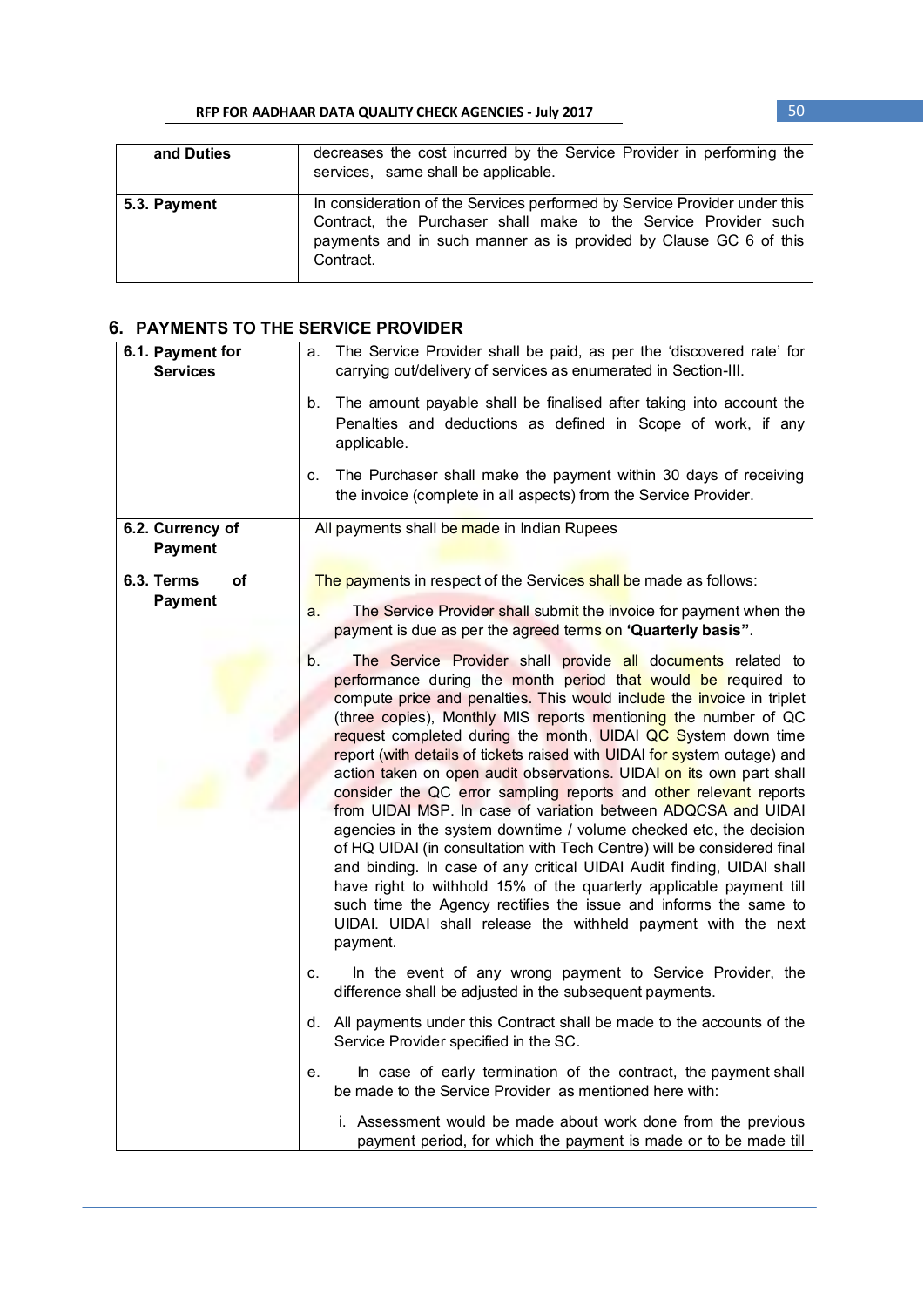| and Duties | decreases the cost incurred by the Service Provider in performing the services, same shall be applicable. |
|---|---|
| **5.3. Payment** | In consideration of the Services performed by Service Provider under this Contract, the Purchaser shall make to the Service Provider such payments and in such manner as is provided by Clause GC 6 of this Contract. |

## 6. PAYMENTS TO THE SERVICE PROVIDER

| **6.1. Payment for Services** | a. The Service Provider shall be paid, as per the 'discovered rate' for carrying out/delivery of services as enumerated in Section-III.<br><br>b. The amount payable shall be finalised after taking into account the Penalties and deductions as defined in Scope of work, if any applicable.<br><br>c. The Purchaser shall make the payment within 30 days of receiving the invoice (complete in all aspects) from the Service Provider. |
|---|---|
| **6.2. Currency of Payment** | All payments shall be made in Indian Rupees |
| **6.3. Terms of Payment** | The payments in respect of the Services shall be made as follows:<br><br>a. The Service Provider shall submit the invoice for payment when the payment is due as per the agreed terms on **'Quarterly basis"**.<br><br>b. The Service Provider shall provide all documents related to performance during the month period that would be required to compute price and penalties. This would include the invoice in triplet (three copies), Monthly MIS reports mentioning the number of QC request completed during the month, UIDAI QC System down time report (with details of tickets raised with UIDAI for system outage) and action taken on open audit observations. UIDAI on its own part shall consider the QC error sampling reports and other relevant reports from UIDAI MSP. In case of variation between ADQCSA and UIDAI agencies in the system downtime / volume checked etc, the decision of HQ UIDAI (in consultation with Tech Centre) will be considered final and binding. In case of any critical UIDAI Audit finding, UIDAI shall have right to withhold 15% of the quarterly applicable payment till such time the Agency rectifies the issue and informs the same to UIDAI. UIDAI shall release the withheld payment with the next payment.<br><br>c. In the event of any wrong payment to Service Provider, the difference shall be adjusted in the subsequent payments.<br><br>d. All payments under this Contract shall be made to the accounts of the Service Provider specified in the SC.<br><br>e. In case of early termination of the contract, the payment shall be made to the Service Provider as mentioned here with:<br><br>i. Assessment would be made about work done from the previous payment period, for which the payment is made or to be made till |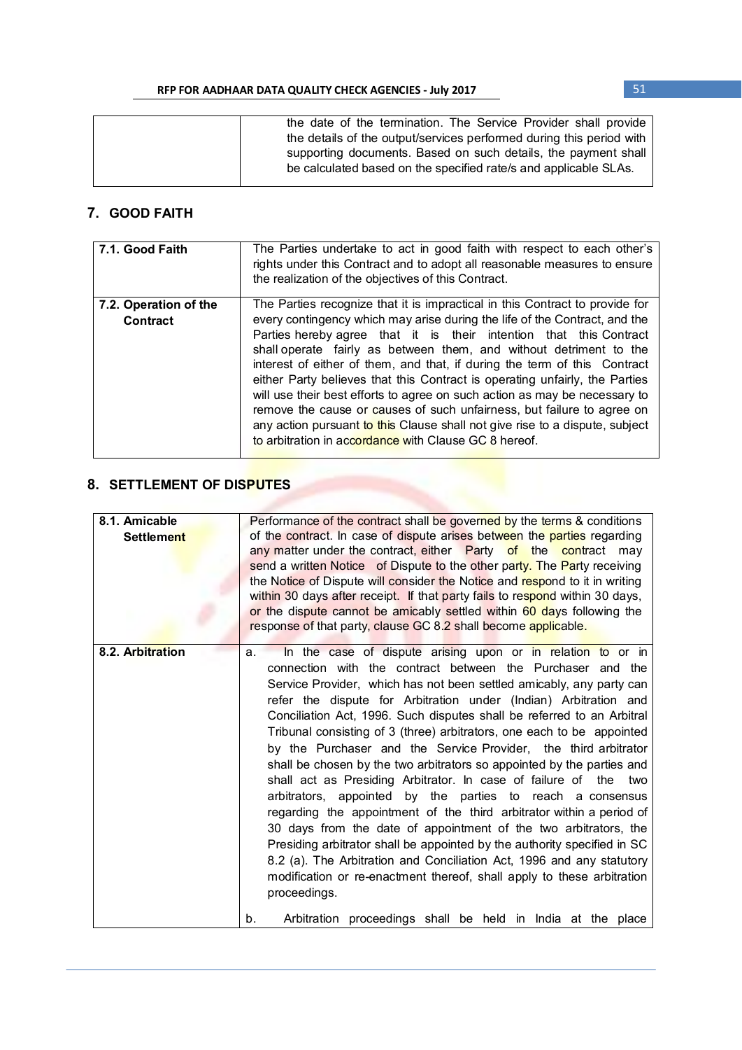| | |
|---|---|
| | the date of the termination. The Service Provider shall provide the details of the output/services performed during this period with supporting documents. Based on such details, the payment shall be calculated based on the specified rate/s and applicable SLAs. |

## 7. GOOD FAITH

| | |
|---|---|
| **7.1. Good Faith** | The Parties undertake to act in good faith with respect to each other's rights under this Contract and to adopt all reasonable measures to ensure the realization of the objectives of this Contract. |
| **7.2. Operation of the Contract** | The Parties recognize that it is impractical in this Contract to provide for every contingency which may arise during the life of the Contract, and the Parties hereby agree that it is their intention that this Contract shall operate fairly as between them, and without detriment to the interest of either of them, and that, if during the term of this Contract either Party believes that this Contract is operating unfairly, the Parties will use their best efforts to agree on such action as may be necessary to remove the cause or causes of such unfairness, but failure to agree on any action pursuant to this Clause shall not give rise to a dispute, subject to arbitration in accordance with Clause GC 8 hereof. |

## 8. SETTLEMENT OF DISPUTES

| | |
|---|---|
| **8.1. Amicable Settlement** | Performance of the contract shall be governed by the terms & conditions of the contract. In case of dispute arises between the parties regarding any matter under the contract, either Party of the contract may send a written Notice of Dispute to the other party. The Party receiving the Notice of Dispute will consider the Notice and respond to it in writing within 30 days after receipt. If that party fails to respond within 30 days, or the dispute cannot be amicably settled within 60 days following the response of that party, clause GC 8.2 shall become applicable. |
| **8.2. Arbitration** | a. In the case of dispute arising upon or in relation to or in connection with the contract between the Purchaser and the Service Provider, which has not been settled amicably, any party can refer the dispute for Arbitration under (Indian) Arbitration and Conciliation Act, 1996. Such disputes shall be referred to an Arbitral Tribunal consisting of 3 (three) arbitrators, one each to be appointed by the Purchaser and the Service Provider, the third arbitrator shall be chosen by the two arbitrators so appointed by the parties and shall act as Presiding Arbitrator. In case of failure of the two arbitrators, appointed by the parties to reach a consensus regarding the appointment of the third arbitrator within a period of 30 days from the date of appointment of the two arbitrators, the Presiding arbitrator shall be appointed by the authority specified in SC 8.2 (a). The Arbitration and Conciliation Act, 1996 and any statutory modification or re-enactment thereof, shall apply to these arbitration proceedings.<br><br>b. Arbitration proceedings shall be held in India at the place |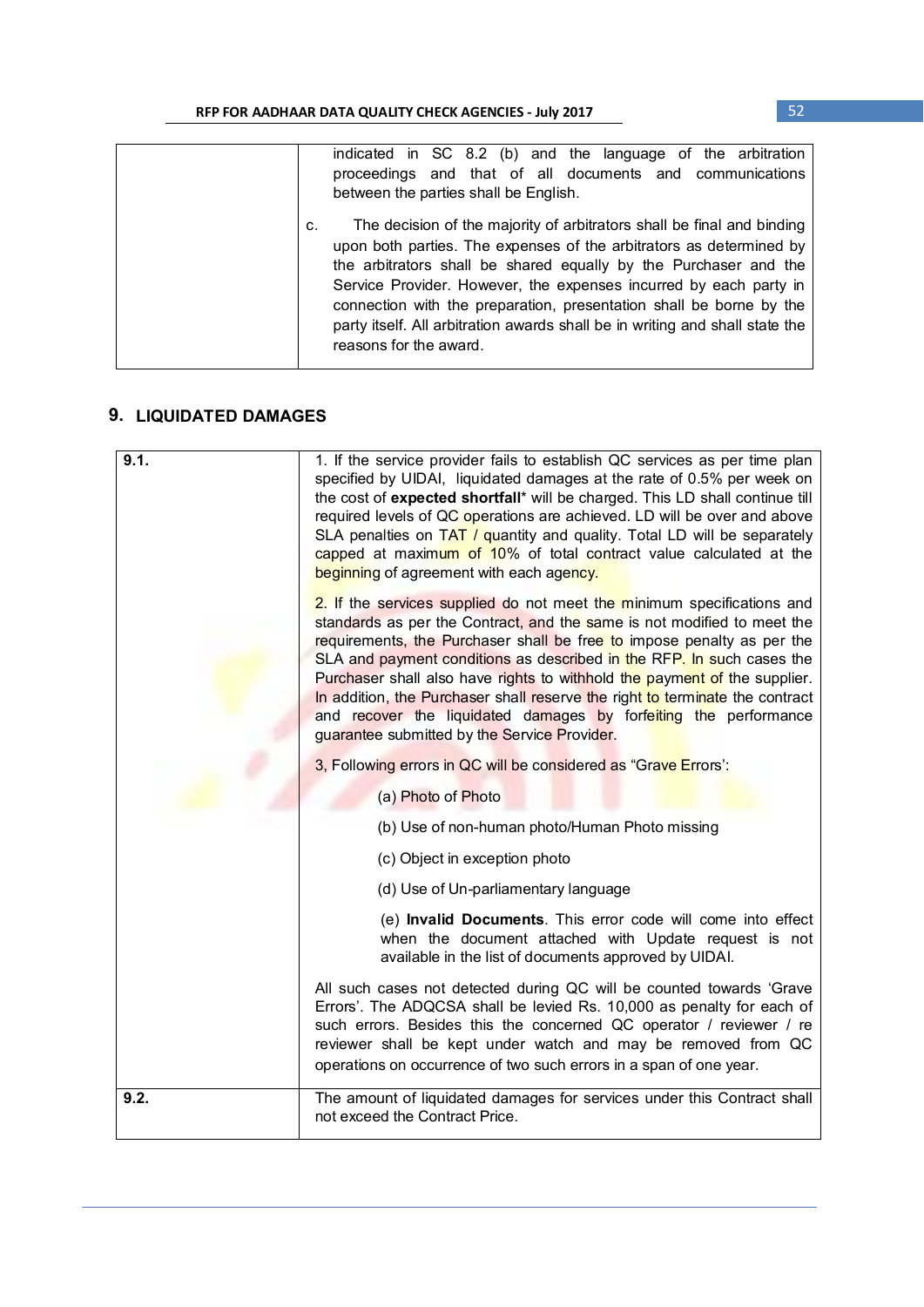| | indicated in SC 8.2 (b) and the language of the arbitration proceedings and that of all documents and communications between the parties shall be English.<br><br>c. The decision of the majority of arbitrators shall be final and binding upon both parties. The expenses of the arbitrators as determined by the arbitrators shall be shared equally by the Purchaser and the Service Provider. However, the expenses incurred by each party in connection with the preparation, presentation shall be borne by the party itself. All arbitration awards shall be in writing and shall state the reasons for the award. |
|---|---|

## 9. LIQUIDATED DAMAGES

| **9.1.** | 1. If the service provider fails to establish QC services as per time plan specified by UIDAI, liquidated damages at the rate of 0.5% per week on the cost of **expected shortfall*** will be charged. This LD shall continue till required levels of QC operations are achieved. LD will be over and above SLA penalties on TAT / quantity and quality. Total LD will be separately capped at maximum of 10% of total contract value calculated at the beginning of agreement with each agency.<br><br>2. If the services supplied do not meet the minimum specifications and standards as per the Contract, and the same is not modified to meet the requirements, the Purchaser shall be free to impose penalty as per the SLA and payment conditions as described in the RFP. In such cases the Purchaser shall also have rights to withhold the payment of the supplier. In addition, the Purchaser shall reserve the right to terminate the contract and recover the liquidated damages by forfeiting the performance guarantee submitted by the Service Provider.<br><br>3, Following errors in QC will be considered as "Grave Errors':<br><br>(a) Photo of Photo<br><br>(b) Use of non-human photo/Human Photo missing<br><br>(c) Object in exception photo<br><br>(d) Use of Un-parliamentary language<br><br>(e) **Invalid Documents**. This error code will come into effect when the document attached with Update request is not available in the list of documents approved by UIDAI.<br><br>All such cases not detected during QC will be counted towards 'Grave Errors'. The ADQCSA shall be levied Rs. 10,000 as penalty for each of such errors. Besides this the concerned QC operator / reviewer / re reviewer shall be kept under watch and may be removed from QC operations on occurrence of two such errors in a span of one year. |
|---|---|
| **9.2.** | The amount of liquidated damages for services under this Contract shall not exceed the Contract Price. |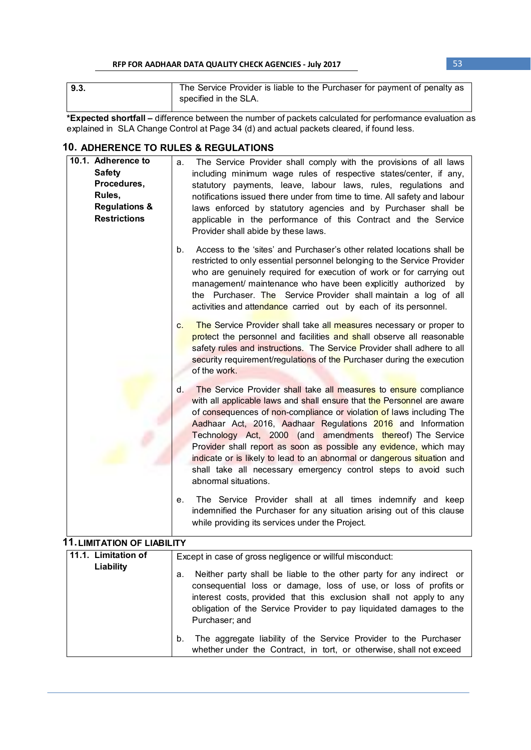| 9.3. | The Service Provider is liable to the Purchaser for payment of penalty as specified in the SLA. |
|---|---|

***Expected shortfall –** difference between the number of packets calculated for performance evaluation as explained in SLA Change Control at Page 34 (d) and actual packets cleared, if found less.

## 10. ADHERENCE TO RULES & REGULATIONS

| 10.1. Adherence to Safety Procedures, Rules, Regulations & Restrictions | a. The Service Provider shall comply with the provisions of all laws including minimum wage rules of respective states/center, if any, statutory payments, leave, labour laws, rules, regulations and notifications issued there under from time to time. All safety and labour laws enforced by statutory agencies and by Purchaser shall be applicable in the performance of this Contract and the Service Provider shall abide by these laws.<br><br>b. Access to the 'sites' and Purchaser's other related locations shall be restricted to only essential personnel belonging to the Service Provider who are genuinely required for execution of work or for carrying out management/ maintenance who have been explicitly authorized by the Purchaser. The Service Provider shall maintain a log of all activities and attendance carried out by each of its personnel.<br><br>c. The Service Provider shall take all measures necessary or proper to protect the personnel and facilities and shall observe all reasonable safety rules and instructions. The Service Provider shall adhere to all security requirement/regulations of the Purchaser during the execution of the work.<br><br>d. The Service Provider shall take all measures to ensure compliance with all applicable laws and shall ensure that the Personnel are aware of consequences of non-compliance or violation of laws including The Aadhaar Act, 2016, Aadhaar Regulations 2016 and Information Technology Act, 2000 (and amendments thereof) The Service Provider shall report as soon as possible any evidence, which may indicate or is likely to lead to an abnormal or dangerous situation and shall take all necessary emergency control steps to avoid such abnormal situations.<br><br>e. The Service Provider shall at all times indemnify and keep indemnified the Purchaser for any situation arising out of this clause while providing its services under the Project. |
|---|---|

## 11. LIMITATION OF LIABILITY

| 11.1. Limitation of Liability | Except in case of gross negligence or willful misconduct:<br><br>a. Neither party shall be liable to the other party for any indirect or consequential loss or damage, loss of use, or loss of profits or interest costs, provided that this exclusion shall not apply to any obligation of the Service Provider to pay liquidated damages to the Purchaser; and<br><br>b. The aggregate liability of the Service Provider to the Purchaser whether under the Contract, in tort, or otherwise, shall not exceed |
|---|---|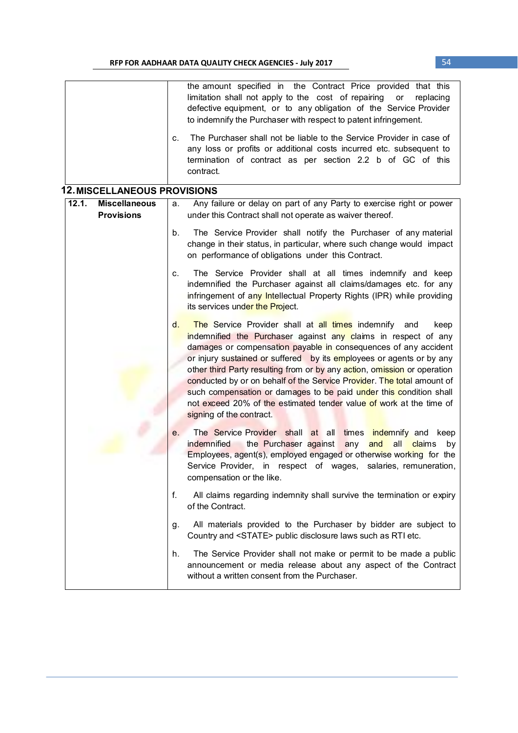| | |
|---|---|
| | the amount specified in the Contract Price provided that this limitation shall not apply to the cost of repairing or replacing defective equipment, or to any obligation of the Service Provider to indemnify the Purchaser with respect to patent infringement.<br><br>c. The Purchaser shall not be liable to the Service Provider in case of any loss or profits or additional costs incurred etc. subsequent to termination of contract as per section 2.2 b of GC of this contract. |

## 12. MISCELLANEOUS PROVISIONS

| | |
|---|---|
| **12.1. Miscellaneous Provisions** | a. Any failure or delay on part of any Party to exercise right or power under this Contract shall not operate as waiver thereof.<br><br>b. The Service Provider shall notify the Purchaser of any material change in their status, in particular, where such change would impact on performance of obligations under this Contract.<br><br>c. The Service Provider shall at all times indemnify and keep indemnified the Purchaser against all claims/damages etc. for any infringement of any Intellectual Property Rights (IPR) while providing its services under the Project.<br><br>d. The Service Provider shall at all times indemnify and keep indemnified the Purchaser against any claims in respect of any damages or compensation payable in consequences of any accident or injury sustained or suffered by its employees or agents or by any other third Party resulting from or by any action, omission or operation conducted by or on behalf of the Service Provider. The total amount of such compensation or damages to be paid under this condition shall not exceed 20% of the estimated tender value of work at the time of signing of the contract.<br><br>e. The Service Provider shall at all times indemnify and keep indemnified the Purchaser against any and all claims by Employees, agent(s), employed engaged or otherwise working for the Service Provider, in respect of wages, salaries, remuneration, compensation or the like.<br><br>f. All claims regarding indemnity shall survive the termination or expiry of the Contract.<br><br>g. All materials provided to the Purchaser by bidder are subject to Country and <STATE> public disclosure laws such as RTI etc.<br><br>h. The Service Provider shall not make or permit to be made a public announcement or media release about any aspect of the Contract without a written consent from the Purchaser. |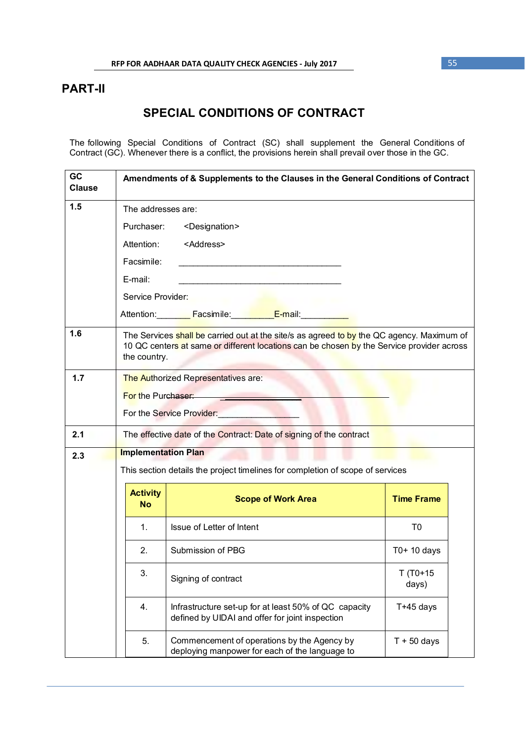# PART-II

## SPECIAL CONDITIONS OF CONTRACT

The following Special Conditions of Contract (SC) shall supplement the General Conditions of Contract (GC). Whenever there is a conflict, the provisions herein shall prevail over those in the GC.

| GC Clause | Amendments of & Supplements to the Clauses in the General Conditions of Contract |
|---|---|
| 1.5 | The addresses are:<br>Purchaser: <Designation><br>Attention: <Address><br>Facsimile: ___________________________________<br>E-mail: ___________________________________<br>Service Provider:<br>Attention:_______ Facsimile:_________E-mail:__________ |
| 1.6 | The Services shall be carried out at the site/s as agreed to by the QC agency. Maximum of 10 QC centers at same or different locations can be chosen by the Service provider across the country. |
| 1.7 | The Authorized Representatives are:<br>For the Purchaser: ________________<br>For the Service Provider:________________ |
| 2.1 | The effective date of the Contract: Date of signing of the contract |
| 2.3 | **Implementation Plan**<br>This section details the project timelines for completion of scope of services |

| Activity No | Scope of Work Area | Time Frame |
|---|---|---|
| 1. | Issue of Letter of Intent | T0 |
| 2. | Submission of PBG | T0+ 10 days |
| 3. | Signing of contract | T (T0+15 days) |
| 4. | Infrastructure set-up for at least 50% of QC capacity defined by UIDAI and offer for joint inspection | T+45 days |
| 5. | Commencement of operations by the Agency by deploying manpower for each of the language to | T + 50 days |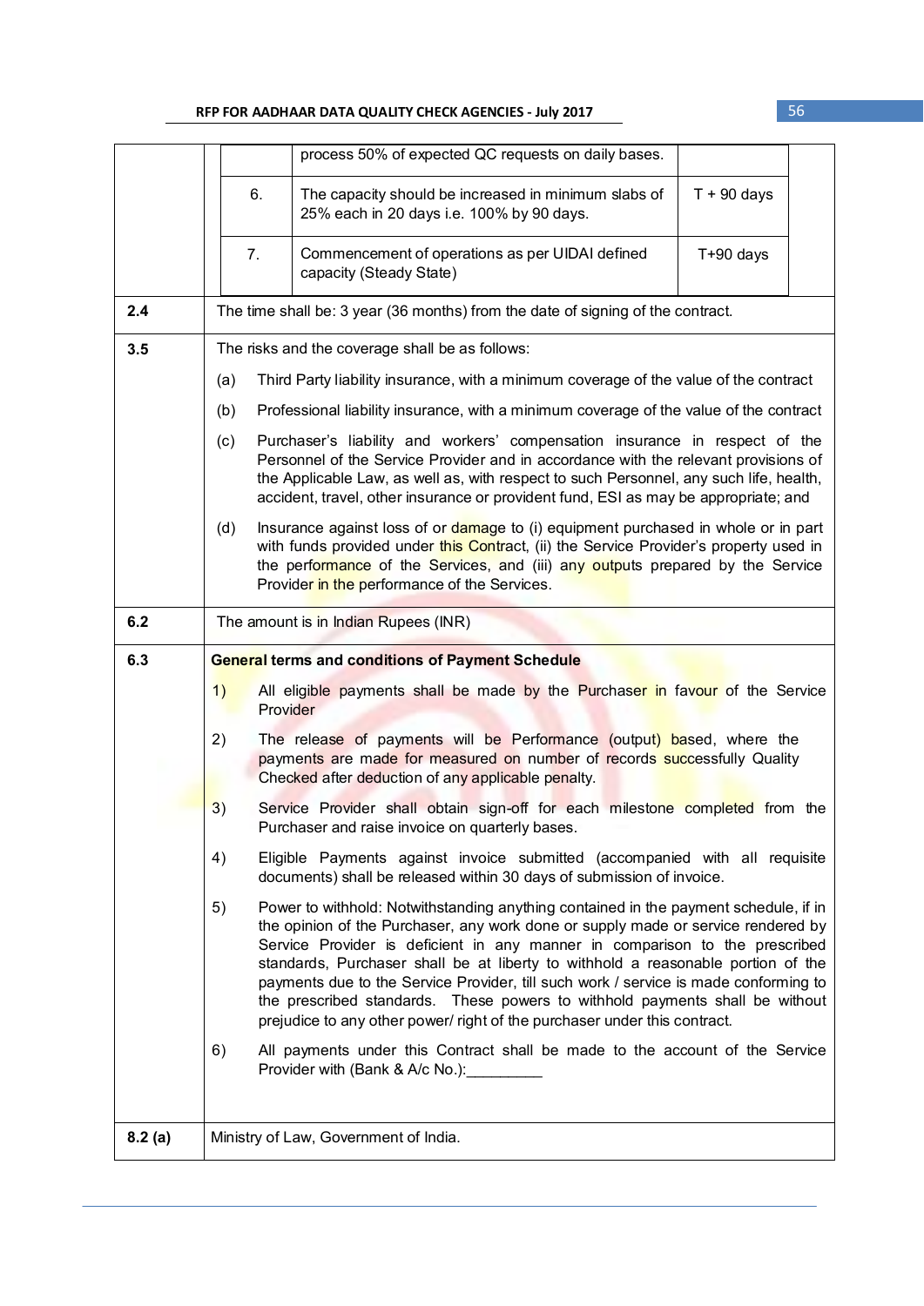| | | | | |
|---|---|---|---|---|
| | | | process 50% of expected QC requests on daily bases. | |
| | | 6. | The capacity should be increased in minimum slabs of 25% each in 20 days i.e. 100% by 90 days. | T + 90 days |
| | | 7. | Commencement of operations as per UIDAI defined capacity (Steady State) | T+90 days |
| **2.4** | The time shall be: 3 year (36 months) from the date of signing of the contract. | | | |
| **3.5** | The risks and the coverage shall be as follows:<br>(a) Third Party liability insurance, with a minimum coverage of the value of the contract<br>(b) Professional liability insurance, with a minimum coverage of the value of the contract<br>(c) Purchaser's liability and workers' compensation insurance in respect of the Personnel of the Service Provider and in accordance with the relevant provisions of the Applicable Law, as well as, with respect to such Personnel, any such life, health, accident, travel, other insurance or provident fund, ESI as may be appropriate; and<br>(d) Insurance against loss of or damage to (i) equipment purchased in whole or in part with funds provided under this Contract, (ii) the Service Provider's property used in the performance of the Services, and (iii) any outputs prepared by the Service Provider in the performance of the Services. | | | |
| **6.2** | The amount is in Indian Rupees (INR) | | | |
| **6.3** | **General terms and conditions of Payment Schedule**<br>1) All eligible payments shall be made by the Purchaser in favour of the Service Provider<br>2) The release of payments will be Performance (output) based, where the payments are made for measured on number of records successfully Quality Checked after deduction of any applicable penalty.<br>3) Service Provider shall obtain sign-off for each milestone completed from the Purchaser and raise invoice on quarterly bases.<br>4) Eligible Payments against invoice submitted (accompanied with all requisite documents) shall be released within 30 days of submission of invoice.<br>5) Power to withhold: Notwithstanding anything contained in the payment schedule, if in the opinion of the Purchaser, any work done or supply made or service rendered by Service Provider is deficient in any manner in comparison to the prescribed standards, Purchaser shall be at liberty to withhold a reasonable portion of the payments due to the Service Provider, till such work / service is made conforming to the prescribed standards. These powers to withhold payments shall be without prejudice to any other power/ right of the purchaser under this contract.<br>6) All payments under this Contract shall be made to the account of the Service Provider with (Bank & A/c No.):_________ | | | |
| **8.2 (a)** | Ministry of Law, Government of India. | | | |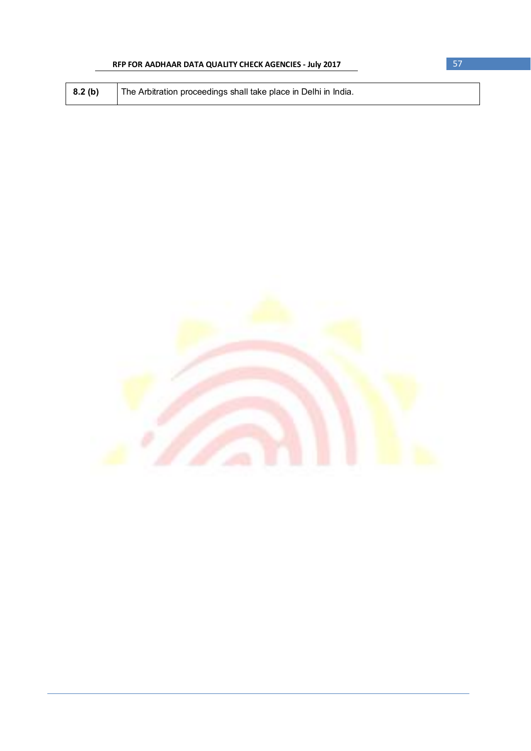| | |
|---|---|
| **8.2 (b)** | The Arbitration proceedings shall take place in Delhi in India. |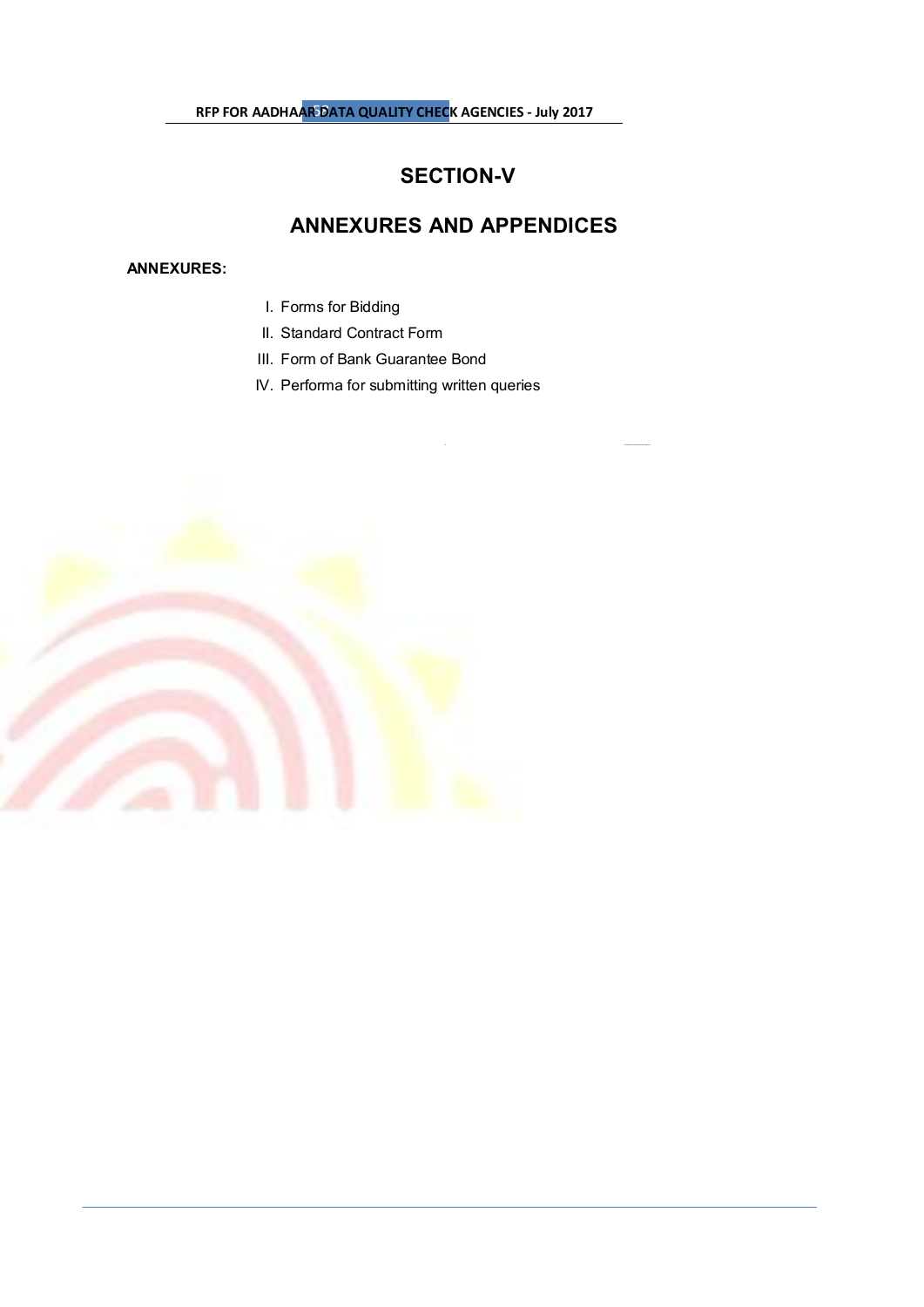# SECTION-V

# ANNEXURES AND APPENDICES

**ANNEXURES:**

I. Forms for Bidding
II. Standard Contract Form
III. Form of Bank Guarantee Bond
IV. Performa for submitting written queries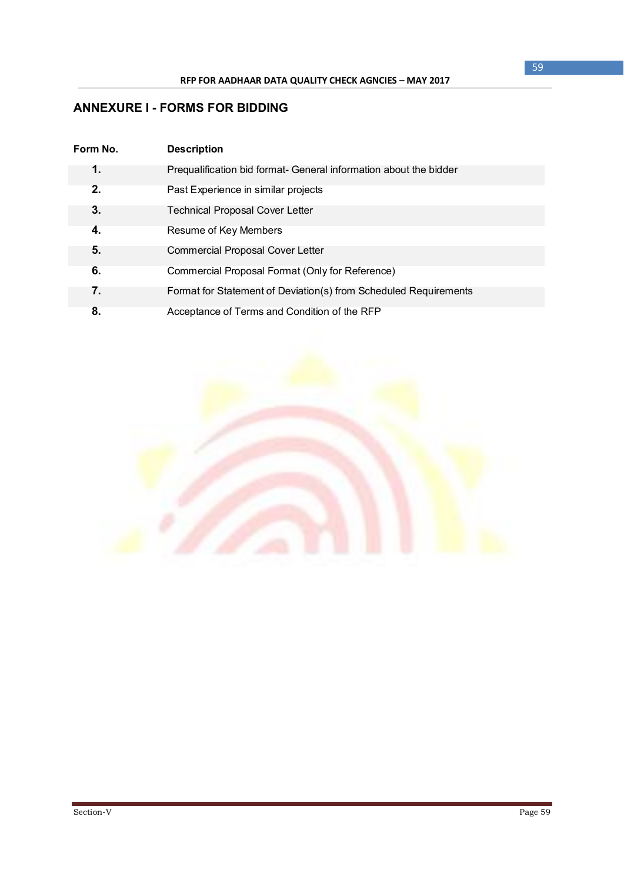## ANNEXURE I - FORMS FOR BIDDING

| Form No. | Description |
|---|---|
| **1.** | Prequalification bid format- General information about the bidder |
| **2.** | Past Experience in similar projects |
| **3.** | Technical Proposal Cover Letter |
| **4.** | Resume of Key Members |
| **5.** | Commercial Proposal Cover Letter |
| **6.** | Commercial Proposal Format (Only for Reference) |
| **7.** | Format for Statement of Deviation(s) from Scheduled Requirements |
| **8.** | Acceptance of Terms and Condition of the RFP |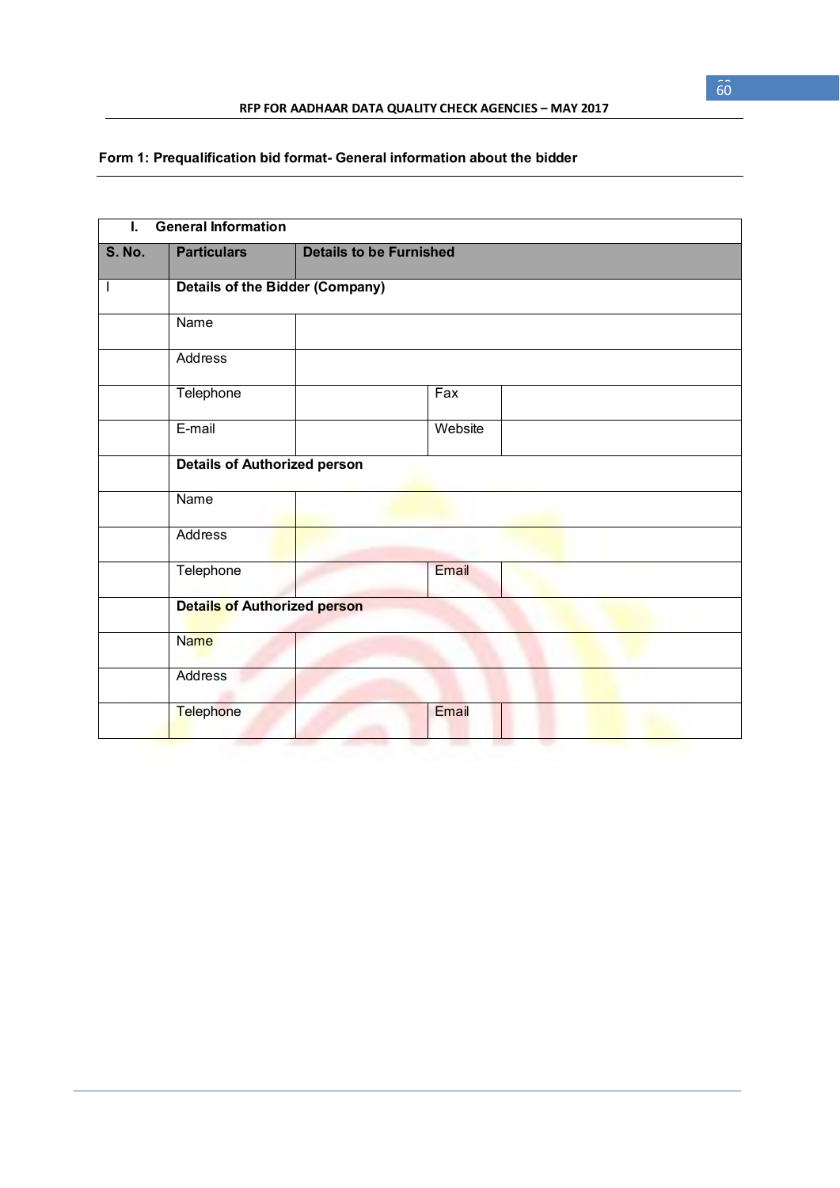**Form 1: Prequalification bid format- General information about the bidder**

| I. General Information | | | | |
|---|---|---|---|---|
| **S. No.** | **Particulars** | **Details to be Furnished** | | |
| I | **Details of the Bidder (Company)** | | | |
| | Name | | | |
| | Address | | | |
| | Telephone | | Fax | |
| | E-mail | | Website | |
| | **Details of Authorized person** | | | |
| | Name | | | |
| | Address | | | |
| | Telephone | | Email | |
| | **Details of Authorized person** | | | |
| | Name | | | |
| | Address | | | |
| | Telephone | | Email | |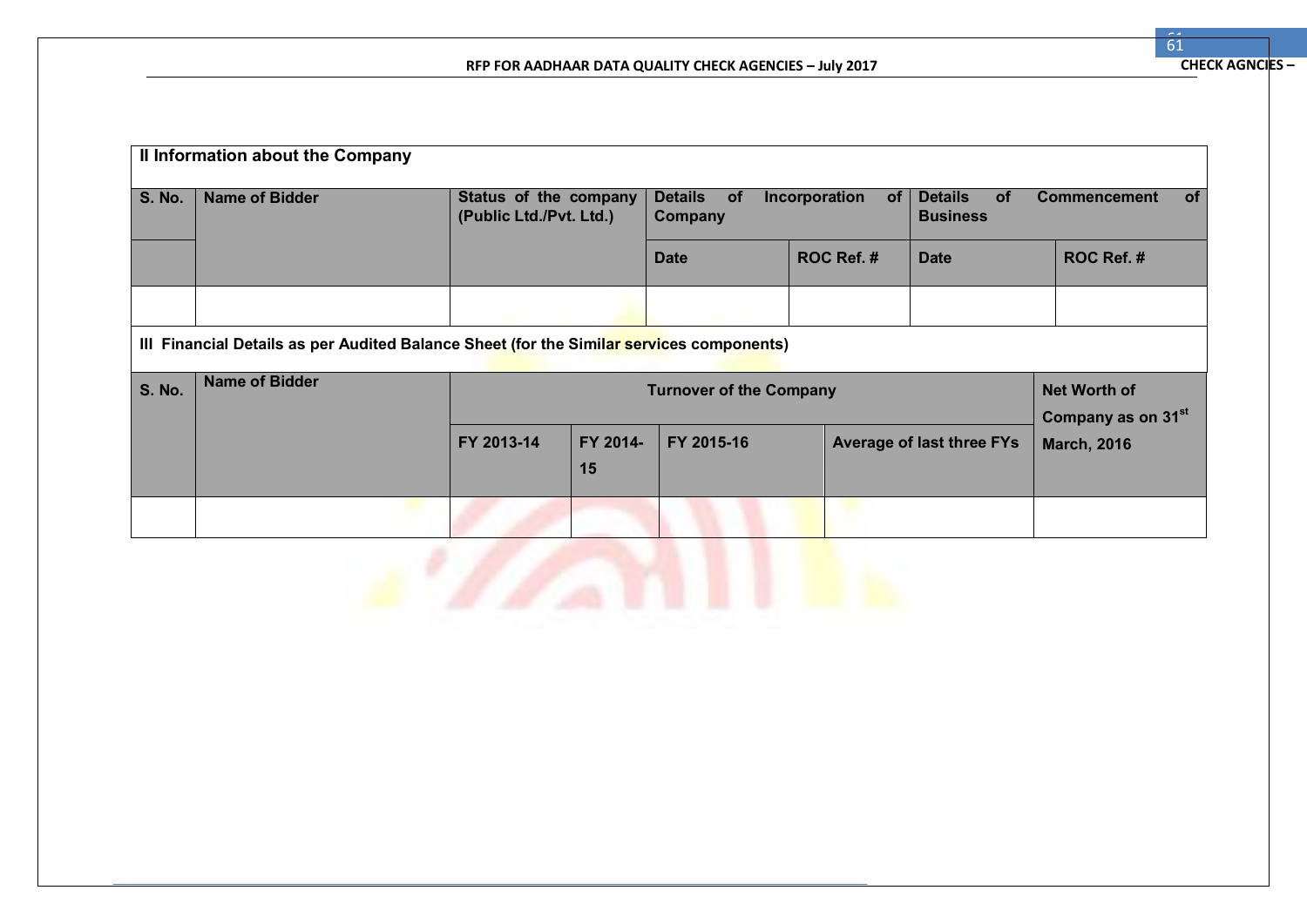**II Information about the Company**

| S. No. | Name of Bidder | Status of the company (Public Ltd./Pvt. Ltd.) | Details of Incorporation of Company | | Details of Commencement of Business | |
|---|---|---|---|---|---|---|
| | | | Date | ROC Ref. # | Date | ROC Ref. # |
| | | | | | | |

**III Financial Details as per Audited Balance Sheet (for the Similar services components)**

| S. No. | Name of Bidder | Turnover of the Company | | | | Net Worth of Company as on 31st March, 2016 |
|---|---|---|---|---|---|---|
| | | FY 2013-14 | FY 2014-15 | FY 2015-16 | Average of last three FYs | |
| | | | | | | |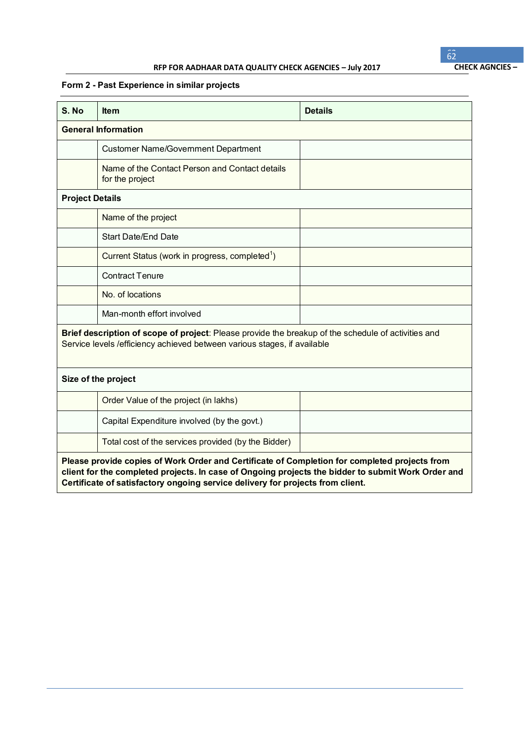**Form 2 - Past Experience in similar projects**

| S. No | Item | Details |
|---|---|---|
| **General Information** | | |
| | Customer Name/Government Department | |
| | Name of the Contact Person and Contact details for the project | |
| **Project Details** | | |
| | Name of the project | |
| | Start Date/End Date | |
| | Current Status (work in progress, completed[1]) | |
| | Contract Tenure | |
| | No. of locations | |
| | Man-month effort involved | |
| **Brief description of scope of project**: Please provide the breakup of the schedule of activities and Service levels /efficiency achieved between various stages, if available | | |
| **Size of the project** | | |
| | Order Value of the project (in lakhs) | |
| | Capital Expenditure involved (by the govt.) | |
| | Total cost of the services provided (by the Bidder) | |
| **Please provide copies of Work Order and Certificate of Completion for completed projects from client for the completed projects. In case of Ongoing projects the bidder to submit Work Order and Certificate of satisfactory ongoing service delivery for projects from client.** | | |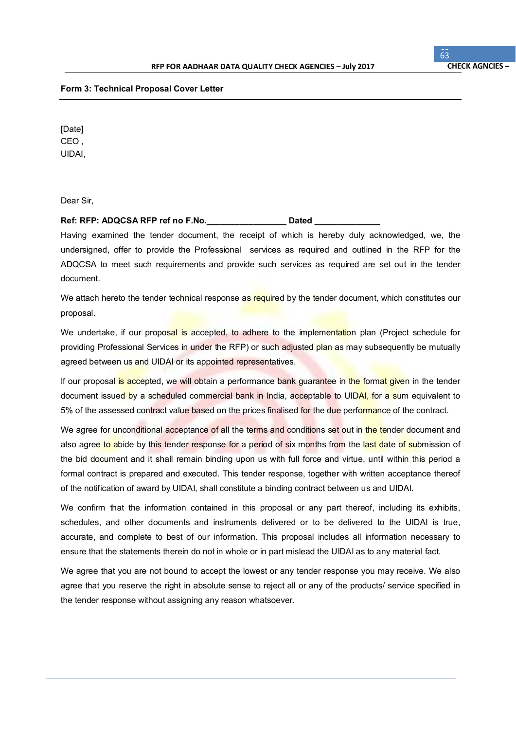**Form 3: Technical Proposal Cover Letter**

[Date]
CEO ,
UIDAI,

Dear Sir,

**Ref: RFP: ADQCSA RFP ref no F.No.________________ Dated _____________**

Having examined the tender document, the receipt of which is hereby duly acknowledged, we, the undersigned, offer to provide the Professional services as required and outlined in the RFP for the ADQCSA to meet such requirements and provide such services as required are set out in the tender document.

We attach hereto the tender technical response as required by the tender document, which constitutes our proposal.

We undertake, if our proposal is accepted, to adhere to the implementation plan (Project schedule for providing Professional Services in under the RFP) or such adjusted plan as may subsequently be mutually agreed between us and UIDAI or its appointed representatives.

If our proposal is accepted, we will obtain a performance bank guarantee in the format given in the tender document issued by a scheduled commercial bank in India, acceptable to UIDAI, for a sum equivalent to 5% of the assessed contract value based on the prices finalised for the due performance of the contract.

We agree for unconditional acceptance of all the terms and conditions set out in the tender document and also agree to abide by this tender response for a period of six months from the last date of submission of the bid document and it shall remain binding upon us with full force and virtue, until within this period a formal contract is prepared and executed. This tender response, together with written acceptance thereof of the notification of award by UIDAI, shall constitute a binding contract between us and UIDAI.

We confirm that the information contained in this proposal or any part thereof, including its exhibits, schedules, and other documents and instruments delivered or to be delivered to the UIDAI is true, accurate, and complete to best of our information. This proposal includes all information necessary to ensure that the statements therein do not in whole or in part mislead the UIDAI as to any material fact.

We agree that you are not bound to accept the lowest or any tender response you may receive. We also agree that you reserve the right in absolute sense to reject all or any of the products/ service specified in the tender response without assigning any reason whatsoever.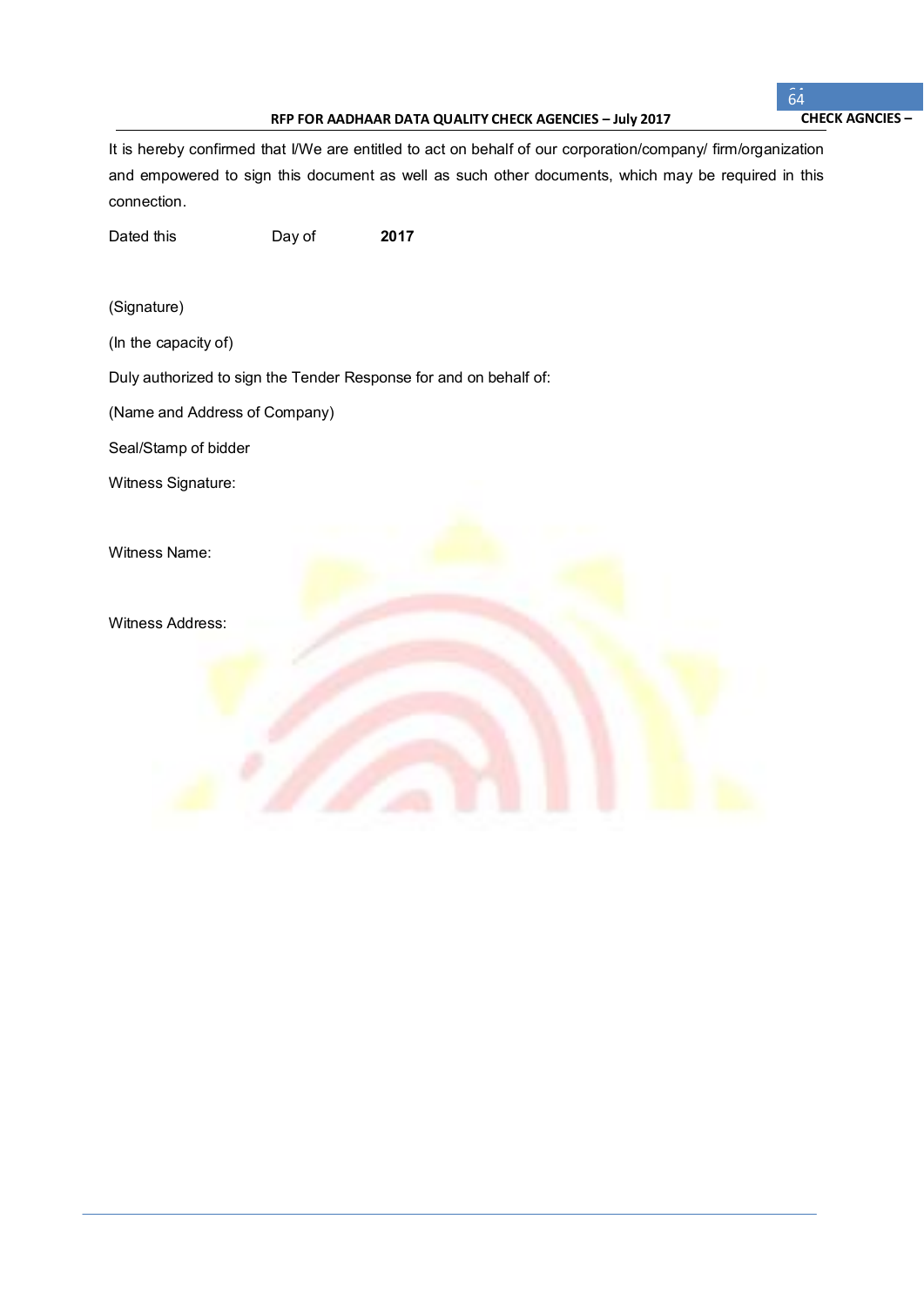It is hereby confirmed that I/We are entitled to act on behalf of our corporation/company/ firm/organization and empowered to sign this document as well as such other documents, which may be required in this connection.

Dated this Day of **2017**

(Signature)

(In the capacity of)

Duly authorized to sign the Tender Response for and on behalf of:

(Name and Address of Company)

Seal/Stamp of bidder

Witness Signature:

Witness Name:

Witness Address: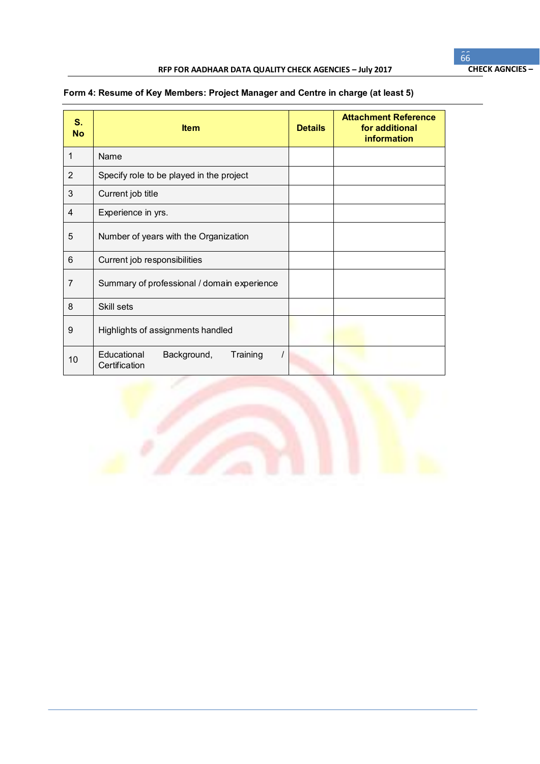**Form 4: Resume of Key Members: Project Manager and Centre in charge (at least 5)**

| S. No | Item | Details | Attachment Reference for additional information |
|---|---|---|---|
| 1 | Name | | |
| 2 | Specify role to be played in the project | | |
| 3 | Current job title | | |
| 4 | Experience in yrs. | | |
| 5 | Number of years with the Organization | | |
| 6 | Current job responsibilities | | |
| 7 | Summary of professional / domain experience | | |
| 8 | Skill sets | | |
| 9 | Highlights of assignments handled | | |
| 10 | Educational Background, Training / Certification | | |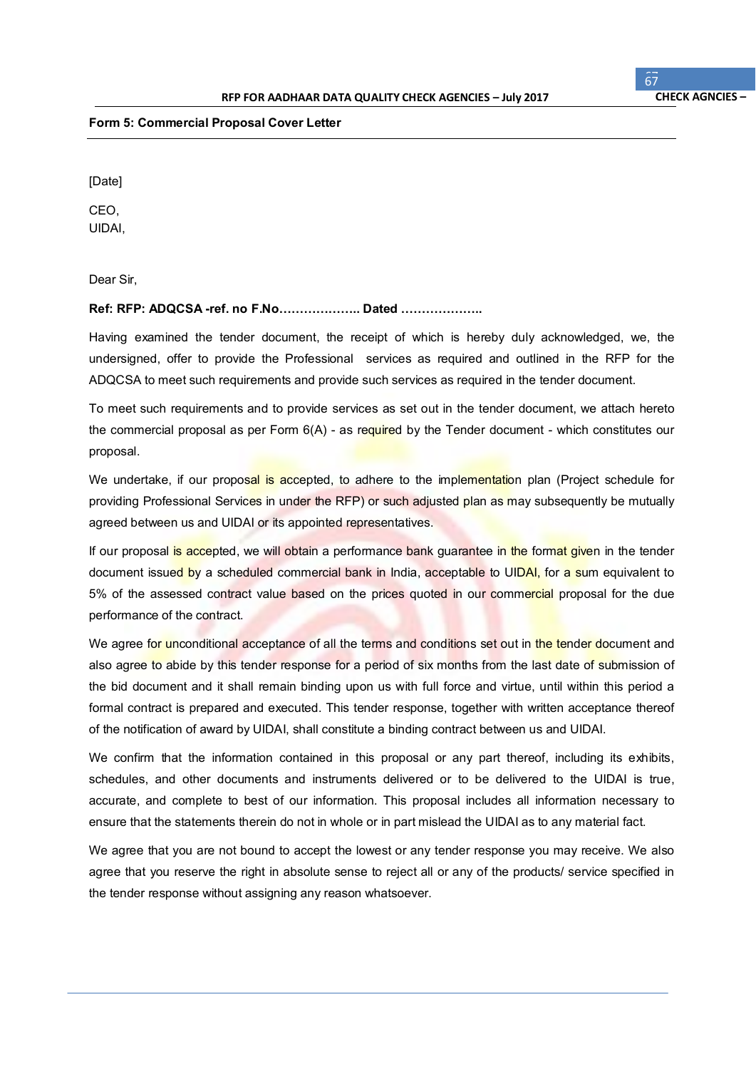**Form 5: Commercial Proposal Cover Letter**

[Date]

CEO,
UIDAI,

Dear Sir,

**Ref: RFP: ADQCSA -ref. no F.No……………….. Dated ………………..**

Having examined the tender document, the receipt of which is hereby duly acknowledged, we, the undersigned, offer to provide the Professional services as required and outlined in the RFP for the ADQCSA to meet such requirements and provide such services as required in the tender document.

To meet such requirements and to provide services as set out in the tender document, we attach hereto the commercial proposal as per Form 6(A) - as required by the Tender document - which constitutes our proposal.

We undertake, if our proposal is accepted, to adhere to the implementation plan (Project schedule for providing Professional Services in under the RFP) or such adjusted plan as may subsequently be mutually agreed between us and UIDAI or its appointed representatives.

If our proposal is accepted, we will obtain a performance bank guarantee in the format given in the tender document issued by a scheduled commercial bank in India, acceptable to UIDAI, for a sum equivalent to 5% of the assessed contract value based on the prices quoted in our commercial proposal for the due performance of the contract.

We agree for unconditional acceptance of all the terms and conditions set out in the tender document and also agree to abide by this tender response for a period of six months from the last date of submission of the bid document and it shall remain binding upon us with full force and virtue, until within this period a formal contract is prepared and executed. This tender response, together with written acceptance thereof of the notification of award by UIDAI, shall constitute a binding contract between us and UIDAI.

We confirm that the information contained in this proposal or any part thereof, including its exhibits, schedules, and other documents and instruments delivered or to be delivered to the UIDAI is true, accurate, and complete to best of our information. This proposal includes all information necessary to ensure that the statements therein do not in whole or in part mislead the UIDAI as to any material fact.

We agree that you are not bound to accept the lowest or any tender response you may receive. We also agree that you reserve the right in absolute sense to reject all or any of the products/ service specified in the tender response without assigning any reason whatsoever.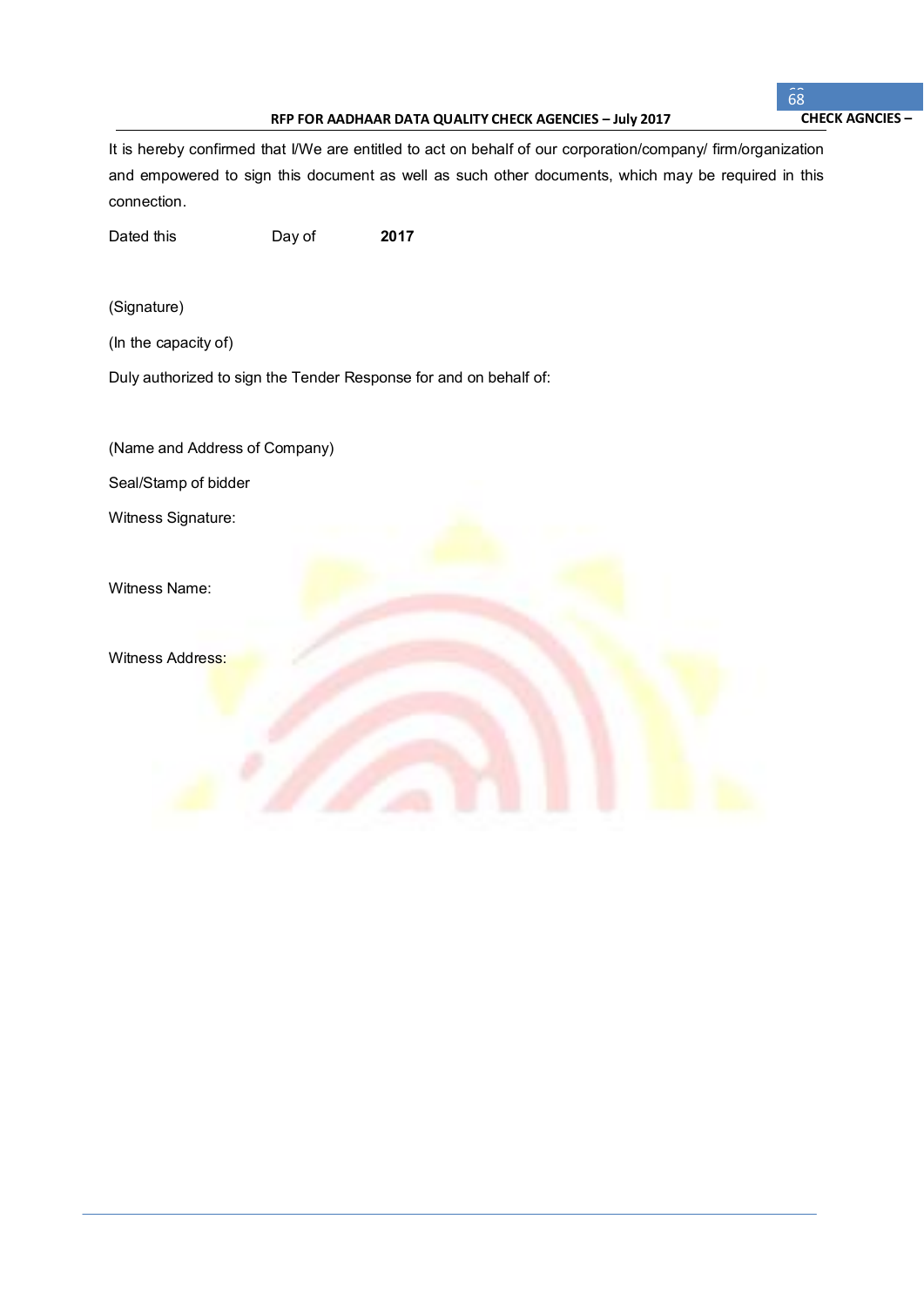It is hereby confirmed that I/We are entitled to act on behalf of our corporation/company/ firm/organization and empowered to sign this document as well as such other documents, which may be required in this connection.

Dated this Day of **2017**

(Signature)

(In the capacity of)

Duly authorized to sign the Tender Response for and on behalf of:

(Name and Address of Company)

Seal/Stamp of bidder

Witness Signature:

Witness Name:

Witness Address: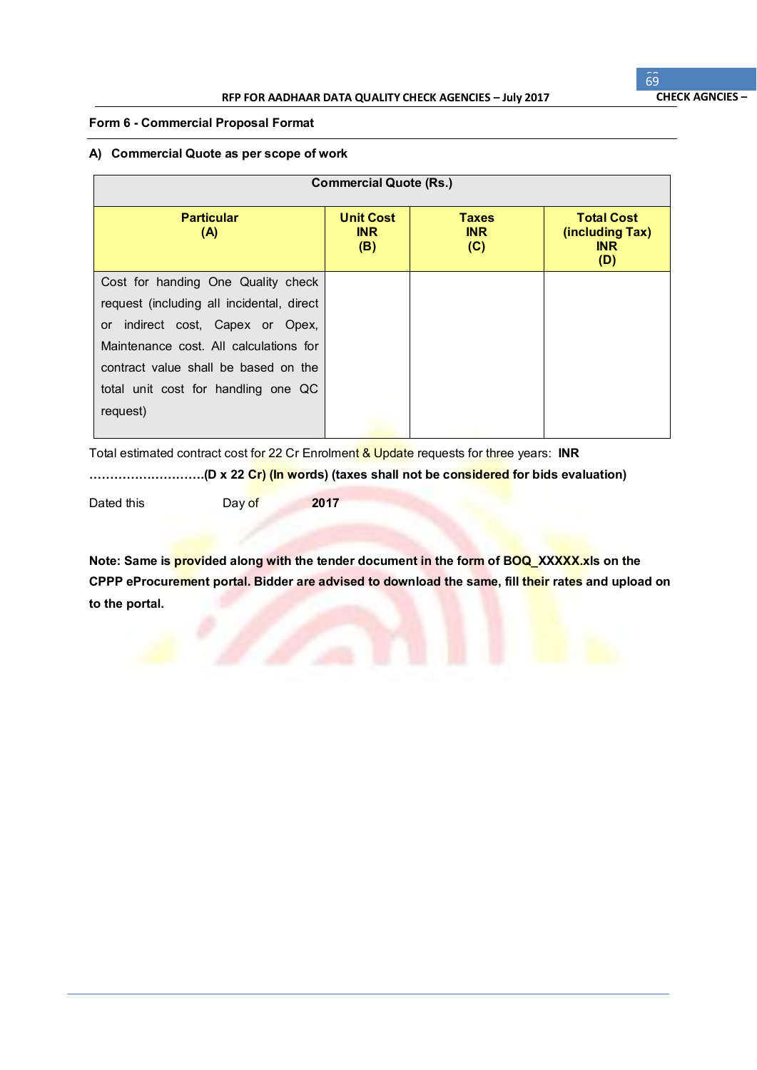**Form 6 - Commercial Proposal Format**

**A) Commercial Quote as per scope of work**

| Commercial Quote (Rs.) | | | |
|---|---|---|---|
| **Particular (A)** | **Unit Cost INR (B)** | **Taxes INR (C)** | **Total Cost (including Tax) INR (D)** |
| Cost for handing One Quality check request (including all incidental, direct or indirect cost, Capex or Opex, Maintenance cost. All calculations for contract value shall be based on the total unit cost for handling one QC request) | | | |

Total estimated contract cost for 22 Cr Enrolment & Update requests for three years: **INR ……………………….(D x 22 Cr) (In words) (taxes shall not be considered for bids evaluation)**

Dated this Day of **2017**

**Note: Same is provided along with the tender document in the form of BOQ_XXXXX.xls on the CPPP eProcurement portal. Bidder are advised to download the same, fill their rates and upload on to the portal.**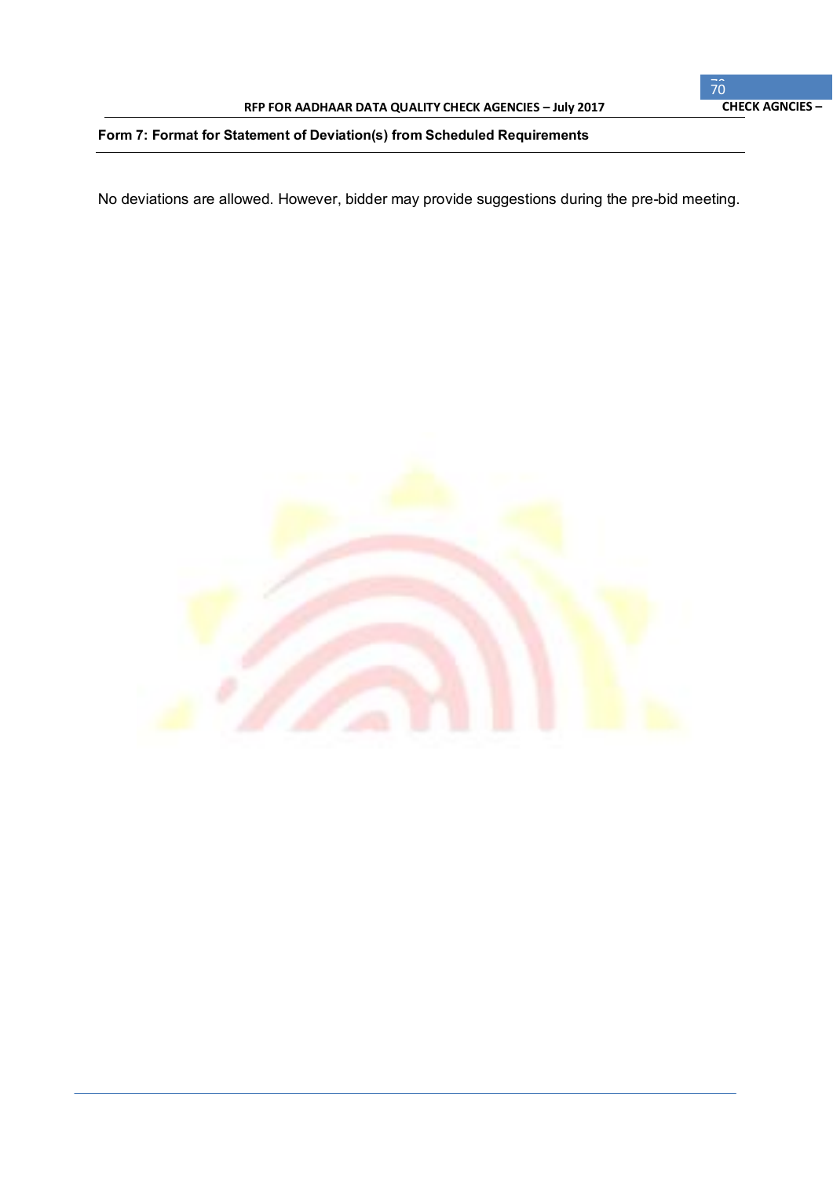**Form 7: Format for Statement of Deviation(s) from Scheduled Requirements**

No deviations are allowed. However, bidder may provide suggestions during the pre-bid meeting.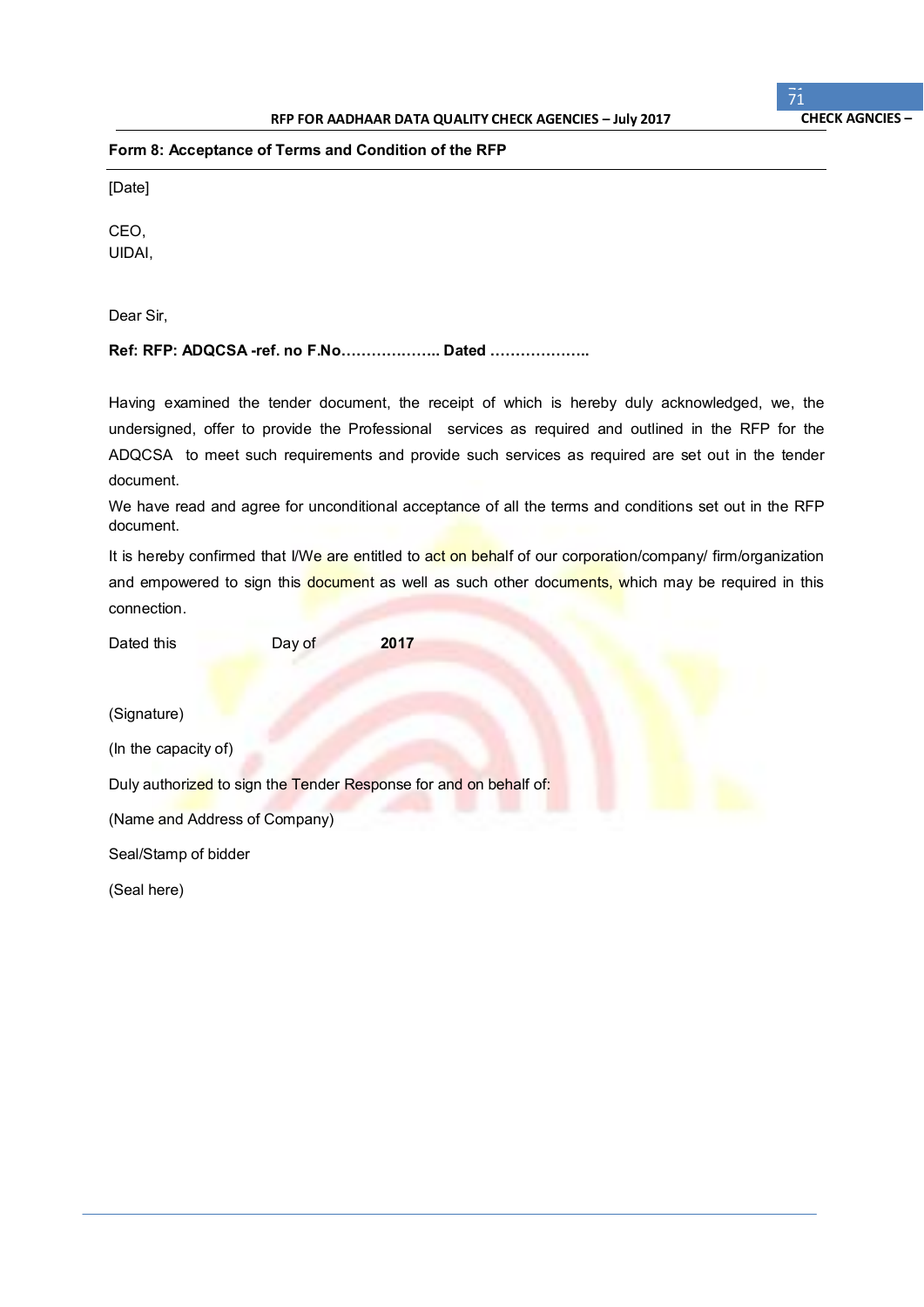**Form 8: Acceptance of Terms and Condition of the RFP**

[Date]

CEO,
UIDAI,

Dear Sir,

**Ref: RFP: ADQCSA -ref. no F.No……………….. Dated ………………..**

Having examined the tender document, the receipt of which is hereby duly acknowledged, we, the undersigned, offer to provide the Professional services as required and outlined in the RFP for the ADQCSA to meet such requirements and provide such services as required are set out in the tender document.

We have read and agree for unconditional acceptance of all the terms and conditions set out in the RFP document.

It is hereby confirmed that I/We are entitled to act on behalf of our corporation/company/ firm/organization and empowered to sign this document as well as such other documents, which may be required in this connection.

Dated this Day of **2017**

(Signature)

(In the capacity of)

Duly authorized to sign the Tender Response for and on behalf of:

(Name and Address of Company)

Seal/Stamp of bidder

(Seal here)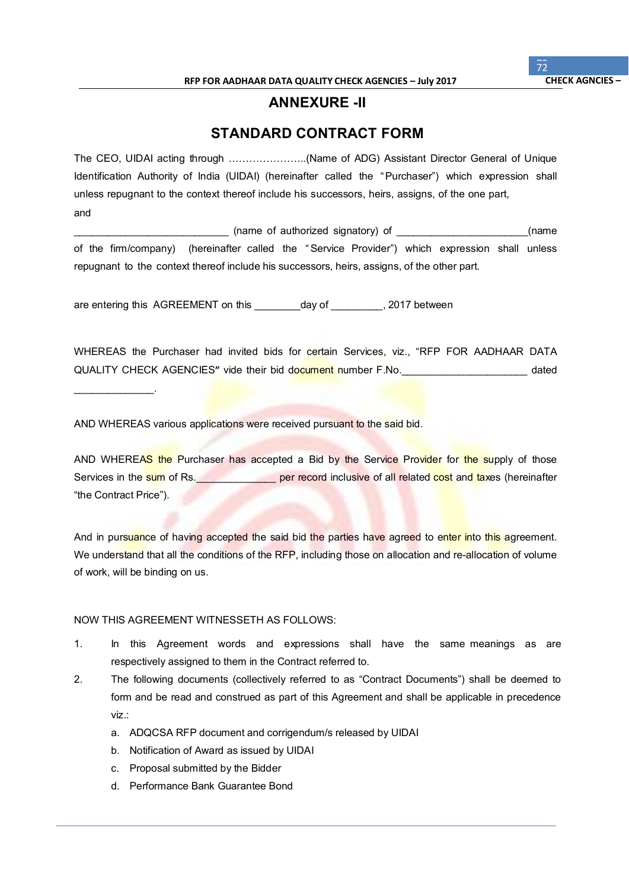# ANNEXURE -II

## STANDARD CONTRACT FORM

The CEO, UIDAI acting through …………………..(Name of ADG) Assistant Director General of Unique Identification Authority of India (UIDAI) (hereinafter called the "Purchaser") which expression shall unless repugnant to the context thereof include his successors, heirs, assigns, of the one part,

and

__________________________ (name of authorized signatory) of ______________________(name of the firm/company) (hereinafter called the "Service Provider") which expression shall unless repugnant to the context thereof include his successors, heirs, assigns, of the other part.

are entering this AGREEMENT on this ________day of _________, 2017 between

WHEREAS the Purchaser had invited bids for certain Services, viz., "RFP FOR AADHAAR DATA QUALITY CHECK AGENCIES" vide their bid document number F.No.______________________ dated ______________.

AND WHEREAS various applications were received pursuant to the said bid.

AND WHEREAS the Purchaser has accepted a Bid by the Service Provider for the supply of those Services in the sum of Rs.______________ per record inclusive of all related cost and taxes (hereinafter "the Contract Price").

And in pursuance of having accepted the said bid the parties have agreed to enter into this agreement. We understand that all the conditions of the RFP, including those on allocation and re-allocation of volume of work, will be binding on us.

NOW THIS AGREEMENT WITNESSETH AS FOLLOWS:

1. In this Agreement words and expressions shall have the same meanings as are respectively assigned to them in the Contract referred to.
2. The following documents (collectively referred to as "Contract Documents") shall be deemed to form and be read and construed as part of this Agreement and shall be applicable in precedence viz.:
   a. ADQCSA RFP document and corrigendum/s released by UIDAI
   b. Notification of Award as issued by UIDAI
   c. Proposal submitted by the Bidder
   d. Performance Bank Guarantee Bond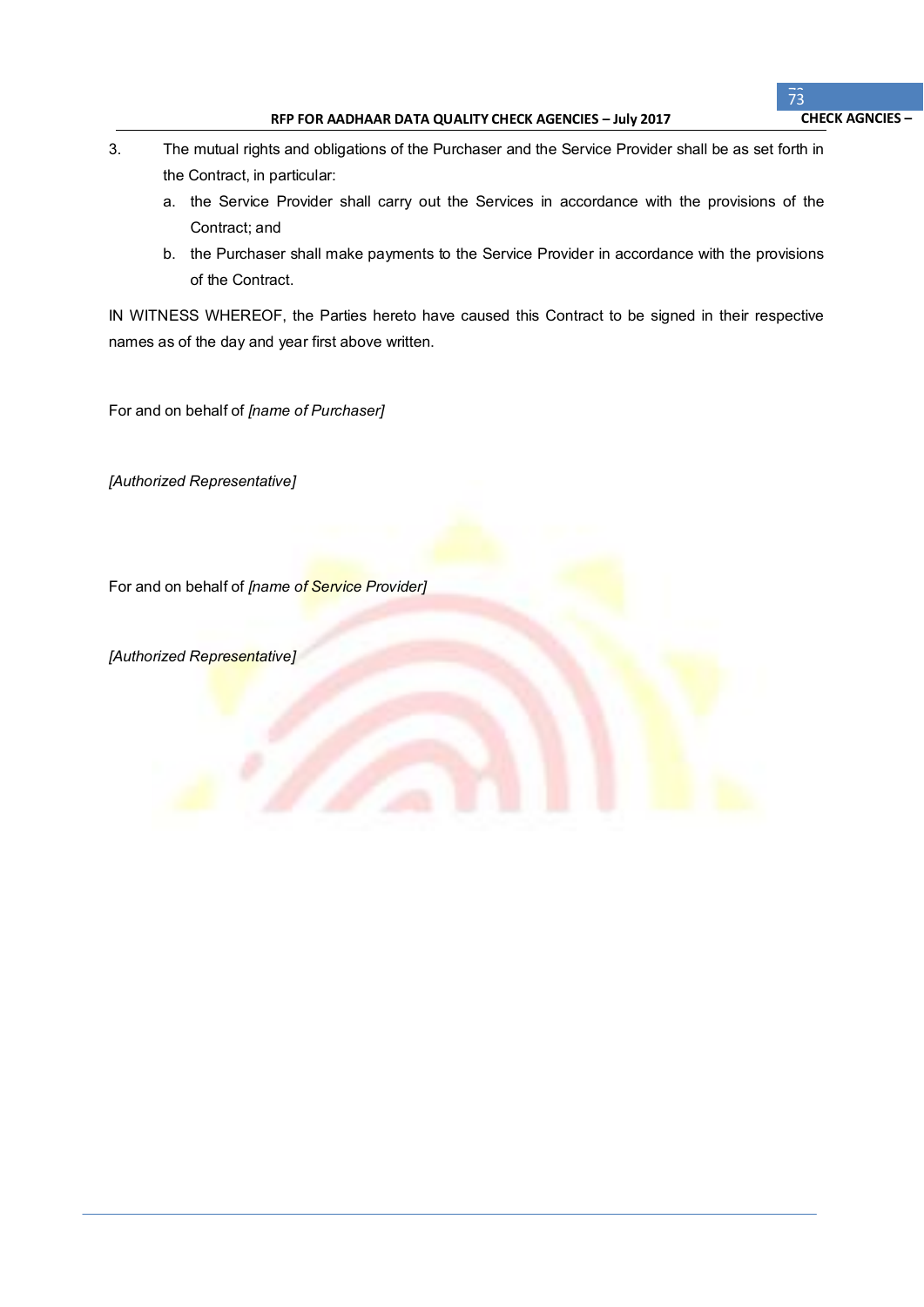3. The mutual rights and obligations of the Purchaser and the Service Provider shall be as set forth in the Contract, in particular:
   a. the Service Provider shall carry out the Services in accordance with the provisions of the Contract; and
   b. the Purchaser shall make payments to the Service Provider in accordance with the provisions of the Contract.

IN WITNESS WHEREOF, the Parties hereto have caused this Contract to be signed in their respective names as of the day and year first above written.

For and on behalf of *[name of Purchaser]*

*[Authorized Representative]*

For and on behalf of *[name of Service Provider]*

*[Authorized Representative]*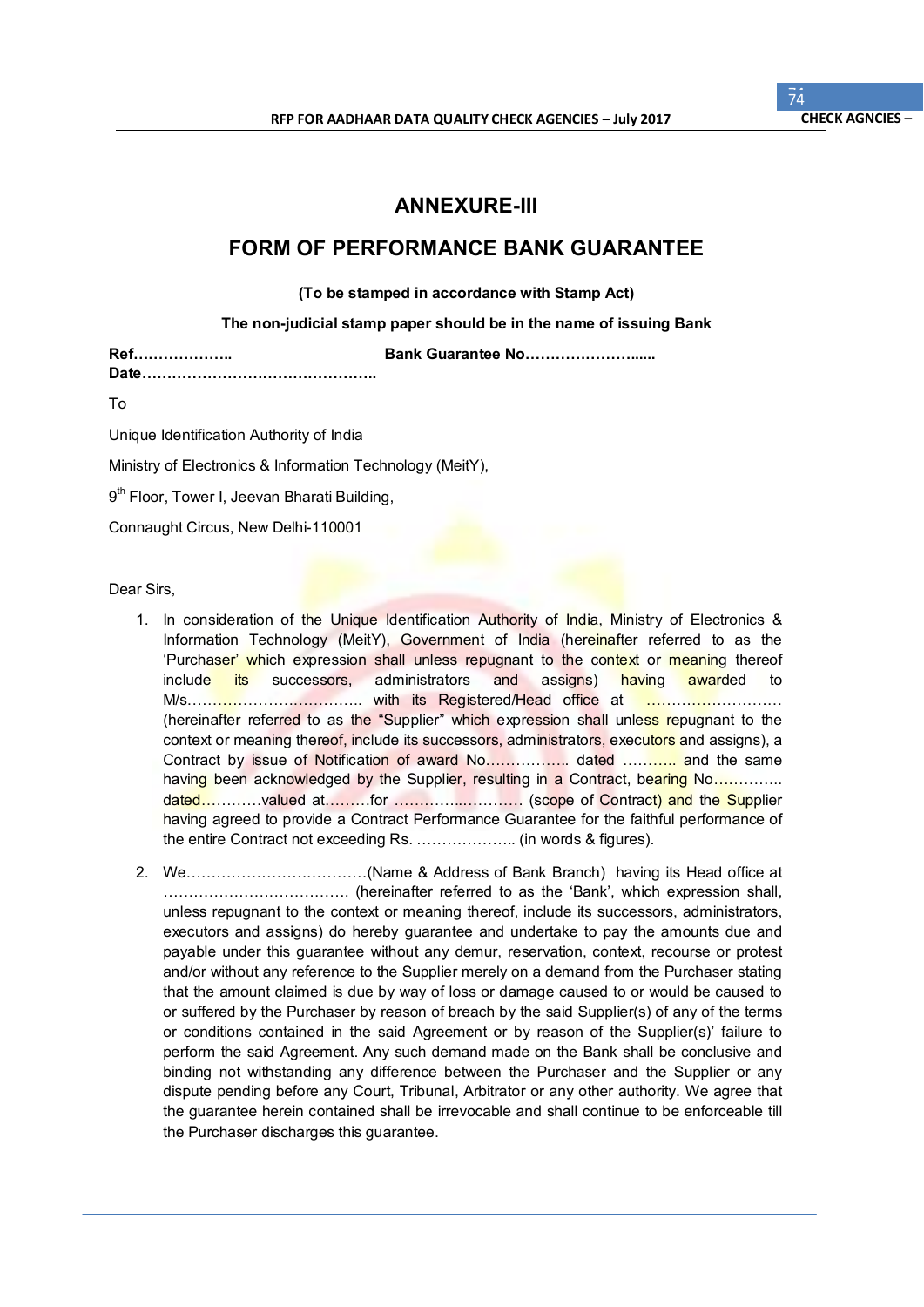# ANNEXURE-III

## FORM OF PERFORMANCE BANK GUARANTEE

**(To be stamped in accordance with Stamp Act)**

**The non-judicial stamp paper should be in the name of issuing Bank**

**Ref………………..** **Bank Guarantee No…………………......**
**Date………………………………………..**

To

Unique Identification Authority of India

Ministry of Electronics & Information Technology (MeitY),

9th Floor, Tower I, Jeevan Bharati Building,

Connaught Circus, New Delhi-110001

Dear Sirs,

1. In consideration of the Unique Identification Authority of India, Ministry of Electronics & Information Technology (MeitY), Government of India (hereinafter referred to as the 'Purchaser' which expression shall unless repugnant to the context or meaning thereof include its successors, administrators and assigns) having awarded to M/s…………………………….. with its Registered/Head office at ……………………… (hereinafter referred to as the "Supplier" which expression shall unless repugnant to the context or meaning thereof, include its successors, administrators, executors and assigns), a Contract by issue of Notification of award No…………….. dated ……….. and the same having been acknowledged by the Supplier, resulting in a Contract, bearing No………….. dated…………valued at………for ………….………… (scope of Contract) and the Supplier having agreed to provide a Contract Performance Guarantee for the faithful performance of the entire Contract not exceeding Rs. ……………….. (in words & figures).

2. We………………………………(Name & Address of Bank Branch) having its Head office at ………………………………. (hereinafter referred to as the 'Bank', which expression shall, unless repugnant to the context or meaning thereof, include its successors, administrators, executors and assigns) do hereby guarantee and undertake to pay the amounts due and payable under this guarantee without any demur, reservation, context, recourse or protest and/or without any reference to the Supplier merely on a demand from the Purchaser stating that the amount claimed is due by way of loss or damage caused to or would be caused to or suffered by the Purchaser by reason of breach by the said Supplier(s) of any of the terms or conditions contained in the said Agreement or by reason of the Supplier(s)' failure to perform the said Agreement. Any such demand made on the Bank shall be conclusive and binding not withstanding any difference between the Purchaser and the Supplier or any dispute pending before any Court, Tribunal, Arbitrator or any other authority. We agree that the guarantee herein contained shall be irrevocable and shall continue to be enforceable till the Purchaser discharges this guarantee.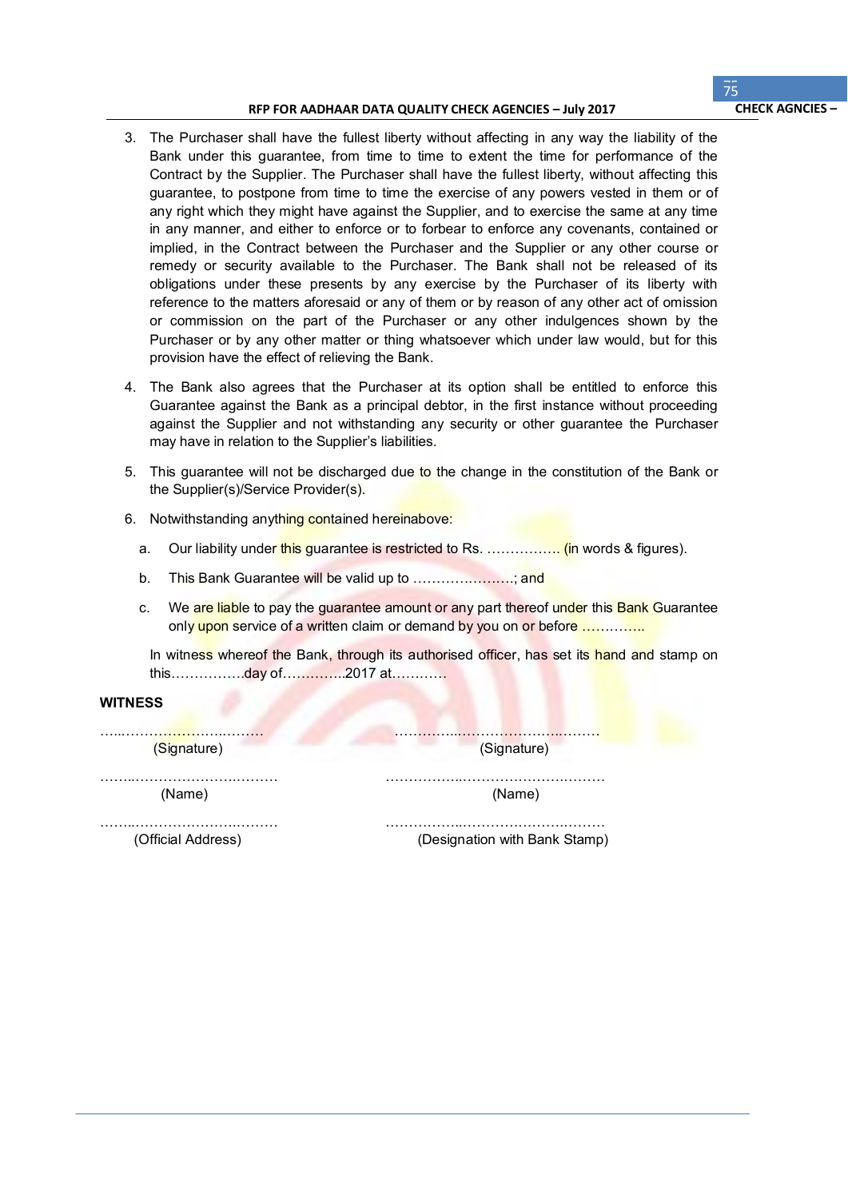3. The Purchaser shall have the fullest liberty without affecting in any way the liability of the Bank under this guarantee, from time to time to extent the time for performance of the Contract by the Supplier. The Purchaser shall have the fullest liberty, without affecting this guarantee, to postpone from time to time the exercise of any powers vested in them or of any right which they might have against the Supplier, and to exercise the same at any time in any manner, and either to enforce or to forbear to enforce any covenants, contained or implied, in the Contract between the Purchaser and the Supplier or any other course or remedy or security available to the Purchaser. The Bank shall not be released of its obligations under these presents by any exercise by the Purchaser of its liberty with reference to the matters aforesaid or any of them or by reason of any other act of omission or commission on the part of the Purchaser or any other indulgences shown by the Purchaser or by any other matter or thing whatsoever which under law would, but for this provision have the effect of relieving the Bank.

4. The Bank also agrees that the Purchaser at its option shall be entitled to enforce this Guarantee against the Bank as a principal debtor, in the first instance without proceeding against the Supplier and not withstanding any security or other guarantee the Purchaser may have in relation to the Supplier's liabilities.

5. This guarantee will not be discharged due to the change in the constitution of the Bank or the Supplier(s)/Service Provider(s).

6. Notwithstanding anything contained hereinabove:

   a. Our liability under this guarantee is restricted to Rs. ……………. (in words & figures).

   b. This Bank Guarantee will be valid up to ………………….; and

   c. We are liable to pay the guarantee amount or any part thereof under this Bank Guarantee only upon service of a written claim or demand by you on or before …………..

   In witness whereof the Bank, through its authorised officer, has set its hand and stamp on this…………….day of…………..2017 at…………

**WITNESS**

| | |
|---|---|
| ……………………………… (Signature) | ……………………………………… (Signature) |
| ……………………………… (Name) | ……………………………………… (Name) |
| ……………………………… (Official Address) | ……………………………………… (Designation with Bank Stamp) |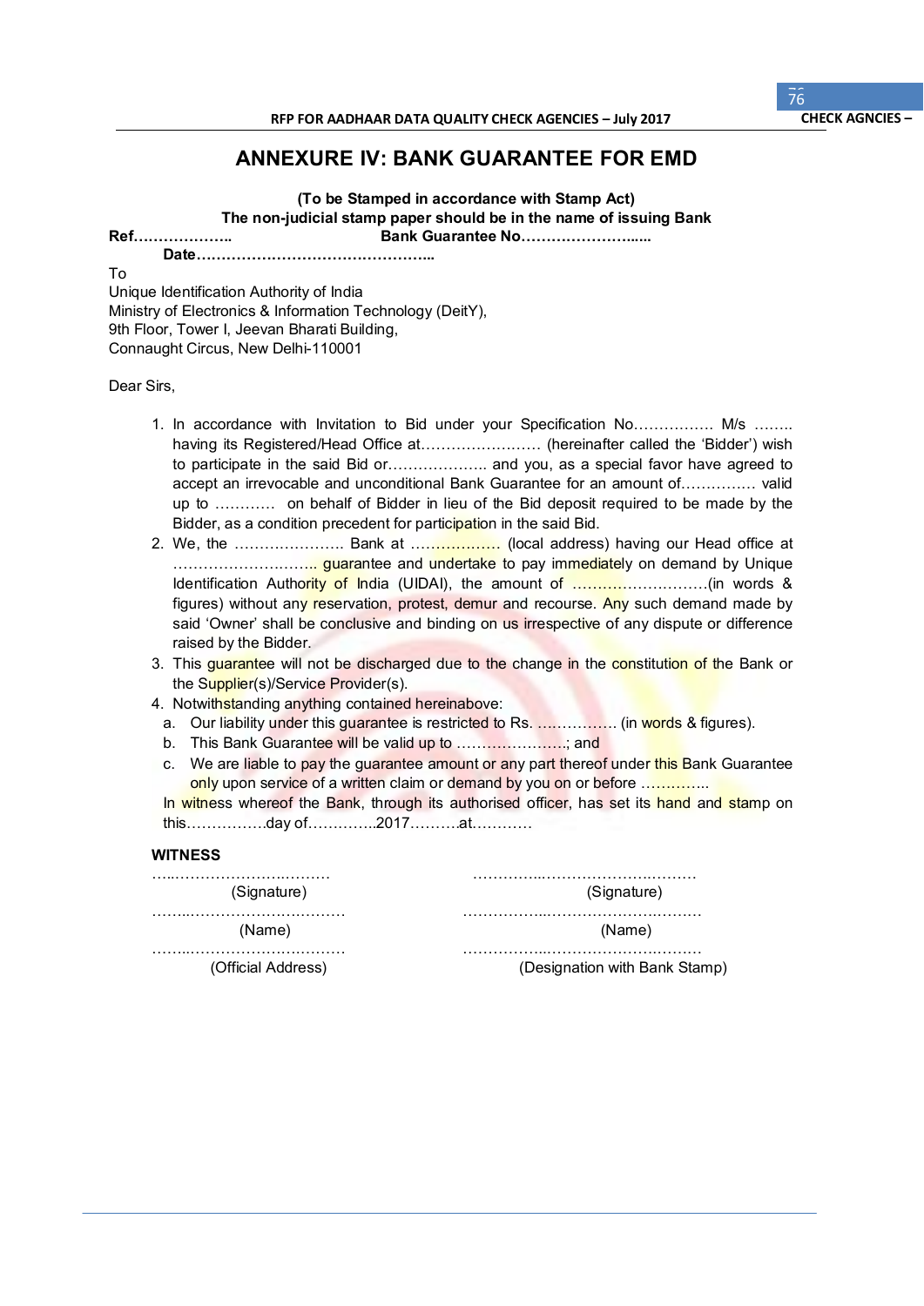# ANNEXURE IV: BANK GUARANTEE FOR EMD

**(To be Stamped in accordance with Stamp Act)**
**The non-judicial stamp paper should be in the name of issuing Bank**

**Ref………………..** **Bank Guarantee No…………………......**
**Date………………………………………..**

To
Unique Identification Authority of India
Ministry of Electronics & Information Technology (DeitY),
9th Floor, Tower I, Jeevan Bharati Building,
Connaught Circus, New Delhi-110001

Dear Sirs,

1. In accordance with Invitation to Bid under your Specification No……………. M/s …….. having its Registered/Head Office at…………………… (hereinafter called the 'Bidder') wish to participate in the said Bid or……………….. and you, as a special favor have agreed to accept an irrevocable and unconditional Bank Guarantee for an amount of………….. valid up to ………… on behalf of Bidder in lieu of the Bid deposit required to be made by the Bidder, as a condition precedent for participation in the said Bid.
2. We, the …………………. Bank at ……………… (local address) having our Head office at ……………………….. guarantee and undertake to pay immediately on demand by Unique Identification Authority of India (UIDAI), the amount of ………………………(in words & figures) without any reservation, protest, demur and recourse. Any such demand made by said 'Owner' shall be conclusive and binding on us irrespective of any dispute or difference raised by the Bidder.
3. This guarantee will not be discharged due to the change in the constitution of the Bank or the Supplier(s)/Service Provider(s).
4. Notwithstanding anything contained hereinabove:
   a. Our liability under this guarantee is restricted to Rs. ……………. (in words & figures).
   b. This Bank Guarantee will be valid up to …………………; and
   c. We are liable to pay the guarantee amount or any part thereof under this Bank Guarantee only upon service of a written claim or demand by you on or before …………..

   In witness whereof the Bank, through its authorised officer, has set its hand and stamp on this…………….day of…………..2017……….at…………

**WITNESS**

| | |
|---|---|
| ………………………………… | ……………………………………… |
| (Signature) | (Signature) |
| ……………………………………… | ……………………………………………… |
| (Name) | (Name) |
| ……………………………………… | ……………………………………………… |
| (Official Address) | (Designation with Bank Stamp) |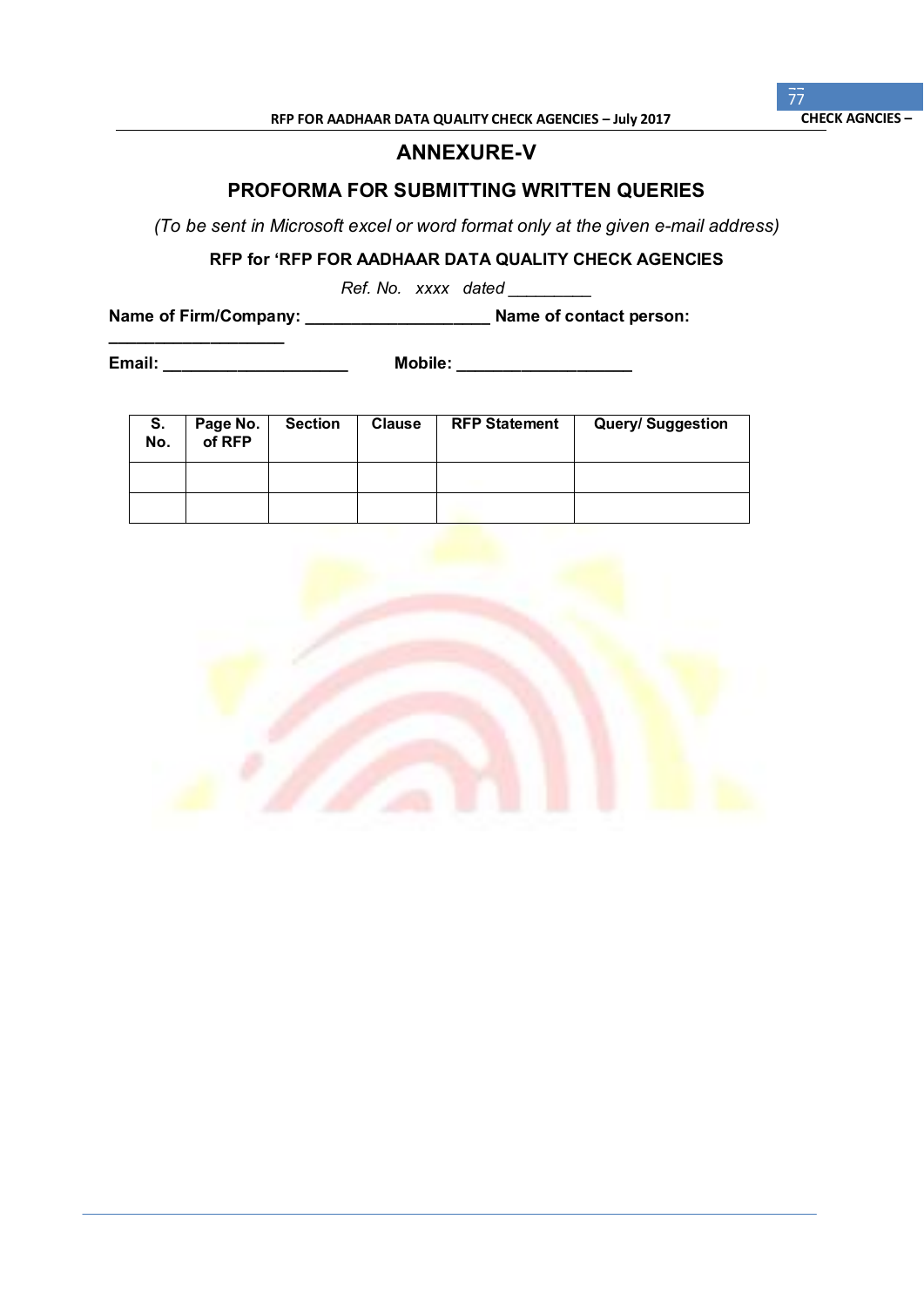# ANNEXURE-V

## PROFORMA FOR SUBMITTING WRITTEN QUERIES

*(To be sent in Microsoft excel or word format only at the given e-mail address)*

**RFP for 'RFP FOR AADHAAR DATA QUALITY CHECK AGENCIES**

*Ref. No. xxxx dated _________*

**Name of Firm/Company: ____________________ Name of contact person: ___________________**

**Email: ____________________ Mobile: ___________________**

| S. No. | Page No. of RFP | Section | Clause | RFP Statement | Query/ Suggestion |
|---|---|---|---|---|---|
| | | | | | |
| | | | | | |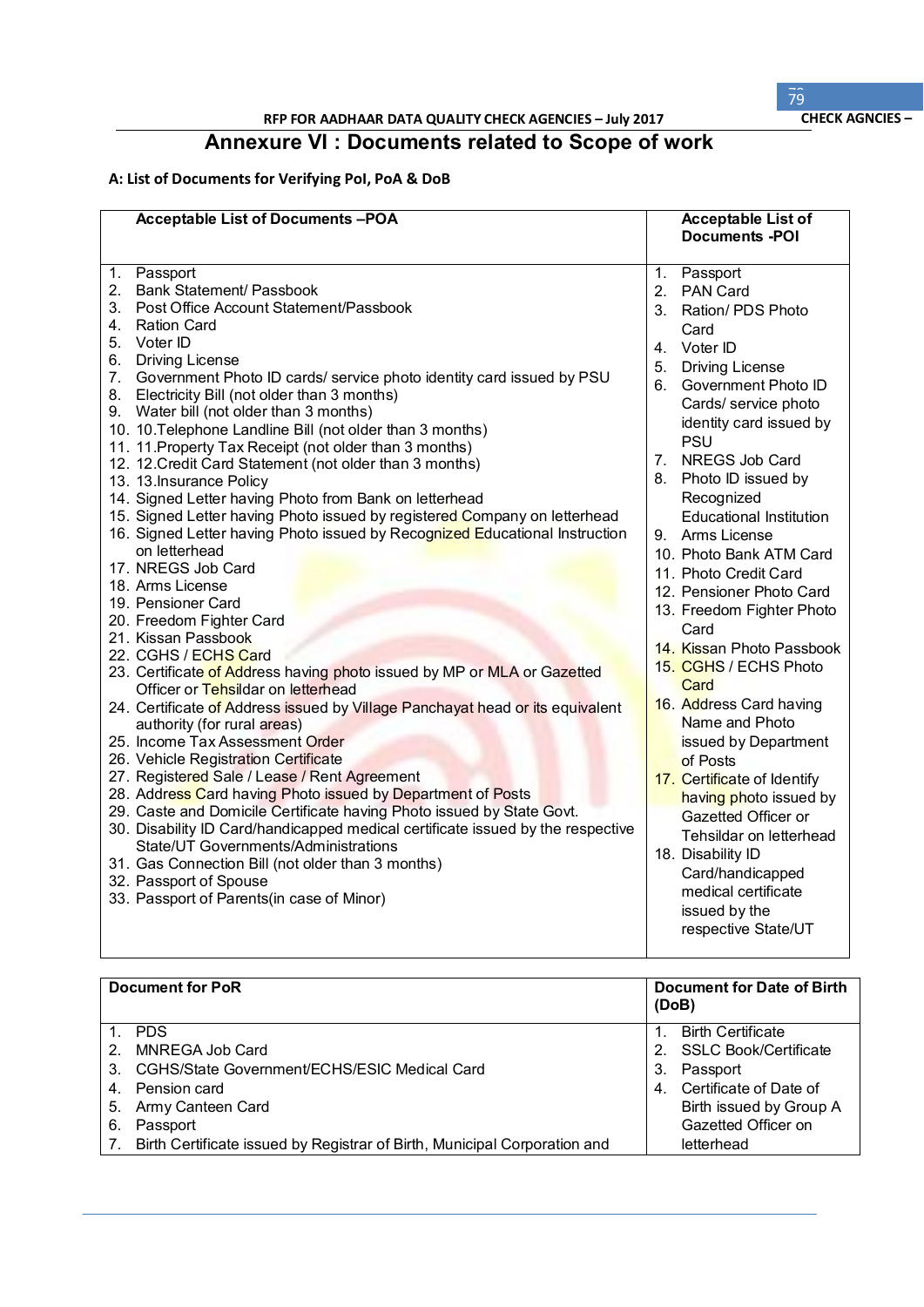# Annexure VI : Documents related to Scope of work

**A: List of Documents for Verifying PoI, PoA & DoB**

| Acceptable List of Documents –POA | Acceptable List of Documents -POI |
|---|---|
| 1. Passport<br>2. Bank Statement/ Passbook<br>3. Post Office Account Statement/Passbook<br>4. Ration Card<br>5. Voter ID<br>6. Driving License<br>7. Government Photo ID cards/ service photo identity card issued by PSU<br>8. Electricity Bill (not older than 3 months)<br>9. Water bill (not older than 3 months)<br>10. 10.Telephone Landline Bill (not older than 3 months)<br>11. 11.Property Tax Receipt (not older than 3 months)<br>12. 12.Credit Card Statement (not older than 3 months)<br>13. 13.Insurance Policy<br>14. Signed Letter having Photo from Bank on letterhead<br>15. Signed Letter having Photo issued by registered Company on letterhead<br>16. Signed Letter having Photo issued by Recognized Educational Instruction on letterhead<br>17. NREGS Job Card<br>18. Arms License<br>19. Pensioner Card<br>20. Freedom Fighter Card<br>21. Kissan Passbook<br>22. CGHS / ECHS Card<br>23. Certificate of Address having photo issued by MP or MLA or Gazetted Officer or Tehsildar on letterhead<br>24. Certificate of Address issued by Village Panchayat head or its equivalent authority (for rural areas)<br>25. Income Tax Assessment Order<br>26. Vehicle Registration Certificate<br>27. Registered Sale / Lease / Rent Agreement<br>28. Address Card having Photo issued by Department of Posts<br>29. Caste and Domicile Certificate having Photo issued by State Govt.<br>30. Disability ID Card/handicapped medical certificate issued by the respective State/UT Governments/Administrations<br>31. Gas Connection Bill (not older than 3 months)<br>32. Passport of Spouse<br>33. Passport of Parents(in case of Minor) | 1. Passport<br>2. PAN Card<br>3. Ration/ PDS Photo Card<br>4. Voter ID<br>5. Driving License<br>6. Government Photo ID Cards/ service photo identity card issued by PSU<br>7. NREGS Job Card<br>8. Photo ID issued by Recognized Educational Institution<br>9. Arms License<br>10. Photo Bank ATM Card<br>11. Photo Credit Card<br>12. Pensioner Photo Card<br>13. Freedom Fighter Photo Card<br>14. Kissan Photo Passbook<br>15. CGHS / ECHS Photo Card<br>16. Address Card having Name and Photo issued by Department of Posts<br>17. Certificate of Identify having photo issued by Gazetted Officer or Tehsildar on letterhead<br>18. Disability ID Card/handicapped medical certificate issued by the respective State/UT |

| Document for PoR | Document for Date of Birth (DoB) |
|---|---|
| 1. PDS<br>2. MNREGA Job Card<br>3. CGHS/State Government/ECHS/ESIC Medical Card<br>4. Pension card<br>5. Army Canteen Card<br>6. Passport<br>7. Birth Certificate issued by Registrar of Birth, Municipal Corporation and | 1. Birth Certificate<br>2. SSLC Book/Certificate<br>3. Passport<br>4. Certificate of Date of Birth issued by Group A Gazetted Officer on letterhead |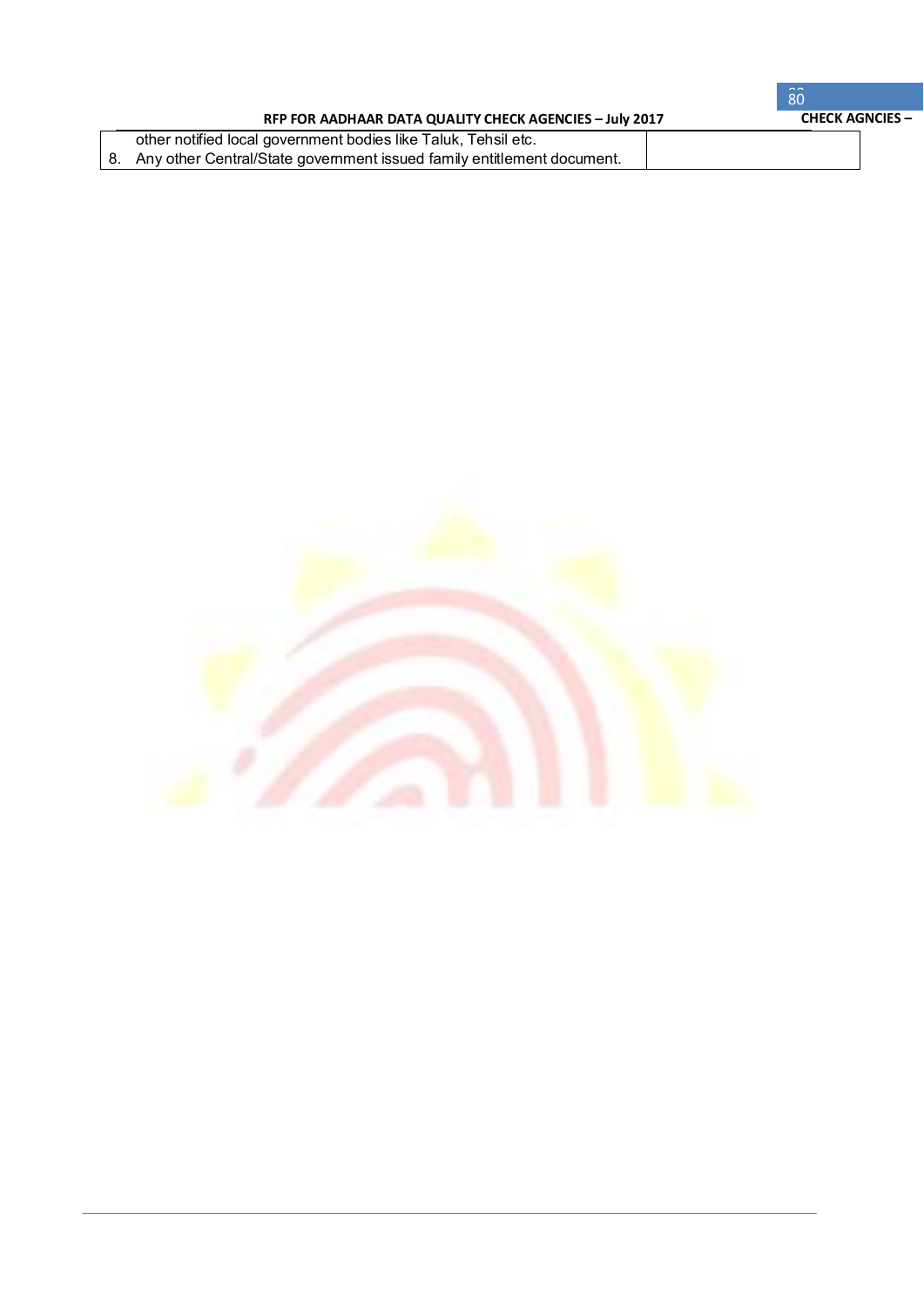| | |
|---|---|
| other notified local government bodies like Taluk, Tehsil etc.<br>8. Any other Central/State government issued family entitlement document. | |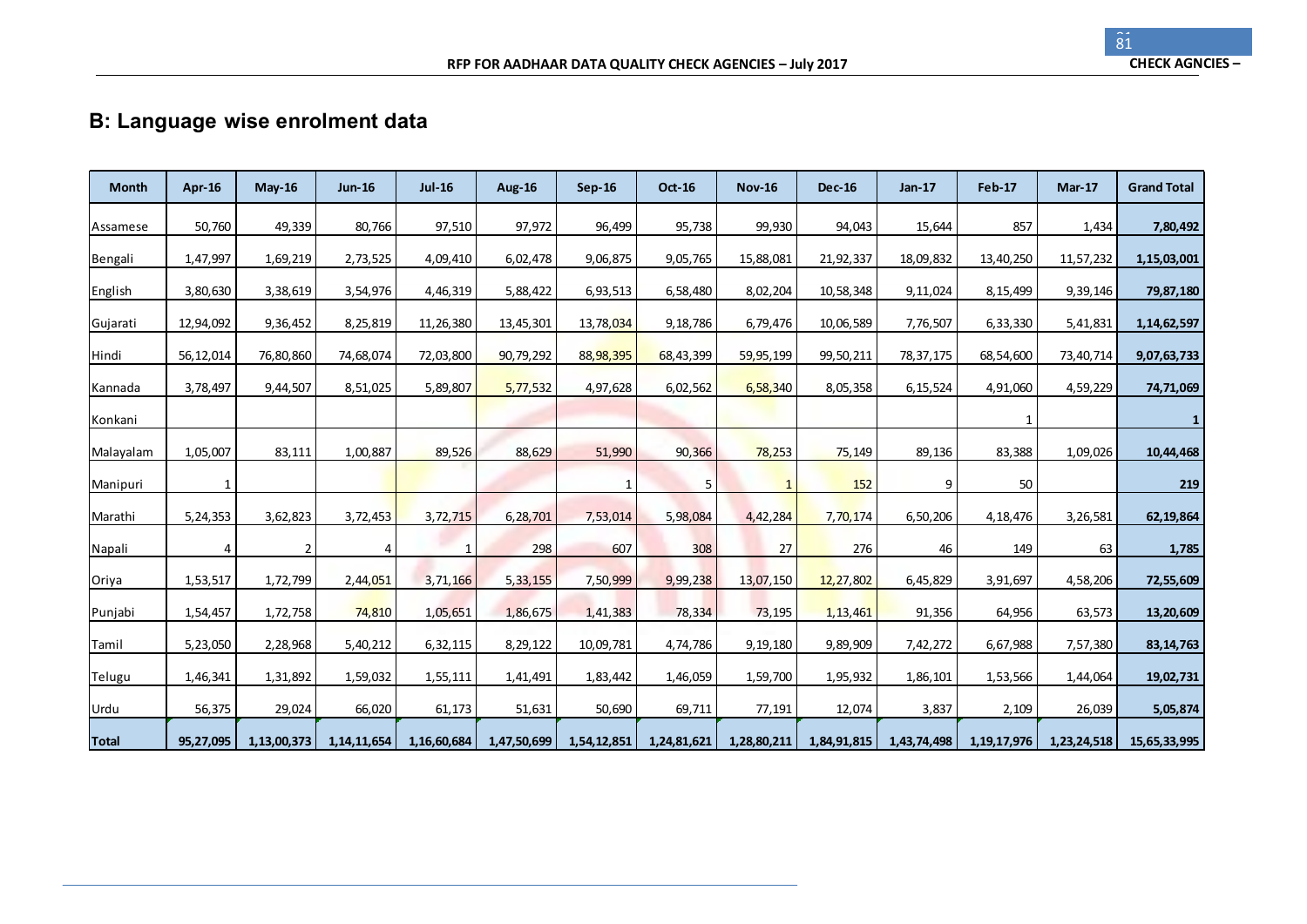## B: Language wise enrolment data

| Month | Apr-16 | May-16 | Jun-16 | Jul-16 | Aug-16 | Sep-16 | Oct-16 | Nov-16 | Dec-16 | Jan-17 | Feb-17 | Mar-17 | Grand Total |
|---|---|---|---|---|---|---|---|---|---|---|---|---|---|
| Assamese | 50,760 | 49,339 | 80,766 | 97,510 | 97,972 | 96,499 | 95,738 | 99,930 | 94,043 | 15,644 | 857 | 1,434 | **7,80,492** |
| Bengali | 1,47,997 | 1,69,219 | 2,73,525 | 4,09,410 | 6,02,478 | 9,06,875 | 9,05,765 | 15,88,081 | 21,92,337 | 18,09,832 | 13,40,250 | 11,57,232 | **1,15,03,001** |
| English | 3,80,630 | 3,38,619 | 3,54,976 | 4,46,319 | 5,88,422 | 6,93,513 | 6,58,480 | 8,02,204 | 10,58,348 | 9,11,024 | 8,15,499 | 9,39,146 | **79,87,180** |
| Gujarati | 12,94,092 | 9,36,452 | 8,25,819 | 11,26,380 | 13,45,301 | 13,78,034 | 9,18,786 | 6,79,476 | 10,06,589 | 7,76,507 | 6,33,330 | 5,41,831 | **1,14,62,597** |
| Hindi | 56,12,014 | 76,80,860 | 74,68,074 | 72,03,800 | 90,79,292 | 88,98,395 | 68,43,399 | 59,95,199 | 99,50,211 | 78,37,175 | 68,54,600 | 73,40,714 | **9,07,63,733** |
| Kannada | 3,78,497 | 9,44,507 | 8,51,025 | 5,89,807 | 5,77,532 | 4,97,628 | 6,02,562 | 6,58,340 | 8,05,358 | 6,15,524 | 4,91,060 | 4,59,229 | **74,71,069** |
| Konkani | | | | | | | | | | | 1 | | **1** |
| Malayalam | 1,05,007 | 83,111 | 1,00,887 | 89,526 | 88,629 | 51,990 | 90,366 | 78,253 | 75,149 | 89,136 | 83,388 | 1,09,026 | **10,44,468** |
| Manipuri | 1 | | | | | 1 | 5 | 1 | 152 | 9 | 50 | | **219** |
| Marathi | 5,24,353 | 3,62,823 | 3,72,453 | 3,72,715 | 6,28,701 | 7,53,014 | 5,98,084 | 4,42,284 | 7,70,174 | 6,50,206 | 4,18,476 | 3,26,581 | **62,19,864** |
| Napali | 4 | 2 | 4 | 1 | 298 | 607 | 308 | 27 | 276 | 46 | 149 | 63 | **1,785** |
| Oriya | 1,53,517 | 1,72,799 | 2,44,051 | 3,71,166 | 5,33,155 | 7,50,999 | 9,99,238 | 13,07,150 | 12,27,802 | 6,45,829 | 3,91,697 | 4,58,206 | **72,55,609** |
| Punjabi | 1,54,457 | 1,72,758 | 74,810 | 1,05,651 | 1,86,675 | 1,41,383 | 78,334 | 73,195 | 1,13,461 | 91,356 | 64,956 | 63,573 | **13,20,609** |
| Tamil | 5,23,050 | 2,28,968 | 5,40,212 | 6,32,115 | 8,29,122 | 10,09,781 | 4,74,786 | 9,19,180 | 9,89,909 | 7,42,272 | 6,67,988 | 7,57,380 | **83,14,763** |
| Telugu | 1,46,341 | 1,31,892 | 1,59,032 | 1,55,111 | 1,41,491 | 1,83,442 | 1,46,059 | 1,59,700 | 1,95,932 | 1,86,101 | 1,53,566 | 1,44,064 | **19,02,731** |
| Urdu | 56,375 | 29,024 | 66,020 | 61,173 | 51,631 | 50,690 | 69,711 | 77,191 | 12,074 | 3,837 | 2,109 | 26,039 | **5,05,874** |
| **Total** | **95,27,095** | **1,13,00,373** | **1,14,11,654** | **1,16,60,684** | **1,47,50,699** | **1,54,12,851** | **1,24,81,621** | **1,28,80,211** | **1,84,91,815** | **1,43,74,498** | **1,19,17,976** | **1,23,24,518** | **15,65,33,995** |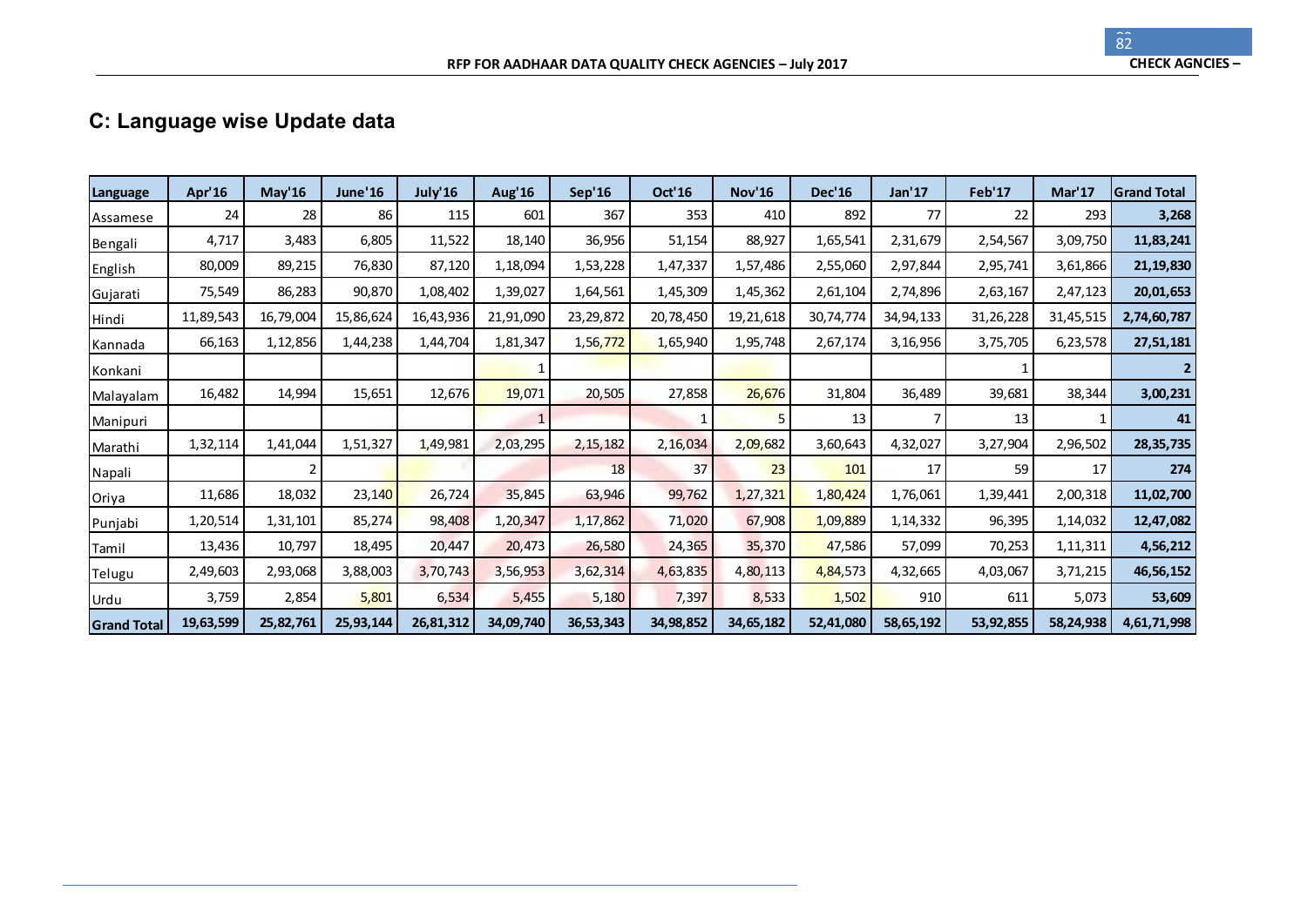## C: Language wise Update data

| Language | Apr'16 | May'16 | June'16 | July'16 | Aug'16 | Sep'16 | Oct'16 | Nov'16 | Dec'16 | Jan'17 | Feb'17 | Mar'17 | Grand Total |
|---|---|---|---|---|---|---|---|---|---|---|---|---|---|
| Assamese | 24 | 28 | 86 | 115 | 601 | 367 | 353 | 410 | 892 | 77 | 22 | 293 | **3,268** |
| Bengali | 4,717 | 3,483 | 6,805 | 11,522 | 18,140 | 36,956 | 51,154 | 88,927 | 1,65,541 | 2,31,679 | 2,54,567 | 3,09,750 | **11,83,241** |
| English | 80,009 | 89,215 | 76,830 | 87,120 | 1,18,094 | 1,53,228 | 1,47,337 | 1,57,486 | 2,55,060 | 2,97,844 | 2,95,741 | 3,61,866 | **21,19,830** |
| Gujarati | 75,549 | 86,283 | 90,870 | 1,08,402 | 1,39,027 | 1,64,561 | 1,45,309 | 1,45,362 | 2,61,104 | 2,74,896 | 2,63,167 | 2,47,123 | **20,01,653** |
| Hindi | 11,89,543 | 16,79,004 | 15,86,624 | 16,43,936 | 21,91,090 | 23,29,872 | 20,78,450 | 19,21,618 | 30,74,774 | 34,94,133 | 31,26,228 | 31,45,515 | **2,74,60,787** |
| Kannada | 66,163 | 1,12,856 | 1,44,238 | 1,44,704 | 1,81,347 | 1,56,772 | 1,65,940 | 1,95,748 | 2,67,174 | 3,16,956 | 3,75,705 | 6,23,578 | **27,51,181** |
| Konkani | | | | | 1 | | | | | | 1 | | **2** |
| Malayalam | 16,482 | 14,994 | 15,651 | 12,676 | 19,071 | 20,505 | 27,858 | 26,676 | 31,804 | 36,489 | 39,681 | 38,344 | **3,00,231** |
| Manipuri | | | | | 1 | | 1 | 5 | 13 | 7 | 13 | 1 | **41** |
| Marathi | 1,32,114 | 1,41,044 | 1,51,327 | 1,49,981 | 2,03,295 | 2,15,182 | 2,16,034 | 2,09,682 | 3,60,643 | 4,32,027 | 3,27,904 | 2,96,502 | **28,35,735** |
| Napali | | 2 | | | | 18 | 37 | 23 | 101 | 17 | 59 | 17 | **274** |
| Oriya | 11,686 | 18,032 | 23,140 | 26,724 | 35,845 | 63,946 | 99,762 | 1,27,321 | 1,80,424 | 1,76,061 | 1,39,441 | 2,00,318 | **11,02,700** |
| Punjabi | 1,20,514 | 1,31,101 | 85,274 | 98,408 | 1,20,347 | 1,17,862 | 71,020 | 67,908 | 1,09,889 | 1,14,332 | 96,395 | 1,14,032 | **12,47,082** |
| Tamil | 13,436 | 10,797 | 18,495 | 20,447 | 20,473 | 26,580 | 24,365 | 35,370 | 47,586 | 57,099 | 70,253 | 1,11,311 | **4,56,212** |
| Telugu | 2,49,603 | 2,93,068 | 3,88,003 | 3,70,743 | 3,56,953 | 3,62,314 | 4,63,835 | 4,80,113 | 4,84,573 | 4,32,665 | 4,03,067 | 3,71,215 | **46,56,152** |
| Urdu | 3,759 | 2,854 | 5,801 | 6,534 | 5,455 | 5,180 | 7,397 | 8,533 | 1,502 | 910 | 611 | 5,073 | **53,609** |
| **Grand Total** | **19,63,599** | **25,82,761** | **25,93,144** | **26,81,312** | **34,09,740** | **36,53,343** | **34,98,852** | **34,65,182** | **52,41,080** | **58,65,192** | **53,92,855** | **58,24,938** | **4,61,71,998** |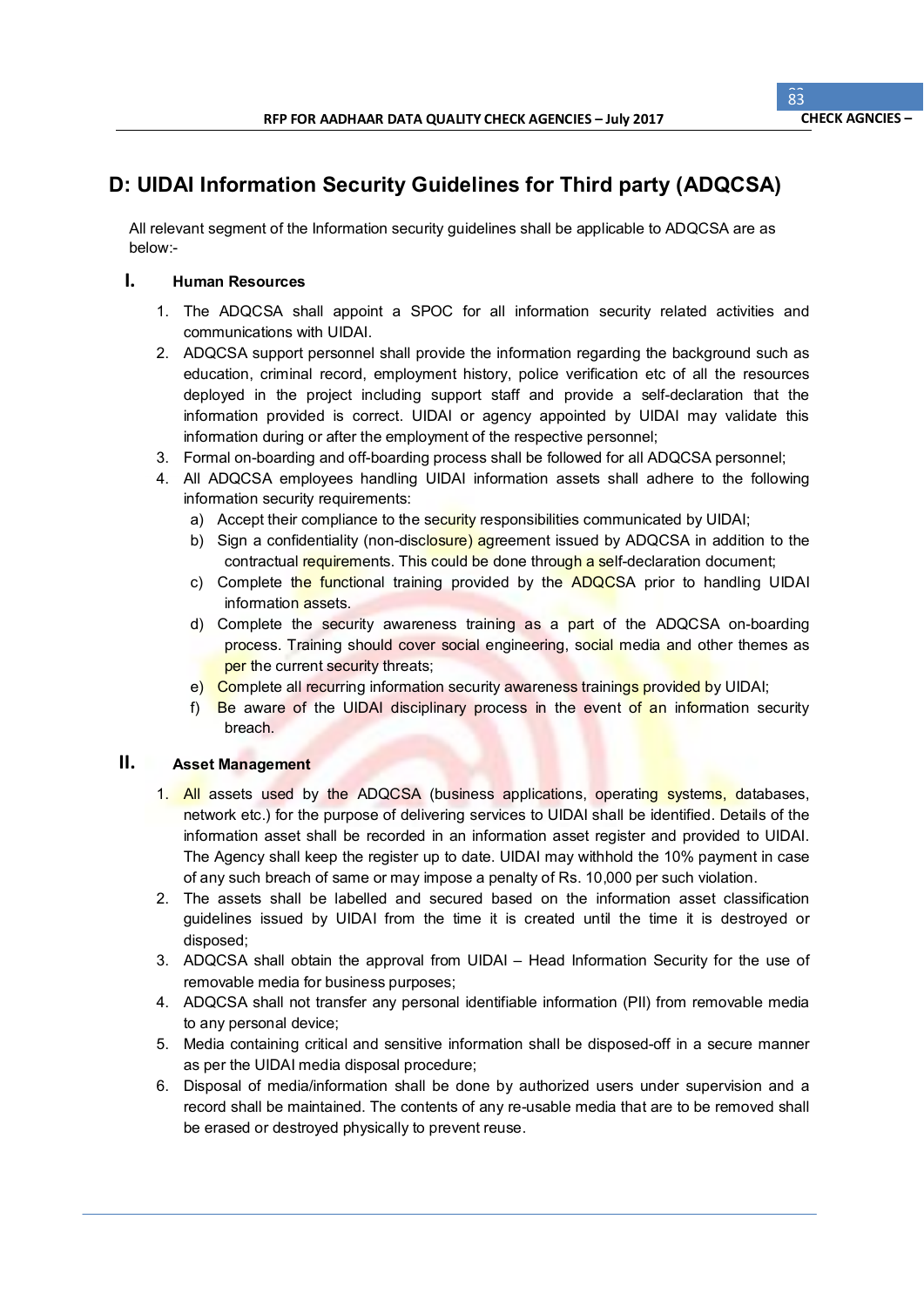## D: UIDAI Information Security Guidelines for Third party (ADQCSA)

All relevant segment of the Information security guidelines shall be applicable to ADQCSA are as below:-

### I. Human Resources

1. The ADQCSA shall appoint a SPOC for all information security related activities and communications with UIDAI.
2. ADQCSA support personnel shall provide the information regarding the background such as education, criminal record, employment history, police verification etc of all the resources deployed in the project including support staff and provide a self-declaration that the information provided is correct. UIDAI or agency appointed by UIDAI may validate this information during or after the employment of the respective personnel;
3. Formal on-boarding and off-boarding process shall be followed for all ADQCSA personnel;
4. All ADQCSA employees handling UIDAI information assets shall adhere to the following information security requirements:
   a) Accept their compliance to the security responsibilities communicated by UIDAI;
   b) Sign a confidentiality (non-disclosure) agreement issued by ADQCSA in addition to the contractual requirements. This could be done through a self-declaration document;
   c) Complete the functional training provided by the ADQCSA prior to handling UIDAI information assets.
   d) Complete the security awareness training as a part of the ADQCSA on-boarding process. Training should cover social engineering, social media and other themes as per the current security threats;
   e) Complete all recurring information security awareness trainings provided by UIDAI;
   f) Be aware of the UIDAI disciplinary process in the event of an information security breach.

### II. Asset Management

1. All assets used by the ADQCSA (business applications, operating systems, databases, network etc.) for the purpose of delivering services to UIDAI shall be identified. Details of the information asset shall be recorded in an information asset register and provided to UIDAI. The Agency shall keep the register up to date. UIDAI may withhold the 10% payment in case of any such breach of same or may impose a penalty of Rs. 10,000 per such violation.
2. The assets shall be labelled and secured based on the information asset classification guidelines issued by UIDAI from the time it is created until the time it is destroyed or disposed;
3. ADQCSA shall obtain the approval from UIDAI – Head Information Security for the use of removable media for business purposes;
4. ADQCSA shall not transfer any personal identifiable information (PII) from removable media to any personal device;
5. Media containing critical and sensitive information shall be disposed-off in a secure manner as per the UIDAI media disposal procedure;
6. Disposal of media/information shall be done by authorized users under supervision and a record shall be maintained. The contents of any re-usable media that are to be removed shall be erased or destroyed physically to prevent reuse.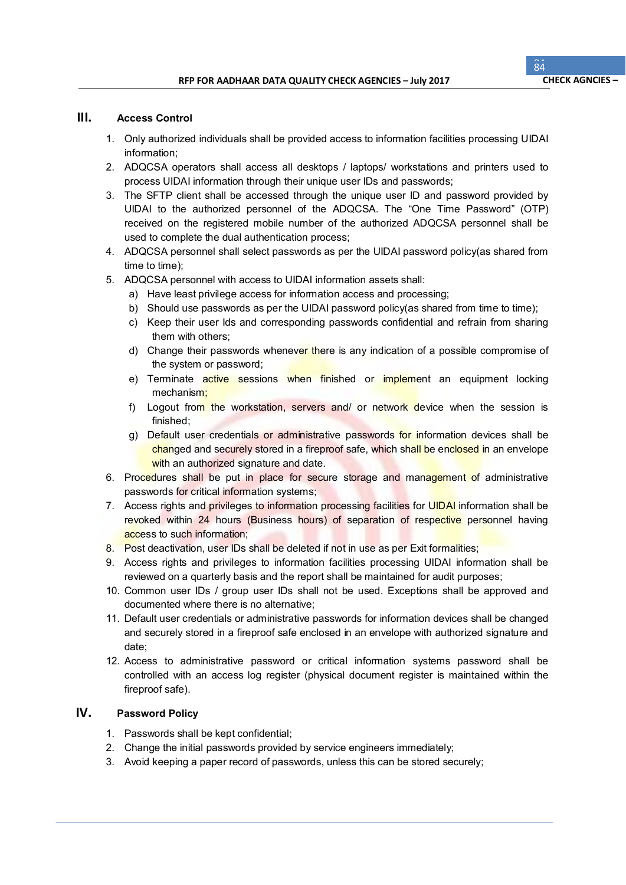## III. Access Control

1. Only authorized individuals shall be provided access to information facilities processing UIDAI information;
2. ADQCSA operators shall access all desktops / laptops/ workstations and printers used to process UIDAI information through their unique user IDs and passwords;
3. The SFTP client shall be accessed through the unique user ID and password provided by UIDAI to the authorized personnel of the ADQCSA. The "One Time Password" (OTP) received on the registered mobile number of the authorized ADQCSA personnel shall be used to complete the dual authentication process;
4. ADQCSA personnel shall select passwords as per the UIDAI password policy(as shared from time to time);
5. ADQCSA personnel with access to UIDAI information assets shall:
   a) Have least privilege access for information access and processing;
   b) Should use passwords as per the UIDAI password policy(as shared from time to time);
   c) Keep their user Ids and corresponding passwords confidential and refrain from sharing them with others;
   d) Change their passwords whenever there is any indication of a possible compromise of the system or password;
   e) Terminate active sessions when finished or implement an equipment locking mechanism;
   f) Logout from the workstation, servers and/ or network device when the session is finished;
   g) Default user credentials or administrative passwords for information devices shall be changed and securely stored in a fireproof safe, which shall be enclosed in an envelope with an authorized signature and date.
6. Procedures shall be put in place for secure storage and management of administrative passwords for critical information systems;
7. Access rights and privileges to information processing facilities for UIDAI information shall be revoked within 24 hours (Business hours) of separation of respective personnel having access to such information;
8. Post deactivation, user IDs shall be deleted if not in use as per Exit formalities;
9. Access rights and privileges to information facilities processing UIDAI information shall be reviewed on a quarterly basis and the report shall be maintained for audit purposes;
10. Common user IDs / group user IDs shall not be used. Exceptions shall be approved and documented where there is no alternative;
11. Default user credentials or administrative passwords for information devices shall be changed and securely stored in a fireproof safe enclosed in an envelope with authorized signature and date;
12. Access to administrative password or critical information systems password shall be controlled with an access log register (physical document register is maintained within the fireproof safe).

## IV. Password Policy

1. Passwords shall be kept confidential;
2. Change the initial passwords provided by service engineers immediately;
3. Avoid keeping a paper record of passwords, unless this can be stored securely;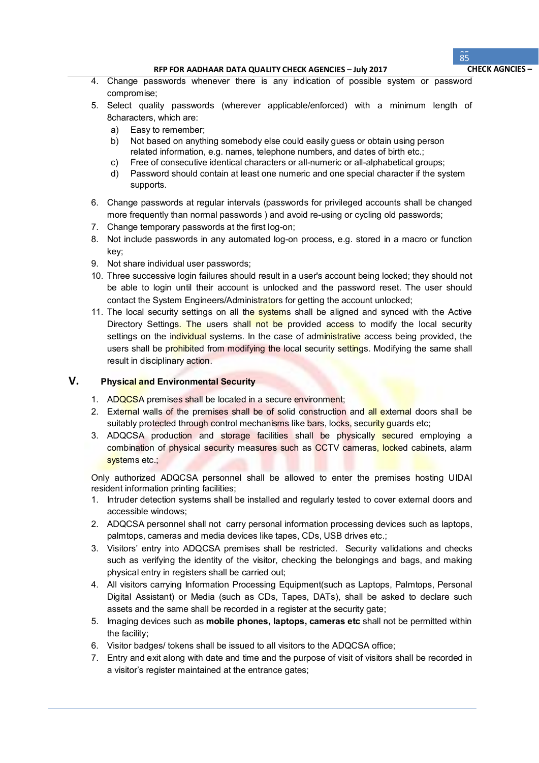4. Change passwords whenever there is any indication of possible system or password compromise;
5. Select quality passwords (wherever applicable/enforced) with a minimum length of 8characters, which are:
   a) Easy to remember;
   b) Not based on anything somebody else could easily guess or obtain using person related information, e.g. names, telephone numbers, and dates of birth etc.;
   c) Free of consecutive identical characters or all-numeric or all-alphabetical groups;
   d) Password should contain at least one numeric and one special character if the system supports.
6. Change passwords at regular intervals (passwords for privileged accounts shall be changed more frequently than normal passwords ) and avoid re-using or cycling old passwords;
7. Change temporary passwords at the first log-on;
8. Not include passwords in any automated log-on process, e.g. stored in a macro or function key;
9. Not share individual user passwords;
10. Three successive login failures should result in a user's account being locked; they should not be able to login until their account is unlocked and the password reset. The user should contact the System Engineers/Administrators for getting the account unlocked;
11. The local security settings on all the systems shall be aligned and synced with the Active Directory Settings. The users shall not be provided access to modify the local security settings on the individual systems. In the case of administrative access being provided, the users shall be prohibited from modifying the local security settings. Modifying the same shall result in disciplinary action.

## V. Physical and Environmental Security

1. ADQCSA premises shall be located in a secure environment;
2. External walls of the premises shall be of solid construction and all external doors shall be suitably protected through control mechanisms like bars, locks, security guards etc;
3. ADQCSA production and storage facilities shall be physically secured employing a combination of physical security measures such as CCTV cameras, locked cabinets, alarm systems etc.;

Only authorized ADQCSA personnel shall be allowed to enter the premises hosting UIDAI resident information printing facilities;

1. Intruder detection systems shall be installed and regularly tested to cover external doors and accessible windows;
2. ADQCSA personnel shall not carry personal information processing devices such as laptops, palmtops, cameras and media devices like tapes, CDs, USB drives etc.;
3. Visitors' entry into ADQCSA premises shall be restricted. Security validations and checks such as verifying the identity of the visitor, checking the belongings and bags, and making physical entry in registers shall be carried out;
4. All visitors carrying Information Processing Equipment(such as Laptops, Palmtops, Personal Digital Assistant) or Media (such as CDs, Tapes, DATs), shall be asked to declare such assets and the same shall be recorded in a register at the security gate;
5. Imaging devices such as **mobile phones, laptops, cameras etc** shall not be permitted within the facility;
6. Visitor badges/ tokens shall be issued to all visitors to the ADQCSA office;
7. Entry and exit along with date and time and the purpose of visit of visitors shall be recorded in a visitor's register maintained at the entrance gates;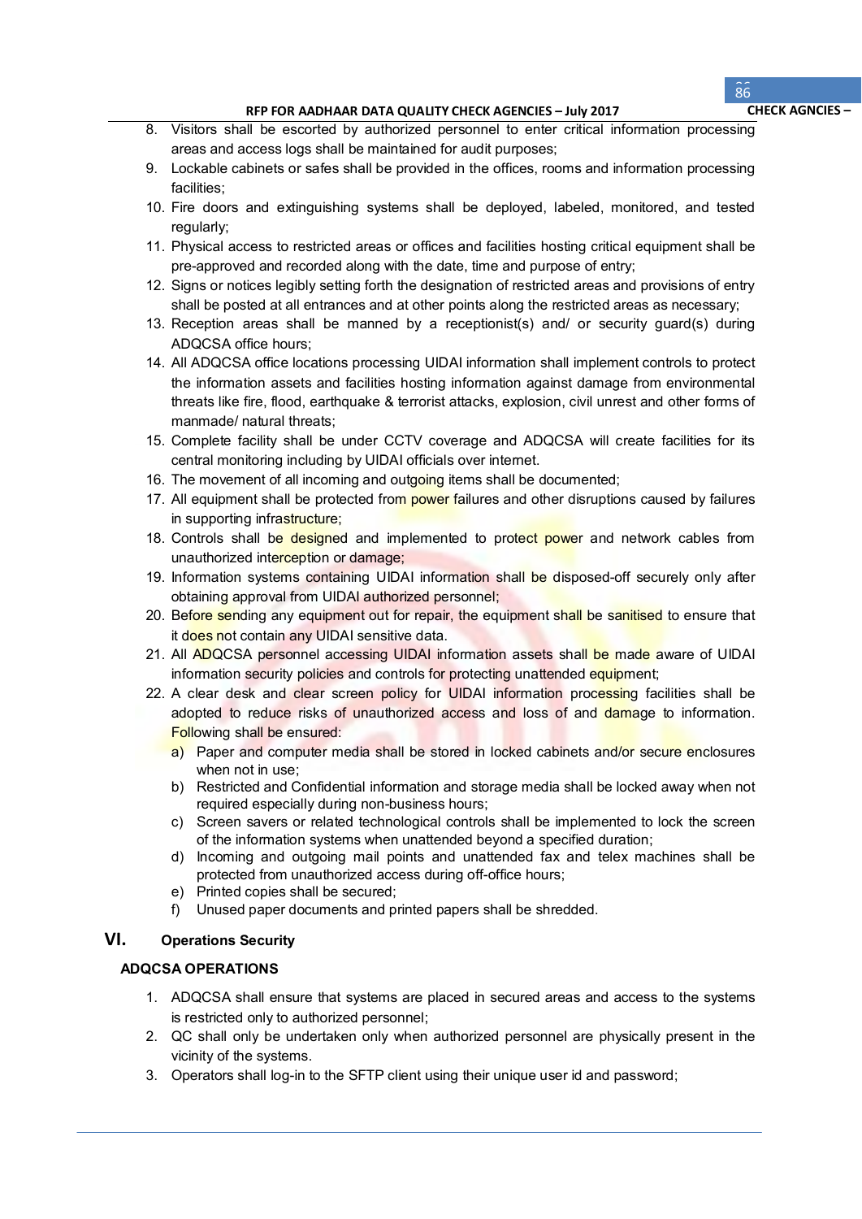8. Visitors shall be escorted by authorized personnel to enter critical information processing areas and access logs shall be maintained for audit purposes;
9. Lockable cabinets or safes shall be provided in the offices, rooms and information processing facilities;
10. Fire doors and extinguishing systems shall be deployed, labeled, monitored, and tested regularly;
11. Physical access to restricted areas or offices and facilities hosting critical equipment shall be pre-approved and recorded along with the date, time and purpose of entry;
12. Signs or notices legibly setting forth the designation of restricted areas and provisions of entry shall be posted at all entrances and at other points along the restricted areas as necessary;
13. Reception areas shall be manned by a receptionist(s) and/ or security guard(s) during ADQCSA office hours;
14. All ADQCSA office locations processing UIDAI information shall implement controls to protect the information assets and facilities hosting information against damage from environmental threats like fire, flood, earthquake & terrorist attacks, explosion, civil unrest and other forms of manmade/ natural threats;
15. Complete facility shall be under CCTV coverage and ADQCSA will create facilities for its central monitoring including by UIDAI officials over internet.
16. The movement of all incoming and outgoing items shall be documented;
17. All equipment shall be protected from power failures and other disruptions caused by failures in supporting infrastructure;
18. Controls shall be designed and implemented to protect power and network cables from unauthorized interception or damage;
19. Information systems containing UIDAI information shall be disposed-off securely only after obtaining approval from UIDAI authorized personnel;
20. Before sending any equipment out for repair, the equipment shall be sanitised to ensure that it does not contain any UIDAI sensitive data.
21. All ADQCSA personnel accessing UIDAI information assets shall be made aware of UIDAI information security policies and controls for protecting unattended equipment;
22. A clear desk and clear screen policy for UIDAI information processing facilities shall be adopted to reduce risks of unauthorized access and loss of and damage to information. Following shall be ensured:
    a) Paper and computer media shall be stored in locked cabinets and/or secure enclosures when not in use;
    b) Restricted and Confidential information and storage media shall be locked away when not required especially during non-business hours;
    c) Screen savers or related technological controls shall be implemented to lock the screen of the information systems when unattended beyond a specified duration;
    d) Incoming and outgoing mail points and unattended fax and telex machines shall be protected from unauthorized access during off-office hours;
    e) Printed copies shall be secured;
    f) Unused paper documents and printed papers shall be shredded.

## VI. Operations Security

**ADQCSA OPERATIONS**

1. ADQCSA shall ensure that systems are placed in secured areas and access to the systems is restricted only to authorized personnel;
2. QC shall only be undertaken only when authorized personnel are physically present in the vicinity of the systems.
3. Operators shall log-in to the SFTP client using their unique user id and password;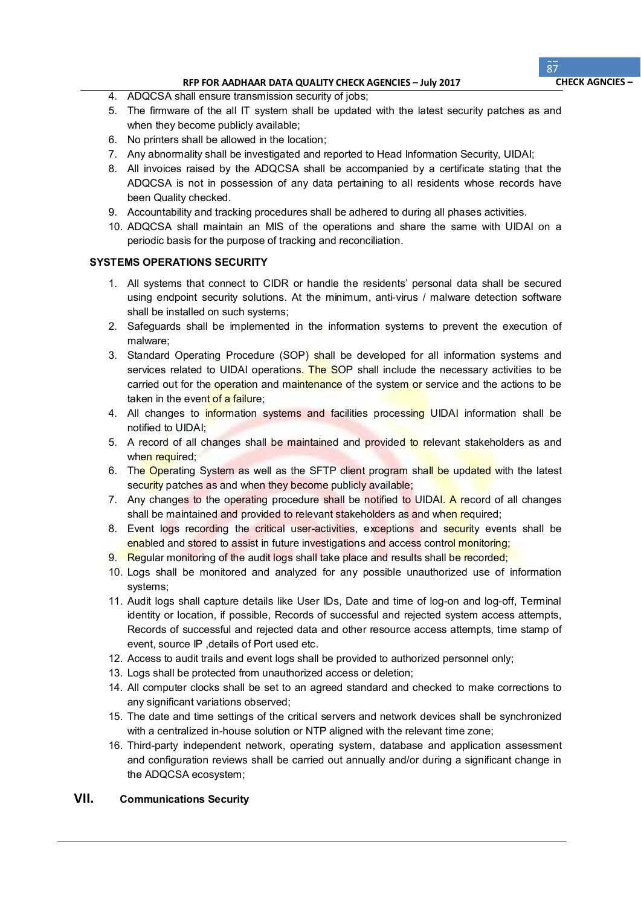4. ADQCSA shall ensure transmission security of jobs;
5. The firmware of the all IT system shall be updated with the latest security patches as and when they become publicly available;
6. No printers shall be allowed in the location;
7. Any abnormality shall be investigated and reported to Head Information Security, UIDAI;
8. All invoices raised by the ADQCSA shall be accompanied by a certificate stating that the ADQCSA is not in possession of any data pertaining to all residents whose records have been Quality checked.
9. Accountability and tracking procedures shall be adhered to during all phases activities.
10. ADQCSA shall maintain an MIS of the operations and share the same with UIDAI on a periodic basis for the purpose of tracking and reconciliation.

**SYSTEMS OPERATIONS SECURITY**

1. All systems that connect to CIDR or handle the residents' personal data shall be secured using endpoint security solutions. At the minimum, anti-virus / malware detection software shall be installed on such systems;
2. Safeguards shall be implemented in the information systems to prevent the execution of malware;
3. Standard Operating Procedure (SOP) shall be developed for all information systems and services related to UIDAI operations. The SOP shall include the necessary activities to be carried out for the operation and maintenance of the system or service and the actions to be taken in the event of a failure;
4. All changes to information systems and facilities processing UIDAI information shall be notified to UIDAI;
5. A record of all changes shall be maintained and provided to relevant stakeholders as and when required;
6. The Operating System as well as the SFTP client program shall be updated with the latest security patches as and when they become publicly available;
7. Any changes to the operating procedure shall be notified to UIDAI. A record of all changes shall be maintained and provided to relevant stakeholders as and when required;
8. Event logs recording the critical user-activities, exceptions and security events shall be enabled and stored to assist in future investigations and access control monitoring;
9. Regular monitoring of the audit logs shall take place and results shall be recorded;
10. Logs shall be monitored and analyzed for any possible unauthorized use of information systems;
11. Audit logs shall capture details like User IDs, Date and time of log-on and log-off, Terminal identity or location, if possible, Records of successful and rejected system access attempts, Records of successful and rejected data and other resource access attempts, time stamp of event, source IP ,details of Port used etc.
12. Access to audit trails and event logs shall be provided to authorized personnel only;
13. Logs shall be protected from unauthorized access or deletion;
14. All computer clocks shall be set to an agreed standard and checked to make corrections to any significant variations observed;
15. The date and time settings of the critical servers and network devices shall be synchronized with a centralized in-house solution or NTP aligned with the relevant time zone;
16. Third-party independent network, operating system, database and application assessment and configuration reviews shall be carried out annually and/or during a significant change in the ADQCSA ecosystem;

## VII. Communications Security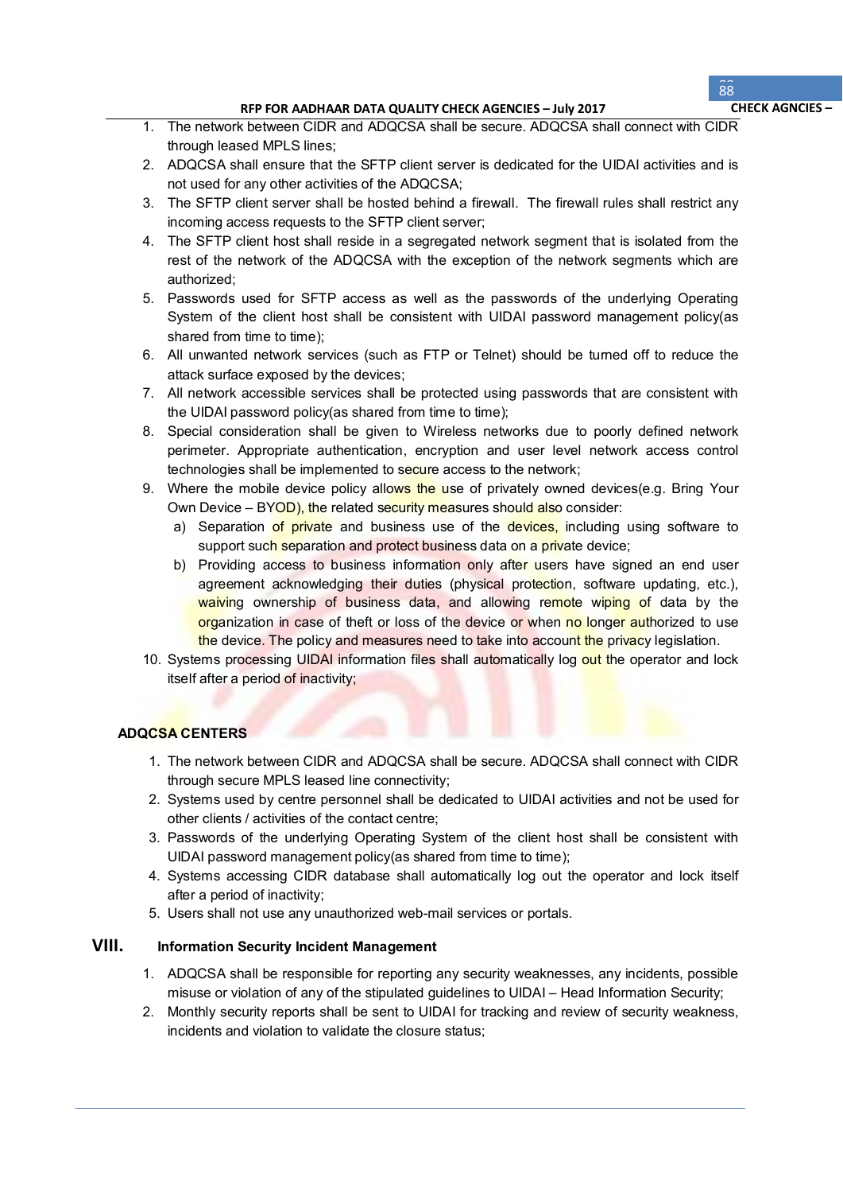1. The network between CIDR and ADQCSA shall be secure. ADQCSA shall connect with CIDR through leased MPLS lines;
2. ADQCSA shall ensure that the SFTP client server is dedicated for the UIDAI activities and is not used for any other activities of the ADQCSA;
3. The SFTP client server shall be hosted behind a firewall. The firewall rules shall restrict any incoming access requests to the SFTP client server;
4. The SFTP client host shall reside in a segregated network segment that is isolated from the rest of the network of the ADQCSA with the exception of the network segments which are authorized;
5. Passwords used for SFTP access as well as the passwords of the underlying Operating System of the client host shall be consistent with UIDAI password management policy(as shared from time to time);
6. All unwanted network services (such as FTP or Telnet) should be turned off to reduce the attack surface exposed by the devices;
7. All network accessible services shall be protected using passwords that are consistent with the UIDAI password policy(as shared from time to time);
8. Special consideration shall be given to Wireless networks due to poorly defined network perimeter. Appropriate authentication, encryption and user level network access control technologies shall be implemented to secure access to the network;
9. Where the mobile device policy allows the use of privately owned devices(e.g. Bring Your Own Device – BYOD), the related security measures should also consider:
   a) Separation of private and business use of the devices, including using software to support such separation and protect business data on a private device;
   b) Providing access to business information only after users have signed an end user agreement acknowledging their duties (physical protection, software updating, etc.), waiving ownership of business data, and allowing remote wiping of data by the organization in case of theft or loss of the device or when no longer authorized to use the device. The policy and measures need to take into account the privacy legislation.
10. Systems processing UIDAI information files shall automatically log out the operator and lock itself after a period of inactivity;

**ADQCSA CENTERS**

1. The network between CIDR and ADQCSA shall be secure. ADQCSA shall connect with CIDR through secure MPLS leased line connectivity;
2. Systems used by centre personnel shall be dedicated to UIDAI activities and not be used for other clients / activities of the contact centre;
3. Passwords of the underlying Operating System of the client host shall be consistent with UIDAI password management policy(as shared from time to time);
4. Systems accessing CIDR database shall automatically log out the operator and lock itself after a period of inactivity;
5. Users shall not use any unauthorized web-mail services or portals.

## VIII. Information Security Incident Management

1. ADQCSA shall be responsible for reporting any security weaknesses, any incidents, possible misuse or violation of any of the stipulated guidelines to UIDAI – Head Information Security;
2. Monthly security reports shall be sent to UIDAI for tracking and review of security weakness, incidents and violation to validate the closure status;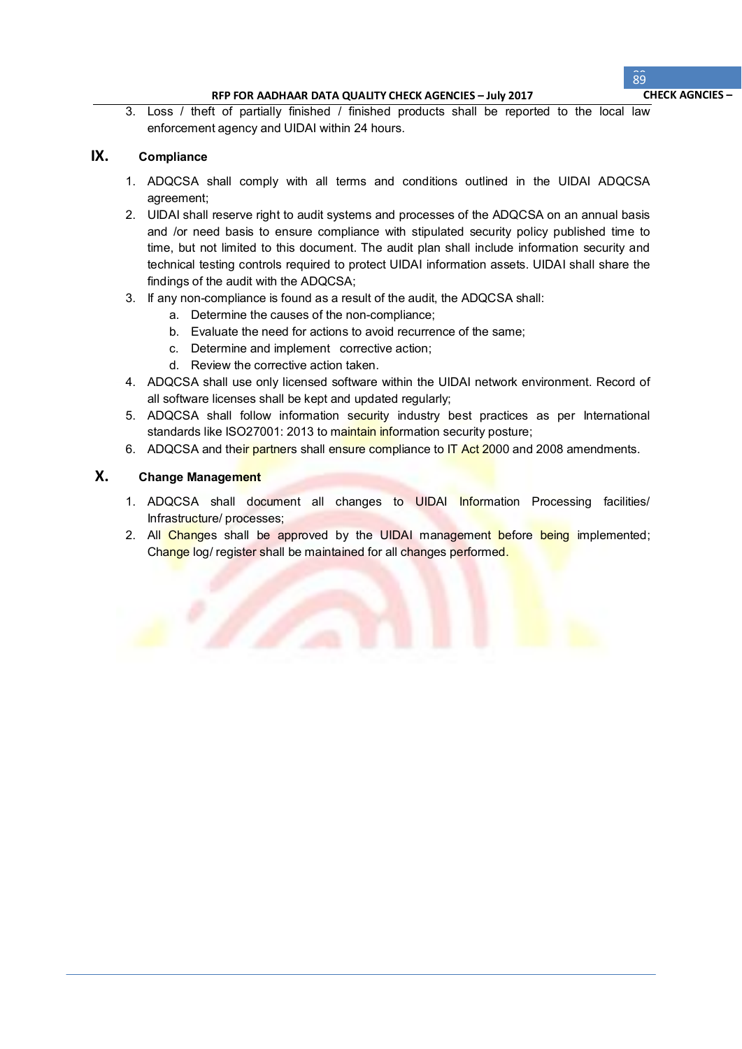3. Loss / theft of partially finished / finished products shall be reported to the local law enforcement agency and UIDAI within 24 hours.

## IX. Compliance

1. ADQCSA shall comply with all terms and conditions outlined in the UIDAI ADQCSA agreement;
2. UIDAI shall reserve right to audit systems and processes of the ADQCSA on an annual basis and /or need basis to ensure compliance with stipulated security policy published time to time, but not limited to this document. The audit plan shall include information security and technical testing controls required to protect UIDAI information assets. UIDAI shall share the findings of the audit with the ADQCSA;
3. If any non-compliance is found as a result of the audit, the ADQCSA shall:
    a. Determine the causes of the non-compliance;
    b. Evaluate the need for actions to avoid recurrence of the same;
    c. Determine and implement corrective action;
    d. Review the corrective action taken.
4. ADQCSA shall use only licensed software within the UIDAI network environment. Record of all software licenses shall be kept and updated regularly;
5. ADQCSA shall follow information security industry best practices as per International standards like ISO27001: 2013 to maintain information security posture;
6. ADQCSA and their partners shall ensure compliance to IT Act 2000 and 2008 amendments.

## X. Change Management

1. ADQCSA shall document all changes to UIDAI Information Processing facilities/ Infrastructure/ processes;
2. All Changes shall be approved by the UIDAI management before being implemented; Change log/ register shall be maintained for all changes performed.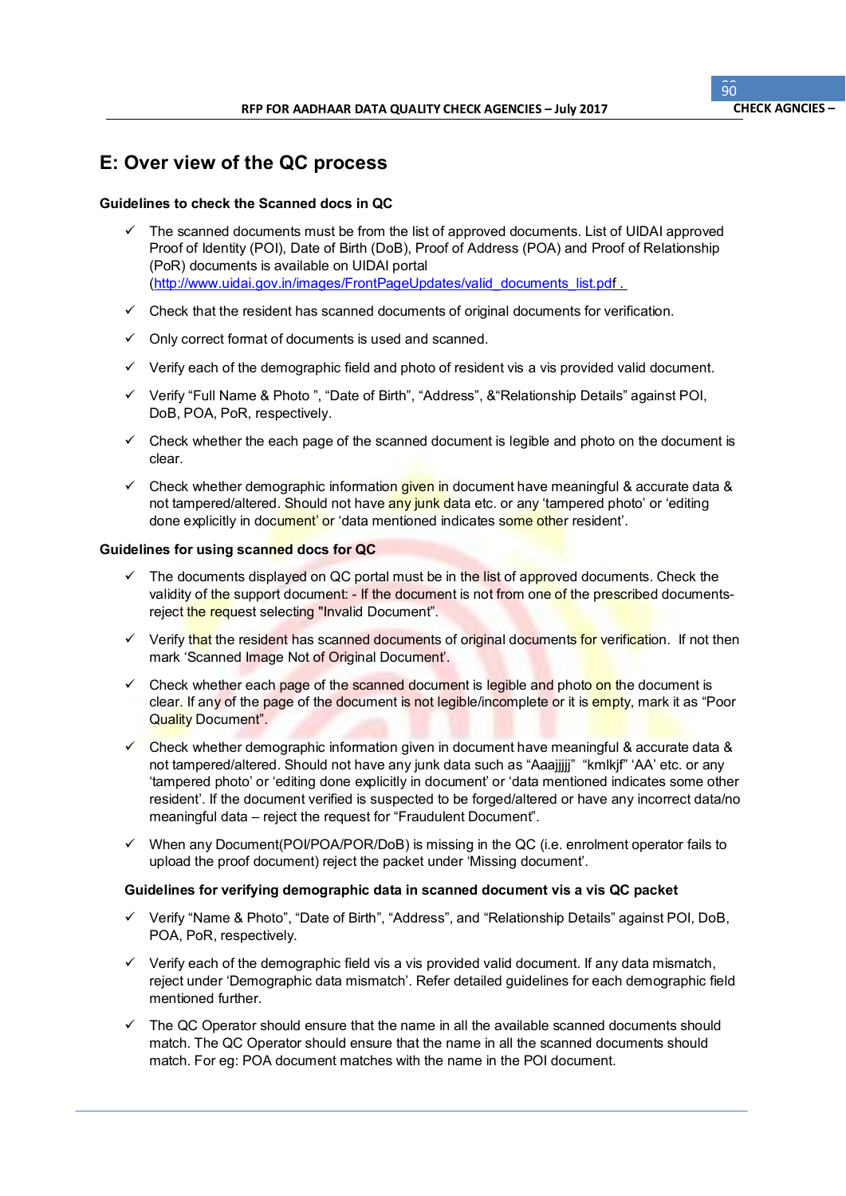## E: Over view of the QC process

**Guidelines to check the Scanned docs in QC**

- ✓ The scanned documents must be from the list of approved documents. List of UIDAI approved Proof of Identity (POI), Date of Birth (DoB), Proof of Address (POA) and Proof of Relationship (PoR) documents is available on UIDAI portal (http://www.uidai.gov.in/images/FrontPageUpdates/valid_documents_list.pdf .
- ✓ Check that the resident has scanned documents of original documents for verification.
- ✓ Only correct format of documents is used and scanned.
- ✓ Verify each of the demographic field and photo of resident vis a vis provided valid document.
- ✓ Verify "Full Name & Photo ", "Date of Birth", "Address", &"Relationship Details" against POI, DoB, POA, PoR, respectively.
- ✓ Check whether the each page of the scanned document is legible and photo on the document is clear.
- ✓ Check whether demographic information given in document have meaningful & accurate data & not tampered/altered. Should not have any junk data etc. or any 'tampered photo' or 'editing done explicitly in document' or 'data mentioned indicates some other resident'.

**Guidelines for using scanned docs for QC**

- ✓ The documents displayed on QC portal must be in the list of approved documents. Check the validity of the support document: - If the document is not from one of the prescribed documents- reject the request selecting "Invalid Document".
- ✓ Verify that the resident has scanned documents of original documents for verification. If not then mark 'Scanned Image Not of Original Document'.
- ✓ Check whether each page of the scanned document is legible and photo on the document is clear. If any of the page of the document is not legible/incomplete or it is empty, mark it as "Poor Quality Document".
- ✓ Check whether demographic information given in document have meaningful & accurate data & not tampered/altered. Should not have any junk data such as "Aaajjjjj" "kmlkjf" 'AA' etc. or any 'tampered photo' or 'editing done explicitly in document' or 'data mentioned indicates some other resident'. If the document verified is suspected to be forged/altered or have any incorrect data/no meaningful data – reject the request for "Fraudulent Document".
- ✓ When any Document(POI/POA/POR/DoB) is missing in the QC (i.e. enrolment operator fails to upload the proof document) reject the packet under 'Missing document'.

**Guidelines for verifying demographic data in scanned document vis a vis QC packet**

- ✓ Verify "Name & Photo", "Date of Birth", "Address", and "Relationship Details" against POI, DoB, POA, PoR, respectively.
- ✓ Verify each of the demographic field vis a vis provided valid document. If any data mismatch, reject under 'Demographic data mismatch'. Refer detailed guidelines for each demographic field mentioned further.
- ✓ The QC Operator should ensure that the name in all the available scanned documents should match. The QC Operator should ensure that the name in all the scanned documents should match. For eg: POA document matches with the name in the POI document.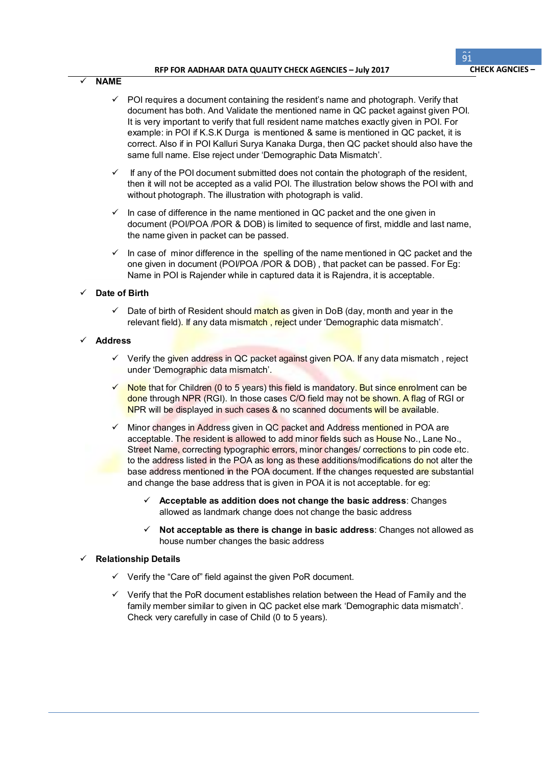- **NAME**

  - POI requires a document containing the resident's name and photograph. Verify that document has both. And Validate the mentioned name in QC packet against given POI. It is very important to verify that full resident name matches exactly given in POI. For example: in POI if K.S.K Durga is mentioned & same is mentioned in QC packet, it is correct. Also if in POI Kalluri Surya Kanaka Durga, then QC packet should also have the same full name. Else reject under 'Demographic Data Mismatch'.
  - If any of the POI document submitted does not contain the photograph of the resident, then it will not be accepted as a valid POI. The illustration below shows the POI with and without photograph. The illustration with photograph is valid.
  - In case of difference in the name mentioned in QC packet and the one given in document (POI/POA /POR & DOB) is limited to sequence of first, middle and last name, the name given in packet can be passed.
  - In case of minor difference in the spelling of the name mentioned in QC packet and the one given in document (POI/POA /POR & DOB) , that packet can be passed. For Eg: Name in POI is Rajender while in captured data it is Rajendra, it is acceptable.

- **Date of Birth**

  - Date of birth of Resident should match as given in DoB (day, month and year in the relevant field). If any data mismatch , reject under 'Demographic data mismatch'.

- **Address**

  - Verify the given address in QC packet against given POA. If any data mismatch , reject under 'Demographic data mismatch'.
  - Note that for Children (0 to 5 years) this field is mandatory. But since enrolment can be done through NPR (RGI). In those cases C/O field may not be shown. A flag of RGI or NPR will be displayed in such cases & no scanned documents will be available.
  - Minor changes in Address given in QC packet and Address mentioned in POA are acceptable. The resident is allowed to add minor fields such as House No., Lane No., Street Name, correcting typographic errors, minor changes/ corrections to pin code etc. to the address listed in the POA as long as these additions/modifications do not alter the base address mentioned in the POA document. If the changes requested are substantial and change the base address that is given in POA it is not acceptable. for eg:
    - **Acceptable as addition does not change the basic address**: Changes allowed as landmark change does not change the basic address
    - **Not acceptable as there is change in basic address**: Changes not allowed as house number changes the basic address

- **Relationship Details**

  - Verify the "Care of" field against the given PoR document.
  - Verify that the PoR document establishes relation between the Head of Family and the family member similar to given in QC packet else mark 'Demographic data mismatch'. Check very carefully in case of Child (0 to 5 years).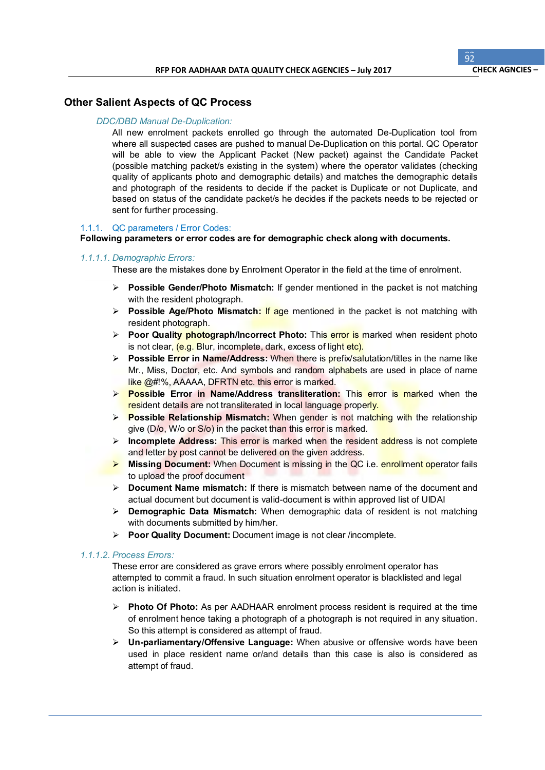## Other Salient Aspects of QC Process

*DDC/DBD Manual De-Duplication:*

All new enrolment packets enrolled go through the automated De-Duplication tool from where all suspected cases are pushed to manual De-Duplication on this portal. QC Operator will be able to view the Applicant Packet (New packet) against the Candidate Packet (possible matching packet/s existing in the system) where the operator validates (checking quality of applicants photo and demographic details) and matches the demographic details and photograph of the residents to decide if the packet is Duplicate or not Duplicate, and based on status of the candidate packet/s he decides if the packets needs to be rejected or sent for further processing.

### 1.1.1. QC parameters / Error Codes:

**Following parameters or error codes are for demographic check along with documents.**

#### *1.1.1.1. Demographic Errors:*

These are the mistakes done by Enrolment Operator in the field at the time of enrolment.

- **Possible Gender/Photo Mismatch:** If gender mentioned in the packet is not matching with the resident photograph.
- **Possible Age/Photo Mismatch:** If age mentioned in the packet is not matching with resident photograph.
- **Poor Quality photograph/Incorrect Photo:** This error is marked when resident photo is not clear, (e.g. Blur, incomplete, dark, excess of light etc).
- **Possible Error in Name/Address:** When there is prefix/salutation/titles in the name like Mr., Miss, Doctor, etc. And symbols and random alphabets are used in place of name like @#!%, AAAAA, DFRTN etc. this error is marked.
- **Possible Error in Name/Address transliteration:** This error is marked when the resident details are not transliterated in local language properly.
- **Possible Relationship Mismatch:** When gender is not matching with the relationship give (D/o, W/o or S/o) in the packet than this error is marked.
- **Incomplete Address:** This error is marked when the resident address is not complete and letter by post cannot be delivered on the given address.
- **Missing Document:** When Document is missing in the QC i.e. enrollment operator fails to upload the proof document
- **Document Name mismatch:** If there is mismatch between name of the document and actual document but document is valid-document is within approved list of UIDAI
- **Demographic Data Mismatch:** When demographic data of resident is not matching with documents submitted by him/her.
- **Poor Quality Document:** Document image is not clear /incomplete.

#### *1.1.1.2. Process Errors:*

These error are considered as grave errors where possibly enrolment operator has attempted to commit a fraud. In such situation enrolment operator is blacklisted and legal action is initiated.

- **Photo Of Photo:** As per AADHAAR enrolment process resident is required at the time of enrolment hence taking a photograph of a photograph is not required in any situation. So this attempt is considered as attempt of fraud.
- **Un-parliamentary/Offensive Language:** When abusive or offensive words have been used in place resident name or/and details than this case is also is considered as attempt of fraud.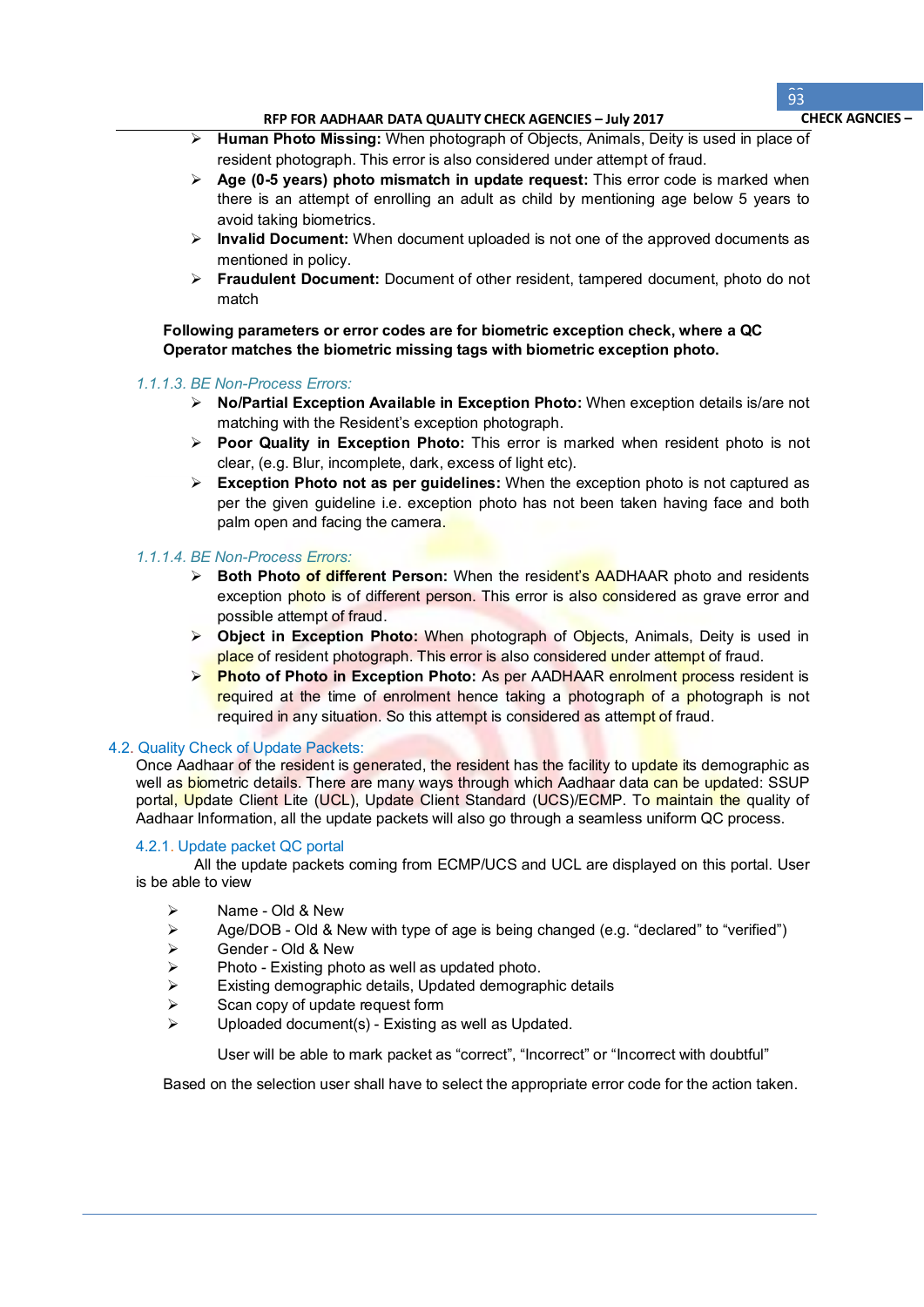- **Human Photo Missing:** When photograph of Objects, Animals, Deity is used in place of resident photograph. This error is also considered under attempt of fraud.
- **Age (0-5 years) photo mismatch in update request:** This error code is marked when there is an attempt of enrolling an adult as child by mentioning age below 5 years to avoid taking biometrics.
- **Invalid Document:** When document uploaded is not one of the approved documents as mentioned in policy.
- **Fraudulent Document:** Document of other resident, tampered document, photo do not match

**Following parameters or error codes are for biometric exception check, where a QC Operator matches the biometric missing tags with biometric exception photo.**

#### *1.1.1.3. BE Non-Process Errors:*

- **No/Partial Exception Available in Exception Photo:** When exception details is/are not matching with the Resident's exception photograph.
- **Poor Quality in Exception Photo:** This error is marked when resident photo is not clear, (e.g. Blur, incomplete, dark, excess of light etc).
- **Exception Photo not as per guidelines:** When the exception photo is not captured as per the given guideline i.e. exception photo has not been taken having face and both palm open and facing the camera.

#### *1.1.1.4. BE Non-Process Errors:*

- **Both Photo of different Person:** When the resident's AADHAAR photo and residents exception photo is of different person. This error is also considered as grave error and possible attempt of fraud.
- **Object in Exception Photo:** When photograph of Objects, Animals, Deity is used in place of resident photograph. This error is also considered under attempt of fraud.
- **Photo of Photo in Exception Photo:** As per AADHAAR enrolment process resident is required at the time of enrolment hence taking a photograph of a photograph is not required in any situation. So this attempt is considered as attempt of fraud.

## 4.2. Quality Check of Update Packets:

Once Aadhaar of the resident is generated, the resident has the facility to update its demographic as well as biometric details. There are many ways through which Aadhaar data can be updated: SSUP portal, Update Client Lite (UCL), Update Client Standard (UCS)/ECMP. To maintain the quality of Aadhaar Information, all the update packets will also go through a seamless uniform QC process.

### 4.2.1. Update packet QC portal

All the update packets coming from ECMP/UCS and UCL are displayed on this portal. User is be able to view

- Name - Old & New
- Age/DOB - Old & New with type of age is being changed (e.g. "declared" to "verified")
- Gender - Old & New
- Photo - Existing photo as well as updated photo.
- Existing demographic details, Updated demographic details
- Scan copy of update request form
- Uploaded document(s) - Existing as well as Updated.

User will be able to mark packet as "correct", "Incorrect" or "Incorrect with doubtful"

Based on the selection user shall have to select the appropriate error code for the action taken.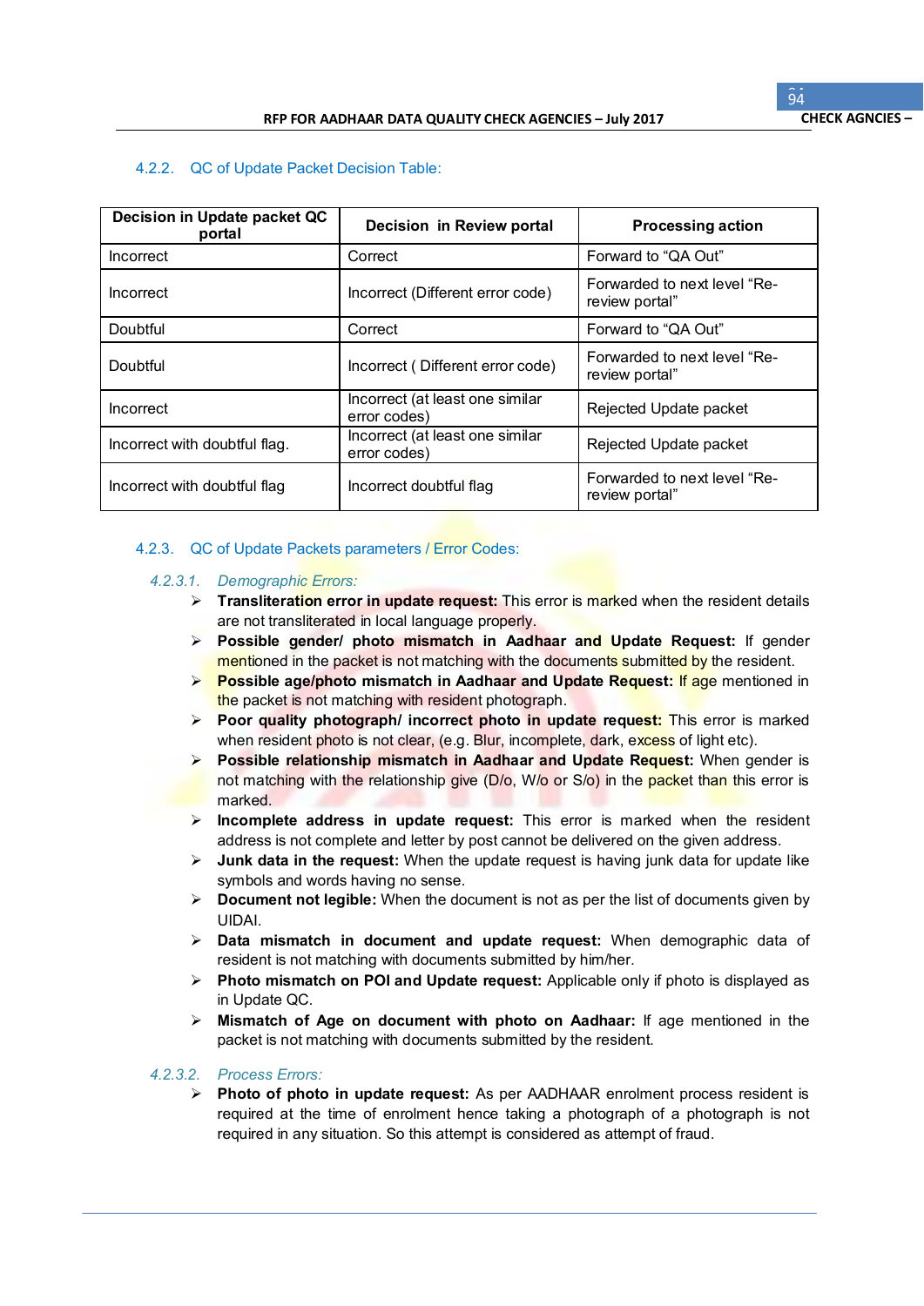### 4.2.2. QC of Update Packet Decision Table:

| Decision in Update packet QC portal | Decision in Review portal | Processing action |
|---|---|---|
| Incorrect | Correct | Forward to “QA Out” |
| Incorrect | Incorrect (Different error code) | Forwarded to next level “Re-review portal” |
| Doubtful | Correct | Forward to “QA Out” |
| Doubtful | Incorrect ( Different error code) | Forwarded to next level “Re-review portal” |
| Incorrect | Incorrect (at least one similar error codes) | Rejected Update packet |
| Incorrect with doubtful flag. | Incorrect (at least one similar error codes) | Rejected Update packet |
| Incorrect with doubtful flag | Incorrect doubtful flag | Forwarded to next level “Re-review portal” |

### 4.2.3. QC of Update Packets parameters / Error Codes:

#### *4.2.3.1. Demographic Errors:*

- **Transliteration error in update request:** This error is marked when the resident details are not transliterated in local language properly.
- **Possible gender/ photo mismatch in Aadhaar and Update Request:** If gender mentioned in the packet is not matching with the documents submitted by the resident.
- **Possible age/photo mismatch in Aadhaar and Update Request:** If age mentioned in the packet is not matching with resident photograph.
- **Poor quality photograph/ incorrect photo in update request:** This error is marked when resident photo is not clear, (e.g. Blur, incomplete, dark, excess of light etc).
- **Possible relationship mismatch in Aadhaar and Update Request:** When gender is not matching with the relationship give (D/o, W/o or S/o) in the packet than this error is marked.
- **Incomplete address in update request:** This error is marked when the resident address is not complete and letter by post cannot be delivered on the given address.
- **Junk data in the request:** When the update request is having junk data for update like symbols and words having no sense.
- **Document not legible:** When the document is not as per the list of documents given by UIDAI.
- **Data mismatch in document and update request:** When demographic data of resident is not matching with documents submitted by him/her.
- **Photo mismatch on POI and Update request:** Applicable only if photo is displayed as in Update QC.
- **Mismatch of Age on document with photo on Aadhaar:** If age mentioned in the packet is not matching with documents submitted by the resident.

#### *4.2.3.2. Process Errors:*

- **Photo of photo in update request:** As per AADHAAR enrolment process resident is required at the time of enrolment hence taking a photograph of a photograph is not required in any situation. So this attempt is considered as attempt of fraud.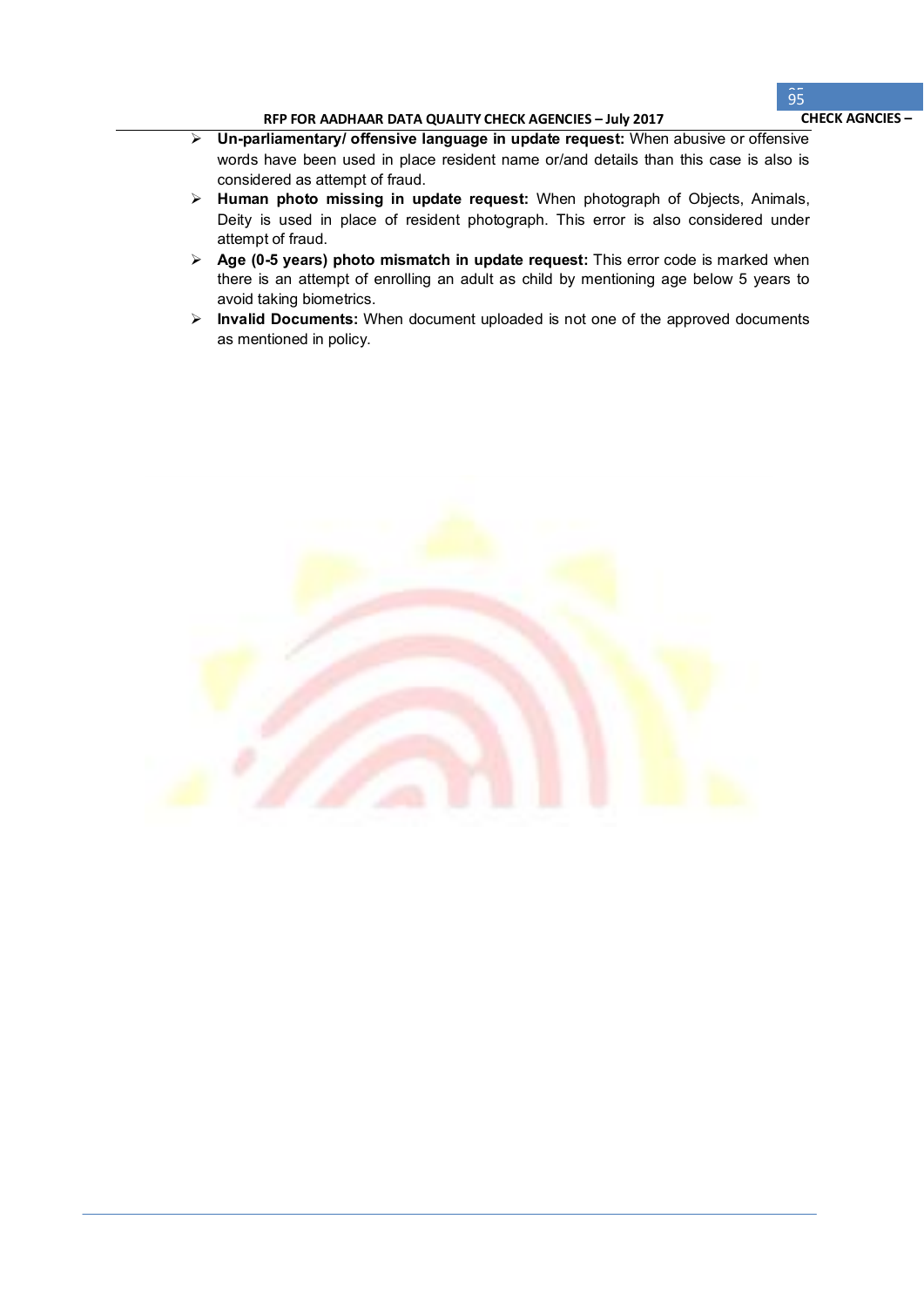- **Un-parliamentary/ offensive language in update request:** When abusive or offensive words have been used in place resident name or/and details than this case is also is considered as attempt of fraud.
- **Human photo missing in update request:** When photograph of Objects, Animals, Deity is used in place of resident photograph. This error is also considered under attempt of fraud.
- **Age (0-5 years) photo mismatch in update request:** This error code is marked when there is an attempt of enrolling an adult as child by mentioning age below 5 years to avoid taking biometrics.
- **Invalid Documents:** When document uploaded is not one of the approved documents as mentioned in policy.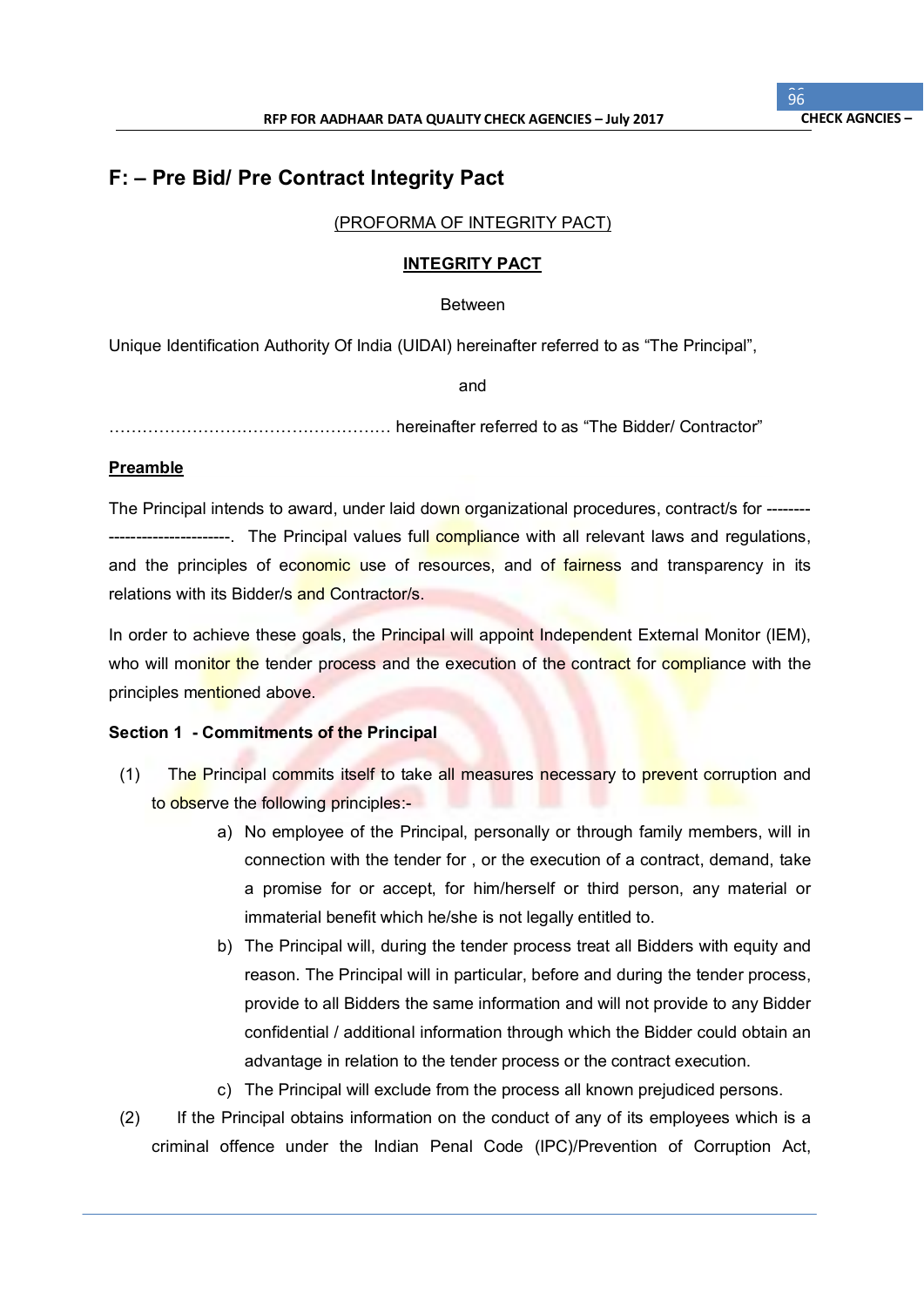## F: – Pre Bid/ Pre Contract Integrity Pact

(PROFORMA OF INTEGRITY PACT)

**INTEGRITY PACT**

Between

Unique Identification Authority Of India (UIDAI) hereinafter referred to as “The Principal”,

and

…………………………………………… hereinafter referred to as “The Bidder/ Contractor”

**Preamble**

The Principal intends to award, under laid down organizational procedures, contract/s for -------------------------------. The Principal values full compliance with all relevant laws and regulations, and the principles of economic use of resources, and of fairness and transparency in its relations with its Bidder/s and Contractor/s.

In order to achieve these goals, the Principal will appoint Independent External Monitor (IEM), who will monitor the tender process and the execution of the contract for compliance with the principles mentioned above.

**Section 1 - Commitments of the Principal**

(1) The Principal commits itself to take all measures necessary to prevent corruption and to observe the following principles:-

a) No employee of the Principal, personally or through family members, will in connection with the tender for , or the execution of a contract, demand, take a promise for or accept, for him/herself or third person, any material or immaterial benefit which he/she is not legally entitled to.

b) The Principal will, during the tender process treat all Bidders with equity and reason. The Principal will in particular, before and during the tender process, provide to all Bidders the same information and will not provide to any Bidder confidential / additional information through which the Bidder could obtain an advantage in relation to the tender process or the contract execution.

c) The Principal will exclude from the process all known prejudiced persons.

(2) If the Principal obtains information on the conduct of any of its employees which is a criminal offence under the Indian Penal Code (IPC)/Prevention of Corruption Act,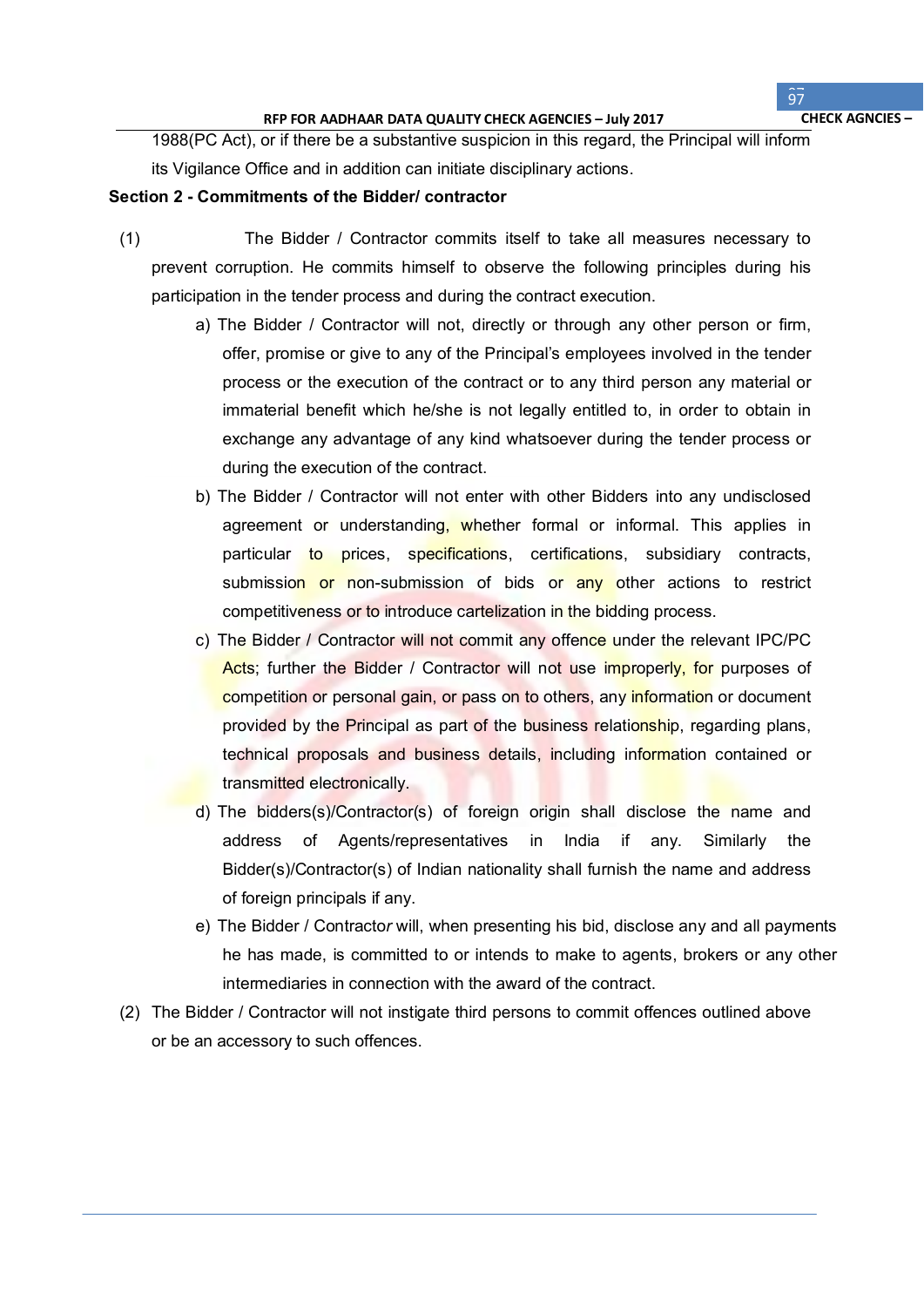1988(PC Act), or if there be a substantive suspicion in this regard, the Principal will inform its Vigilance Office and in addition can initiate disciplinary actions.

**Section 2 - Commitments of the Bidder/ contractor**

(1) The Bidder / Contractor commits itself to take all measures necessary to prevent corruption. He commits himself to observe the following principles during his participation in the tender process and during the contract execution.

a) The Bidder / Contractor will not, directly or through any other person or firm, offer, promise or give to any of the Principal's employees involved in the tender process or the execution of the contract or to any third person any material or immaterial benefit which he/she is not legally entitled to, in order to obtain in exchange any advantage of any kind whatsoever during the tender process or during the execution of the contract.

b) The Bidder / Contractor will not enter with other Bidders into any undisclosed agreement or understanding, whether formal or informal. This applies in particular to prices, specifications, certifications, subsidiary contracts, submission or non-submission of bids or any other actions to restrict competitiveness or to introduce cartelization in the bidding process.

c) The Bidder / Contractor will not commit any offence under the relevant IPC/PC Acts; further the Bidder / Contractor will not use improperly, for purposes of competition or personal gain, or pass on to others, any information or document provided by the Principal as part of the business relationship, regarding plans, technical proposals and business details, including information contained or transmitted electronically.

d) The bidders(s)/Contractor(s) of foreign origin shall disclose the name and address of Agents/representatives in India if any. Similarly the Bidder(s)/Contractor(s) of Indian nationality shall furnish the name and address of foreign principals if any.

e) The Bidder / Contractor will, when presenting his bid, disclose any and all payments he has made, is committed to or intends to make to agents, brokers or any other intermediaries in connection with the award of the contract.

(2) The Bidder / Contractor will not instigate third persons to commit offences outlined above or be an accessory to such offences.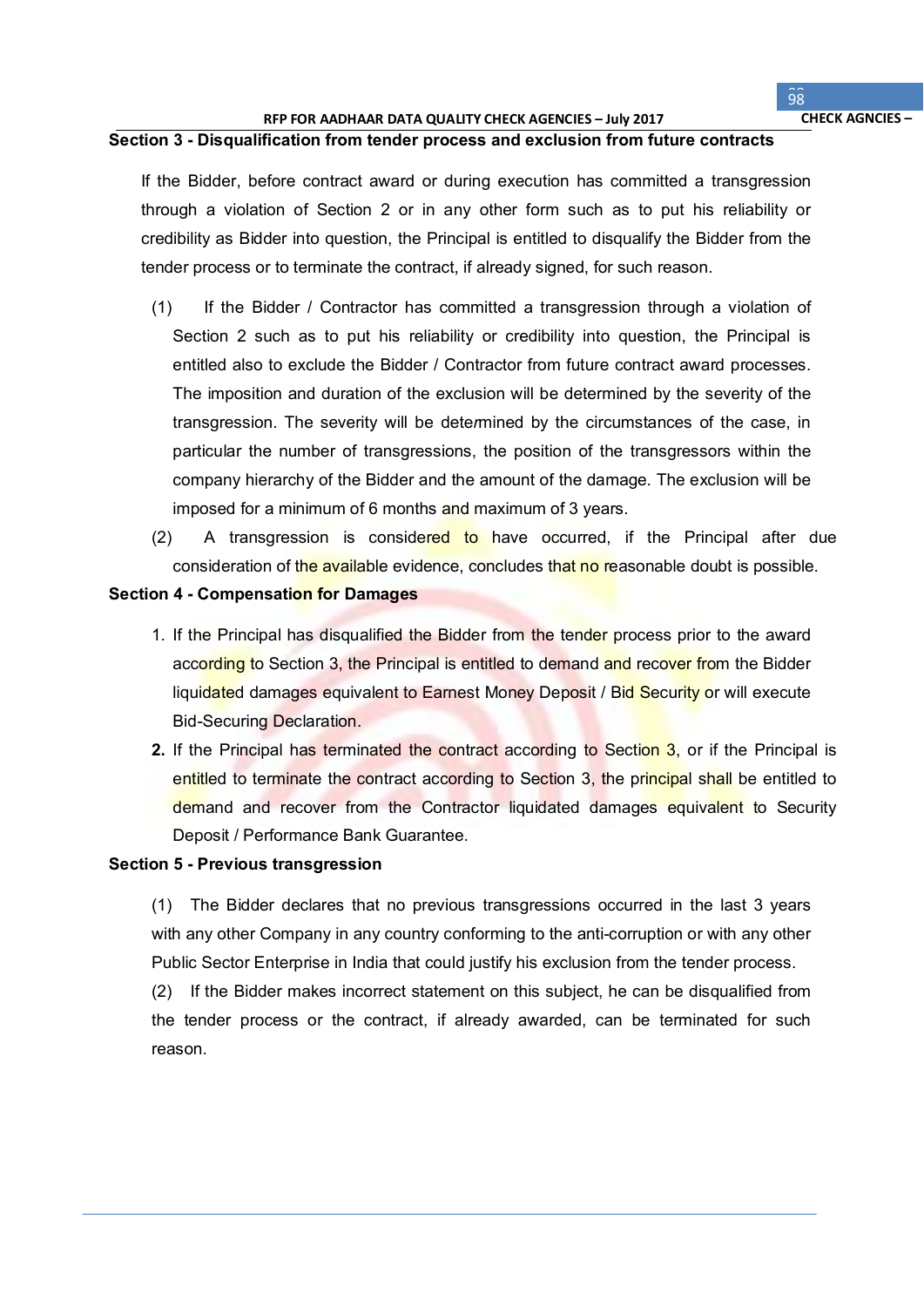**Section 3 - Disqualification from tender process and exclusion from future contracts**

If the Bidder, before contract award or during execution has committed a transgression through a violation of Section 2 or in any other form such as to put his reliability or credibility as Bidder into question, the Principal is entitled to disqualify the Bidder from the tender process or to terminate the contract, if already signed, for such reason.

(1) If the Bidder / Contractor has committed a transgression through a violation of Section 2 such as to put his reliability or credibility into question, the Principal is entitled also to exclude the Bidder / Contractor from future contract award processes. The imposition and duration of the exclusion will be determined by the severity of the transgression. The severity will be determined by the circumstances of the case, in particular the number of transgressions, the position of the transgressors within the company hierarchy of the Bidder and the amount of the damage. The exclusion will be imposed for a minimum of 6 months and maximum of 3 years.

(2) A transgression is considered to have occurred, if the Principal after due consideration of the available evidence, concludes that no reasonable doubt is possible.

**Section 4 - Compensation for Damages**

1. If the Principal has disqualified the Bidder from the tender process prior to the award according to Section 3, the Principal is entitled to demand and recover from the Bidder liquidated damages equivalent to Earnest Money Deposit / Bid Security or will execute Bid-Securing Declaration.
2. If the Principal has terminated the contract according to Section 3, or if the Principal is entitled to terminate the contract according to Section 3, the principal shall be entitled to demand and recover from the Contractor liquidated damages equivalent to Security Deposit / Performance Bank Guarantee.

**Section 5 - Previous transgression**

(1) The Bidder declares that no previous transgressions occurred in the last 3 years with any other Company in any country conforming to the anti-corruption or with any other Public Sector Enterprise in India that could justify his exclusion from the tender process.

(2) If the Bidder makes incorrect statement on this subject, he can be disqualified from the tender process or the contract, if already awarded, can be terminated for such reason.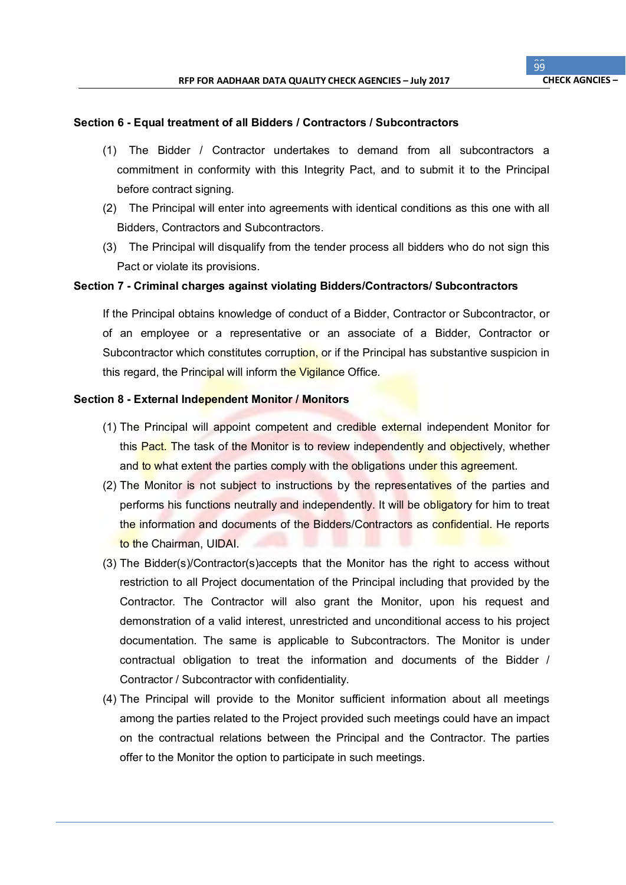**Section 6 - Equal treatment of all Bidders / Contractors / Subcontractors**

(1) The Bidder / Contractor undertakes to demand from all subcontractors a commitment in conformity with this Integrity Pact, and to submit it to the Principal before contract signing.

(2) The Principal will enter into agreements with identical conditions as this one with all Bidders, Contractors and Subcontractors.

(3) The Principal will disqualify from the tender process all bidders who do not sign this Pact or violate its provisions.

**Section 7 - Criminal charges against violating Bidders/Contractors/ Subcontractors**

If the Principal obtains knowledge of conduct of a Bidder, Contractor or Subcontractor, or of an employee or a representative or an associate of a Bidder, Contractor or Subcontractor which constitutes corruption, or if the Principal has substantive suspicion in this regard, the Principal will inform the Vigilance Office.

**Section 8 - External Independent Monitor / Monitors**

(1) The Principal will appoint competent and credible external independent Monitor for this Pact. The task of the Monitor is to review independently and objectively, whether and to what extent the parties comply with the obligations under this agreement.

(2) The Monitor is not subject to instructions by the representatives of the parties and performs his functions neutrally and independently. It will be obligatory for him to treat the information and documents of the Bidders/Contractors as confidential. He reports to the Chairman, UIDAI.

(3) The Bidder(s)/Contractor(s)accepts that the Monitor has the right to access without restriction to all Project documentation of the Principal including that provided by the Contractor. The Contractor will also grant the Monitor, upon his request and demonstration of a valid interest, unrestricted and unconditional access to his project documentation. The same is applicable to Subcontractors. The Monitor is under contractual obligation to treat the information and documents of the Bidder / Contractor / Subcontractor with confidentiality.

(4) The Principal will provide to the Monitor sufficient information about all meetings among the parties related to the Project provided such meetings could have an impact on the contractual relations between the Principal and the Contractor. The parties offer to the Monitor the option to participate in such meetings.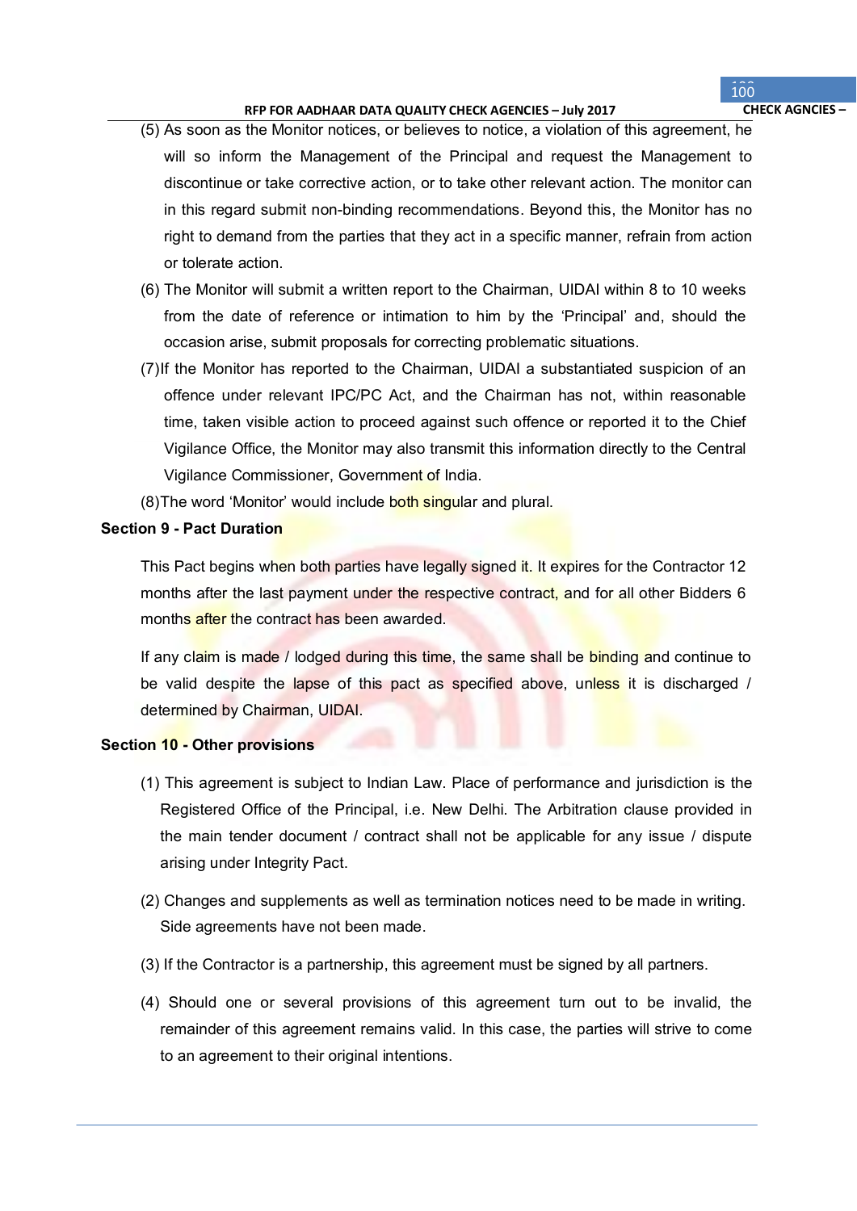(5) As soon as the Monitor notices, or believes to notice, a violation of this agreement, he will so inform the Management of the Principal and request the Management to discontinue or take corrective action, or to take other relevant action. The monitor can in this regard submit non-binding recommendations. Beyond this, the Monitor has no right to demand from the parties that they act in a specific manner, refrain from action or tolerate action.

(6) The Monitor will submit a written report to the Chairman, UIDAI within 8 to 10 weeks from the date of reference or intimation to him by the 'Principal' and, should the occasion arise, submit proposals for correcting problematic situations.

(7)If the Monitor has reported to the Chairman, UIDAI a substantiated suspicion of an offence under relevant IPC/PC Act, and the Chairman has not, within reasonable time, taken visible action to proceed against such offence or reported it to the Chief Vigilance Office, the Monitor may also transmit this information directly to the Central Vigilance Commissioner, Government of India.

(8)The word 'Monitor' would include both singular and plural.

**Section 9 - Pact Duration**

This Pact begins when both parties have legally signed it. It expires for the Contractor 12 months after the last payment under the respective contract, and for all other Bidders 6 months after the contract has been awarded.

If any claim is made / lodged during this time, the same shall be binding and continue to be valid despite the lapse of this pact as specified above, unless it is discharged / determined by Chairman, UIDAI.

**Section 10 - Other provisions**

(1) This agreement is subject to Indian Law. Place of performance and jurisdiction is the Registered Office of the Principal, i.e. New Delhi. The Arbitration clause provided in the main tender document / contract shall not be applicable for any issue / dispute arising under Integrity Pact.

(2) Changes and supplements as well as termination notices need to be made in writing. Side agreements have not been made.

(3) If the Contractor is a partnership, this agreement must be signed by all partners.

(4) Should one or several provisions of this agreement turn out to be invalid, the remainder of this agreement remains valid. In this case, the parties will strive to come to an agreement to their original intentions.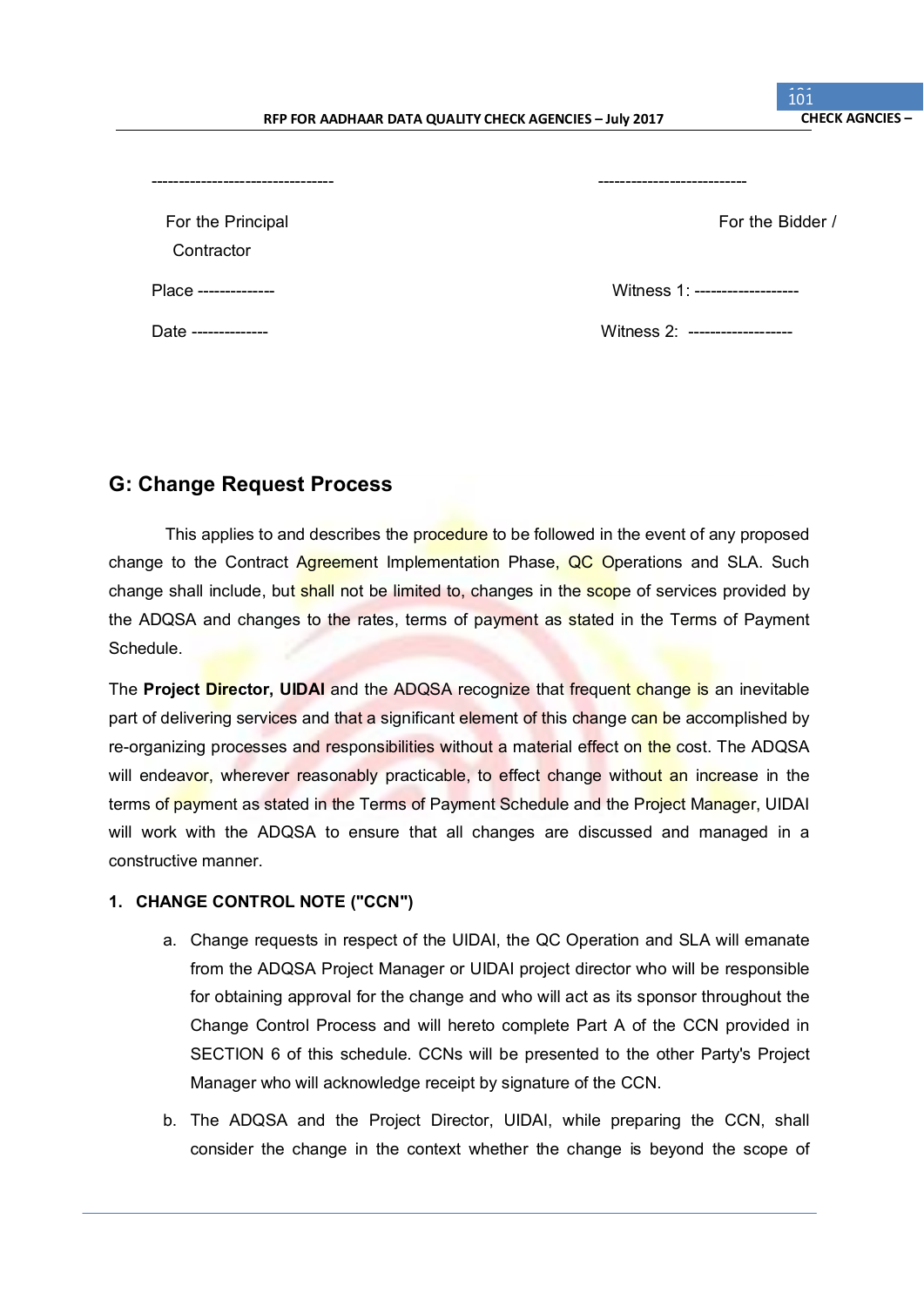| --------------------------------- | --------------------------- |
| --- | --- |
| For the Principal Contractor | For the Bidder / |
| Place -------------- | Witness 1: ------------------- |
| Date -------------- | Witness 2: ------------------- |

## G: Change Request Process

This applies to and describes the procedure to be followed in the event of any proposed change to the Contract Agreement Implementation Phase, QC Operations and SLA. Such change shall include, but shall not be limited to, changes in the scope of services provided by the ADQSA and changes to the rates, terms of payment as stated in the Terms of Payment Schedule.

The **Project Director, UIDAI** and the ADQSA recognize that frequent change is an inevitable part of delivering services and that a significant element of this change can be accomplished by re-organizing processes and responsibilities without a material effect on the cost. The ADQSA will endeavor, wherever reasonably practicable, to effect change without an increase in the terms of payment as stated in the Terms of Payment Schedule and the Project Manager, UIDAI will work with the ADQSA to ensure that all changes are discussed and managed in a constructive manner.

### 1. CHANGE CONTROL NOTE ("CCN")

a. Change requests in respect of the UIDAI, the QC Operation and SLA will emanate from the ADQSA Project Manager or UIDAI project director who will be responsible for obtaining approval for the change and who will act as its sponsor throughout the Change Control Process and will hereto complete Part A of the CCN provided in SECTION 6 of this schedule. CCNs will be presented to the other Party's Project Manager who will acknowledge receipt by signature of the CCN.

b. The ADQSA and the Project Director, UIDAI, while preparing the CCN, shall consider the change in the context whether the change is beyond the scope of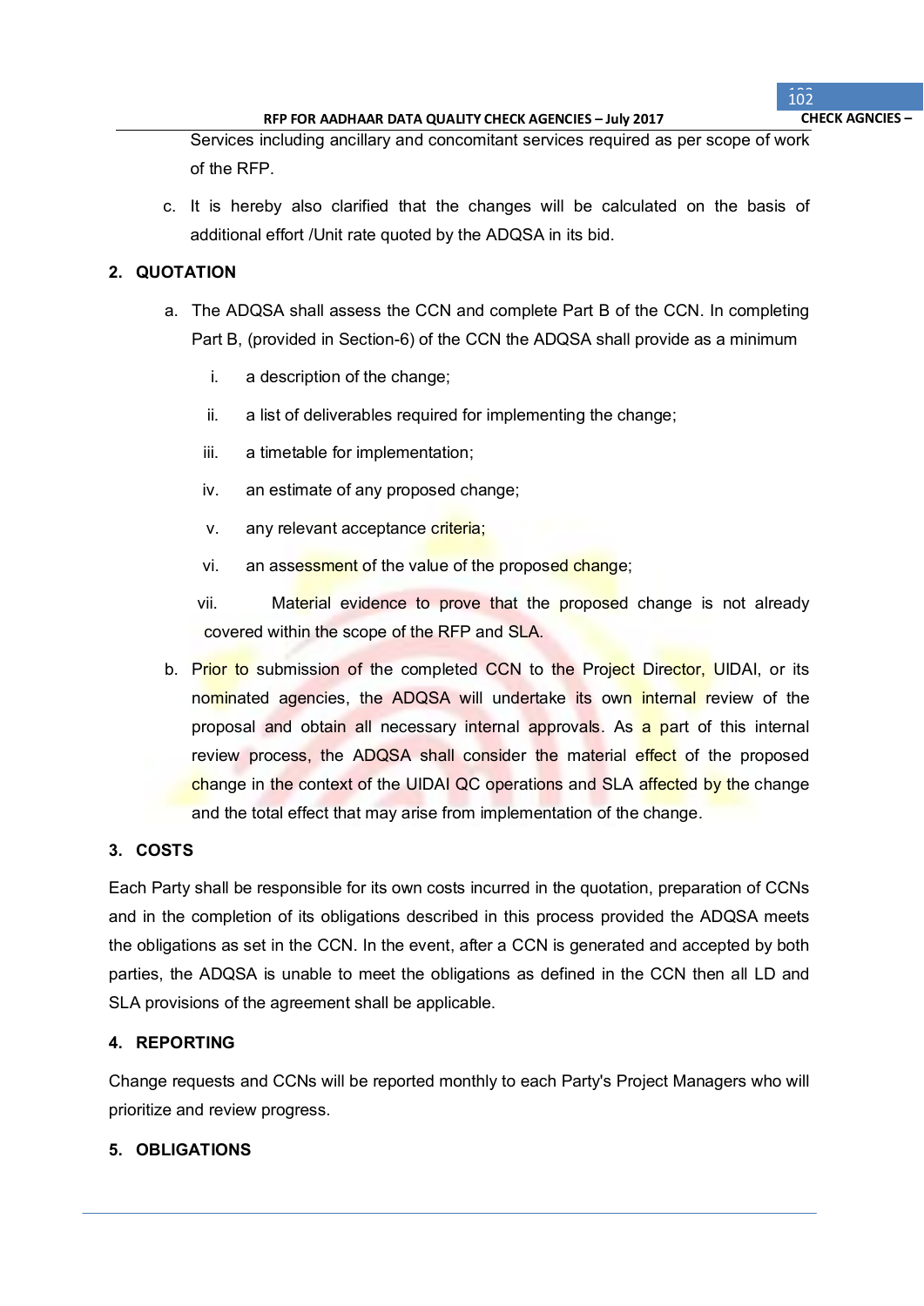Services including ancillary and concomitant services required as per scope of work of the RFP.

c. It is hereby also clarified that the changes will be calculated on the basis of additional effort /Unit rate quoted by the ADQSA in its bid.

## 2. QUOTATION

a. The ADQSA shall assess the CCN and complete Part B of the CCN. In completing Part B, (provided in Section-6) of the CCN the ADQSA shall provide as a minimum

   i. a description of the change;

   ii. a list of deliverables required for implementing the change;

   iii. a timetable for implementation;

   iv. an estimate of any proposed change;

   v. any relevant acceptance criteria;

   vi. an assessment of the value of the proposed change;

   vii. Material evidence to prove that the proposed change is not already covered within the scope of the RFP and SLA.

b. Prior to submission of the completed CCN to the Project Director, UIDAI, or its nominated agencies, the ADQSA will undertake its own internal review of the proposal and obtain all necessary internal approvals. As a part of this internal review process, the ADQSA shall consider the material effect of the proposed change in the context of the UIDAI QC operations and SLA affected by the change and the total effect that may arise from implementation of the change.

## 3. COSTS

Each Party shall be responsible for its own costs incurred in the quotation, preparation of CCNs and in the completion of its obligations described in this process provided the ADQSA meets the obligations as set in the CCN. In the event, after a CCN is generated and accepted by both parties, the ADQSA is unable to meet the obligations as defined in the CCN then all LD and SLA provisions of the agreement shall be applicable.

## 4. REPORTING

Change requests and CCNs will be reported monthly to each Party's Project Managers who will prioritize and review progress.

## 5. OBLIGATIONS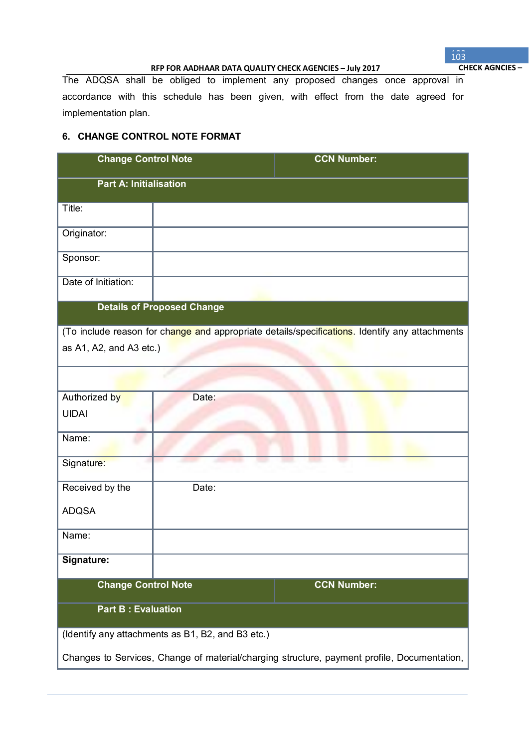The ADQSA shall be obliged to implement any proposed changes once approval in accordance with this schedule has been given, with effect from the date agreed for implementation plan.

### 6. CHANGE CONTROL NOTE FORMAT

| Change Control Note | CCN Number: |
|---|---|
| **Part A: Initialisation** | |
| Title: | |
| Originator: | |
| Sponsor: | |
| Date of Initiation: | |
| **Details of Proposed Change** | |
| (To include reason for change and appropriate details/specifications. Identify any attachments as A1, A2, and A3 etc.) | |
| | |
| Authorized by UIDAI | Date: |
| Name: | |
| Signature: | |
| Received by the ADQSA | Date: |
| Name: | |
| **Signature:** | |
| **Change Control Note** | **CCN Number:** |
| **Part B : Evaluation** | |
| (Identify any attachments as B1, B2, and B3 etc.)<br><br>Changes to Services, Change of material/charging structure, payment profile, Documentation, | |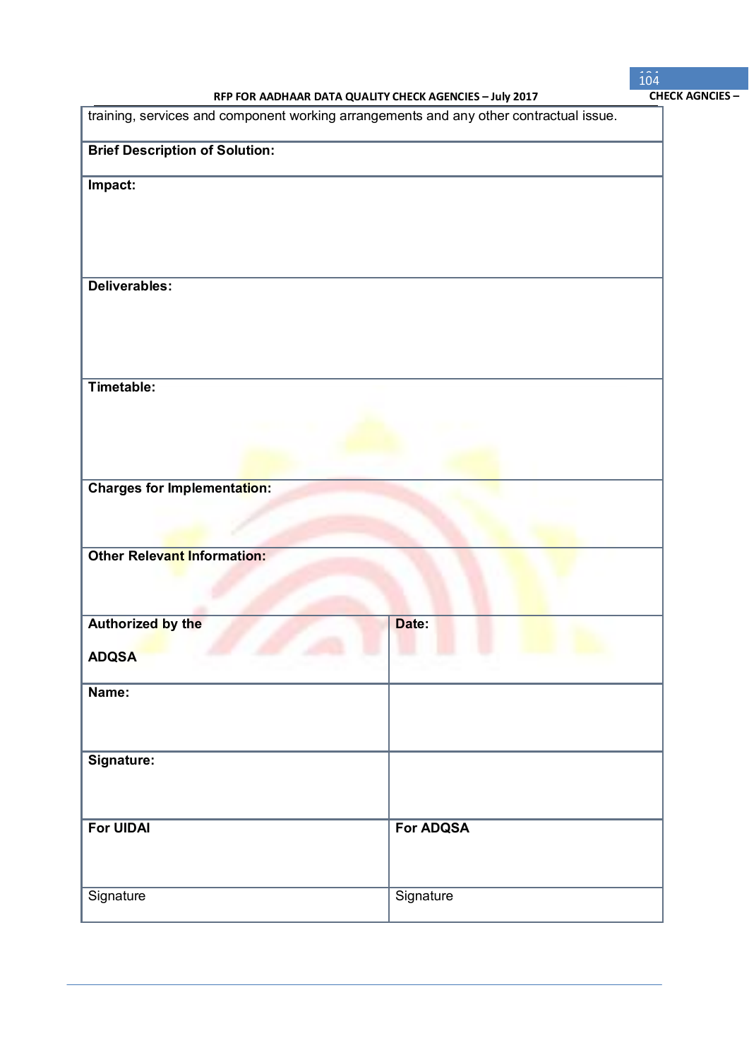| training, services and component working arrangements and any other contractual issue. | |
|---|---|
| **Brief Description of Solution:** | |
| **Impact:** | |
| **Deliverables:** | |
| **Timetable:** | |
| **Charges for Implementation:** | |
| **Other Relevant Information:** | |
| **Authorized by the ADQSA** | **Date:** |
| **Name:** | |
| **Signature:** | |
| **For UIDAI** | **For ADQSA** |
| Signature | Signature |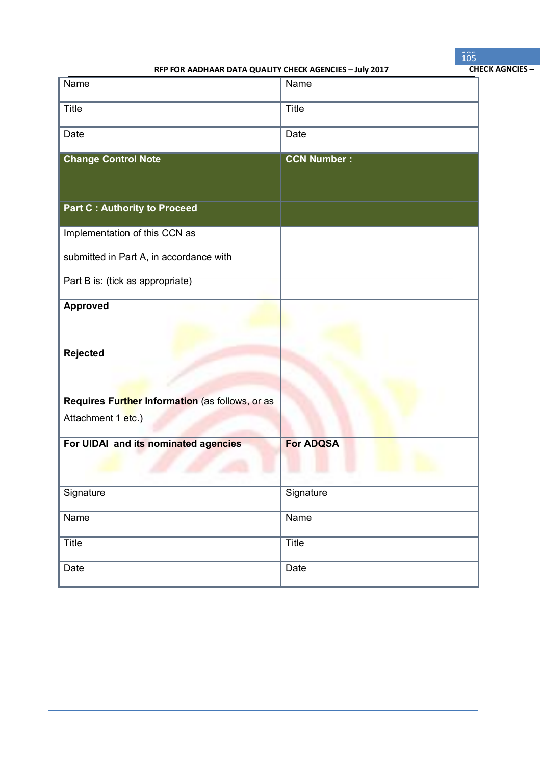| | |
|---|---|
| Name | Name |
| Title | Title |
| Date | Date |
| **Change Control Note** | **CCN Number :** |
| **Part C : Authority to Proceed** | |
| Implementation of this CCN as submitted in Part A, in accordance with Part B is: (tick as appropriate) | |
| **Approved**<br><br>**Rejected**<br><br>**Requires Further Information** (as follows, or as Attachment 1 etc.) | |
| **For UIDAI and its nominated agencies** | **For ADQSA** |
| Signature | Signature |
| Name | Name |
| Title | Title |
| Date | Date |